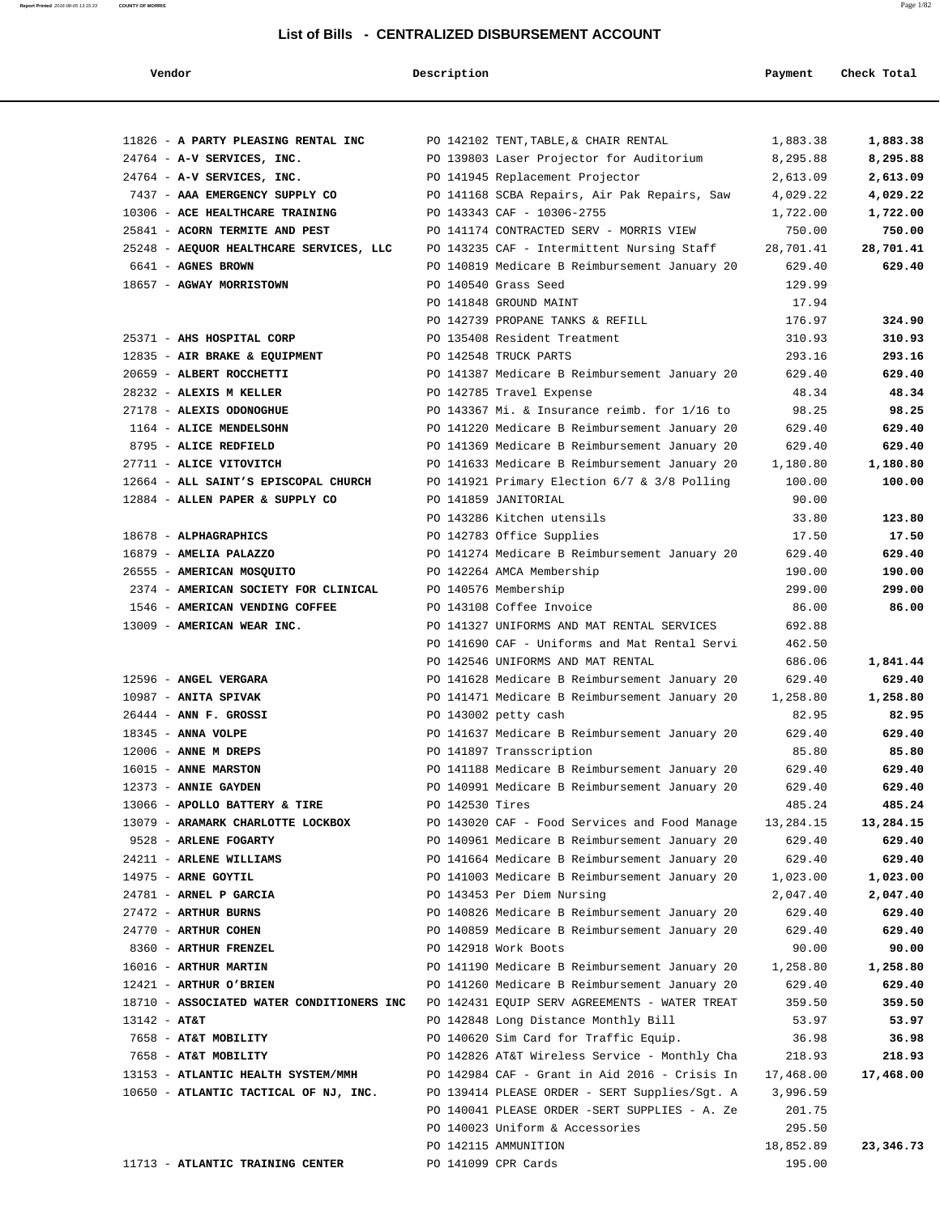# List of Bills - CENTRALIZED DISBURSEMENT ACCOUNT

| Vendor | Description | Payment | Check Total |
|---|---|---|---|
| 11826 - **A PARTY PLEASING RENTAL INC** | PO 142102 TENT,TABLE,& CHAIR RENTAL | 1,883.38 | **1,883.38** |
| 24764 - **A-V SERVICES, INC.** | PO 139803 Laser Projector for Auditorium | 8,295.88 | **8,295.88** |
| 24764 - **A-V SERVICES, INC.** | PO 141945 Replacement Projector | 2,613.09 | **2,613.09** |
| 7437 - **AAA EMERGENCY SUPPLY CO** | PO 141168 SCBA Repairs, Air Pak Repairs, Saw | 4,029.22 | **4,029.22** |
| 10306 - **ACE HEALTHCARE TRAINING** | PO 143343 CAF - 10306-2755 | 1,722.00 | **1,722.00** |
| 25841 - **ACORN TERMITE AND PEST** | PO 141174 CONTRACTED SERV - MORRIS VIEW | 750.00 | **750.00** |
| 25248 - **AEQUOR HEALTHCARE SERVICES, LLC** | PO 143235 CAF - Intermittent Nursing Staff | 28,701.41 | **28,701.41** |
| 6641 - **AGNES BROWN** | PO 140819 Medicare B Reimbursement January 20 | 629.40 | **629.40** |
| 18657 - **AGWAY MORRISTOWN** | PO 140540 Grass Seed | 129.99 | |
| | PO 141848 GROUND MAINT | 17.94 | |
| | PO 142739 PROPANE TANKS & REFILL | 176.97 | **324.90** |
| 25371 - **AHS HOSPITAL CORP** | PO 135408 Resident Treatment | 310.93 | **310.93** |
| 12835 - **AIR BRAKE & EQUIPMENT** | PO 142548 TRUCK PARTS | 293.16 | **293.16** |
| 20659 - **ALBERT ROCCHETTI** | PO 141387 Medicare B Reimbursement January 20 | 629.40 | **629.40** |
| 28232 - **ALEXIS M KELLER** | PO 142785 Travel Expense | 48.34 | **48.34** |
| 27178 - **ALEXIS ODONOGHUE** | PO 143367 Mi. & Insurance reimb. for 1/16 to | 98.25 | **98.25** |
| 1164 - **ALICE MENDELSOHN** | PO 141220 Medicare B Reimbursement January 20 | 629.40 | **629.40** |
| 8795 - **ALICE REDFIELD** | PO 141369 Medicare B Reimbursement January 20 | 629.40 | **629.40** |
| 27711 - **ALICE VITOVITCH** | PO 141633 Medicare B Reimbursement January 20 | 1,180.80 | **1,180.80** |
| 12664 - **ALL SAINT'S EPISCOPAL CHURCH** | PO 141921 Primary Election 6/7 & 3/8 Polling | 100.00 | **100.00** |
| 12884 - **ALLEN PAPER & SUPPLY CO** | PO 141859 JANITORIAL | 90.00 | |
| | PO 143286 Kitchen utensils | 33.80 | **123.80** |
| 18678 - **ALPHAGRAPHICS** | PO 142783 Office Supplies | 17.50 | **17.50** |
| 16879 - **AMELIA PALAZZO** | PO 141274 Medicare B Reimbursement January 20 | 629.40 | **629.40** |
| 26555 - **AMERICAN MOSQUITO** | PO 142264 AMCA Membership | 190.00 | **190.00** |
| 2374 - **AMERICAN SOCIETY FOR CLINICAL** | PO 140576 Membership | 299.00 | **299.00** |
| 1546 - **AMERICAN VENDING COFFEE** | PO 143108 Coffee Invoice | 86.00 | **86.00** |
| 13009 - **AMERICAN WEAR INC.** | PO 141327 UNIFORMS AND MAT RENTAL SERVICES | 692.88 | |
| | PO 141690 CAF - Uniforms and Mat Rental Servi | 462.50 | |
| | PO 142546 UNIFORMS AND MAT RENTAL | 686.06 | **1,841.44** |
| 12596 - **ANGEL VERGARA** | PO 141628 Medicare B Reimbursement January 20 | 629.40 | **629.40** |
| 10987 - **ANITA SPIVAK** | PO 141471 Medicare B Reimbursement January 20 | 1,258.80 | **1,258.80** |
| 26444 - **ANN F. GROSSI** | PO 143002 petty cash | 82.95 | **82.95** |
| 18345 - **ANNA VOLPE** | PO 141637 Medicare B Reimbursement January 20 | 629.40 | **629.40** |
| 12006 - **ANNE M DREPS** | PO 141897 Transscription | 85.80 | **85.80** |
| 16015 - **ANNE MARSTON** | PO 141188 Medicare B Reimbursement January 20 | 629.40 | **629.40** |
| 12373 - **ANNIE GAYDEN** | PO 140991 Medicare B Reimbursement January 20 | 629.40 | **629.40** |
| 13066 - **APOLLO BATTERY & TIRE** | PO 142530 Tires | 485.24 | **485.24** |
| 13079 - **ARAMARK CHARLOTTE LOCKBOX** | PO 143020 CAF - Food Services and Food Manage | 13,284.15 | **13,284.15** |
| 9528 - **ARLENE FOGARTY** | PO 140961 Medicare B Reimbursement January 20 | 629.40 | **629.40** |
| 24211 - **ARLENE WILLIAMS** | PO 141664 Medicare B Reimbursement January 20 | 629.40 | **629.40** |
| 14975 - **ARNE GOYTIL** | PO 141003 Medicare B Reimbursement January 20 | 1,023.00 | **1,023.00** |
| 24781 - **ARNEL P GARCIA** | PO 143453 Per Diem Nursing | 2,047.40 | **2,047.40** |
| 27472 - **ARTHUR BURNS** | PO 140826 Medicare B Reimbursement January 20 | 629.40 | **629.40** |
| 24770 - **ARTHUR COHEN** | PO 140859 Medicare B Reimbursement January 20 | 629.40 | **629.40** |
| 8360 - **ARTHUR FRENZEL** | PO 142918 Work Boots | 90.00 | **90.00** |
| 16016 - **ARTHUR MARTIN** | PO 141190 Medicare B Reimbursement January 20 | 1,258.80 | **1,258.80** |
| 12421 - **ARTHUR O'BRIEN** | PO 141260 Medicare B Reimbursement January 20 | 629.40 | **629.40** |
| 18710 - **ASSOCIATED WATER CONDITIONERS INC** | PO 142431 EQUIP SERV AGREEMENTS - WATER TREAT | 359.50 | **359.50** |
| 13142 - **AT&T** | PO 142848 Long Distance Monthly Bill | 53.97 | **53.97** |
| 7658 - **AT&T MOBILITY** | PO 140620 Sim Card for Traffic Equip. | 36.98 | **36.98** |
| 7658 - **AT&T MOBILITY** | PO 142826 AT&T Wireless Service - Monthly Cha | 218.93 | **218.93** |
| 13153 - **ATLANTIC HEALTH SYSTEM/MMH** | PO 142984 CAF - Grant in Aid 2016 - Crisis In | 17,468.00 | **17,468.00** |
| 10650 - **ATLANTIC TACTICAL OF NJ, INC.** | PO 139414 PLEASE ORDER - SERT Supplies/Sgt. A | 3,996.59 | |
| | PO 140041 PLEASE ORDER -SERT SUPPLIES - A. Ze | 201.75 | |
| | PO 140023 Uniform & Accessories | 295.50 | |
| | PO 142115 AMMUNITION | 18,852.89 | **23,346.73** |
| 11713 - **ATLANTIC TRAINING CENTER** | PO 141099 CPR Cards | 195.00 | |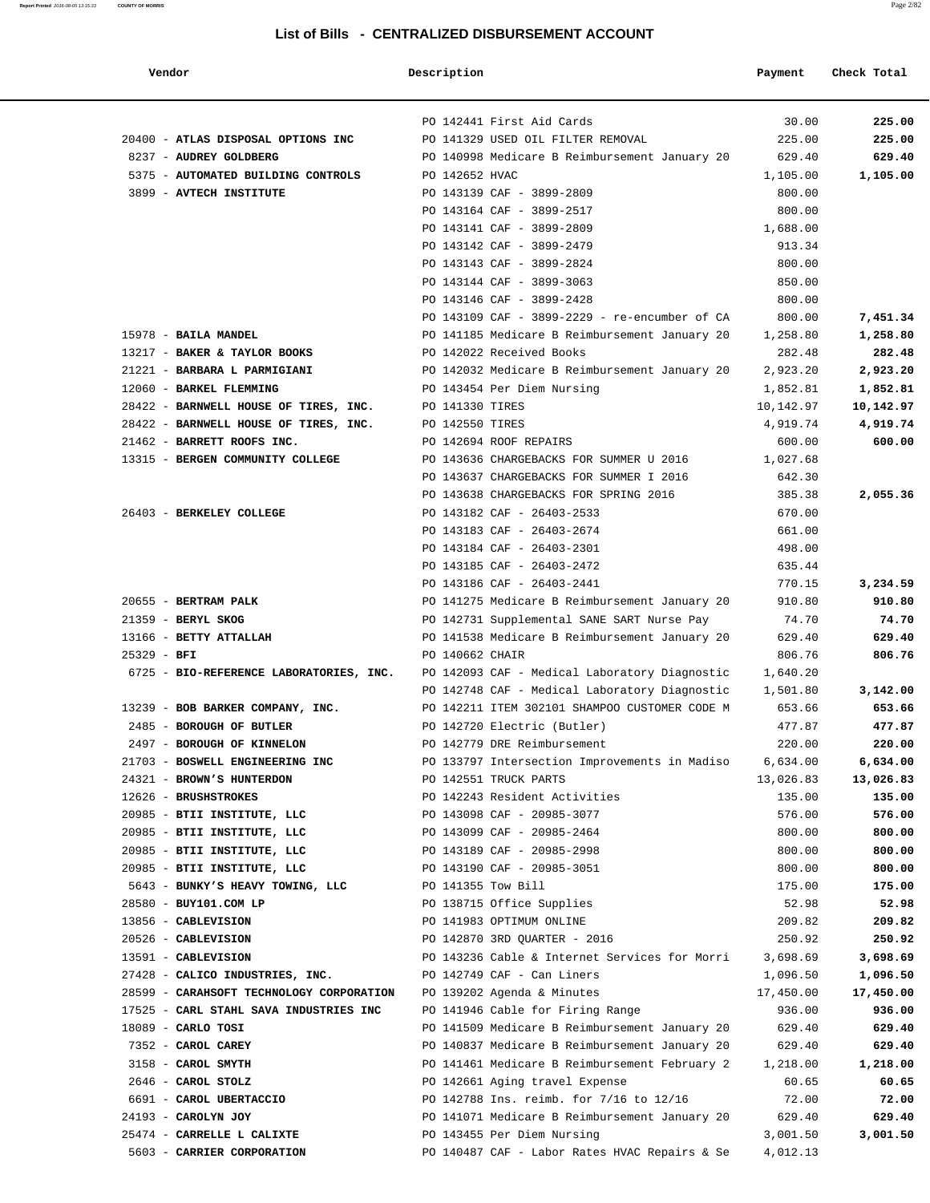## List of Bills - CENTRALIZED DISBURSEMENT ACCOUNT

| Vendor | Description | Payment | Check Total |
|---|---|---|---|
| | PO 142441 First Aid Cards | 30.00 | **225.00** |
| 20400 - **ATLAS DISPOSAL OPTIONS INC** | PO 141329 USED OIL FILTER REMOVAL | 225.00 | **225.00** |
| 8237 - **AUDREY GOLDBERG** | PO 140998 Medicare B Reimbursement January 20 | 629.40 | **629.40** |
| 5375 - **AUTOMATED BUILDING CONTROLS** | PO 142652 HVAC | 1,105.00 | **1,105.00** |
| 3899 - **AVTECH INSTITUTE** | PO 143139 CAF - 3899-2809 | 800.00 | |
| | PO 143164 CAF - 3899-2517 | 800.00 | |
| | PO 143141 CAF - 3899-2809 | 1,688.00 | |
| | PO 143142 CAF - 3899-2479 | 913.34 | |
| | PO 143143 CAF - 3899-2824 | 800.00 | |
| | PO 143144 CAF - 3899-3063 | 850.00 | |
| | PO 143146 CAF - 3899-2428 | 800.00 | |
| | PO 143109 CAF - 3899-2229 - re-encumber of CA | 800.00 | **7,451.34** |
| 15978 - **BAILA MANDEL** | PO 141185 Medicare B Reimbursement January 20 | 1,258.80 | **1,258.80** |
| 13217 - **BAKER & TAYLOR BOOKS** | PO 142022 Received Books | 282.48 | **282.48** |
| 21221 - **BARBARA L PARMIGIANI** | PO 142032 Medicare B Reimbursement January 20 | 2,923.20 | **2,923.20** |
| 12060 - **BARKEL FLEMMING** | PO 143454 Per Diem Nursing | 1,852.81 | **1,852.81** |
| 28422 - **BARNWELL HOUSE OF TIRES, INC.** | PO 141330 TIRES | 10,142.97 | **10,142.97** |
| 28422 - **BARNWELL HOUSE OF TIRES, INC.** | PO 142550 TIRES | 4,919.74 | **4,919.74** |
| 21462 - **BARRETT ROOFS INC.** | PO 142694 ROOF REPAIRS | 600.00 | **600.00** |
| 13315 - **BERGEN COMMUNITY COLLEGE** | PO 143636 CHARGEBACKS FOR SUMMER U 2016 | 1,027.68 | |
| | PO 143637 CHARGEBACKS FOR SUMMER I 2016 | 642.30 | |
| | PO 143638 CHARGEBACKS FOR SPRING 2016 | 385.38 | **2,055.36** |
| 26403 - **BERKELEY COLLEGE** | PO 143182 CAF - 26403-2533 | 670.00 | |
| | PO 143183 CAF - 26403-2674 | 661.00 | |
| | PO 143184 CAF - 26403-2301 | 498.00 | |
| | PO 143185 CAF - 26403-2472 | 635.44 | |
| | PO 143186 CAF - 26403-2441 | 770.15 | **3,234.59** |
| 20655 - **BERTRAM PALK** | PO 141275 Medicare B Reimbursement January 20 | 910.80 | **910.80** |
| 21359 - **BERYL SKOG** | PO 142731 Supplemental SANE SART Nurse Pay | 74.70 | **74.70** |
| 13166 - **BETTY ATTALLAH** | PO 141538 Medicare B Reimbursement January 20 | 629.40 | **629.40** |
| 25329 - **BFI** | PO 140662 CHAIR | 806.76 | **806.76** |
| 6725 - **BIO-REFERENCE LABORATORIES, INC.** | PO 142093 CAF - Medical Laboratory Diagnostic | 1,640.20 | |
| | PO 142748 CAF - Medical Laboratory Diagnostic | 1,501.80 | **3,142.00** |
| 13239 - **BOB BARKER COMPANY, INC.** | PO 142211 ITEM 302101 SHAMPOO CUSTOMER CODE M | 653.66 | **653.66** |
| 2485 - **BOROUGH OF BUTLER** | PO 142720 Electric (Butler) | 477.87 | **477.87** |
| 2497 - **BOROUGH OF KINNELON** | PO 142779 DRE Reimbursement | 220.00 | **220.00** |
| 21703 - **BOSWELL ENGINEERING INC** | PO 133797 Intersection Improvements in Madiso | 6,634.00 | **6,634.00** |
| 24321 - **BROWN'S HUNTERDON** | PO 142551 TRUCK PARTS | 13,026.83 | **13,026.83** |
| 12626 - **BRUSHSTROKES** | PO 142243 Resident Activities | 135.00 | **135.00** |
| 20985 - **BTII INSTITUTE, LLC** | PO 143098 CAF - 20985-3077 | 576.00 | **576.00** |
| 20985 - **BTII INSTITUTE, LLC** | PO 143099 CAF - 20985-2464 | 800.00 | **800.00** |
| 20985 - **BTII INSTITUTE, LLC** | PO 143189 CAF - 20985-2998 | 800.00 | **800.00** |
| 20985 - **BTII INSTITUTE, LLC** | PO 143190 CAF - 20985-3051 | 800.00 | **800.00** |
| 5643 - **BUNKY'S HEAVY TOWING, LLC** | PO 141355 Tow Bill | 175.00 | **175.00** |
| 28580 - **BUY101.COM LP** | PO 138715 Office Supplies | 52.98 | **52.98** |
| 13856 - **CABLEVISION** | PO 141983 OPTIMUM ONLINE | 209.82 | **209.82** |
| 20526 - **CABLEVISION** | PO 142870 3RD QUARTER - 2016 | 250.92 | **250.92** |
| 13591 - **CABLEVISION** | PO 143236 Cable & Internet Services for Morri | 3,698.69 | **3,698.69** |
| 27428 - **CALICO INDUSTRIES, INC.** | PO 142749 CAF - Can Liners | 1,096.50 | **1,096.50** |
| 28599 - **CARAHSOFT TECHNOLOGY CORPORATION** | PO 139202 Agenda & Minutes | 17,450.00 | **17,450.00** |
| 17525 - **CARL STAHL SAVA INDUSTRIES INC** | PO 141946 Cable for Firing Range | 936.00 | **936.00** |
| 18089 - **CARLO TOSI** | PO 141509 Medicare B Reimbursement January 20 | 629.40 | **629.40** |
| 7352 - **CAROL CAREY** | PO 140837 Medicare B Reimbursement January 20 | 629.40 | **629.40** |
| 3158 - **CAROL SMYTH** | PO 141461 Medicare B Reimbursement February 2 | 1,218.00 | **1,218.00** |
| 2646 - **CAROL STOLZ** | PO 142661 Aging travel Expense | 60.65 | **60.65** |
| 6691 - **CAROL UBERTACCIO** | PO 142788 Ins. reimb. for 7/16 to 12/16 | 72.00 | **72.00** |
| 24193 - **CAROLYN JOY** | PO 141071 Medicare B Reimbursement January 20 | 629.40 | **629.40** |
| 25474 - **CARRELLE L CALIXTE** | PO 143455 Per Diem Nursing | 3,001.50 | **3,001.50** |
| 5603 - **CARRIER CORPORATION** | PO 140487 CAF - Labor Rates HVAC Repairs & Se | 4,012.13 | |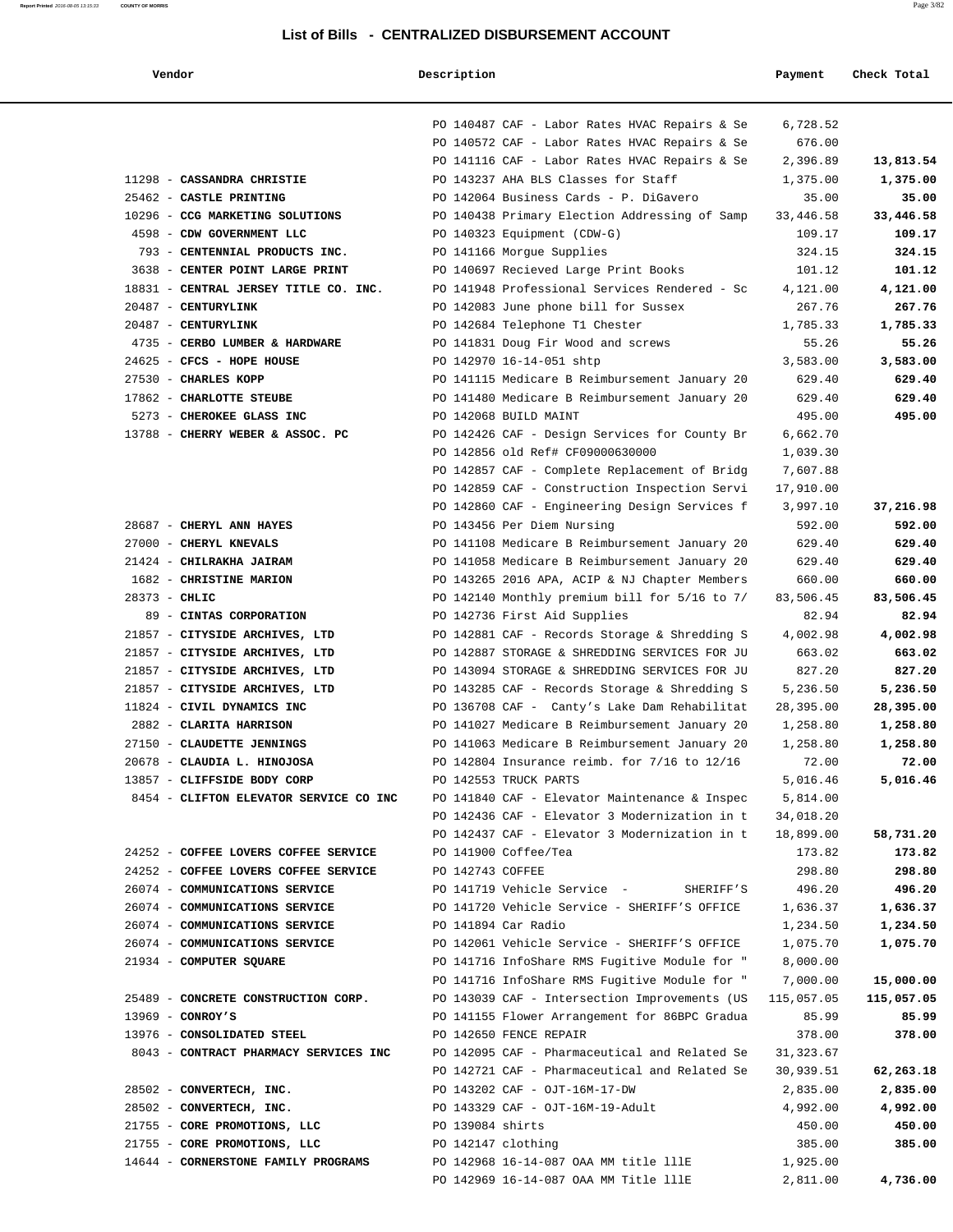## List of Bills - CENTRALIZED DISBURSEMENT ACCOUNT

| Vendor | Description | Payment | Check Total |
| --- | --- | --- | --- |
| | PO 140487 CAF - Labor Rates HVAC Repairs & Se | 6,728.52 | |
| | PO 140572 CAF - Labor Rates HVAC Repairs & Se | 676.00 | |
| | PO 141116 CAF - Labor Rates HVAC Repairs & Se | 2,396.89 | **13,813.54** |
| 11298 - **CASSANDRA CHRISTIE** | PO 143237 AHA BLS Classes for Staff | 1,375.00 | **1,375.00** |
| 25462 - **CASTLE PRINTING** | PO 142064 Business Cards - P. DiGavero | 35.00 | **35.00** |
| 10296 - **CCG MARKETING SOLUTIONS** | PO 140438 Primary Election Addressing of Samp | 33,446.58 | **33,446.58** |
| 4598 - **CDW GOVERNMENT LLC** | PO 140323 Equipment (CDW-G) | 109.17 | **109.17** |
| 793 - **CENTENNIAL PRODUCTS INC.** | PO 141166 Morgue Supplies | 324.15 | **324.15** |
| 3638 - **CENTER POINT LARGE PRINT** | PO 140697 Recieved Large Print Books | 101.12 | **101.12** |
| 18831 - **CENTRAL JERSEY TITLE CO. INC.** | PO 141948 Professional Services Rendered - Sc | 4,121.00 | **4,121.00** |
| 20487 - **CENTURYLINK** | PO 142083 June phone bill for Sussex | 267.76 | **267.76** |
| 20487 - **CENTURYLINK** | PO 142684 Telephone T1 Chester | 1,785.33 | **1,785.33** |
| 4735 - **CERBO LUMBER & HARDWARE** | PO 141831 Doug Fir Wood and screws | 55.26 | **55.26** |
| 24625 - **CFCS - HOPE HOUSE** | PO 142970 16-14-051 shtp | 3,583.00 | **3,583.00** |
| 27530 - **CHARLES KOPP** | PO 141115 Medicare B Reimbursement January 20 | 629.40 | **629.40** |
| 17862 - **CHARLOTTE STEUBE** | PO 141480 Medicare B Reimbursement January 20 | 629.40 | **629.40** |
| 5273 - **CHEROKEE GLASS INC** | PO 142068 BUILD MAINT | 495.00 | **495.00** |
| 13788 - **CHERRY WEBER & ASSOC. PC** | PO 142426 CAF - Design Services for County Br | 6,662.70 | |
| | PO 142856 old Ref# CF09000630000 | 1,039.30 | |
| | PO 142857 CAF - Complete Replacement of Bridg | 7,607.88 | |
| | PO 142859 CAF - Construction Inspection Servi | 17,910.00 | |
| | PO 142860 CAF - Engineering Design Services f | 3,997.10 | **37,216.98** |
| 28687 - **CHERYL ANN HAYES** | PO 143456 Per Diem Nursing | 592.00 | **592.00** |
| 27000 - **CHERYL KNEVALS** | PO 141108 Medicare B Reimbursement January 20 | 629.40 | **629.40** |
| 21424 - **CHILRAKHA JAIRAM** | PO 141058 Medicare B Reimbursement January 20 | 629.40 | **629.40** |
| 1682 - **CHRISTINE MARION** | PO 143265 2016 APA, ACIP & NJ Chapter Members | 660.00 | **660.00** |
| 28373 - **CHLIC** | PO 142140 Monthly premium bill for 5/16 to 7/ | 83,506.45 | **83,506.45** |
| 89 - **CINTAS CORPORATION** | PO 142736 First Aid Supplies | 82.94 | **82.94** |
| 21857 - **CITYSIDE ARCHIVES, LTD** | PO 142881 CAF - Records Storage & Shredding S | 4,002.98 | **4,002.98** |
| 21857 - **CITYSIDE ARCHIVES, LTD** | PO 142887 STORAGE & SHREDDING SERVICES FOR JU | 663.02 | **663.02** |
| 21857 - **CITYSIDE ARCHIVES, LTD** | PO 143094 STORAGE & SHREDDING SERVICES FOR JU | 827.20 | **827.20** |
| 21857 - **CITYSIDE ARCHIVES, LTD** | PO 143285 CAF - Records Storage & Shredding S | 5,236.50 | **5,236.50** |
| 11824 - **CIVIL DYNAMICS INC** | PO 136708 CAF - Canty's Lake Dam Rehabilitat | 28,395.00 | **28,395.00** |
| 2882 - **CLARITA HARRISON** | PO 141027 Medicare B Reimbursement January 20 | 1,258.80 | **1,258.80** |
| 27150 - **CLAUDETTE JENNINGS** | PO 141063 Medicare B Reimbursement January 20 | 1,258.80 | **1,258.80** |
| 20678 - **CLAUDIA L. HINOJOSA** | PO 142804 Insurance reimb. for 7/16 to 12/16 | 72.00 | **72.00** |
| 13857 - **CLIFFSIDE BODY CORP** | PO 142553 TRUCK PARTS | 5,016.46 | **5,016.46** |
| 8454 - **CLIFTON ELEVATOR SERVICE CO INC** | PO 141840 CAF - Elevator Maintenance & Inspec | 5,814.00 | |
| | PO 142436 CAF - Elevator 3 Modernization in t | 34,018.20 | |
| | PO 142437 CAF - Elevator 3 Modernization in t | 18,899.00 | **58,731.20** |
| 24252 - **COFFEE LOVERS COFFEE SERVICE** | PO 141900 Coffee/Tea | 173.82 | **173.82** |
| 24252 - **COFFEE LOVERS COFFEE SERVICE** | PO 142743 COFFEE | 298.80 | **298.80** |
| 26074 - **COMMUNICATIONS SERVICE** | PO 141719 Vehicle Service - SHERIFF'S | 496.20 | **496.20** |
| 26074 - **COMMUNICATIONS SERVICE** | PO 141720 Vehicle Service - SHERIFF'S OFFICE | 1,636.37 | **1,636.37** |
| 26074 - **COMMUNICATIONS SERVICE** | PO 141894 Car Radio | 1,234.50 | **1,234.50** |
| 26074 - **COMMUNICATIONS SERVICE** | PO 142061 Vehicle Service - SHERIFF'S OFFICE | 1,075.70 | **1,075.70** |
| 21934 - **COMPUTER SQUARE** | PO 141716 InfoShare RMS Fugitive Module for " | 8,000.00 | |
| | PO 141716 InfoShare RMS Fugitive Module for " | 7,000.00 | **15,000.00** |
| 25489 - **CONCRETE CONSTRUCTION CORP.** | PO 143039 CAF - Intersection Improvements (US | 115,057.05 | **115,057.05** |
| 13969 - **CONROY'S** | PO 141155 Flower Arrangement for 86BPC Gradua | 85.99 | **85.99** |
| 13976 - **CONSOLIDATED STEEL** | PO 142650 FENCE REPAIR | 378.00 | **378.00** |
| 8043 - **CONTRACT PHARMACY SERVICES INC** | PO 142095 CAF - Pharmaceutical and Related Se | 31,323.67 | |
| | PO 142721 CAF - Pharmaceutical and Related Se | 30,939.51 | **62,263.18** |
| 28502 - **CONVERTECH, INC.** | PO 143202 CAF - OJT-16M-17-DW | 2,835.00 | **2,835.00** |
| 28502 - **CONVERTECH, INC.** | PO 143329 CAF - OJT-16M-19-Adult | 4,992.00 | **4,992.00** |
| 21755 - **CORE PROMOTIONS, LLC** | PO 139084 shirts | 450.00 | **450.00** |
| 21755 - **CORE PROMOTIONS, LLC** | PO 142147 clothing | 385.00 | **385.00** |
| 14644 - **CORNERSTONE FAMILY PROGRAMS** | PO 142968 16-14-087 OAA MM title lllE | 1,925.00 | |
| | PO 142969 16-14-087 OAA MM Title lllE | 2,811.00 | **4,736.00** |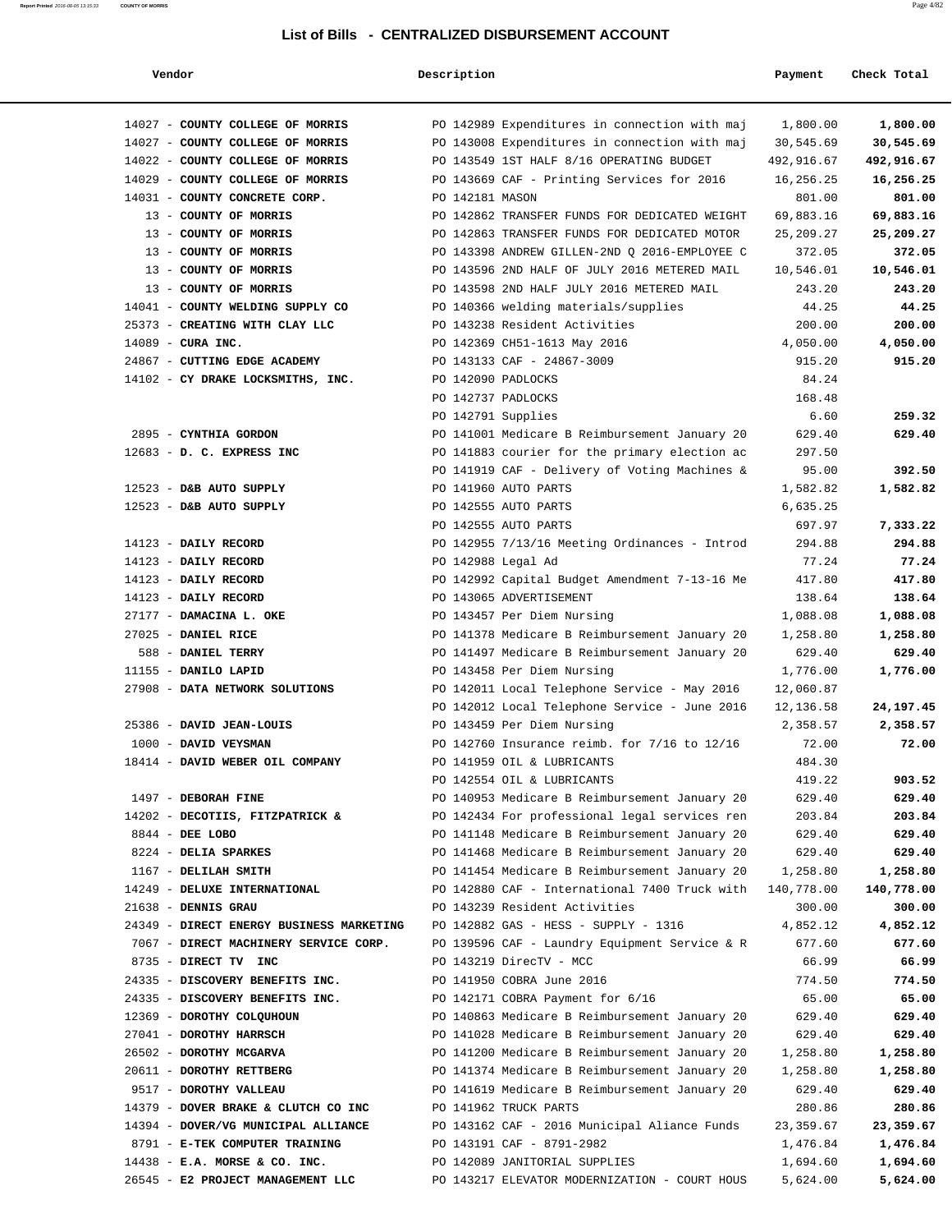## List of Bills - CENTRALIZED DISBURSEMENT ACCOUNT

| Vendor | Description | Payment | Check Total |
|---|---|---|---|
| 14027 - **COUNTY COLLEGE OF MORRIS** | PO 142989 Expenditures in connection with maj | 1,800.00 | **1,800.00** |
| 14027 - **COUNTY COLLEGE OF MORRIS** | PO 143008 Expenditures in connection with maj | 30,545.69 | **30,545.69** |
| 14022 - **COUNTY COLLEGE OF MORRIS** | PO 143549 1ST HALF 8/16 OPERATING BUDGET | 492,916.67 | **492,916.67** |
| 14029 - **COUNTY COLLEGE OF MORRIS** | PO 143669 CAF - Printing Services for 2016 | 16,256.25 | **16,256.25** |
| 14031 - **COUNTY CONCRETE CORP.** | PO 142181 MASON | 801.00 | **801.00** |
| 13 - **COUNTY OF MORRIS** | PO 142862 TRANSFER FUNDS FOR DEDICATED WEIGHT | 69,883.16 | **69,883.16** |
| 13 - **COUNTY OF MORRIS** | PO 142863 TRANSFER FUNDS FOR DEDICATED MOTOR | 25,209.27 | **25,209.27** |
| 13 - **COUNTY OF MORRIS** | PO 143398 ANDREW GILLEN-2ND Q 2016-EMPLOYEE C | 372.05 | **372.05** |
| 13 - **COUNTY OF MORRIS** | PO 143596 2ND HALF OF JULY 2016 METERED MAIL | 10,546.01 | **10,546.01** |
| 13 - **COUNTY OF MORRIS** | PO 143598 2ND HALF JULY 2016 METERED MAIL | 243.20 | **243.20** |
| 14041 - **COUNTY WELDING SUPPLY CO** | PO 140366 welding materials/supplies | 44.25 | **44.25** |
| 25373 - **CREATING WITH CLAY LLC** | PO 143238 Resident Activities | 200.00 | **200.00** |
| 14089 - **CURA INC.** | PO 142369 CH51-1613 May 2016 | 4,050.00 | **4,050.00** |
| 24867 - **CUTTING EDGE ACADEMY** | PO 143133 CAF - 24867-3009 | 915.20 | **915.20** |
| 14102 - **CY DRAKE LOCKSMITHS, INC.** | PO 142090 PADLOCKS | 84.24 | |
| | PO 142737 PADLOCKS | 168.48 | |
| | PO 142791 Supplies | 6.60 | **259.32** |
| 2895 - **CYNTHIA GORDON** | PO 141001 Medicare B Reimbursement January 20 | 629.40 | **629.40** |
| 12683 - **D. C. EXPRESS INC** | PO 141883 courier for the primary election ac | 297.50 | |
| | PO 141919 CAF - Delivery of Voting Machines & | 95.00 | **392.50** |
| 12523 - **D&B AUTO SUPPLY** | PO 141960 AUTO PARTS | 1,582.82 | **1,582.82** |
| 12523 - **D&B AUTO SUPPLY** | PO 142555 AUTO PARTS | 6,635.25 | |
| | PO 142555 AUTO PARTS | 697.97 | **7,333.22** |
| 14123 - **DAILY RECORD** | PO 142955 7/13/16 Meeting Ordinances - Introd | 294.88 | **294.88** |
| 14123 - **DAILY RECORD** | PO 142988 Legal Ad | 77.24 | **77.24** |
| 14123 - **DAILY RECORD** | PO 142992 Capital Budget Amendment 7-13-16 Me | 417.80 | **417.80** |
| 14123 - **DAILY RECORD** | PO 143065 ADVERTISEMENT | 138.64 | **138.64** |
| 27177 - **DAMACINA L. OKE** | PO 143457 Per Diem Nursing | 1,088.08 | **1,088.08** |
| 27025 - **DANIEL RICE** | PO 141378 Medicare B Reimbursement January 20 | 1,258.80 | **1,258.80** |
| 588 - **DANIEL TERRY** | PO 141497 Medicare B Reimbursement January 20 | 629.40 | **629.40** |
| 11155 - **DANILO LAPID** | PO 143458 Per Diem Nursing | 1,776.00 | **1,776.00** |
| 27908 - **DATA NETWORK SOLUTIONS** | PO 142011 Local Telephone Service - May 2016 | 12,060.87 | |
| | PO 142012 Local Telephone Service - June 2016 | 12,136.58 | **24,197.45** |
| 25386 - **DAVID JEAN-LOUIS** | PO 143459 Per Diem Nursing | 2,358.57 | **2,358.57** |
| 1000 - **DAVID VEYSMAN** | PO 142760 Insurance reimb. for 7/16 to 12/16 | 72.00 | **72.00** |
| 18414 - **DAVID WEBER OIL COMPANY** | PO 141959 OIL & LUBRICANTS | 484.30 | |
| | PO 142554 OIL & LUBRICANTS | 419.22 | **903.52** |
| 1497 - **DEBORAH FINE** | PO 140953 Medicare B Reimbursement January 20 | 629.40 | **629.40** |
| 14202 - **DECOTIIS, FITZPATRICK &** | PO 142434 For professional legal services ren | 203.84 | **203.84** |
| 8844 - **DEE LOBO** | PO 141148 Medicare B Reimbursement January 20 | 629.40 | **629.40** |
| 8224 - **DELIA SPARKES** | PO 141468 Medicare B Reimbursement January 20 | 629.40 | **629.40** |
| 1167 - **DELILAH SMITH** | PO 141454 Medicare B Reimbursement January 20 | 1,258.80 | **1,258.80** |
| 14249 - **DELUXE INTERNATIONAL** | PO 142880 CAF - International 7400 Truck with | 140,778.00 | **140,778.00** |
| 21638 - **DENNIS GRAU** | PO 143239 Resident Activities | 300.00 | **300.00** |
| 24349 - **DIRECT ENERGY BUSINESS MARKETING** | PO 142882 GAS - HESS - SUPPLY - 1316 | 4,852.12 | **4,852.12** |
| 7067 - **DIRECT MACHINERY SERVICE CORP.** | PO 139596 CAF - Laundry Equipment Service & R | 677.60 | **677.60** |
| 8735 - **DIRECT TV INC** | PO 143219 DirecTV - MCC | 66.99 | **66.99** |
| 24335 - **DISCOVERY BENEFITS INC.** | PO 141950 COBRA June 2016 | 774.50 | **774.50** |
| 24335 - **DISCOVERY BENEFITS INC.** | PO 142171 COBRA Payment for 6/16 | 65.00 | **65.00** |
| 12369 - **DOROTHY COLQUHOUN** | PO 140863 Medicare B Reimbursement January 20 | 629.40 | **629.40** |
| 27041 - **DOROTHY HARRSCH** | PO 141028 Medicare B Reimbursement January 20 | 629.40 | **629.40** |
| 26502 - **DOROTHY MCGARVA** | PO 141200 Medicare B Reimbursement January 20 | 1,258.80 | **1,258.80** |
| 20611 - **DOROTHY RETTBERG** | PO 141374 Medicare B Reimbursement January 20 | 1,258.80 | **1,258.80** |
| 9517 - **DOROTHY VALLEAU** | PO 141619 Medicare B Reimbursement January 20 | 629.40 | **629.40** |
| 14379 - **DOVER BRAKE & CLUTCH CO INC** | PO 141962 TRUCK PARTS | 280.86 | **280.86** |
| 14394 - **DOVER/VG MUNICIPAL ALLIANCE** | PO 143162 CAF - 2016 Municipal Aliance Funds | 23,359.67 | **23,359.67** |
| 8791 - **E-TEK COMPUTER TRAINING** | PO 143191 CAF - 8791-2982 | 1,476.84 | **1,476.84** |
| 14438 - **E.A. MORSE & CO. INC.** | PO 142089 JANITORIAL SUPPLIES | 1,694.60 | **1,694.60** |
| 26545 - **E2 PROJECT MANAGEMENT LLC** | PO 143217 ELEVATOR MODERNIZATION - COURT HOUS | 5,624.00 | **5,624.00** |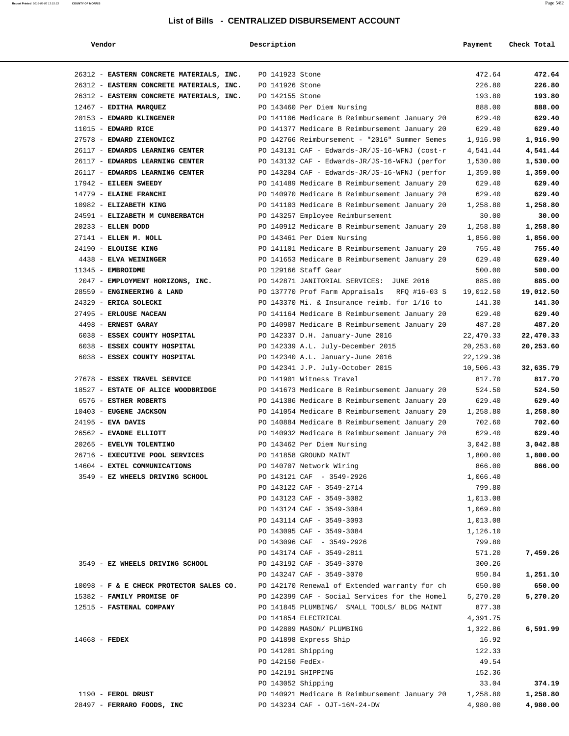# List of Bills - CENTRALIZED DISBURSEMENT ACCOUNT

| Vendor | Description | Payment | Check Total |
|---|---|---|---|
| 26312 - **EASTERN CONCRETE MATERIALS, INC.** | PO 141923 Stone | 472.64 | **472.64** |
| 26312 - **EASTERN CONCRETE MATERIALS, INC.** | PO 141926 Stone | 226.80 | **226.80** |
| 26312 - **EASTERN CONCRETE MATERIALS, INC.** | PO 142155 Stone | 193.80 | **193.80** |
| 12467 - **EDITHA MARQUEZ** | PO 143460 Per Diem Nursing | 888.00 | **888.00** |
| 20153 - **EDWARD KLINGENER** | PO 141106 Medicare B Reimbursement January 20 | 629.40 | **629.40** |
| 11015 - **EDWARD RICE** | PO 141377 Medicare B Reimbursement January 20 | 629.40 | **629.40** |
| 27578 - **EDWARD ZIENOWICZ** | PO 142766 Reimbursement - "2016" Summer Semes | 1,916.90 | **1,916.90** |
| 26117 - **EDWARDS LEARNING CENTER** | PO 143131 CAF - Edwards-JR/JS-16-WFNJ (cost-r | 4,541.44 | **4,541.44** |
| 26117 - **EDWARDS LEARNING CENTER** | PO 143132 CAF - Edwards-JR/JS-16-WFNJ (perfor | 1,530.00 | **1,530.00** |
| 26117 - **EDWARDS LEARNING CENTER** | PO 143204 CAF - Edwards-JR/JS-16-WFNJ (perfor | 1,359.00 | **1,359.00** |
| 17942 - **EILEEN SWEEDY** | PO 141489 Medicare B Reimbursement January 20 | 629.40 | **629.40** |
| 14779 - **ELAINE FRANCHI** | PO 140970 Medicare B Reimbursement January 20 | 629.40 | **629.40** |
| 10982 - **ELIZABETH KING** | PO 141103 Medicare B Reimbursement January 20 | 1,258.80 | **1,258.80** |
| 24591 - **ELIZABETH M CUMBERBATCH** | PO 143257 Employee Reimbursement | 30.00 | **30.00** |
| 20233 - **ELLEN DODD** | PO 140912 Medicare B Reimbursement January 20 | 1,258.80 | **1,258.80** |
| 27141 - **ELLEN M. NOLL** | PO 143461 Per Diem Nursing | 1,856.00 | **1,856.00** |
| 24190 - **ELOUISE KING** | PO 141101 Medicare B Reimbursement January 20 | 755.40 | **755.40** |
| 4438 - **ELVA WEININGER** | PO 141653 Medicare B Reimbursement January 20 | 629.40 | **629.40** |
| 11345 - **EMBROIDME** | PO 129166 Staff Gear | 500.00 | **500.00** |
| 2047 - **EMPLOYMENT HORIZONS, INC.** | PO 142871 JANITORIAL SERVICES: JUNE 2016 | 885.00 | **885.00** |
| 28559 - **ENGINEERING & LAND** | PO 137770 Prof Farm Appraisals RFQ #16-03 S | 19,012.50 | **19,012.50** |
| 24329 - **ERICA SOLECKI** | PO 143370 Mi. & Insurance reimb. for 1/16 to | 141.30 | **141.30** |
| 27495 - **ERLOUSE MACEAN** | PO 141164 Medicare B Reimbursement January 20 | 629.40 | **629.40** |
| 4498 - **ERNEST GARAY** | PO 140987 Medicare B Reimbursement January 20 | 487.20 | **487.20** |
| 6038 - **ESSEX COUNTY HOSPITAL** | PO 142337 D.H. January-June 2016 | 22,470.33 | **22,470.33** |
| 6038 - **ESSEX COUNTY HOSPITAL** | PO 142339 A.L. July-December 2015 | 20,253.60 | **20,253.60** |
| 6038 - **ESSEX COUNTY HOSPITAL** | PO 142340 A.L. January-June 2016 | 22,129.36 | |
| | PO 142341 J.P. July-October 2015 | 10,506.43 | **32,635.79** |
| 27678 - **ESSEX TRAVEL SERVICE** | PO 141901 Witness Travel | 817.70 | **817.70** |
| 18527 - **ESTATE OF ALICE WOODBRIDGE** | PO 141673 Medicare B Reimbursement January 20 | 524.50 | **524.50** |
| 6576 - **ESTHER ROBERTS** | PO 141386 Medicare B Reimbursement January 20 | 629.40 | **629.40** |
| 10403 - **EUGENE JACKSON** | PO 141054 Medicare B Reimbursement January 20 | 1,258.80 | **1,258.80** |
| 24195 - **EVA DAVIS** | PO 140884 Medicare B Reimbursement January 20 | 702.60 | **702.60** |
| 26562 - **EVADNE ELLIOTT** | PO 140932 Medicare B Reimbursement January 20 | 629.40 | **629.40** |
| 20265 - **EVELYN TOLENTINO** | PO 143462 Per Diem Nursing | 3,042.88 | **3,042.88** |
| 26716 - **EXECUTIVE POOL SERVICES** | PO 141858 GROUND MAINT | 1,800.00 | **1,800.00** |
| 14604 - **EXTEL COMMUNICATIONS** | PO 140707 Network Wiring | 866.00 | **866.00** |
| 3549 - **EZ WHEELS DRIVING SCHOOL** | PO 143121 CAF - 3549-2926 | 1,066.40 | |
| | PO 143122 CAF - 3549-2714 | 799.80 | |
| | PO 143123 CAF - 3549-3082 | 1,013.08 | |
| | PO 143124 CAF - 3549-3084 | 1,069.80 | |
| | PO 143114 CAF - 3549-3093 | 1,013.08 | |
| | PO 143095 CAF - 3549-3084 | 1,126.10 | |
| | PO 143096 CAF - 3549-2926 | 799.80 | |
| | PO 143174 CAF - 3549-2811 | 571.20 | **7,459.26** |
| 3549 - **EZ WHEELS DRIVING SCHOOL** | PO 143192 CAF - 3549-3070 | 300.26 | |
| | PO 143247 CAF - 3549-3070 | 950.84 | **1,251.10** |
| 10098 - **F & E CHECK PROTECTOR SALES CO.** | PO 142170 Renewal of Extended warranty for ch | 650.00 | **650.00** |
| 15382 - **FAMILY PROMISE OF** | PO 142399 CAF - Social Services for the Homel | 5,270.20 | **5,270.20** |
| 12515 - **FASTENAL COMPANY** | PO 141845 PLUMBING/ SMALL TOOLS/ BLDG MAINT | 877.38 | |
| | PO 141854 ELECTRICAL | 4,391.75 | |
| | PO 142809 MASON/ PLUMBING | 1,322.86 | **6,591.99** |
| 14668 - **FEDEX** | PO 141898 Express Ship | 16.92 | |
| | PO 141201 Shipping | 122.33 | |
| | PO 142150 FedEx- | 49.54 | |
| | PO 142191 SHIPPING | 152.36 | |
| | PO 143052 Shipping | 33.04 | **374.19** |
| 1190 - **FEROL DRUST** | PO 140921 Medicare B Reimbursement January 20 | 1,258.80 | **1,258.80** |
| 28497 - **FERRARO FOODS, INC** | PO 143234 CAF - OJT-16M-24-DW | 4,980.00 | **4,980.00** |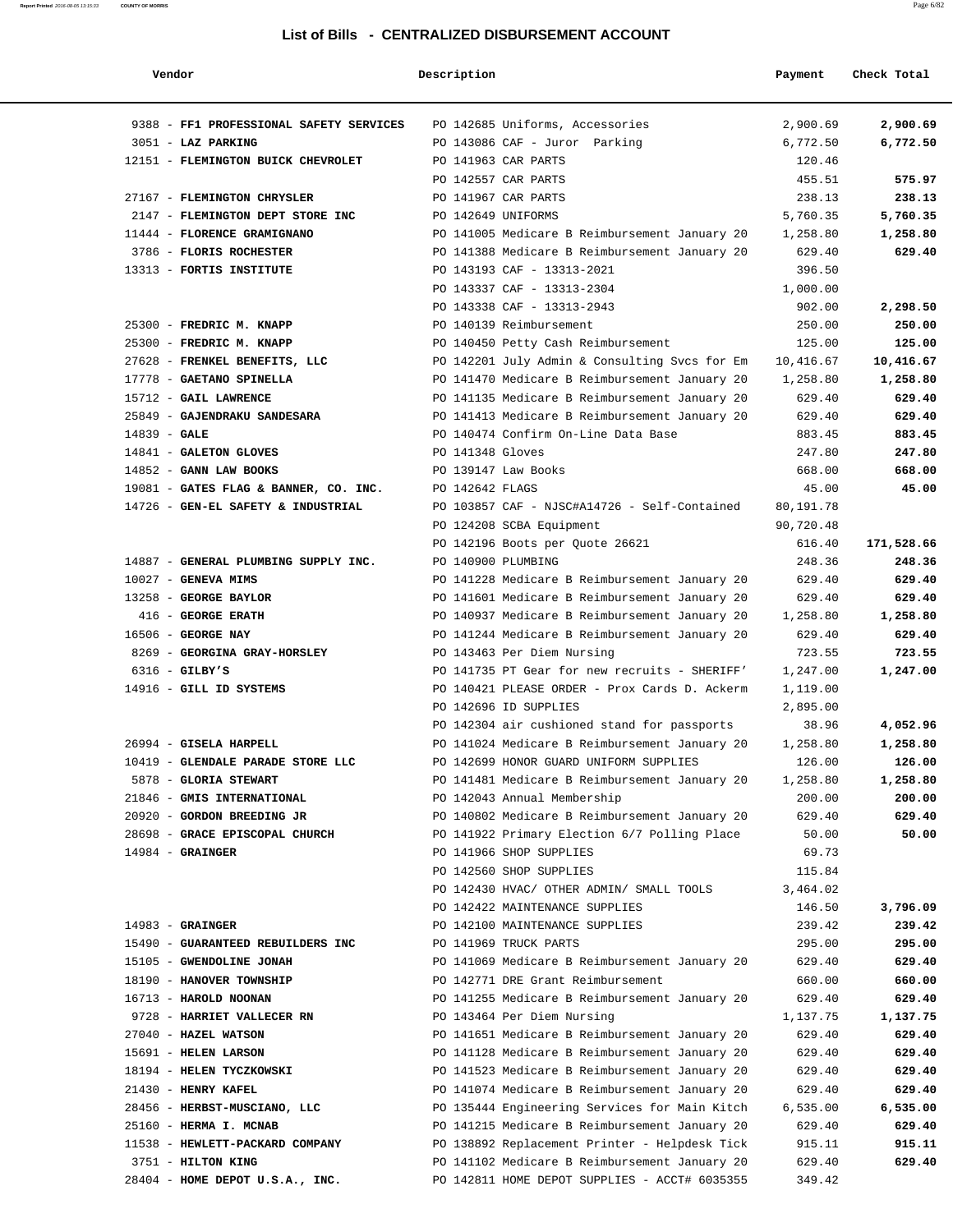# List of Bills - CENTRALIZED DISBURSEMENT ACCOUNT

| Vendor | Description | Payment | Check Total |
|---|---|---|---|
| 9388 - **FF1 PROFESSIONAL SAFETY SERVICES** | PO 142685 Uniforms, Accessories | 2,900.69 | **2,900.69** |
| 3051 - **LAZ PARKING** | PO 143086 CAF - Juror Parking | 6,772.50 | **6,772.50** |
| 12151 - **FLEMINGTON BUICK CHEVROLET** | PO 141963 CAR PARTS | 120.46 | |
| | PO 142557 CAR PARTS | 455.51 | **575.97** |
| 27167 - **FLEMINGTON CHRYSLER** | PO 141967 CAR PARTS | 238.13 | **238.13** |
| 2147 - **FLEMINGTON DEPT STORE INC** | PO 142649 UNIFORMS | 5,760.35 | **5,760.35** |
| 11444 - **FLORENCE GRAMIGNANO** | PO 141005 Medicare B Reimbursement January 20 | 1,258.80 | **1,258.80** |
| 3786 - **FLORIS ROCHESTER** | PO 141388 Medicare B Reimbursement January 20 | 629.40 | **629.40** |
| 13313 - **FORTIS INSTITUTE** | PO 143193 CAF - 13313-2021 | 396.50 | |
| | PO 143337 CAF - 13313-2304 | 1,000.00 | |
| | PO 143338 CAF - 13313-2943 | 902.00 | **2,298.50** |
| 25300 - **FREDRIC M. KNAPP** | PO 140139 Reimbursement | 250.00 | **250.00** |
| 25300 - **FREDRIC M. KNAPP** | PO 140450 Petty Cash Reimbursement | 125.00 | **125.00** |
| 27628 - **FRENKEL BENEFITS, LLC** | PO 142201 July Admin & Consulting Svcs for Em | 10,416.67 | **10,416.67** |
| 17778 - **GAETANO SPINELLA** | PO 141470 Medicare B Reimbursement January 20 | 1,258.80 | **1,258.80** |
| 15712 - **GAIL LAWRENCE** | PO 141135 Medicare B Reimbursement January 20 | 629.40 | **629.40** |
| 25849 - **GAJENDRAKU SANDESARA** | PO 141413 Medicare B Reimbursement January 20 | 629.40 | **629.40** |
| 14839 - **GALE** | PO 140474 Confirm On-Line Data Base | 883.45 | **883.45** |
| 14841 - **GALETON GLOVES** | PO 141348 Gloves | 247.80 | **247.80** |
| 14852 - **GANN LAW BOOKS** | PO 139147 Law Books | 668.00 | **668.00** |
| 19081 - **GATES FLAG & BANNER, CO. INC.** | PO 142642 FLAGS | 45.00 | **45.00** |
| 14726 - **GEN-EL SAFETY & INDUSTRIAL** | PO 103857 CAF - NJSC#A14726 - Self-Contained | 80,191.78 | |
| | PO 124208 SCBA Equipment | 90,720.48 | |
| | PO 142196 Boots per Quote 26621 | 616.40 | **171,528.66** |
| 14887 - **GENERAL PLUMBING SUPPLY INC.** | PO 140900 PLUMBING | 248.36 | **248.36** |
| 10027 - **GENEVA MIMS** | PO 141228 Medicare B Reimbursement January 20 | 629.40 | **629.40** |
| 13258 - **GEORGE BAYLOR** | PO 141601 Medicare B Reimbursement January 20 | 629.40 | **629.40** |
| 416 - **GEORGE ERATH** | PO 140937 Medicare B Reimbursement January 20 | 1,258.80 | **1,258.80** |
| 16506 - **GEORGE NAY** | PO 141244 Medicare B Reimbursement January 20 | 629.40 | **629.40** |
| 8269 - **GEORGINA GRAY-HORSLEY** | PO 143463 Per Diem Nursing | 723.55 | **723.55** |
| 6316 - **GILBY'S** | PO 141735 PT Gear for new recruits - SHERIFF' | 1,247.00 | **1,247.00** |
| 14916 - **GILL ID SYSTEMS** | PO 140421 PLEASE ORDER - Prox Cards D. Ackerm | 1,119.00 | |
| | PO 142696 ID SUPPLIES | 2,895.00 | |
| | PO 142304 air cushioned stand for passports | 38.96 | **4,052.96** |
| 26994 - **GISELA HARPELL** | PO 141024 Medicare B Reimbursement January 20 | 1,258.80 | **1,258.80** |
| 10419 - **GLENDALE PARADE STORE LLC** | PO 142699 HONOR GUARD UNIFORM SUPPLIES | 126.00 | **126.00** |
| 5878 - **GLORIA STEWART** | PO 141481 Medicare B Reimbursement January 20 | 1,258.80 | **1,258.80** |
| 21846 - **GMIS INTERNATIONAL** | PO 142043 Annual Membership | 200.00 | **200.00** |
| 20920 - **GORDON BREEDING JR** | PO 140802 Medicare B Reimbursement January 20 | 629.40 | **629.40** |
| 28698 - **GRACE EPISCOPAL CHURCH** | PO 141922 Primary Election 6/7 Polling Place | 50.00 | **50.00** |
| 14984 - **GRAINGER** | PO 141966 SHOP SUPPLIES | 69.73 | |
| | PO 142560 SHOP SUPPLIES | 115.84 | |
| | PO 142430 HVAC/ OTHER ADMIN/ SMALL TOOLS | 3,464.02 | |
| | PO 142422 MAINTENANCE SUPPLIES | 146.50 | **3,796.09** |
| 14983 - **GRAINGER** | PO 142100 MAINTENANCE SUPPLIES | 239.42 | **239.42** |
| 15490 - **GUARANTEED REBUILDERS INC** | PO 141969 TRUCK PARTS | 295.00 | **295.00** |
| 15105 - **GWENDOLINE JONAH** | PO 141069 Medicare B Reimbursement January 20 | 629.40 | **629.40** |
| 18190 - **HANOVER TOWNSHIP** | PO 142771 DRE Grant Reimbursement | 660.00 | **660.00** |
| 16713 - **HAROLD NOONAN** | PO 141255 Medicare B Reimbursement January 20 | 629.40 | **629.40** |
| 9728 - **HARRIET VALLECER RN** | PO 143464 Per Diem Nursing | 1,137.75 | **1,137.75** |
| 27040 - **HAZEL WATSON** | PO 141651 Medicare B Reimbursement January 20 | 629.40 | **629.40** |
| 15691 - **HELEN LARSON** | PO 141128 Medicare B Reimbursement January 20 | 629.40 | **629.40** |
| 18194 - **HELEN TYCZKOWSKI** | PO 141523 Medicare B Reimbursement January 20 | 629.40 | **629.40** |
| 21430 - **HENRY KAFEL** | PO 141074 Medicare B Reimbursement January 20 | 629.40 | **629.40** |
| 28456 - **HERBST-MUSCIANO, LLC** | PO 135444 Engineering Services for Main Kitch | 6,535.00 | **6,535.00** |
| 25160 - **HERMA I. MCNAB** | PO 141215 Medicare B Reimbursement January 20 | 629.40 | **629.40** |
| 11538 - **HEWLETT-PACKARD COMPANY** | PO 138892 Replacement Printer - Helpdesk Tick | 915.11 | **915.11** |
| 3751 - **HILTON KING** | PO 141102 Medicare B Reimbursement January 20 | 629.40 | **629.40** |
| 28404 - **HOME DEPOT U.S.A., INC.** | PO 142811 HOME DEPOT SUPPLIES - ACCT# 6035355 | 349.42 | |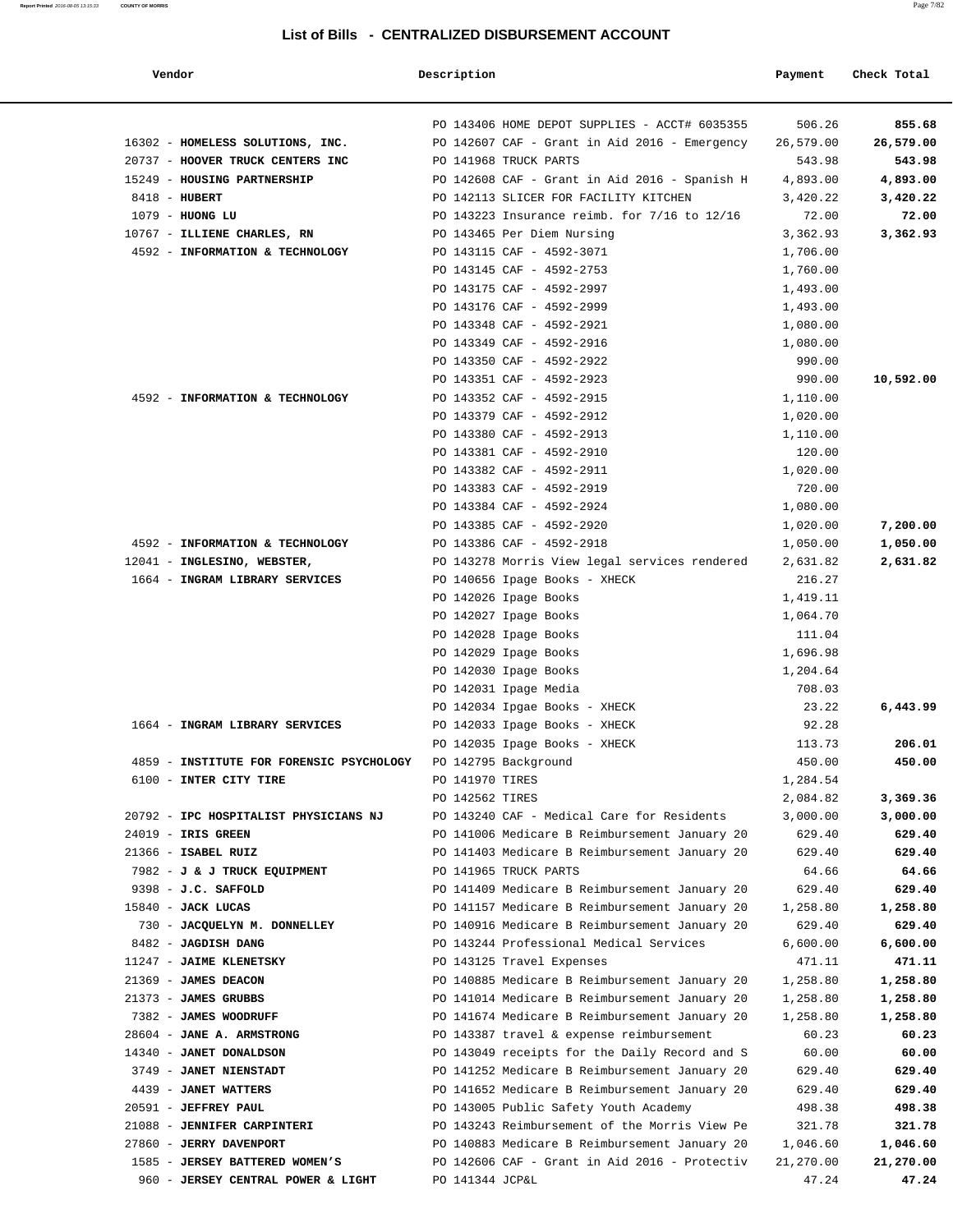# List of Bills - CENTRALIZED DISBURSEMENT ACCOUNT

| Vendor | Description | Payment | Check Total |
|---|---|---|---|
| | PO 143406 HOME DEPOT SUPPLIES - ACCT# 6035355 | 506.26 | 855.68 |
| 16302 - **HOMELESS SOLUTIONS, INC.** | PO 142607 CAF - Grant in Aid 2016 - Emergency | 26,579.00 | 26,579.00 |
| 20737 - **HOOVER TRUCK CENTERS INC** | PO 141968 TRUCK PARTS | 543.98 | 543.98 |
| 15249 - **HOUSING PARTNERSHIP** | PO 142608 CAF - Grant in Aid 2016 - Spanish H | 4,893.00 | 4,893.00 |
| 8418 - **HUBERT** | PO 142113 SLICER FOR FACILITY KITCHEN | 3,420.22 | 3,420.22 |
| 1079 - **HUONG LU** | PO 143223 Insurance reimb. for 7/16 to 12/16 | 72.00 | 72.00 |
| 10767 - **ILLIENE CHARLES, RN** | PO 143465 Per Diem Nursing | 3,362.93 | 3,362.93 |
| 4592 - **INFORMATION & TECHNOLOGY** | PO 143115 CAF - 4592-3071 | 1,706.00 | |
| | PO 143145 CAF - 4592-2753 | 1,760.00 | |
| | PO 143175 CAF - 4592-2997 | 1,493.00 | |
| | PO 143176 CAF - 4592-2999 | 1,493.00 | |
| | PO 143348 CAF - 4592-2921 | 1,080.00 | |
| | PO 143349 CAF - 4592-2916 | 1,080.00 | |
| | PO 143350 CAF - 4592-2922 | 990.00 | |
| | PO 143351 CAF - 4592-2923 | 990.00 | 10,592.00 |
| 4592 - **INFORMATION & TECHNOLOGY** | PO 143352 CAF - 4592-2915 | 1,110.00 | |
| | PO 143379 CAF - 4592-2912 | 1,020.00 | |
| | PO 143380 CAF - 4592-2913 | 1,110.00 | |
| | PO 143381 CAF - 4592-2910 | 120.00 | |
| | PO 143382 CAF - 4592-2911 | 1,020.00 | |
| | PO 143383 CAF - 4592-2919 | 720.00 | |
| | PO 143384 CAF - 4592-2924 | 1,080.00 | |
| | PO 143385 CAF - 4592-2920 | 1,020.00 | 7,200.00 |
| 4592 - **INFORMATION & TECHNOLOGY** | PO 143386 CAF - 4592-2918 | 1,050.00 | 1,050.00 |
| 12041 - **INGLESINO, WEBSTER,** | PO 143278 Morris View legal services rendered | 2,631.82 | 2,631.82 |
| 1664 - **INGRAM LIBRARY SERVICES** | PO 140656 Ipage Books - XHECK | 216.27 | |
| | PO 142026 Ipage Books | 1,419.11 | |
| | PO 142027 Ipage Books | 1,064.70 | |
| | PO 142028 Ipage Books | 111.04 | |
| | PO 142029 Ipage Books | 1,696.98 | |
| | PO 142030 Ipage Books | 1,204.64 | |
| | PO 142031 Ipage Media | 708.03 | |
| | PO 142034 Ipgae Books - XHECK | 23.22 | 6,443.99 |
| 1664 - **INGRAM LIBRARY SERVICES** | PO 142033 Ipage Books - XHECK | 92.28 | |
| | PO 142035 Ipage Books - XHECK | 113.73 | 206.01 |
| 4859 - **INSTITUTE FOR FORENSIC PSYCHOLOGY** | PO 142795 Background | 450.00 | 450.00 |
| 6100 - **INTER CITY TIRE** | PO 141970 TIRES | 1,284.54 | |
| | PO 142562 TIRES | 2,084.82 | 3,369.36 |
| 20792 - **IPC HOSPITALIST PHYSICIANS NJ** | PO 143240 CAF - Medical Care for Residents | 3,000.00 | 3,000.00 |
| 24019 - **IRIS GREEN** | PO 141006 Medicare B Reimbursement January 20 | 629.40 | 629.40 |
| 21366 - **ISABEL RUIZ** | PO 141403 Medicare B Reimbursement January 20 | 629.40 | 629.40 |
| 7982 - **J & J TRUCK EQUIPMENT** | PO 141965 TRUCK PARTS | 64.66 | 64.66 |
| 9398 - **J.C. SAFFOLD** | PO 141409 Medicare B Reimbursement January 20 | 629.40 | 629.40 |
| 15840 - **JACK LUCAS** | PO 141157 Medicare B Reimbursement January 20 | 1,258.80 | 1,258.80 |
| 730 - **JACQUELYN M. DONNELLEY** | PO 140916 Medicare B Reimbursement January 20 | 629.40 | 629.40 |
| 8482 - **JAGDISH DANG** | PO 143244 Professional Medical Services | 6,600.00 | 6,600.00 |
| 11247 - **JAIME KLENETSKY** | PO 143125 Travel Expenses | 471.11 | 471.11 |
| 21369 - **JAMES DEACON** | PO 140885 Medicare B Reimbursement January 20 | 1,258.80 | 1,258.80 |
| 21373 - **JAMES GRUBBS** | PO 141014 Medicare B Reimbursement January 20 | 1,258.80 | 1,258.80 |
| 7382 - **JAMES WOODRUFF** | PO 141674 Medicare B Reimbursement January 20 | 1,258.80 | 1,258.80 |
| 28604 - **JANE A. ARMSTRONG** | PO 143387 travel & expense reimbursement | 60.23 | 60.23 |
| 14340 - **JANET DONALDSON** | PO 143049 receipts for the Daily Record and S | 60.00 | 60.00 |
| 3749 - **JANET NIENSTADT** | PO 141252 Medicare B Reimbursement January 20 | 629.40 | 629.40 |
| 4439 - **JANET WATTERS** | PO 141652 Medicare B Reimbursement January 20 | 629.40 | 629.40 |
| 20591 - **JEFFREY PAUL** | PO 143005 Public Safety Youth Academy | 498.38 | 498.38 |
| 21088 - **JENNIFER CARPINTERI** | PO 143243 Reimbursement of the Morris View Pe | 321.78 | 321.78 |
| 27860 - **JERRY DAVENPORT** | PO 140883 Medicare B Reimbursement January 20 | 1,046.60 | 1,046.60 |
| 1585 - **JERSEY BATTERED WOMEN'S** | PO 142606 CAF - Grant in Aid 2016 - Protectiv | 21,270.00 | 21,270.00 |
| 960 - **JERSEY CENTRAL POWER & LIGHT** | PO 141344 JCP&L | 47.24 | 47.24 |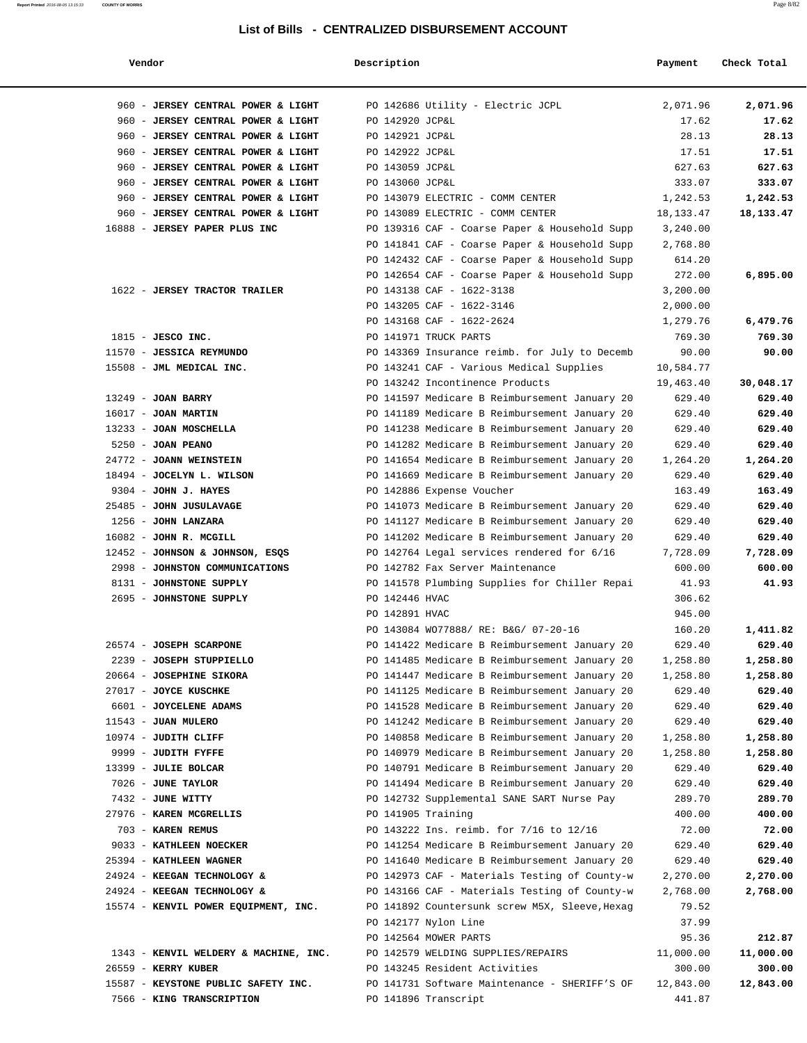## List of Bills - CENTRALIZED DISBURSEMENT ACCOUNT

| Vendor | Description | Payment | Check Total |
|---|---|---|---|
| 960 - **JERSEY CENTRAL POWER & LIGHT** | PO 142686 Utility - Electric JCPL | 2,071.96 | **2,071.96** |
| 960 - **JERSEY CENTRAL POWER & LIGHT** | PO 142920 JCP&L | 17.62 | **17.62** |
| 960 - **JERSEY CENTRAL POWER & LIGHT** | PO 142921 JCP&L | 28.13 | **28.13** |
| 960 - **JERSEY CENTRAL POWER & LIGHT** | PO 142922 JCP&L | 17.51 | **17.51** |
| 960 - **JERSEY CENTRAL POWER & LIGHT** | PO 143059 JCP&L | 627.63 | **627.63** |
| 960 - **JERSEY CENTRAL POWER & LIGHT** | PO 143060 JCP&L | 333.07 | **333.07** |
| 960 - **JERSEY CENTRAL POWER & LIGHT** | PO 143079 ELECTRIC - COMM CENTER | 1,242.53 | **1,242.53** |
| 960 - **JERSEY CENTRAL POWER & LIGHT** | PO 143089 ELECTRIC - COMM CENTER | 18,133.47 | **18,133.47** |
| 16888 - **JERSEY PAPER PLUS INC** | PO 139316 CAF - Coarse Paper & Household Supp | 3,240.00 | |
| | PO 141841 CAF - Coarse Paper & Household Supp | 2,768.80 | |
| | PO 142432 CAF - Coarse Paper & Household Supp | 614.20 | |
| | PO 142654 CAF - Coarse Paper & Household Supp | 272.00 | **6,895.00** |
| 1622 - **JERSEY TRACTOR TRAILER** | PO 143138 CAF - 1622-3138 | 3,200.00 | |
| | PO 143205 CAF - 1622-3146 | 2,000.00 | |
| | PO 143168 CAF - 1622-2624 | 1,279.76 | **6,479.76** |
| 1815 - **JESCO INC.** | PO 141971 TRUCK PARTS | 769.30 | **769.30** |
| 11570 - **JESSICA REYMUNDO** | PO 143369 Insurance reimb. for July to Decemb | 90.00 | **90.00** |
| 15508 - **JML MEDICAL INC.** | PO 143241 CAF - Various Medical Supplies | 10,584.77 | |
| | PO 143242 Incontinence Products | 19,463.40 | **30,048.17** |
| 13249 - **JOAN BARRY** | PO 141597 Medicare B Reimbursement January 20 | 629.40 | **629.40** |
| 16017 - **JOAN MARTIN** | PO 141189 Medicare B Reimbursement January 20 | 629.40 | **629.40** |
| 13233 - **JOAN MOSCHELLA** | PO 141238 Medicare B Reimbursement January 20 | 629.40 | **629.40** |
| 5250 - **JOAN PEANO** | PO 141282 Medicare B Reimbursement January 20 | 629.40 | **629.40** |
| 24772 - **JOANN WEINSTEIN** | PO 141654 Medicare B Reimbursement January 20 | 1,264.20 | **1,264.20** |
| 18494 - **JOCELYN L. WILSON** | PO 141669 Medicare B Reimbursement January 20 | 629.40 | **629.40** |
| 9304 - **JOHN J. HAYES** | PO 142886 Expense Voucher | 163.49 | **163.49** |
| 25485 - **JOHN JUSULAVAGE** | PO 141073 Medicare B Reimbursement January 20 | 629.40 | **629.40** |
| 1256 - **JOHN LANZARA** | PO 141127 Medicare B Reimbursement January 20 | 629.40 | **629.40** |
| 16082 - **JOHN R. MCGILL** | PO 141202 Medicare B Reimbursement January 20 | 629.40 | **629.40** |
| 12452 - **JOHNSON & JOHNSON, ESQS** | PO 142764 Legal services rendered for 6/16 | 7,728.09 | **7,728.09** |
| 2998 - **JOHNSTON COMMUNICATIONS** | PO 142782 Fax Server Maintenance | 600.00 | **600.00** |
| 8131 - **JOHNSTONE SUPPLY** | PO 141578 Plumbing Supplies for Chiller Repai | 41.93 | **41.93** |
| 2695 - **JOHNSTONE SUPPLY** | PO 142446 HVAC | 306.62 | |
| | PO 142891 HVAC | 945.00 | |
| | PO 143084 WO77888/ RE: B&G/ 07-20-16 | 160.20 | **1,411.82** |
| 26574 - **JOSEPH SCARPONE** | PO 141422 Medicare B Reimbursement January 20 | 629.40 | **629.40** |
| 2239 - **JOSEPH STUPPIELLO** | PO 141485 Medicare B Reimbursement January 20 | 1,258.80 | **1,258.80** |
| 20664 - **JOSEPHINE SIKORA** | PO 141447 Medicare B Reimbursement January 20 | 1,258.80 | **1,258.80** |
| 27017 - **JOYCE KUSCHKE** | PO 141125 Medicare B Reimbursement January 20 | 629.40 | **629.40** |
| 6601 - **JOYCELENE ADAMS** | PO 141528 Medicare B Reimbursement January 20 | 629.40 | **629.40** |
| 11543 - **JUAN MULERO** | PO 141242 Medicare B Reimbursement January 20 | 629.40 | **629.40** |
| 10974 - **JUDITH CLIFF** | PO 140858 Medicare B Reimbursement January 20 | 1,258.80 | **1,258.80** |
| 9999 - **JUDITH FYFFE** | PO 140979 Medicare B Reimbursement January 20 | 1,258.80 | **1,258.80** |
| 13399 - **JULIE BOLCAR** | PO 140791 Medicare B Reimbursement January 20 | 629.40 | **629.40** |
| 7026 - **JUNE TAYLOR** | PO 141494 Medicare B Reimbursement January 20 | 629.40 | **629.40** |
| 7432 - **JUNE WITTY** | PO 142732 Supplemental SANE SART Nurse Pay | 289.70 | **289.70** |
| 27976 - **KAREN MCGRELLIS** | PO 141905 Training | 400.00 | **400.00** |
| 703 - **KAREN REMUS** | PO 143222 Ins. reimb. for 7/16 to 12/16 | 72.00 | **72.00** |
| 9033 - **KATHLEEN NOECKER** | PO 141254 Medicare B Reimbursement January 20 | 629.40 | **629.40** |
| 25394 - **KATHLEEN WAGNER** | PO 141640 Medicare B Reimbursement January 20 | 629.40 | **629.40** |
| 24924 - **KEEGAN TECHNOLOGY &** | PO 142973 CAF - Materials Testing of County-w | 2,270.00 | **2,270.00** |
| 24924 - **KEEGAN TECHNOLOGY &** | PO 143166 CAF - Materials Testing of County-w | 2,768.00 | **2,768.00** |
| 15574 - **KENVIL POWER EQUIPMENT, INC.** | PO 141892 Countersunk screw M5X, Sleeve,Hexag | 79.52 | |
| | PO 142177 Nylon Line | 37.99 | |
| | PO 142564 MOWER PARTS | 95.36 | **212.87** |
| 1343 - **KENVIL WELDERY & MACHINE, INC.** | PO 142579 WELDING SUPPLIES/REPAIRS | 11,000.00 | **11,000.00** |
| 26559 - **KERRY KUBER** | PO 143245 Resident Activities | 300.00 | **300.00** |
| 15587 - **KEYSTONE PUBLIC SAFETY INC.** | PO 141731 Software Maintenance - SHERIFF'S OF | 12,843.00 | **12,843.00** |
| 7566 - **KING TRANSCRIPTION** | PO 141896 Transcript | 441.87 | |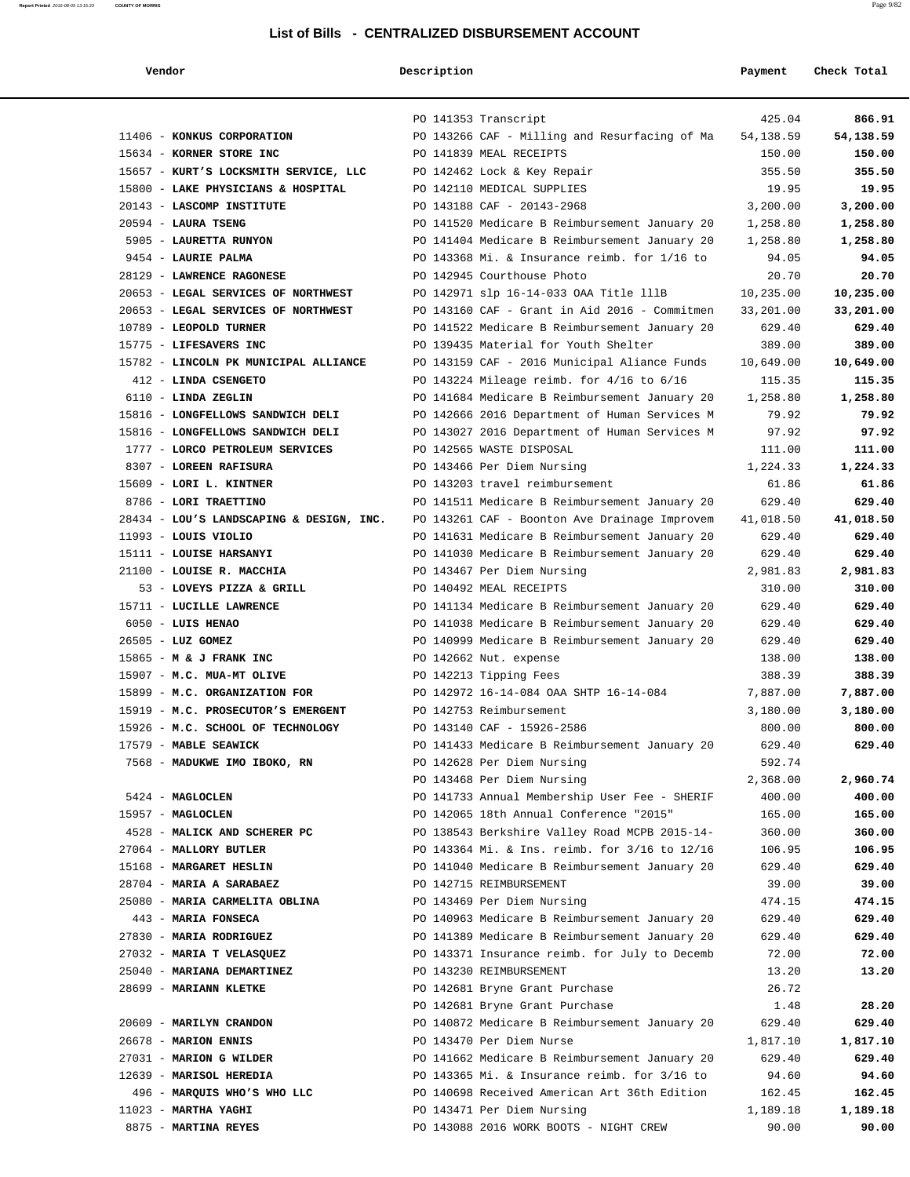# List of Bills - CENTRALIZED DISBURSEMENT ACCOUNT

| Vendor | Description | Payment | Check Total |
|---|---|---|---|
| | PO 141353 Transcript | 425.04 | **866.91** |
| 11406 - **KONKUS CORPORATION** | PO 143266 CAF - Milling and Resurfacing of Ma | 54,138.59 | **54,138.59** |
| 15634 - **KORNER STORE INC** | PO 141839 MEAL RECEIPTS | 150.00 | **150.00** |
| 15657 - **KURT'S LOCKSMITH SERVICE, LLC** | PO 142462 Lock & Key Repair | 355.50 | **355.50** |
| 15800 - **LAKE PHYSICIANS & HOSPITAL** | PO 142110 MEDICAL SUPPLIES | 19.95 | **19.95** |
| 20143 - **LASCOMP INSTITUTE** | PO 143188 CAF - 20143-2968 | 3,200.00 | **3,200.00** |
| 20594 - **LAURA TSENG** | PO 141520 Medicare B Reimbursement January 20 | 1,258.80 | **1,258.80** |
| 5905 - **LAURETTA RUNYON** | PO 141404 Medicare B Reimbursement January 20 | 1,258.80 | **1,258.80** |
| 9454 - **LAURIE PALMA** | PO 143368 Mi. & Insurance reimb. for 1/16 to | 94.05 | **94.05** |
| 28129 - **LAWRENCE RAGONESE** | PO 142945 Courthouse Photo | 20.70 | **20.70** |
| 20653 - **LEGAL SERVICES OF NORTHWEST** | PO 142971 slp 16-14-033 OAA Title lllB | 10,235.00 | **10,235.00** |
| 20653 - **LEGAL SERVICES OF NORTHWEST** | PO 143160 CAF - Grant in Aid 2016 - Commitmen | 33,201.00 | **33,201.00** |
| 10789 - **LEOPOLD TURNER** | PO 141522 Medicare B Reimbursement January 20 | 629.40 | **629.40** |
| 15775 - **LIFESAVERS INC** | PO 139435 Material for Youth Shelter | 389.00 | **389.00** |
| 15782 - **LINCOLN PK MUNICIPAL ALLIANCE** | PO 143159 CAF - 2016 Municipal Aliance Funds | 10,649.00 | **10,649.00** |
| 412 - **LINDA CSENGETO** | PO 143224 Mileage reimb. for 4/16 to 6/16 | 115.35 | **115.35** |
| 6110 - **LINDA ZEGLIN** | PO 141684 Medicare B Reimbursement January 20 | 1,258.80 | **1,258.80** |
| 15816 - **LONGFELLOWS SANDWICH DELI** | PO 142666 2016 Department of Human Services M | 79.92 | **79.92** |
| 15816 - **LONGFELLOWS SANDWICH DELI** | PO 143027 2016 Department of Human Services M | 97.92 | **97.92** |
| 1777 - **LORCO PETROLEUM SERVICES** | PO 142565 WASTE DISPOSAL | 111.00 | **111.00** |
| 8307 - **LOREEN RAFISURA** | PO 143466 Per Diem Nursing | 1,224.33 | **1,224.33** |
| 15609 - **LORI L. KINTNER** | PO 143203 travel reimbursement | 61.86 | **61.86** |
| 8786 - **LORI TRAETTINO** | PO 141511 Medicare B Reimbursement January 20 | 629.40 | **629.40** |
| 28434 - **LOU'S LANDSCAPING & DESIGN, INC.** | PO 143261 CAF - Boonton Ave Drainage Improvem | 41,018.50 | **41,018.50** |
| 11993 - **LOUIS VIOLIO** | PO 141631 Medicare B Reimbursement January 20 | 629.40 | **629.40** |
| 15111 - **LOUISE HARSANYI** | PO 141030 Medicare B Reimbursement January 20 | 629.40 | **629.40** |
| 21100 - **LOUISE R. MACCHIA** | PO 143467 Per Diem Nursing | 2,981.83 | **2,981.83** |
| 53 - **LOVEYS PIZZA & GRILL** | PO 140492 MEAL RECEIPTS | 310.00 | **310.00** |
| 15711 - **LUCILLE LAWRENCE** | PO 141134 Medicare B Reimbursement January 20 | 629.40 | **629.40** |
| 6050 - **LUIS HENAO** | PO 141038 Medicare B Reimbursement January 20 | 629.40 | **629.40** |
| 26505 - **LUZ GOMEZ** | PO 140999 Medicare B Reimbursement January 20 | 629.40 | **629.40** |
| 15865 - **M & J FRANK INC** | PO 142662 Nut. expense | 138.00 | **138.00** |
| 15907 - **M.C. MUA-MT OLIVE** | PO 142213 Tipping Fees | 388.39 | **388.39** |
| 15899 - **M.C. ORGANIZATION FOR** | PO 142972 16-14-084 OAA SHTP 16-14-084 | 7,887.00 | **7,887.00** |
| 15919 - **M.C. PROSECUTOR'S EMERGENT** | PO 142753 Reimbursement | 3,180.00 | **3,180.00** |
| 15926 - **M.C. SCHOOL OF TECHNOLOGY** | PO 143140 CAF - 15926-2586 | 800.00 | **800.00** |
| 17579 - **MABLE SEAWICK** | PO 141433 Medicare B Reimbursement January 20 | 629.40 | **629.40** |
| 7568 - **MADUKWE IMO IBOKO, RN** | PO 142628 Per Diem Nursing | 592.74 | |
| | PO 143468 Per Diem Nursing | 2,368.00 | **2,960.74** |
| 5424 - **MAGLOCLEN** | PO 141733 Annual Membership User Fee - SHERIF | 400.00 | **400.00** |
| 15957 - **MAGLOCLEN** | PO 142065 18th Annual Conference "2015" | 165.00 | **165.00** |
| 4528 - **MALICK AND SCHERER PC** | PO 138543 Berkshire Valley Road MCPB 2015-14- | 360.00 | **360.00** |
| 27064 - **MALLORY BUTLER** | PO 143364 Mi. & Ins. reimb. for 3/16 to 12/16 | 106.95 | **106.95** |
| 15168 - **MARGARET HESLIN** | PO 141040 Medicare B Reimbursement January 20 | 629.40 | **629.40** |
| 28704 - **MARIA A SARABAEZ** | PO 142715 REIMBURSEMENT | 39.00 | **39.00** |
| 25080 - **MARIA CARMELITA OBLINA** | PO 143469 Per Diem Nursing | 474.15 | **474.15** |
| 443 - **MARIA FONSECA** | PO 140963 Medicare B Reimbursement January 20 | 629.40 | **629.40** |
| 27830 - **MARIA RODRIGUEZ** | PO 141389 Medicare B Reimbursement January 20 | 629.40 | **629.40** |
| 27032 - **MARIA T VELASQUEZ** | PO 143371 Insurance reimb. for July to Decemb | 72.00 | **72.00** |
| 25040 - **MARIANA DEMARTINEZ** | PO 143230 REIMBURSEMENT | 13.20 | **13.20** |
| 28699 - **MARIANN KLETKE** | PO 142681 Bryne Grant Purchase | 26.72 | |
| | PO 142681 Bryne Grant Purchase | 1.48 | **28.20** |
| 20609 - **MARILYN CRANDON** | PO 140872 Medicare B Reimbursement January 20 | 629.40 | **629.40** |
| 26678 - **MARION ENNIS** | PO 143470 Per Diem Nurse | 1,817.10 | **1,817.10** |
| 27031 - **MARION G WILDER** | PO 141662 Medicare B Reimbursement January 20 | 629.40 | **629.40** |
| 12639 - **MARISOL HEREDIA** | PO 143365 Mi. & Insurance reimb. for 3/16 to | 94.60 | **94.60** |
| 496 - **MARQUIS WHO'S WHO LLC** | PO 140698 Received American Art 36th Edition | 162.45 | **162.45** |
| 11023 - **MARTHA YAGHI** | PO 143471 Per Diem Nursing | 1,189.18 | **1,189.18** |
| 8875 - **MARTINA REYES** | PO 143088 2016 WORK BOOTS - NIGHT CREW | 90.00 | **90.00** |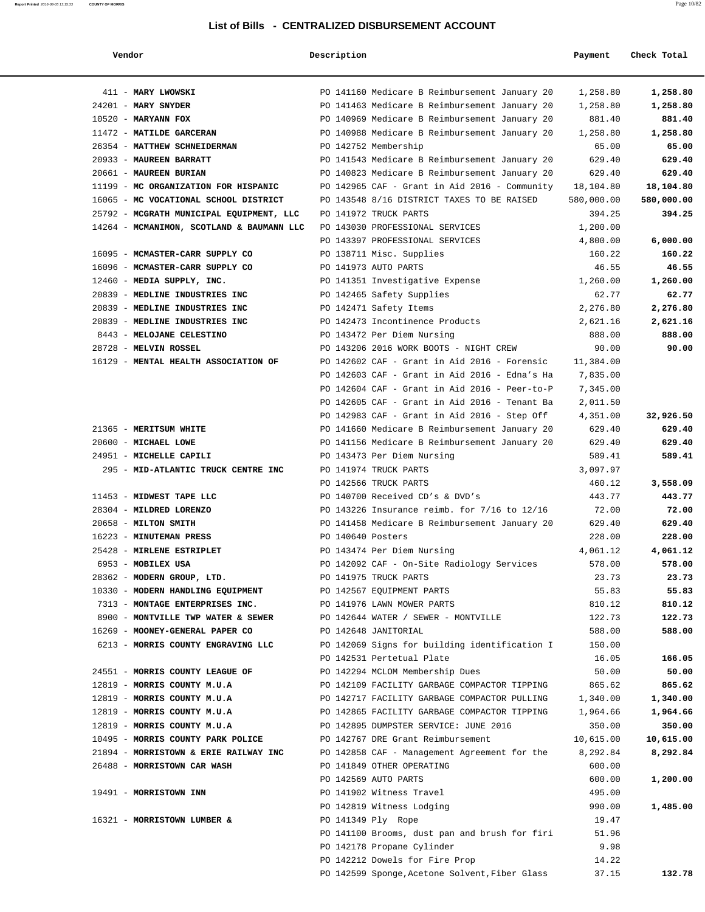# List of Bills - CENTRALIZED DISBURSEMENT ACCOUNT

| Vendor | Description | Payment | Check Total |
|---|---|---|---|
| 411 - **MARY LWOWSKI** | PO 141160 Medicare B Reimbursement January 20 | 1,258.80 | **1,258.80** |
| 24201 - **MARY SNYDER** | PO 141463 Medicare B Reimbursement January 20 | 1,258.80 | **1,258.80** |
| 10520 - **MARYANN FOX** | PO 140969 Medicare B Reimbursement January 20 | 881.40 | **881.40** |
| 11472 - **MATILDE GARCERAN** | PO 140988 Medicare B Reimbursement January 20 | 1,258.80 | **1,258.80** |
| 26354 - **MATTHEW SCHNEIDERMAN** | PO 142752 Membership | 65.00 | **65.00** |
| 20933 - **MAUREEN BARRATT** | PO 141543 Medicare B Reimbursement January 20 | 629.40 | **629.40** |
| 20661 - **MAUREEN BURIAN** | PO 140823 Medicare B Reimbursement January 20 | 629.40 | **629.40** |
| 11199 - **MC ORGANIZATION FOR HISPANIC** | PO 142965 CAF - Grant in Aid 2016 - Community | 18,104.80 | **18,104.80** |
| 16065 - **MC VOCATIONAL SCHOOL DISTRICT** | PO 143548 8/16 DISTRICT TAXES TO BE RAISED | 580,000.00 | **580,000.00** |
| 25792 - **MCGRATH MUNICIPAL EQUIPMENT, LLC** | PO 141972 TRUCK PARTS | 394.25 | **394.25** |
| 14264 - **MCMANIMON, SCOTLAND & BAUMANN LLC** | PO 143030 PROFESSIONAL SERVICES | 1,200.00 | |
| | PO 143397 PROFESSIONAL SERVICES | 4,800.00 | **6,000.00** |
| 16095 - **MCMASTER-CARR SUPPLY CO** | PO 138711 Misc. Supplies | 160.22 | **160.22** |
| 16096 - **MCMASTER-CARR SUPPLY CO** | PO 141973 AUTO PARTS | 46.55 | **46.55** |
| 12460 - **MEDIA SUPPLY, INC.** | PO 141351 Investigative Expense | 1,260.00 | **1,260.00** |
| 20839 - **MEDLINE INDUSTRIES INC** | PO 142465 Safety Supplies | 62.77 | **62.77** |
| 20839 - **MEDLINE INDUSTRIES INC** | PO 142471 Safety Items | 2,276.80 | **2,276.80** |
| 20839 - **MEDLINE INDUSTRIES INC** | PO 142473 Incontinence Products | 2,621.16 | **2,621.16** |
| 8443 - **MELOJANE CELESTINO** | PO 143472 Per Diem Nursing | 888.00 | **888.00** |
| 28728 - **MELVIN ROSSEL** | PO 143206 2016 WORK BOOTS - NIGHT CREW | 90.00 | **90.00** |
| 16129 - **MENTAL HEALTH ASSOCIATION OF** | PO 142602 CAF - Grant in Aid 2016 - Forensic | 11,384.00 | |
| | PO 142603 CAF - Grant in Aid 2016 - Edna's Ha | 7,835.00 | |
| | PO 142604 CAF - Grant in Aid 2016 - Peer-to-P | 7,345.00 | |
| | PO 142605 CAF - Grant in Aid 2016 - Tenant Ba | 2,011.50 | |
| | PO 142983 CAF - Grant in Aid 2016 - Step Off | 4,351.00 | **32,926.50** |
| 21365 - **MERITSUM WHITE** | PO 141660 Medicare B Reimbursement January 20 | 629.40 | **629.40** |
| 20600 - **MICHAEL LOWE** | PO 141156 Medicare B Reimbursement January 20 | 629.40 | **629.40** |
| 24951 - **MICHELLE CAPILI** | PO 143473 Per Diem Nursing | 589.41 | **589.41** |
| 295 - **MID-ATLANTIC TRUCK CENTRE INC** | PO 141974 TRUCK PARTS | 3,097.97 | |
| | PO 142566 TRUCK PARTS | 460.12 | **3,558.09** |
| 11453 - **MIDWEST TAPE LLC** | PO 140700 Received CD's & DVD's | 443.77 | **443.77** |
| 28304 - **MILDRED LORENZO** | PO 143226 Insurance reimb. for 7/16 to 12/16 | 72.00 | **72.00** |
| 20658 - **MILTON SMITH** | PO 141458 Medicare B Reimbursement January 20 | 629.40 | **629.40** |
| 16223 - **MINUTEMAN PRESS** | PO 140640 Posters | 228.00 | **228.00** |
| 25428 - **MIRLENE ESTRIPLET** | PO 143474 Per Diem Nursing | 4,061.12 | **4,061.12** |
| 6953 - **MOBILEX USA** | PO 142092 CAF - On-Site Radiology Services | 578.00 | **578.00** |
| 28362 - **MODERN GROUP, LTD.** | PO 141975 TRUCK PARTS | 23.73 | **23.73** |
| 10330 - **MODERN HANDLING EQUIPMENT** | PO 142567 EQUIPMENT PARTS | 55.83 | **55.83** |
| 7313 - **MONTAGE ENTERPRISES INC.** | PO 141976 LAWN MOWER PARTS | 810.12 | **810.12** |
| 8900 - **MONTVILLE TWP WATER & SEWER** | PO 142644 WATER / SEWER - MONTVILLE | 122.73 | **122.73** |
| 16269 - **MOONEY-GENERAL PAPER CO** | PO 142648 JANITORIAL | 588.00 | **588.00** |
| 6213 - **MORRIS COUNTY ENGRAVING LLC** | PO 142069 Signs for building identification I | 150.00 | |
| | PO 142531 Pertetual Plate | 16.05 | **166.05** |
| 24551 - **MORRIS COUNTY LEAGUE OF** | PO 142294 MCLOM Membership Dues | 50.00 | **50.00** |
| 12819 - **MORRIS COUNTY M.U.A** | PO 142109 FACILITY GARBAGE COMPACTOR TIPPING | 865.62 | **865.62** |
| 12819 - **MORRIS COUNTY M.U.A** | PO 142717 FACILITY GARBAGE COMPACTOR PULLING | 1,340.00 | **1,340.00** |
| 12819 - **MORRIS COUNTY M.U.A** | PO 142865 FACILITY GARBAGE COMPACTOR TIPPING | 1,964.66 | **1,964.66** |
| 12819 - **MORRIS COUNTY M.U.A** | PO 142895 DUMPSTER SERVICE: JUNE 2016 | 350.00 | **350.00** |
| 10495 - **MORRIS COUNTY PARK POLICE** | PO 142767 DRE Grant Reimbursement | 10,615.00 | **10,615.00** |
| 21894 - **MORRISTOWN & ERIE RAILWAY INC** | PO 142858 CAF - Management Agreement for the | 8,292.84 | **8,292.84** |
| 26488 - **MORRISTOWN CAR WASH** | PO 141849 OTHER OPERATING | 600.00 | |
| | PO 142569 AUTO PARTS | 600.00 | **1,200.00** |
| 19491 - **MORRISTOWN INN** | PO 141902 Witness Travel | 495.00 | |
| | PO 142819 Witness Lodging | 990.00 | **1,485.00** |
| 16321 - **MORRISTOWN LUMBER &** | PO 141349 Ply Rope | 19.47 | |
| | PO 141100 Brooms, dust pan and brush for firi | 51.96 | |
| | PO 142178 Propane Cylinder | 9.98 | |
| | PO 142212 Dowels for Fire Prop | 14.22 | |
| | PO 142599 Sponge,Acetone Solvent,Fiber Glass | 37.15 | **132.78** |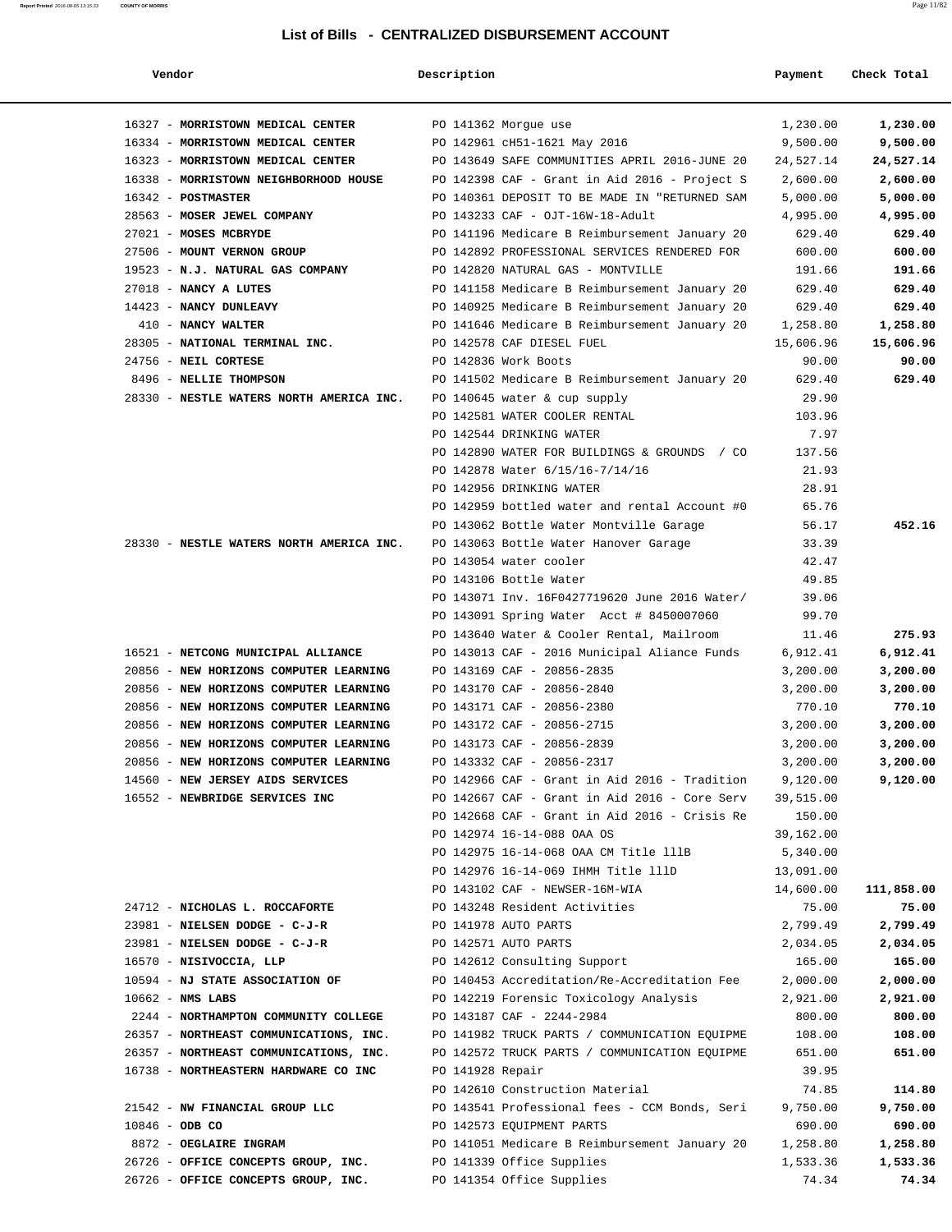# List of Bills - CENTRALIZED DISBURSEMENT ACCOUNT

| Vendor | Description | Payment | Check Total |
|---|---|---|---|
| 16327 - **MORRISTOWN MEDICAL CENTER** | PO 141362 Morgue use | 1,230.00 | **1,230.00** |
| 16334 - **MORRISTOWN MEDICAL CENTER** | PO 142961 cH51-1621 May 2016 | 9,500.00 | **9,500.00** |
| 16323 - **MORRISTOWN MEDICAL CENTER** | PO 143649 SAFE COMMUNITIES APRIL 2016-JUNE 20 | 24,527.14 | **24,527.14** |
| 16338 - **MORRISTOWN NEIGHBORHOOD HOUSE** | PO 142398 CAF - Grant in Aid 2016 - Project S | 2,600.00 | **2,600.00** |
| 16342 - **POSTMASTER** | PO 140361 DEPOSIT TO BE MADE IN "RETURNED SAM | 5,000.00 | **5,000.00** |
| 28563 - **MOSER JEWEL COMPANY** | PO 143233 CAF - OJT-16W-18-Adult | 4,995.00 | **4,995.00** |
| 27021 - **MOSES MCBRYDE** | PO 141196 Medicare B Reimbursement January 20 | 629.40 | **629.40** |
| 27506 - **MOUNT VERNON GROUP** | PO 142892 PROFESSIONAL SERVICES RENDERED FOR | 600.00 | **600.00** |
| 19523 - **N.J. NATURAL GAS COMPANY** | PO 142820 NATURAL GAS - MONTVILLE | 191.66 | **191.66** |
| 27018 - **NANCY A LUTES** | PO 141158 Medicare B Reimbursement January 20 | 629.40 | **629.40** |
| 14423 - **NANCY DUNLEAVY** | PO 140925 Medicare B Reimbursement January 20 | 629.40 | **629.40** |
| 410 - **NANCY WALTER** | PO 141646 Medicare B Reimbursement January 20 | 1,258.80 | **1,258.80** |
| 28305 - **NATIONAL TERMINAL INC.** | PO 142578 CAF DIESEL FUEL | 15,606.96 | **15,606.96** |
| 24756 - **NEIL CORTESE** | PO 142836 Work Boots | 90.00 | **90.00** |
| 8496 - **NELLIE THOMPSON** | PO 141502 Medicare B Reimbursement January 20 | 629.40 | **629.40** |
| 28330 - **NESTLE WATERS NORTH AMERICA INC.** | PO 140645 water & cup supply | 29.90 | |
| | PO 142581 WATER COOLER RENTAL | 103.96 | |
| | PO 142544 DRINKING WATER | 7.97 | |
| | PO 142890 WATER FOR BUILDINGS & GROUNDS / CO | 137.56 | |
| | PO 142878 Water 6/15/16-7/14/16 | 21.93 | |
| | PO 142956 DRINKING WATER | 28.91 | |
| | PO 142959 bottled water and rental Account #0 | 65.76 | |
| | PO 143062 Bottle Water Montville Garage | 56.17 | **452.16** |
| 28330 - **NESTLE WATERS NORTH AMERICA INC.** | PO 143063 Bottle Water Hanover Garage | 33.39 | |
| | PO 143054 water cooler | 42.47 | |
| | PO 143106 Bottle Water | 49.85 | |
| | PO 143071 Inv. 16F0427719620 June 2016 Water/ | 39.06 | |
| | PO 143091 Spring Water Acct # 8450007060 | 99.70 | |
| | PO 143640 Water & Cooler Rental, Mailroom | 11.46 | **275.93** |
| 16521 - **NETCONG MUNICIPAL ALLIANCE** | PO 143013 CAF - 2016 Municipal Aliance Funds | 6,912.41 | **6,912.41** |
| 20856 - **NEW HORIZONS COMPUTER LEARNING** | PO 143169 CAF - 20856-2835 | 3,200.00 | **3,200.00** |
| 20856 - **NEW HORIZONS COMPUTER LEARNING** | PO 143170 CAF - 20856-2840 | 3,200.00 | **3,200.00** |
| 20856 - **NEW HORIZONS COMPUTER LEARNING** | PO 143171 CAF - 20856-2380 | 770.10 | **770.10** |
| 20856 - **NEW HORIZONS COMPUTER LEARNING** | PO 143172 CAF - 20856-2715 | 3,200.00 | **3,200.00** |
| 20856 - **NEW HORIZONS COMPUTER LEARNING** | PO 143173 CAF - 20856-2839 | 3,200.00 | **3,200.00** |
| 20856 - **NEW HORIZONS COMPUTER LEARNING** | PO 143332 CAF - 20856-2317 | 3,200.00 | **3,200.00** |
| 14560 - **NEW JERSEY AIDS SERVICES** | PO 142966 CAF - Grant in Aid 2016 - Tradition | 9,120.00 | **9,120.00** |
| 16552 - **NEWBRIDGE SERVICES INC** | PO 142667 CAF - Grant in Aid 2016 - Core Serv | 39,515.00 | |
| | PO 142668 CAF - Grant in Aid 2016 - Crisis Re | 150.00 | |
| | PO 142974 16-14-088 OAA OS | 39,162.00 | |
| | PO 142975 16-14-068 OAA CM Title 111B | 5,340.00 | |
| | PO 142976 16-14-069 IHMH Title 111D | 13,091.00 | |
| | PO 143102 CAF - NEWSER-16M-WIA | 14,600.00 | **111,858.00** |
| 24712 - **NICHOLAS L. ROCCAFORTE** | PO 143248 Resident Activities | 75.00 | **75.00** |
| 23981 - **NIELSEN DODGE - C-J-R** | PO 141978 AUTO PARTS | 2,799.49 | **2,799.49** |
| 23981 - **NIELSEN DODGE - C-J-R** | PO 142571 AUTO PARTS | 2,034.05 | **2,034.05** |
| 16570 - **NISIVOCCIA, LLP** | PO 142612 Consulting Support | 165.00 | **165.00** |
| 10594 - **NJ STATE ASSOCIATION OF** | PO 140453 Accreditation/Re-Accreditation Fee | 2,000.00 | **2,000.00** |
| 10662 - **NMS LABS** | PO 142219 Forensic Toxicology Analysis | 2,921.00 | **2,921.00** |
| 2244 - **NORTHAMPTON COMMUNITY COLLEGE** | PO 143187 CAF - 2244-2984 | 800.00 | **800.00** |
| 26357 - **NORTHEAST COMMUNICATIONS, INC.** | PO 141982 TRUCK PARTS / COMMUNICATION EQUIPME | 108.00 | **108.00** |
| 26357 - **NORTHEAST COMMUNICATIONS, INC.** | PO 142572 TRUCK PARTS / COMMUNICATION EQUIPME | 651.00 | **651.00** |
| 16738 - **NORTHEASTERN HARDWARE CO INC** | PO 141928 Repair | 39.95 | |
| | PO 142610 Construction Material | 74.85 | **114.80** |
| 21542 - **NW FINANCIAL GROUP LLC** | PO 143541 Professional fees - CCM Bonds, Seri | 9,750.00 | **9,750.00** |
| 10846 - **ODB CO** | PO 142573 EQUIPMENT PARTS | 690.00 | **690.00** |
| 8872 - **OEGLAIRE INGRAM** | PO 141051 Medicare B Reimbursement January 20 | 1,258.80 | **1,258.80** |
| 26726 - **OFFICE CONCEPTS GROUP, INC.** | PO 141339 Office Supplies | 1,533.36 | **1,533.36** |
| 26726 - **OFFICE CONCEPTS GROUP, INC.** | PO 141354 Office Supplies | 74.34 | **74.34** |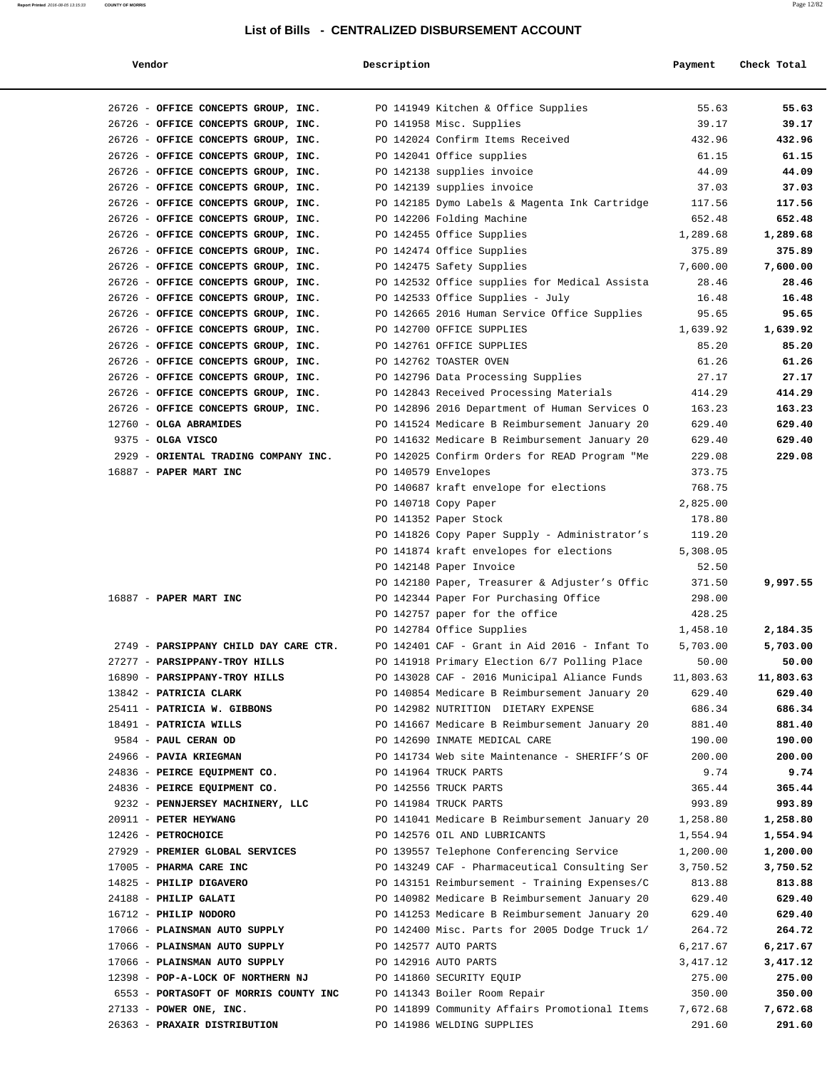## List of Bills - CENTRALIZED DISBURSEMENT ACCOUNT

| Vendor | Description | Payment | Check Total |
|---|---|---|---|
| 26726 - **OFFICE CONCEPTS GROUP, INC.** | PO 141949 Kitchen & Office Supplies | 55.63 | **55.63** |
| 26726 - **OFFICE CONCEPTS GROUP, INC.** | PO 141958 Misc. Supplies | 39.17 | **39.17** |
| 26726 - **OFFICE CONCEPTS GROUP, INC.** | PO 142024 Confirm Items Received | 432.96 | **432.96** |
| 26726 - **OFFICE CONCEPTS GROUP, INC.** | PO 142041 Office supplies | 61.15 | **61.15** |
| 26726 - **OFFICE CONCEPTS GROUP, INC.** | PO 142138 supplies invoice | 44.09 | **44.09** |
| 26726 - **OFFICE CONCEPTS GROUP, INC.** | PO 142139 supplies invoice | 37.03 | **37.03** |
| 26726 - **OFFICE CONCEPTS GROUP, INC.** | PO 142185 Dymo Labels & Magenta Ink Cartridge | 117.56 | **117.56** |
| 26726 - **OFFICE CONCEPTS GROUP, INC.** | PO 142206 Folding Machine | 652.48 | **652.48** |
| 26726 - **OFFICE CONCEPTS GROUP, INC.** | PO 142455 Office Supplies | 1,289.68 | **1,289.68** |
| 26726 - **OFFICE CONCEPTS GROUP, INC.** | PO 142474 Office Supplies | 375.89 | **375.89** |
| 26726 - **OFFICE CONCEPTS GROUP, INC.** | PO 142475 Safety Supplies | 7,600.00 | **7,600.00** |
| 26726 - **OFFICE CONCEPTS GROUP, INC.** | PO 142532 Office supplies for Medical Assista | 28.46 | **28.46** |
| 26726 - **OFFICE CONCEPTS GROUP, INC.** | PO 142533 Office Supplies - July | 16.48 | **16.48** |
| 26726 - **OFFICE CONCEPTS GROUP, INC.** | PO 142665 2016 Human Service Office Supplies | 95.65 | **95.65** |
| 26726 - **OFFICE CONCEPTS GROUP, INC.** | PO 142700 OFFICE SUPPLIES | 1,639.92 | **1,639.92** |
| 26726 - **OFFICE CONCEPTS GROUP, INC.** | PO 142761 OFFICE SUPPLIES | 85.20 | **85.20** |
| 26726 - **OFFICE CONCEPTS GROUP, INC.** | PO 142762 TOASTER OVEN | 61.26 | **61.26** |
| 26726 - **OFFICE CONCEPTS GROUP, INC.** | PO 142796 Data Processing Supplies | 27.17 | **27.17** |
| 26726 - **OFFICE CONCEPTS GROUP, INC.** | PO 142843 Received Processing Materials | 414.29 | **414.29** |
| 26726 - **OFFICE CONCEPTS GROUP, INC.** | PO 142896 2016 Department of Human Services O | 163.23 | **163.23** |
| 12760 - **OLGA ABRAMIDES** | PO 141524 Medicare B Reimbursement January 20 | 629.40 | **629.40** |
| 9375 - **OLGA VISCO** | PO 141632 Medicare B Reimbursement January 20 | 629.40 | **629.40** |
| 2929 - **ORIENTAL TRADING COMPANY INC.** | PO 142025 Confirm Orders for READ Program "Me | 229.08 | **229.08** |
| 16887 - **PAPER MART INC** | PO 140579 Envelopes | 373.75 | |
| | PO 140687 kraft envelope for elections | 768.75 | |
| | PO 140718 Copy Paper | 2,825.00 | |
| | PO 141352 Paper Stock | 178.80 | |
| | PO 141826 Copy Paper Supply - Administrator's | 119.20 | |
| | PO 141874 kraft envelopes for elections | 5,308.05 | |
| | PO 142148 Paper Invoice | 52.50 | |
| | PO 142180 Paper, Treasurer & Adjuster's Offic | 371.50 | **9,997.55** |
| 16887 - **PAPER MART INC** | PO 142344 Paper For Purchasing Office | 298.00 | |
| | PO 142757 paper for the office | 428.25 | |
| | PO 142784 Office Supplies | 1,458.10 | **2,184.35** |
| 2749 - **PARSIPPANY CHILD DAY CARE CTR.** | PO 142401 CAF - Grant in Aid 2016 - Infant To | 5,703.00 | **5,703.00** |
| 27277 - **PARSIPPANY-TROY HILLS** | PO 141918 Primary Election 6/7 Polling Place | 50.00 | **50.00** |
| 16890 - **PARSIPPANY-TROY HILLS** | PO 143028 CAF - 2016 Municipal Aliance Funds | 11,803.63 | **11,803.63** |
| 13842 - **PATRICIA CLARK** | PO 140854 Medicare B Reimbursement January 20 | 629.40 | **629.40** |
| 25411 - **PATRICIA W. GIBBONS** | PO 142982 NUTRITION DIETARY EXPENSE | 686.34 | **686.34** |
| 18491 - **PATRICIA WILLS** | PO 141667 Medicare B Reimbursement January 20 | 881.40 | **881.40** |
| 9584 - **PAUL CERAN OD** | PO 142690 INMATE MEDICAL CARE | 190.00 | **190.00** |
| 24966 - **PAVIA KRIEGMAN** | PO 141734 Web site Maintenance - SHERIFF'S OF | 200.00 | **200.00** |
| 24836 - **PEIRCE EQUIPMENT CO.** | PO 141964 TRUCK PARTS | 9.74 | **9.74** |
| 24836 - **PEIRCE EQUIPMENT CO.** | PO 142556 TRUCK PARTS | 365.44 | **365.44** |
| 9232 - **PENNJERSEY MACHINERY, LLC** | PO 141984 TRUCK PARTS | 993.89 | **993.89** |
| 20911 - **PETER HEYWANG** | PO 141041 Medicare B Reimbursement January 20 | 1,258.80 | **1,258.80** |
| 12426 - **PETROCHOICE** | PO 142576 OIL AND LUBRICANTS | 1,554.94 | **1,554.94** |
| 27929 - **PREMIER GLOBAL SERVICES** | PO 139557 Telephone Conferencing Service | 1,200.00 | **1,200.00** |
| 17005 - **PHARMA CARE INC** | PO 143249 CAF - Pharmaceutical Consulting Ser | 3,750.52 | **3,750.52** |
| 14825 - **PHILIP DIGAVERO** | PO 143151 Reimbursement - Training Expenses/C | 813.88 | **813.88** |
| 24188 - **PHILIP GALATI** | PO 140982 Medicare B Reimbursement January 20 | 629.40 | **629.40** |
| 16712 - **PHILIP NODORO** | PO 141253 Medicare B Reimbursement January 20 | 629.40 | **629.40** |
| 17066 - **PLAINSMAN AUTO SUPPLY** | PO 142400 Misc. Parts for 2005 Dodge Truck 1/ | 264.72 | **264.72** |
| 17066 - **PLAINSMAN AUTO SUPPLY** | PO 142577 AUTO PARTS | 6,217.67 | **6,217.67** |
| 17066 - **PLAINSMAN AUTO SUPPLY** | PO 142916 AUTO PARTS | 3,417.12 | **3,417.12** |
| 12398 - **POP-A-LOCK OF NORTHERN NJ** | PO 141860 SECURITY EQUIP | 275.00 | **275.00** |
| 6553 - **PORTASOFT OF MORRIS COUNTY INC** | PO 141343 Boiler Room Repair | 350.00 | **350.00** |
| 27133 - **POWER ONE, INC.** | PO 141899 Community Affairs Promotional Items | 7,672.68 | **7,672.68** |
| 26363 - **PRAXAIR DISTRIBUTION** | PO 141986 WELDING SUPPLIES | 291.60 | **291.60** |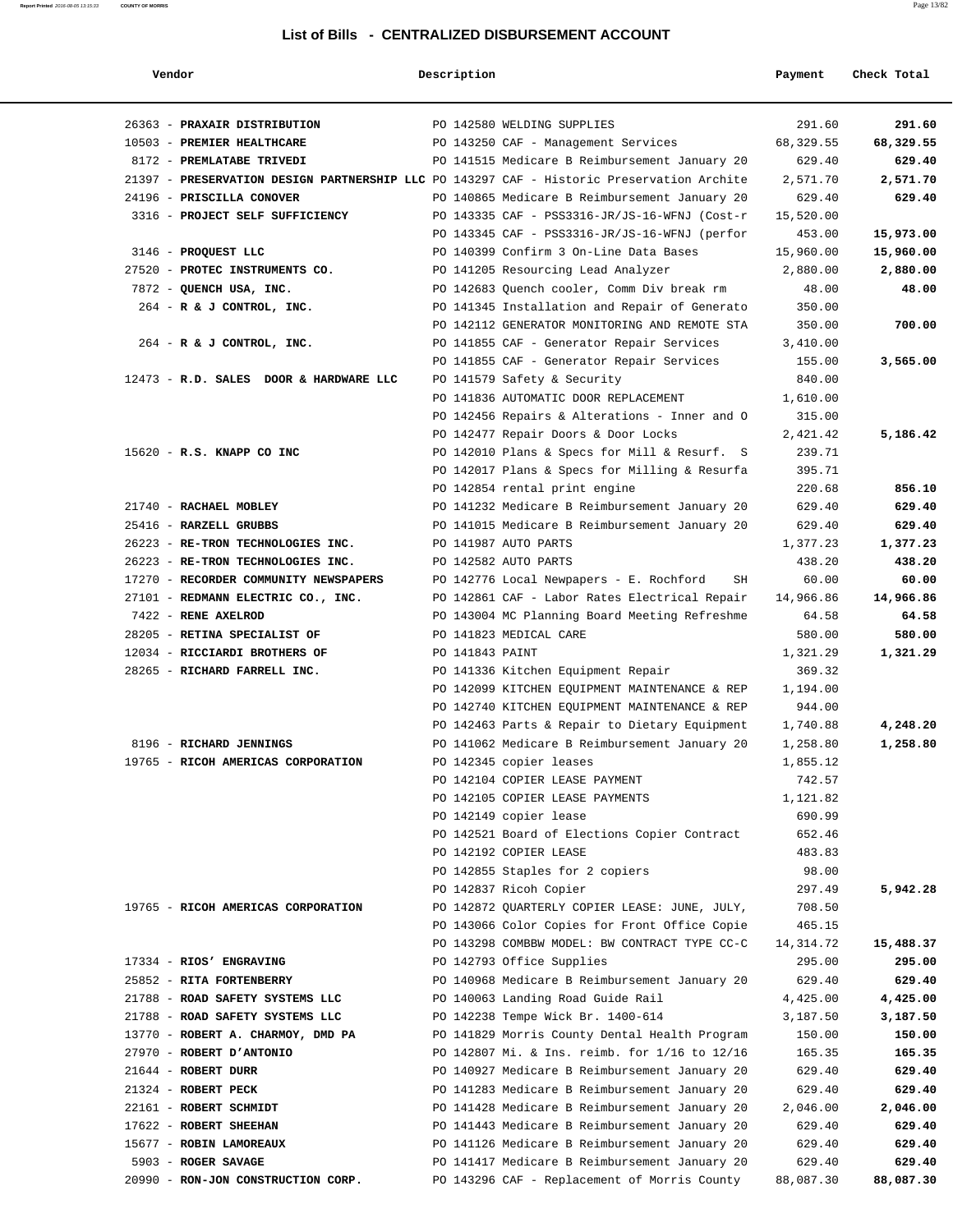## List of Bills - CENTRALIZED DISBURSEMENT ACCOUNT

| Vendor | Description | Payment | Check Total |
|---|---|---|---|
| 26363 - **PRAXAIR DISTRIBUTION** | PO 142580 WELDING SUPPLIES | 291.60 | **291.60** |
| 10503 - **PREMIER HEALTHCARE** | PO 143250 CAF - Management Services | 68,329.55 | **68,329.55** |
| 8172 - **PREMLATABE TRIVEDI** | PO 141515 Medicare B Reimbursement January 20 | 629.40 | **629.40** |
| 21397 - **PRESERVATION DESIGN PARTNERSHIP LLC** | PO 143297 CAF - Historic Preservation Archite | 2,571.70 | **2,571.70** |
| 24196 - **PRISCILLA CONOVER** | PO 140865 Medicare B Reimbursement January 20 | 629.40 | **629.40** |
| 3316 - **PROJECT SELF SUFFICIENCY** | PO 143335 CAF - PSS3316-JR/JS-16-WFNJ (Cost-r | 15,520.00 | |
| | PO 143345 CAF - PSS3316-JR/JS-16-WFNJ (perfor | 453.00 | **15,973.00** |
| 3146 - **PROQUEST LLC** | PO 140399 Confirm 3 On-Line Data Bases | 15,960.00 | **15,960.00** |
| 27520 - **PROTEC INSTRUMENTS CO.** | PO 141205 Resourcing Lead Analyzer | 2,880.00 | **2,880.00** |
| 7872 - **QUENCH USA, INC.** | PO 142683 Quench cooler, Comm Div break rm | 48.00 | **48.00** |
| 264 - **R & J CONTROL, INC.** | PO 141345 Installation and Repair of Generato | 350.00 | |
| | PO 142112 GENERATOR MONITORING AND REMOTE STA | 350.00 | **700.00** |
| 264 - **R & J CONTROL, INC.** | PO 141855 CAF - Generator Repair Services | 3,410.00 | |
| | PO 141855 CAF - Generator Repair Services | 155.00 | **3,565.00** |
| 12473 - **R.D. SALES DOOR & HARDWARE LLC** | PO 141579 Safety & Security | 840.00 | |
| | PO 141836 AUTOMATIC DOOR REPLACEMENT | 1,610.00 | |
| | PO 142456 Repairs & Alterations - Inner and O | 315.00 | |
| | PO 142477 Repair Doors & Door Locks | 2,421.42 | **5,186.42** |
| 15620 - **R.S. KNAPP CO INC** | PO 142010 Plans & Specs for Mill & Resurf. S | 239.71 | |
| | PO 142017 Plans & Specs for Milling & Resurfa | 395.71 | |
| | PO 142854 rental print engine | 220.68 | **856.10** |
| 21740 - **RACHAEL MOBLEY** | PO 141232 Medicare B Reimbursement January 20 | 629.40 | **629.40** |
| 25416 - **RARZELL GRUBBS** | PO 141015 Medicare B Reimbursement January 20 | 629.40 | **629.40** |
| 26223 - **RE-TRON TECHNOLOGIES INC.** | PO 141987 AUTO PARTS | 1,377.23 | **1,377.23** |
| 26223 - **RE-TRON TECHNOLOGIES INC.** | PO 142582 AUTO PARTS | 438.20 | **438.20** |
| 17270 - **RECORDER COMMUNITY NEWSPAPERS** | PO 142776 Local Newpapers - E. Rochford SH | 60.00 | **60.00** |
| 27101 - **REDMANN ELECTRIC CO., INC.** | PO 142861 CAF - Labor Rates Electrical Repair | 14,966.86 | **14,966.86** |
| 7422 - **RENE AXELROD** | PO 143004 MC Planning Board Meeting Refreshme | 64.58 | **64.58** |
| 28205 - **RETINA SPECIALIST OF** | PO 141823 MEDICAL CARE | 580.00 | **580.00** |
| 12034 - **RICCIARDI BROTHERS OF** | PO 141843 PAINT | 1,321.29 | **1,321.29** |
| 28265 - **RICHARD FARRELL INC.** | PO 141336 Kitchen Equipment Repair | 369.32 | |
| | PO 142099 KITCHEN EQUIPMENT MAINTENANCE & REP | 1,194.00 | |
| | PO 142740 KITCHEN EQUIPMENT MAINTENANCE & REP | 944.00 | |
| | PO 142463 Parts & Repair to Dietary Equipment | 1,740.88 | **4,248.20** |
| 8196 - **RICHARD JENNINGS** | PO 141062 Medicare B Reimbursement January 20 | 1,258.80 | **1,258.80** |
| 19765 - **RICOH AMERICAS CORPORATION** | PO 142345 copier leases | 1,855.12 | |
| | PO 142104 COPIER LEASE PAYMENT | 742.57 | |
| | PO 142105 COPIER LEASE PAYMENTS | 1,121.82 | |
| | PO 142149 copier lease | 690.99 | |
| | PO 142521 Board of Elections Copier Contract | 652.46 | |
| | PO 142192 COPIER LEASE | 483.83 | |
| | PO 142855 Staples for 2 copiers | 98.00 | |
| | PO 142837 Ricoh Copier | 297.49 | **5,942.28** |
| 19765 - **RICOH AMERICAS CORPORATION** | PO 142872 QUARTERLY COPIER LEASE: JUNE, JULY, | 708.50 | |
| | PO 143066 Color Copies for Front Office Copie | 465.15 | |
| | PO 143298 COMBBW MODEL: BW CONTRACT TYPE CC-C | 14,314.72 | **15,488.37** |
| 17334 - **RIOS' ENGRAVING** | PO 142793 Office Supplies | 295.00 | **295.00** |
| 25852 - **RITA FORTENBERRY** | PO 140968 Medicare B Reimbursement January 20 | 629.40 | **629.40** |
| 21788 - **ROAD SAFETY SYSTEMS LLC** | PO 140063 Landing Road Guide Rail | 4,425.00 | **4,425.00** |
| 21788 - **ROAD SAFETY SYSTEMS LLC** | PO 142238 Tempe Wick Br. 1400-614 | 3,187.50 | **3,187.50** |
| 13770 - **ROBERT A. CHARMOY, DMD PA** | PO 141829 Morris County Dental Health Program | 150.00 | **150.00** |
| 27970 - **ROBERT D'ANTONIO** | PO 142807 Mi. & Ins. reimb. for 1/16 to 12/16 | 165.35 | **165.35** |
| 21644 - **ROBERT DURR** | PO 140927 Medicare B Reimbursement January 20 | 629.40 | **629.40** |
| 21324 - **ROBERT PECK** | PO 141283 Medicare B Reimbursement January 20 | 629.40 | **629.40** |
| 22161 - **ROBERT SCHMIDT** | PO 141428 Medicare B Reimbursement January 20 | 2,046.00 | **2,046.00** |
| 17622 - **ROBERT SHEEHAN** | PO 141443 Medicare B Reimbursement January 20 | 629.40 | **629.40** |
| 15677 - **ROBIN LAMOREAUX** | PO 141126 Medicare B Reimbursement January 20 | 629.40 | **629.40** |
| 5903 - **ROGER SAVAGE** | PO 141417 Medicare B Reimbursement January 20 | 629.40 | **629.40** |
| 20990 - **RON-JON CONSTRUCTION CORP.** | PO 143296 CAF - Replacement of Morris County | 88,087.30 | **88,087.30** |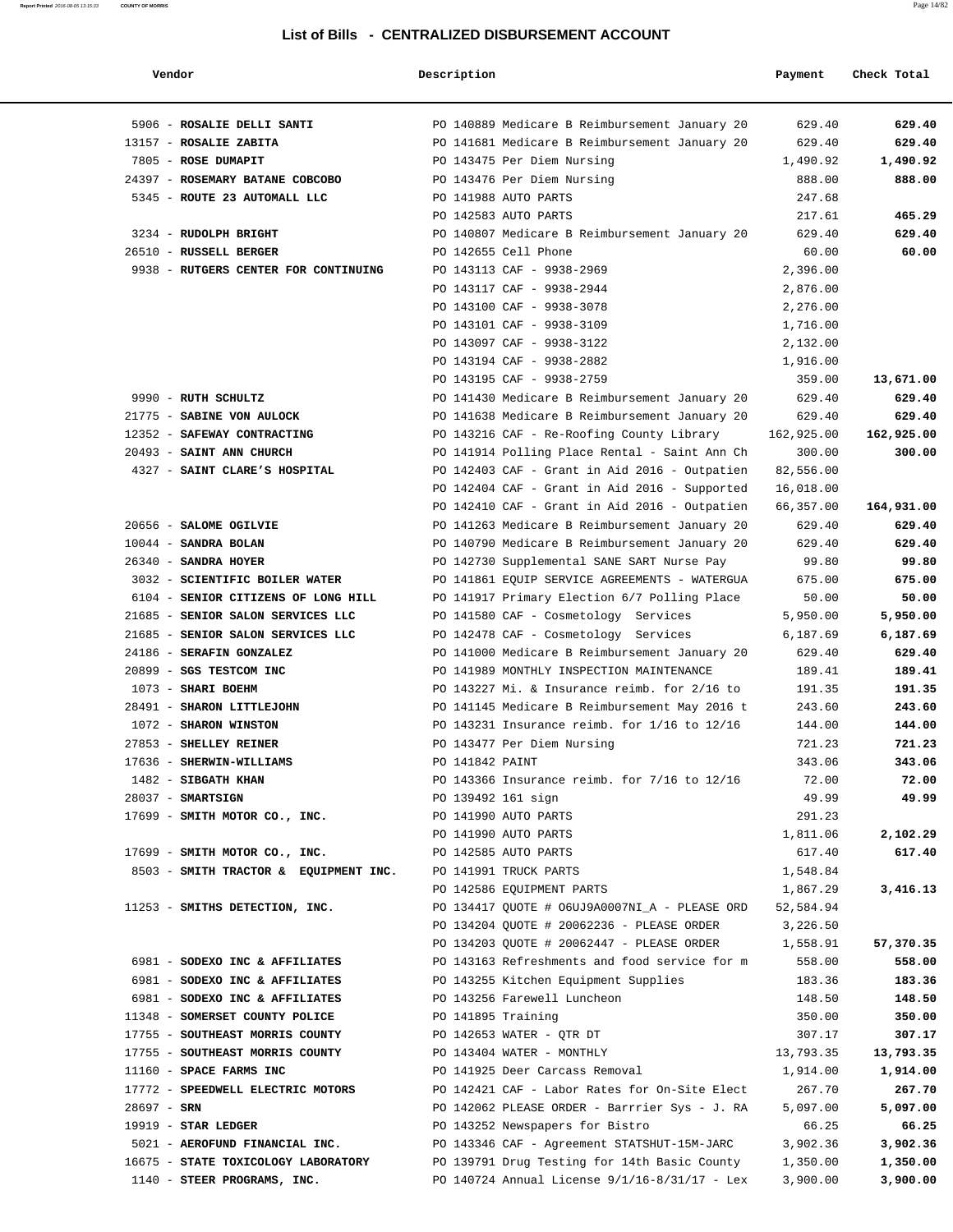## List of Bills - CENTRALIZED DISBURSEMENT ACCOUNT

| Vendor | Description | Payment | Check Total |
|---|---|---|---|
| 5906 - **ROSALIE DELLI SANTI** | PO 140889 Medicare B Reimbursement January 20 | 629.40 | **629.40** |
| 13157 - **ROSALIE ZABITA** | PO 141681 Medicare B Reimbursement January 20 | 629.40 | **629.40** |
| 7805 - **ROSE DUMAPIT** | PO 143475 Per Diem Nursing | 1,490.92 | **1,490.92** |
| 24397 - **ROSEMARY BATANE COBCOBO** | PO 143476 Per Diem Nursing | 888.00 | **888.00** |
| 5345 - **ROUTE 23 AUTOMALL LLC** | PO 141988 AUTO PARTS | 247.68 | |
| | PO 142583 AUTO PARTS | 217.61 | **465.29** |
| 3234 - **RUDOLPH BRIGHT** | PO 140807 Medicare B Reimbursement January 20 | 629.40 | **629.40** |
| 26510 - **RUSSELL BERGER** | PO 142655 Cell Phone | 60.00 | **60.00** |
| 9938 - **RUTGERS CENTER FOR CONTINUING** | PO 143113 CAF - 9938-2969 | 2,396.00 | |
| | PO 143117 CAF - 9938-2944 | 2,876.00 | |
| | PO 143100 CAF - 9938-3078 | 2,276.00 | |
| | PO 143101 CAF - 9938-3109 | 1,716.00 | |
| | PO 143097 CAF - 9938-3122 | 2,132.00 | |
| | PO 143194 CAF - 9938-2882 | 1,916.00 | |
| | PO 143195 CAF - 9938-2759 | 359.00 | **13,671.00** |
| 9990 - **RUTH SCHULTZ** | PO 141430 Medicare B Reimbursement January 20 | 629.40 | **629.40** |
| 21775 - **SABINE VON AULOCK** | PO 141638 Medicare B Reimbursement January 20 | 629.40 | **629.40** |
| 12352 - **SAFEWAY CONTRACTING** | PO 143216 CAF - Re-Roofing County Library | 162,925.00 | **162,925.00** |
| 20493 - **SAINT ANN CHURCH** | PO 141914 Polling Place Rental - Saint Ann Ch | 300.00 | **300.00** |
| 4327 - **SAINT CLARE'S HOSPITAL** | PO 142403 CAF - Grant in Aid 2016 - Outpatien | 82,556.00 | |
| | PO 142404 CAF - Grant in Aid 2016 - Supported | 16,018.00 | |
| | PO 142410 CAF - Grant in Aid 2016 - Outpatien | 66,357.00 | **164,931.00** |
| 20656 - **SALOME OGILVIE** | PO 141263 Medicare B Reimbursement January 20 | 629.40 | **629.40** |
| 10044 - **SANDRA BOLAN** | PO 140790 Medicare B Reimbursement January 20 | 629.40 | **629.40** |
| 26340 - **SANDRA HOYER** | PO 142730 Supplemental SANE SART Nurse Pay | 99.80 | **99.80** |
| 3032 - **SCIENTIFIC BOILER WATER** | PO 141861 EQUIP SERVICE AGREEMENTS - WATERGUA | 675.00 | **675.00** |
| 6104 - **SENIOR CITIZENS OF LONG HILL** | PO 141917 Primary Election 6/7 Polling Place | 50.00 | **50.00** |
| 21685 - **SENIOR SALON SERVICES LLC** | PO 141580 CAF - Cosmetology Services | 5,950.00 | **5,950.00** |
| 21685 - **SENIOR SALON SERVICES LLC** | PO 142478 CAF - Cosmetology Services | 6,187.69 | **6,187.69** |
| 24186 - **SERAFIN GONZALEZ** | PO 141000 Medicare B Reimbursement January 20 | 629.40 | **629.40** |
| 20899 - **SGS TESTCOM INC** | PO 141989 MONTHLY INSPECTION MAINTENANCE | 189.41 | **189.41** |
| 1073 - **SHARI BOEHM** | PO 143227 Mi. & Insurance reimb. for 2/16 to | 191.35 | **191.35** |
| 28491 - **SHARON LITTLEJOHN** | PO 141145 Medicare B Reimbursement May 2016 t | 243.60 | **243.60** |
| 1072 - **SHARON WINSTON** | PO 143231 Insurance reimb. for 1/16 to 12/16 | 144.00 | **144.00** |
| 27853 - **SHELLEY REINER** | PO 143477 Per Diem Nursing | 721.23 | **721.23** |
| 17636 - **SHERWIN-WILLIAMS** | PO 141842 PAINT | 343.06 | **343.06** |
| 1482 - **SIBGATH KHAN** | PO 143366 Insurance reimb. for 7/16 to 12/16 | 72.00 | **72.00** |
| 28037 - **SMARTSIGN** | PO 139492 161 sign | 49.99 | **49.99** |
| 17699 - **SMITH MOTOR CO., INC.** | PO 141990 AUTO PARTS | 291.23 | |
| | PO 141990 AUTO PARTS | 1,811.06 | **2,102.29** |
| 17699 - **SMITH MOTOR CO., INC.** | PO 142585 AUTO PARTS | 617.40 | **617.40** |
| 8503 - **SMITH TRACTOR & EQUIPMENT INC.** | PO 141991 TRUCK PARTS | 1,548.84 | |
| | PO 142586 EQUIPMENT PARTS | 1,867.29 | **3,416.13** |
| 11253 - **SMITHS DETECTION, INC.** | PO 134417 QUOTE # O6UJ9A0007NI_A - PLEASE ORD | 52,584.94 | |
| | PO 134204 QUOTE # 20062236 - PLEASE ORDER | 3,226.50 | |
| | PO 134203 QUOTE # 20062447 - PLEASE ORDER | 1,558.91 | **57,370.35** |
| 6981 - **SODEXO INC & AFFILIATES** | PO 143163 Refreshments and food service for m | 558.00 | **558.00** |
| 6981 - **SODEXO INC & AFFILIATES** | PO 143255 Kitchen Equipment Supplies | 183.36 | **183.36** |
| 6981 - **SODEXO INC & AFFILIATES** | PO 143256 Farewell Luncheon | 148.50 | **148.50** |
| 11348 - **SOMERSET COUNTY POLICE** | PO 141895 Training | 350.00 | **350.00** |
| 17755 - **SOUTHEAST MORRIS COUNTY** | PO 142653 WATER - QTR DT | 307.17 | **307.17** |
| 17755 - **SOUTHEAST MORRIS COUNTY** | PO 143404 WATER - MONTHLY | 13,793.35 | **13,793.35** |
| 11160 - **SPACE FARMS INC** | PO 141925 Deer Carcass Removal | 1,914.00 | **1,914.00** |
| 17772 - **SPEEDWELL ELECTRIC MOTORS** | PO 142421 CAF - Labor Rates for On-Site Elect | 267.70 | **267.70** |
| 28697 - **SRN** | PO 142062 PLEASE ORDER - Barrrier Sys - J. RA | 5,097.00 | **5,097.00** |
| 19919 - **STAR LEDGER** | PO 143252 Newspapers for Bistro | 66.25 | **66.25** |
| 5021 - **AEROFUND FINANCIAL INC.** | PO 143346 CAF - Agreement STATSHUT-15M-JARC | 3,902.36 | **3,902.36** |
| 16675 - **STATE TOXICOLOGY LABORATORY** | PO 139791 Drug Testing for 14th Basic County | 1,350.00 | **1,350.00** |
| 1140 - **STEER PROGRAMS, INC.** | PO 140724 Annual License 9/1/16-8/31/17 - Lex | 3,900.00 | **3,900.00** |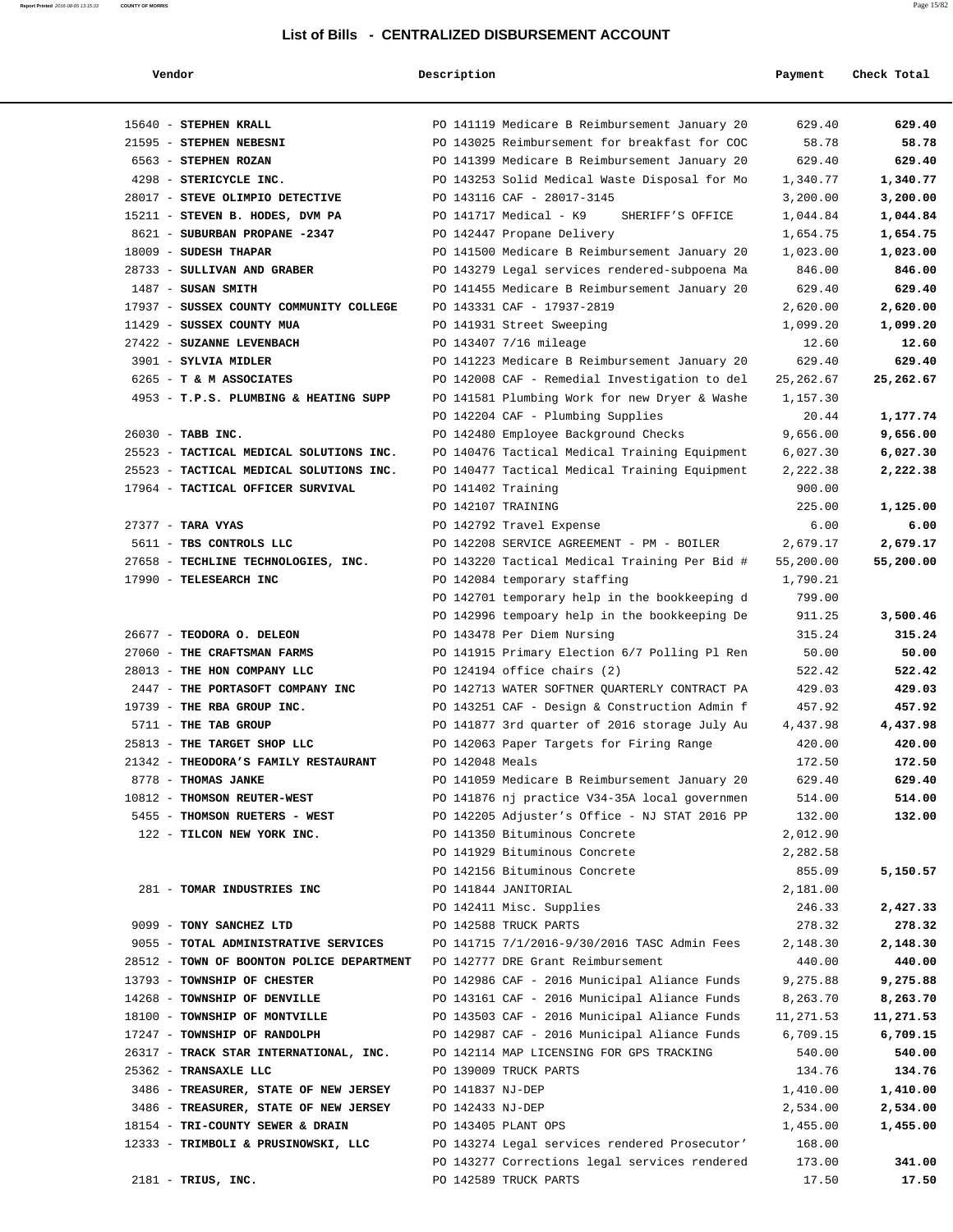# List of Bills - CENTRALIZED DISBURSEMENT ACCOUNT

| Vendor | Description | Payment | Check Total |
|---|---|---|---|
| 15640 - **STEPHEN KRALL** | PO 141119 Medicare B Reimbursement January 20 | 629.40 | **629.40** |
| 21595 - **STEPHEN NEBESNI** | PO 143025 Reimbursement for breakfast for COC | 58.78 | **58.78** |
| 6563 - **STEPHEN ROZAN** | PO 141399 Medicare B Reimbursement January 20 | 629.40 | **629.40** |
| 4298 - **STERICYCLE INC.** | PO 143253 Solid Medical Waste Disposal for Mo | 1,340.77 | **1,340.77** |
| 28017 - **STEVE OLIMPIO DETECTIVE** | PO 143116 CAF - 28017-3145 | 3,200.00 | **3,200.00** |
| 15211 - **STEVEN B. HODES, DVM PA** | PO 141717 Medical - K9 SHERIFF'S OFFICE | 1,044.84 | **1,044.84** |
| 8621 - **SUBURBAN PROPANE -2347** | PO 142447 Propane Delivery | 1,654.75 | **1,654.75** |
| 18009 - **SUDESH THAPAR** | PO 141500 Medicare B Reimbursement January 20 | 1,023.00 | **1,023.00** |
| 28733 - **SULLIVAN AND GRABER** | PO 143279 Legal services rendered-subpoena Ma | 846.00 | **846.00** |
| 1487 - **SUSAN SMITH** | PO 141455 Medicare B Reimbursement January 20 | 629.40 | **629.40** |
| 17937 - **SUSSEX COUNTY COMMUNITY COLLEGE** | PO 143331 CAF - 17937-2819 | 2,620.00 | **2,620.00** |
| 11429 - **SUSSEX COUNTY MUA** | PO 141931 Street Sweeping | 1,099.20 | **1,099.20** |
| 27422 - **SUZANNE LEVENBACH** | PO 143407 7/16 mileage | 12.60 | **12.60** |
| 3901 - **SYLVIA MIDLER** | PO 141223 Medicare B Reimbursement January 20 | 629.40 | **629.40** |
| 6265 - **T & M ASSOCIATES** | PO 142008 CAF - Remedial Investigation to del | 25,262.67 | **25,262.67** |
| 4953 - **T.P.S. PLUMBING & HEATING SUPP** | PO 141581 Plumbing Work for new Dryer & Washe | 1,157.30 | |
| | PO 142204 CAF - Plumbing Supplies | 20.44 | **1,177.74** |
| 26030 - **TABB INC.** | PO 142480 Employee Background Checks | 9,656.00 | **9,656.00** |
| 25523 - **TACTICAL MEDICAL SOLUTIONS INC.** | PO 140476 Tactical Medical Training Equipment | 6,027.30 | **6,027.30** |
| 25523 - **TACTICAL MEDICAL SOLUTIONS INC.** | PO 140477 Tactical Medical Training Equipment | 2,222.38 | **2,222.38** |
| 17964 - **TACTICAL OFFICER SURVIVAL** | PO 141402 Training | 900.00 | |
| | PO 142107 TRAINING | 225.00 | **1,125.00** |
| 27377 - **TARA VYAS** | PO 142792 Travel Expense | 6.00 | **6.00** |
| 5611 - **TBS CONTROLS LLC** | PO 142208 SERVICE AGREEMENT - PM - BOILER | 2,679.17 | **2,679.17** |
| 27658 - **TECHLINE TECHNOLOGIES, INC.** | PO 143220 Tactical Medical Training Per Bid # | 55,200.00 | **55,200.00** |
| 17990 - **TELESEARCH INC** | PO 142084 temporary staffing | 1,790.21 | |
| | PO 142701 temporary help in the bookkeeping d | 799.00 | |
| | PO 142996 tempoary help in the bookkeeping De | 911.25 | **3,500.46** |
| 26677 - **TEODORA O. DELEON** | PO 143478 Per Diem Nursing | 315.24 | **315.24** |
| 27060 - **THE CRAFTSMAN FARMS** | PO 141915 Primary Election 6/7 Polling Pl Ren | 50.00 | **50.00** |
| 28013 - **THE HON COMPANY LLC** | PO 124194 office chairs (2) | 522.42 | **522.42** |
| 2447 - **THE PORTASOFT COMPANY INC** | PO 142713 WATER SOFTNER QUARTERLY CONTRACT PA | 429.03 | **429.03** |
| 19739 - **THE RBA GROUP INC.** | PO 143251 CAF - Design & Construction Admin f | 457.92 | **457.92** |
| 5711 - **THE TAB GROUP** | PO 141877 3rd quarter of 2016 storage July Au | 4,437.98 | **4,437.98** |
| 25813 - **THE TARGET SHOP LLC** | PO 142063 Paper Targets for Firing Range | 420.00 | **420.00** |
| 21342 - **THEODORA'S FAMILY RESTAURANT** | PO 142048 Meals | 172.50 | **172.50** |
| 8778 - **THOMAS JANKE** | PO 141059 Medicare B Reimbursement January 20 | 629.40 | **629.40** |
| 10812 - **THOMSON REUTER-WEST** | PO 141876 nj practice V34-35A local governmen | 514.00 | **514.00** |
| 5455 - **THOMSON RUETERS - WEST** | PO 142205 Adjuster's Office - NJ STAT 2016 PP | 132.00 | **132.00** |
| 122 - **TILCON NEW YORK INC.** | PO 141350 Bituminous Concrete | 2,012.90 | |
| | PO 141929 Bituminous Concrete | 2,282.58 | |
| | PO 142156 Bituminous Concrete | 855.09 | **5,150.57** |
| 281 - **TOMAR INDUSTRIES INC** | PO 141844 JANITORIAL | 2,181.00 | |
| | PO 142411 Misc. Supplies | 246.33 | **2,427.33** |
| 9099 - **TONY SANCHEZ LTD** | PO 142588 TRUCK PARTS | 278.32 | **278.32** |
| 9055 - **TOTAL ADMINISTRATIVE SERVICES** | PO 141715 7/1/2016-9/30/2016 TASC Admin Fees | 2,148.30 | **2,148.30** |
| 28512 - **TOWN OF BOONTON POLICE DEPARTMENT** | PO 142777 DRE Grant Reimbursement | 440.00 | **440.00** |
| 13793 - **TOWNSHIP OF CHESTER** | PO 142986 CAF - 2016 Municipal Aliance Funds | 9,275.88 | **9,275.88** |
| 14268 - **TOWNSHIP OF DENVILLE** | PO 143161 CAF - 2016 Municipal Aliance Funds | 8,263.70 | **8,263.70** |
| 18100 - **TOWNSHIP OF MONTVILLE** | PO 143503 CAF - 2016 Municipal Aliance Funds | 11,271.53 | **11,271.53** |
| 17247 - **TOWNSHIP OF RANDOLPH** | PO 142987 CAF - 2016 Municipal Aliance Funds | 6,709.15 | **6,709.15** |
| 26317 - **TRACK STAR INTERNATIONAL, INC.** | PO 142114 MAP LICENSING FOR GPS TRACKING | 540.00 | **540.00** |
| 25362 - **TRANSAXLE LLC** | PO 139009 TRUCK PARTS | 134.76 | **134.76** |
| 3486 - **TREASURER, STATE OF NEW JERSEY** | PO 141837 NJ-DEP | 1,410.00 | **1,410.00** |
| 3486 - **TREASURER, STATE OF NEW JERSEY** | PO 142433 NJ-DEP | 2,534.00 | **2,534.00** |
| 18154 - **TRI-COUNTY SEWER & DRAIN** | PO 143405 PLANT OPS | 1,455.00 | **1,455.00** |
| 12333 - **TRIMBOLI & PRUSINOWSKI, LLC** | PO 143274 Legal services rendered Prosecutor' | 168.00 | |
| | PO 143277 Corrections legal services rendered | 173.00 | **341.00** |
| 2181 - **TRIUS, INC.** | PO 142589 TRUCK PARTS | 17.50 | **17.50** |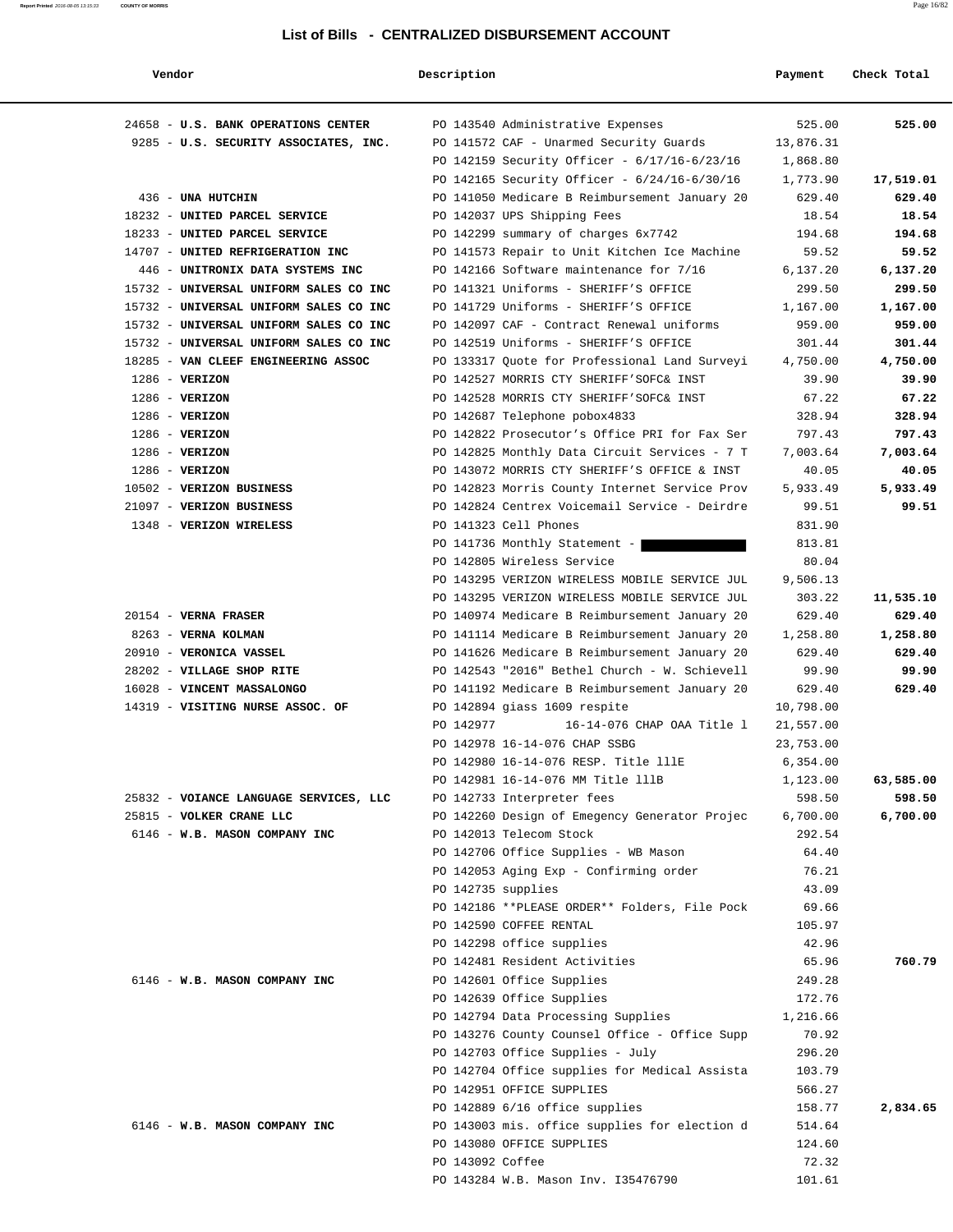## List of Bills - CENTRALIZED DISBURSEMENT ACCOUNT

| Vendor | Description | Payment | Check Total |
|---|---|---|---|
| 24658 - **U.S. BANK OPERATIONS CENTER** | PO 143540 Administrative Expenses | 525.00 | **525.00** |
| 9285 - **U.S. SECURITY ASSOCIATES, INC.** | PO 141572 CAF - Unarmed Security Guards | 13,876.31 | |
| | PO 142159 Security Officer - 6/17/16-6/23/16 | 1,868.80 | |
| | PO 142165 Security Officer - 6/24/16-6/30/16 | 1,773.90 | **17,519.01** |
| 436 - **UNA HUTCHIN** | PO 141050 Medicare B Reimbursement January 20 | 629.40 | **629.40** |
| 18232 - **UNITED PARCEL SERVICE** | PO 142037 UPS Shipping Fees | 18.54 | **18.54** |
| 18233 - **UNITED PARCEL SERVICE** | PO 142299 summary of charges 6x7742 | 194.68 | **194.68** |
| 14707 - **UNITED REFRIGERATION INC** | PO 141573 Repair to Unit Kitchen Ice Machine | 59.52 | **59.52** |
| 446 - **UNITRONIX DATA SYSTEMS INC** | PO 142166 Software maintenance for 7/16 | 6,137.20 | **6,137.20** |
| 15732 - **UNIVERSAL UNIFORM SALES CO INC** | PO 141321 Uniforms - SHERIFF'S OFFICE | 299.50 | **299.50** |
| 15732 - **UNIVERSAL UNIFORM SALES CO INC** | PO 141729 Uniforms - SHERIFF'S OFFICE | 1,167.00 | **1,167.00** |
| 15732 - **UNIVERSAL UNIFORM SALES CO INC** | PO 142097 CAF - Contract Renewal uniforms | 959.00 | **959.00** |
| 15732 - **UNIVERSAL UNIFORM SALES CO INC** | PO 142519 Uniforms - SHERIFF'S OFFICE | 301.44 | **301.44** |
| 18285 - **VAN CLEEF ENGINEERING ASSOC** | PO 133317 Quote for Professional Land Surveyi | 4,750.00 | **4,750.00** |
| 1286 - **VERIZON** | PO 142527 MORRIS CTY SHERIFF'SOFC& INST | 39.90 | **39.90** |
| 1286 - **VERIZON** | PO 142528 MORRIS CTY SHERIFF'SOFC& INST | 67.22 | **67.22** |
| 1286 - **VERIZON** | PO 142687 Telephone pobox4833 | 328.94 | **328.94** |
| 1286 - **VERIZON** | PO 142822 Prosecutor's Office PRI for Fax Ser | 797.43 | **797.43** |
| 1286 - **VERIZON** | PO 142825 Monthly Data Circuit Services - 7 T | 7,003.64 | **7,003.64** |
| 1286 - **VERIZON** | PO 143072 MORRIS CTY SHERIFF'S OFFICE & INST | 40.05 | **40.05** |
| 10502 - **VERIZON BUSINESS** | PO 142823 Morris County Internet Service Prov | 5,933.49 | **5,933.49** |
| 21097 - **VERIZON BUSINESS** | PO 142824 Centrex Voicemail Service - Deirdre | 99.51 | **99.51** |
| 1348 - **VERIZON WIRELESS** | PO 141323 Cell Phones | 831.90 | |
| | PO 141736 Monthly Statement - | 813.81 | |
| | PO 142805 Wireless Service | 80.04 | |
| | PO 143295 VERIZON WIRELESS MOBILE SERVICE JUL | 9,506.13 | |
| | PO 143295 VERIZON WIRELESS MOBILE SERVICE JUL | 303.22 | **11,535.10** |
| 20154 - **VERNA FRASER** | PO 140974 Medicare B Reimbursement January 20 | 629.40 | **629.40** |
| 8263 - **VERNA KOLMAN** | PO 141114 Medicare B Reimbursement January 20 | 1,258.80 | **1,258.80** |
| 20910 - **VERONICA VASSEL** | PO 141626 Medicare B Reimbursement January 20 | 629.40 | **629.40** |
| 28202 - **VILLAGE SHOP RITE** | PO 142543 "2016" Bethel Church - W. Schievell | 99.90 | **99.90** |
| 16028 - **VINCENT MASSALONGO** | PO 141192 Medicare B Reimbursement January 20 | 629.40 | **629.40** |
| 14319 - **VISITING NURSE ASSOC. OF** | PO 142894 giass 1609 respite | 10,798.00 | |
| | PO 142977 16-14-076 CHAP OAA Title l | 21,557.00 | |
| | PO 142978 16-14-076 CHAP SSBG | 23,753.00 | |
| | PO 142980 16-14-076 RESP. Title lllE | 6,354.00 | |
| | PO 142981 16-14-076 MM Title lllB | 1,123.00 | **63,585.00** |
| 25832 - **VOIANCE LANGUAGE SERVICES, LLC** | PO 142733 Interpreter fees | 598.50 | **598.50** |
| 25815 - **VOLKER CRANE LLC** | PO 142260 Design of Emegency Generator Projec | 6,700.00 | **6,700.00** |
| 6146 - **W.B. MASON COMPANY INC** | PO 142013 Telecom Stock | 292.54 | |
| | PO 142706 Office Supplies - WB Mason | 64.40 | |
| | PO 142053 Aging Exp - Confirming order | 76.21 | |
| | PO 142735 supplies | 43.09 | |
| | PO 142186 **PLEASE ORDER** Folders, File Pock | 69.66 | |
| | PO 142590 COFFEE RENTAL | 105.97 | |
| | PO 142298 office supplies | 42.96 | |
| | PO 142481 Resident Activities | 65.96 | **760.79** |
| 6146 - **W.B. MASON COMPANY INC** | PO 142601 Office Supplies | 249.28 | |
| | PO 142639 Office Supplies | 172.76 | |
| | PO 142794 Data Processing Supplies | 1,216.66 | |
| | PO 143276 County Counsel Office - Office Supp | 70.92 | |
| | PO 142703 Office Supplies - July | 296.20 | |
| | PO 142704 Office supplies for Medical Assista | 103.79 | |
| | PO 142951 OFFICE SUPPLIES | 566.27 | |
| | PO 142889 6/16 office supplies | 158.77 | **2,834.65** |
| 6146 - **W.B. MASON COMPANY INC** | PO 143003 mis. office supplies for election d | 514.64 | |
| | PO 143080 OFFICE SUPPLIES | 124.60 | |
| | PO 143092 Coffee | 72.32 | |
| | PO 143284 W.B. Mason Inv. I35476790 | 101.61 | |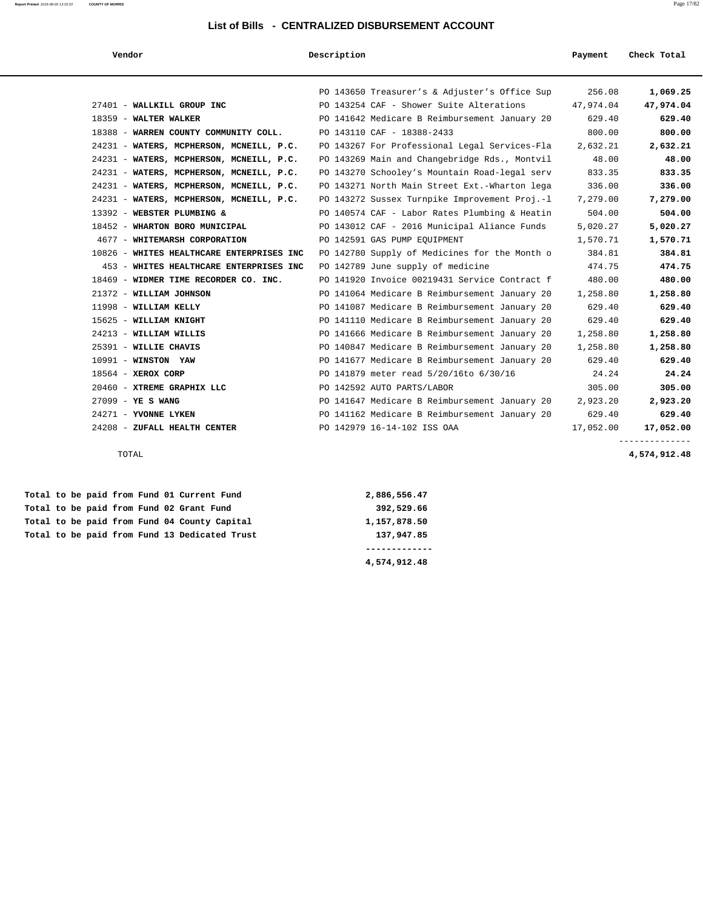# List of Bills - CENTRALIZED DISBURSEMENT ACCOUNT

| Vendor | Description | Payment | Check Total |
|---|---|---|---|
| | PO 143650 Treasurer's & Adjuster's Office Sup | 256.08 | **1,069.25** |
| 27401 - **WALLKILL GROUP INC** | PO 143254 CAF - Shower Suite Alterations | 47,974.04 | **47,974.04** |
| 18359 - **WALTER WALKER** | PO 141642 Medicare B Reimbursement January 20 | 629.40 | **629.40** |
| 18388 - **WARREN COUNTY COMMUNITY COLL.** | PO 143110 CAF - 18388-2433 | 800.00 | **800.00** |
| 24231 - **WATERS, MCPHERSON, MCNEILL, P.C.** | PO 143267 For Professional Legal Services-Fla | 2,632.21 | **2,632.21** |
| 24231 - **WATERS, MCPHERSON, MCNEILL, P.C.** | PO 143269 Main and Changebridge Rds., Montvil | 48.00 | **48.00** |
| 24231 - **WATERS, MCPHERSON, MCNEILL, P.C.** | PO 143270 Schooley's Mountain Road-legal serv | 833.35 | **833.35** |
| 24231 - **WATERS, MCPHERSON, MCNEILL, P.C.** | PO 143271 North Main Street Ext.-Wharton lega | 336.00 | **336.00** |
| 24231 - **WATERS, MCPHERSON, MCNEILL, P.C.** | PO 143272 Sussex Turnpike Improvement Proj.-l | 7,279.00 | **7,279.00** |
| 13392 - **WEBSTER PLUMBING &** | PO 140574 CAF - Labor Rates Plumbing & Heatin | 504.00 | **504.00** |
| 18452 - **WHARTON BORO MUNICIPAL** | PO 143012 CAF - 2016 Municipal Aliance Funds | 5,020.27 | **5,020.27** |
| 4677 - **WHITEMARSH CORPORATION** | PO 142591 GAS PUMP EQUIPMENT | 1,570.71 | **1,570.71** |
| 10826 - **WHITES HEALTHCARE ENTERPRISES INC** | PO 142780 Supply of Medicines for the Month o | 384.81 | **384.81** |
| 453 - **WHITES HEALTHCARE ENTERPRISES INC** | PO 142789 June supply of medicine | 474.75 | **474.75** |
| 18469 - **WIDMER TIME RECORDER CO. INC.** | PO 141920 Invoice 00219431 Service Contract f | 480.00 | **480.00** |
| 21372 - **WILLIAM JOHNSON** | PO 141064 Medicare B Reimbursement January 20 | 1,258.80 | **1,258.80** |
| 11998 - **WILLIAM KELLY** | PO 141087 Medicare B Reimbursement January 20 | 629.40 | **629.40** |
| 15625 - **WILLIAM KNIGHT** | PO 141110 Medicare B Reimbursement January 20 | 629.40 | **629.40** |
| 24213 - **WILLIAM WILLIS** | PO 141666 Medicare B Reimbursement January 20 | 1,258.80 | **1,258.80** |
| 25391 - **WILLIE CHAVIS** | PO 140847 Medicare B Reimbursement January 20 | 1,258.80 | **1,258.80** |
| 10991 - **WINSTON YAW** | PO 141677 Medicare B Reimbursement January 20 | 629.40 | **629.40** |
| 18564 - **XEROX CORP** | PO 141879 meter read 5/20/16to 6/30/16 | 24.24 | **24.24** |
| 20460 - **XTREME GRAPHIX LLC** | PO 142592 AUTO PARTS/LABOR | 305.00 | **305.00** |
| 27099 - **YE S WANG** | PO 141647 Medicare B Reimbursement January 20 | 2,923.20 | **2,923.20** |
| 24271 - **YVONNE LYKEN** | PO 141162 Medicare B Reimbursement January 20 | 629.40 | **629.40** |
| 24208 - **ZUFALL HEALTH CENTER** | PO 142979 16-14-102 ISS OAA | 17,052.00 | **17,052.00** |
| TOTAL | | | **4,574,912.48** |

| | |
|---|---|
| **Total to be paid from Fund 01 Current Fund** | **2,886,556.47** |
| **Total to be paid from Fund 02 Grant Fund** | **392,529.66** |
| **Total to be paid from Fund 04 County Capital** | **1,157,878.50** |
| **Total to be paid from Fund 13 Dedicated Trust** | **137,947.85** |
| | **4,574,912.48** |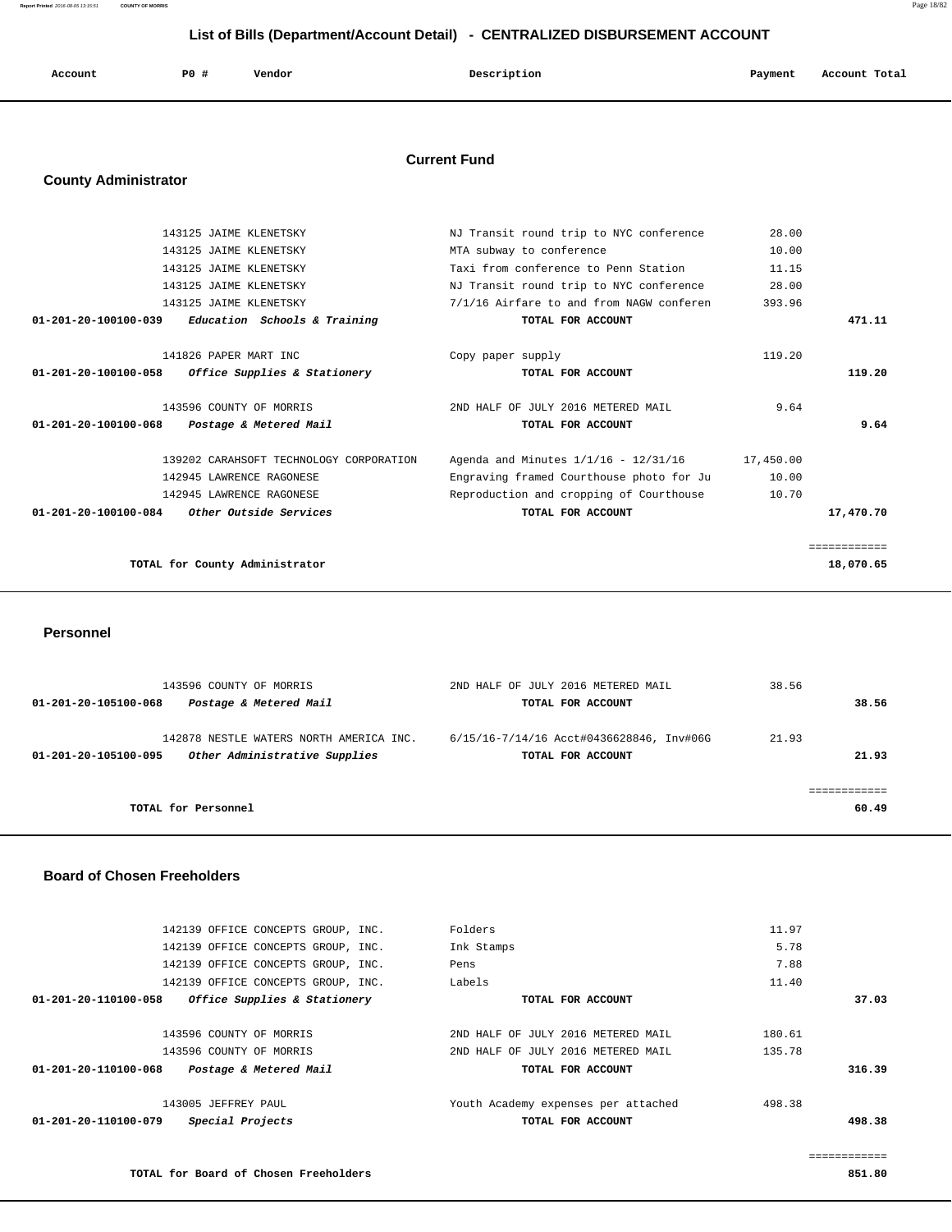## List of Bills (Department/Account Detail) - CENTRALIZED DISBURSEMENT ACCOUNT

| Account | PO # | Vendor | Description | Payment | Account Total |
|---|---|---|---|---|---|

### Current Fund

#### County Administrator

| Account | PO # | Vendor | Description | Payment | Account Total |
|---|---|---|---|---|---|
| | 143125 | JAIME KLENETSKY | NJ Transit round trip to NYC conference | 28.00 | |
| | 143125 | JAIME KLENETSKY | MTA subway to conference | 10.00 | |
| | 143125 | JAIME KLENETSKY | Taxi from conference to Penn Station | 11.15 | |
| | 143125 | JAIME KLENETSKY | NJ Transit round trip to NYC conference | 28.00 | |
| | 143125 | JAIME KLENETSKY | 7/1/16 Airfare to and from NAGW conferen | 393.96 | |
| 01-201-20-100100-039 | | *Education Schools & Training* | TOTAL FOR ACCOUNT | | 471.11 |
| | 141826 | PAPER MART INC | Copy paper supply | 119.20 | |
| 01-201-20-100100-058 | | *Office Supplies & Stationery* | TOTAL FOR ACCOUNT | | 119.20 |
| | 143596 | COUNTY OF MORRIS | 2ND HALF OF JULY 2016 METERED MAIL | 9.64 | |
| 01-201-20-100100-068 | | *Postage & Metered Mail* | TOTAL FOR ACCOUNT | | 9.64 |
| | 139202 | CARAHSOFT TECHNOLOGY CORPORATION | Agenda and Minutes 1/1/16 - 12/31/16 | 17,450.00 | |
| | 142945 | LAWRENCE RAGONESE | Engraving framed Courthouse photo for Ju | 10.00 | |
| | 142945 | LAWRENCE RAGONESE | Reproduction and cropping of Courthouse | 10.70 | |
| 01-201-20-100100-084 | | *Other Outside Services* | TOTAL FOR ACCOUNT | | 17,470.70 |
| | | TOTAL for County Administrator | | | 18,070.65 |

#### Personnel

| Account | PO # | Vendor | Description | Payment | Account Total |
|---|---|---|---|---|---|
| | 143596 | COUNTY OF MORRIS | 2ND HALF OF JULY 2016 METERED MAIL | 38.56 | |
| 01-201-20-105100-068 | | *Postage & Metered Mail* | TOTAL FOR ACCOUNT | | 38.56 |
| | 142878 | NESTLE WATERS NORTH AMERICA INC. | 6/15/16-7/14/16 Acct#0436628846, Inv#06G | 21.93 | |
| 01-201-20-105100-095 | | *Other Administrative Supplies* | TOTAL FOR ACCOUNT | | 21.93 |
| | | TOTAL for Personnel | | | 60.49 |

#### Board of Chosen Freeholders

| Account | PO # | Vendor | Description | Payment | Account Total |
|---|---|---|---|---|---|
| | 142139 | OFFICE CONCEPTS GROUP, INC. | Folders | 11.97 | |
| | 142139 | OFFICE CONCEPTS GROUP, INC. | Ink Stamps | 5.78 | |
| | 142139 | OFFICE CONCEPTS GROUP, INC. | Pens | 7.88 | |
| | 142139 | OFFICE CONCEPTS GROUP, INC. | Labels | 11.40 | |
| 01-201-20-110100-058 | | *Office Supplies & Stationery* | TOTAL FOR ACCOUNT | | 37.03 |
| | 143596 | COUNTY OF MORRIS | 2ND HALF OF JULY 2016 METERED MAIL | 180.61 | |
| | 143596 | COUNTY OF MORRIS | 2ND HALF OF JULY 2016 METERED MAIL | 135.78 | |
| 01-201-20-110100-068 | | *Postage & Metered Mail* | TOTAL FOR ACCOUNT | | 316.39 |
| | 143005 | JEFFREY PAUL | Youth Academy expenses per attached | 498.38 | |
| 01-201-20-110100-079 | | *Special Projects* | TOTAL FOR ACCOUNT | | 498.38 |
| | | TOTAL for Board of Chosen Freeholders | | | 851.80 |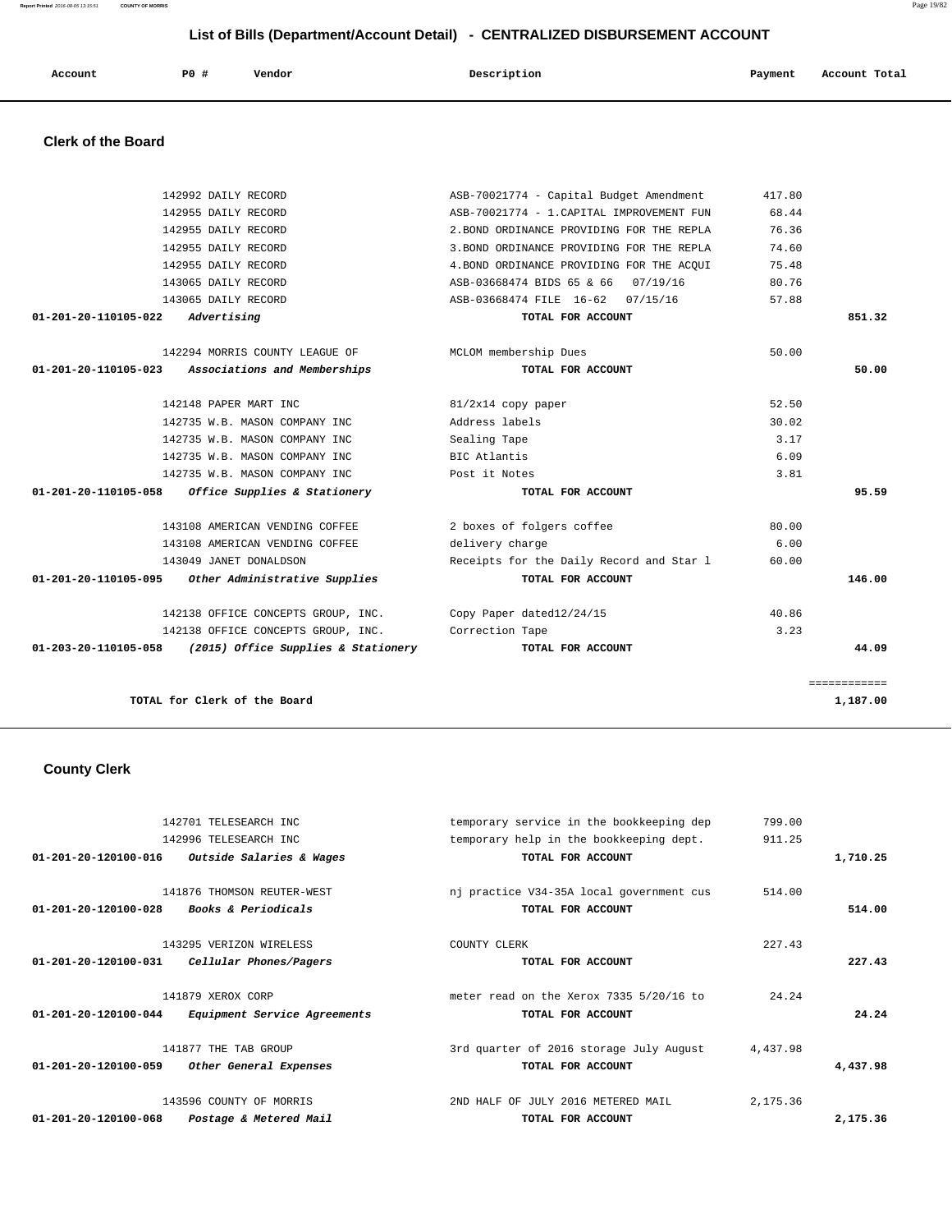## List of Bills (Department/Account Detail) - CENTRALIZED DISBURSEMENT ACCOUNT

| Account | PO # | Vendor | Description | Payment | Account Total |
|---|---|---|---|---|---|

### Clerk of the Board

| Account | PO # | Vendor | Description | Payment | Account Total |
|---|---|---|---|---|---|
| | 142992 | DAILY RECORD | ASB-70021774 - Capital Budget Amendment | 417.80 | |
| | 142955 | DAILY RECORD | ASB-70021774 - 1.CAPITAL IMPROVEMENT FUN | 68.44 | |
| | 142955 | DAILY RECORD | 2.BOND ORDINANCE PROVIDING FOR THE REPLA | 76.36 | |
| | 142955 | DAILY RECORD | 3.BOND ORDINANCE PROVIDING FOR THE REPLA | 74.60 | |
| | 142955 | DAILY RECORD | 4.BOND ORDINANCE PROVIDING FOR THE ACQUI | 75.48 | |
| | 143065 | DAILY RECORD | ASB-03668474 BIDS 65 & 66 07/19/16 | 80.76 | |
| | 143065 | DAILY RECORD | ASB-03668474 FILE 16-62 07/15/16 | 57.88 | |
| **01-201-20-110105-022** | *Advertising* | | **TOTAL FOR ACCOUNT** | | **851.32** |
| | 142294 | MORRIS COUNTY LEAGUE OF | MCLOM membership Dues | 50.00 | |
| **01-201-20-110105-023** | *Associations and Memberships* | | **TOTAL FOR ACCOUNT** | | **50.00** |
| | 142148 | PAPER MART INC | 81/2x14 copy paper | 52.50 | |
| | 142735 | W.B. MASON COMPANY INC | Address labels | 30.02 | |
| | 142735 | W.B. MASON COMPANY INC | Sealing Tape | 3.17 | |
| | 142735 | W.B. MASON COMPANY INC | BIC Atlantis | 6.09 | |
| | 142735 | W.B. MASON COMPANY INC | Post it Notes | 3.81 | |
| **01-201-20-110105-058** | *Office Supplies & Stationery* | | **TOTAL FOR ACCOUNT** | | **95.59** |
| | 143108 | AMERICAN VENDING COFFEE | 2 boxes of folgers coffee | 80.00 | |
| | 143108 | AMERICAN VENDING COFFEE | delivery charge | 6.00 | |
| | 143049 | JANET DONALDSON | Receipts for the Daily Record and Star l | 60.00 | |
| **01-201-20-110105-095** | *Other Administrative Supplies* | | **TOTAL FOR ACCOUNT** | | **146.00** |
| | 142138 | OFFICE CONCEPTS GROUP, INC. | Copy Paper dated12/24/15 | 40.86 | |
| | 142138 | OFFICE CONCEPTS GROUP, INC. | Correction Tape | 3.23 | |
| **01-203-20-110105-058** | *(2015) Office Supplies & Stationery* | | **TOTAL FOR ACCOUNT** | | **44.09** |
| | | | | | ============ |
| | **TOTAL for Clerk of the Board** | | | | **1,187.00** |

### County Clerk

| Account | PO # | Vendor | Description | Payment | Account Total |
|---|---|---|---|---|---|
| | 142701 | TELESEARCH INC | temporary service in the bookkeeping dep | 799.00 | |
| | 142996 | TELESEARCH INC | temporary help in the bookkeeping dept. | 911.25 | |
| **01-201-20-120100-016** | *Outside Salaries & Wages* | | **TOTAL FOR ACCOUNT** | | **1,710.25** |
| | 141876 | THOMSON REUTER-WEST | nj practice V34-35A local government cus | 514.00 | |
| **01-201-20-120100-028** | *Books & Periodicals* | | **TOTAL FOR ACCOUNT** | | **514.00** |
| | 143295 | VERIZON WIRELESS | COUNTY CLERK | 227.43 | |
| **01-201-20-120100-031** | *Cellular Phones/Pagers* | | **TOTAL FOR ACCOUNT** | | **227.43** |
| | 141879 | XEROX CORP | meter read on the Xerox 7335 5/20/16 to | 24.24 | |
| **01-201-20-120100-044** | *Equipment Service Agreements* | | **TOTAL FOR ACCOUNT** | | **24.24** |
| | 141877 | THE TAB GROUP | 3rd quarter of 2016 storage July August | 4,437.98 | |
| **01-201-20-120100-059** | *Other General Expenses* | | **TOTAL FOR ACCOUNT** | | **4,437.98** |
| | 143596 | COUNTY OF MORRIS | 2ND HALF OF JULY 2016 METERED MAIL | 2,175.36 | |
| **01-201-20-120100-068** | *Postage & Metered Mail* | | **TOTAL FOR ACCOUNT** | | **2,175.36** |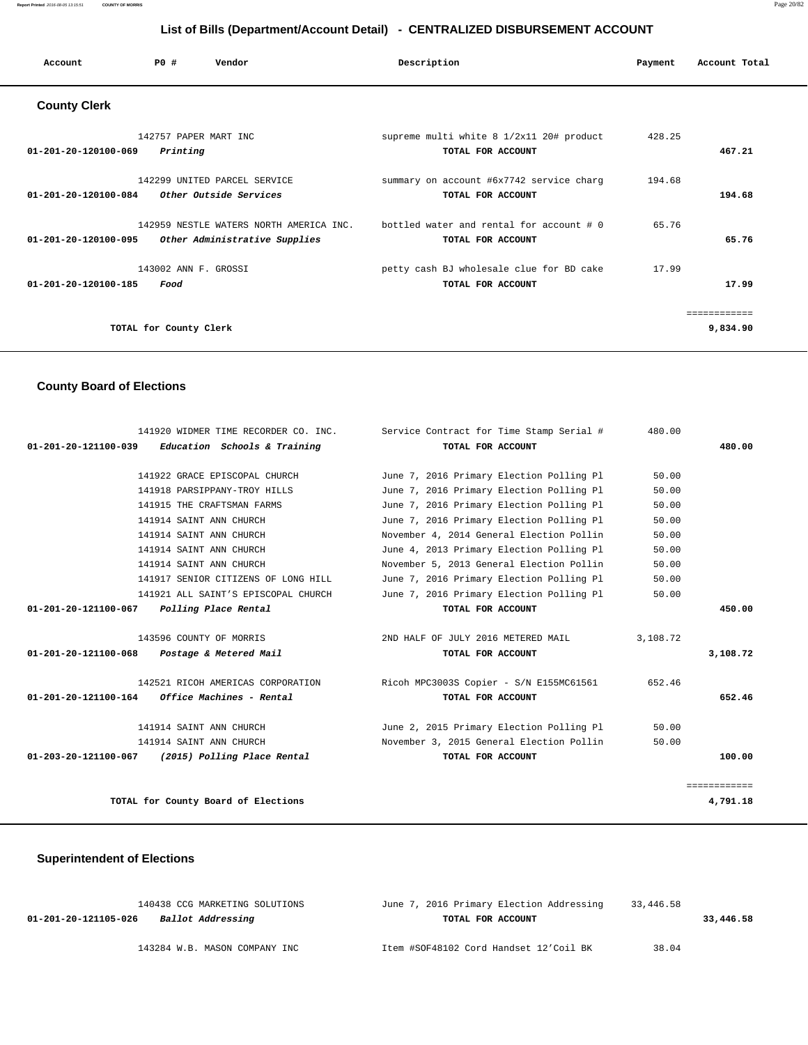## List of Bills (Department/Account Detail) - CENTRALIZED DISBURSEMENT ACCOUNT

| Account | PO # | Vendor | Description | Payment | Account Total |
|---|---|---|---|---|---|

### County Clerk

| Account | PO # | Vendor | Description | Payment | Account Total |
|---|---|---|---|---|---|
| | 142757 | PAPER MART INC | supreme multi white 8 1/2x11 20# product | 428.25 | |
| 01-201-20-120100-069 | | *Printing* | TOTAL FOR ACCOUNT | | 467.21 |
| | 142299 | UNITED PARCEL SERVICE | summary on account #6x7742 service charg | 194.68 | |
| 01-201-20-120100-084 | | *Other Outside Services* | TOTAL FOR ACCOUNT | | 194.68 |
| | 142959 | NESTLE WATERS NORTH AMERICA INC. | bottled water and rental for account # 0 | 65.76 | |
| 01-201-20-120100-095 | | *Other Administrative Supplies* | TOTAL FOR ACCOUNT | | 65.76 |
| | 143002 | ANN F. GROSSI | petty cash BJ wholesale clue for BD cake | 17.99 | |
| 01-201-20-120100-185 | | *Food* | TOTAL FOR ACCOUNT | | 17.99 |
| | | | | | ============ |
| | | TOTAL for County Clerk | | | 9,834.90 |

### County Board of Elections

| Account | PO # | Vendor | Description | Payment | Account Total |
|---|---|---|---|---|---|
| | 141920 | WIDMER TIME RECORDER CO. INC. | Service Contract for Time Stamp Serial # | 480.00 | |
| 01-201-20-121100-039 | | *Education Schools & Training* | TOTAL FOR ACCOUNT | | 480.00 |
| | 141922 | GRACE EPISCOPAL CHURCH | June 7, 2016 Primary Election Polling Pl | 50.00 | |
| | 141918 | PARSIPPANY-TROY HILLS | June 7, 2016 Primary Election Polling Pl | 50.00 | |
| | 141915 | THE CRAFTSMAN FARMS | June 7, 2016 Primary Election Polling Pl | 50.00 | |
| | 141914 | SAINT ANN CHURCH | June 7, 2016 Primary Election Polling Pl | 50.00 | |
| | 141914 | SAINT ANN CHURCH | November 4, 2014 General Election Pollin | 50.00 | |
| | 141914 | SAINT ANN CHURCH | June 4, 2013 Primary Election Polling Pl | 50.00 | |
| | 141914 | SAINT ANN CHURCH | November 5, 2013 General Election Pollin | 50.00 | |
| | 141917 | SENIOR CITIZENS OF LONG HILL | June 7, 2016 Primary Election Polling Pl | 50.00 | |
| | 141921 | ALL SAINT'S EPISCOPAL CHURCH | June 7, 2016 Primary Election Polling Pl | 50.00 | |
| 01-201-20-121100-067 | | *Polling Place Rental* | TOTAL FOR ACCOUNT | | 450.00 |
| | 143596 | COUNTY OF MORRIS | 2ND HALF OF JULY 2016 METERED MAIL | 3,108.72 | |
| 01-201-20-121100-068 | | *Postage & Metered Mail* | TOTAL FOR ACCOUNT | | 3,108.72 |
| | 142521 | RICOH AMERICAS CORPORATION | Ricoh MPC3003S Copier - S/N E155MC61561 | 652.46 | |
| 01-201-20-121100-164 | | *Office Machines - Rental* | TOTAL FOR ACCOUNT | | 652.46 |
| | 141914 | SAINT ANN CHURCH | June 2, 2015 Primary Election Polling Pl | 50.00 | |
| | 141914 | SAINT ANN CHURCH | November 3, 2015 General Election Pollin | 50.00 | |
| 01-203-20-121100-067 | | *(2015) Polling Place Rental* | TOTAL FOR ACCOUNT | | 100.00 |
| | | | | | ============ |
| | | TOTAL for County Board of Elections | | | 4,791.18 |

### Superintendent of Elections

| Account | PO # | Vendor | Description | Payment | Account Total |
|---|---|---|---|---|---|
| | 140438 | CCG MARKETING SOLUTIONS | June 7, 2016 Primary Election Addressing | 33,446.58 | |
| 01-201-20-121105-026 | | *Ballot Addressing* | TOTAL FOR ACCOUNT | | 33,446.58 |
| | 143284 | W.B. MASON COMPANY INC | Item #SOF48102 Cord Handset 12'Coil BK | 38.04 | |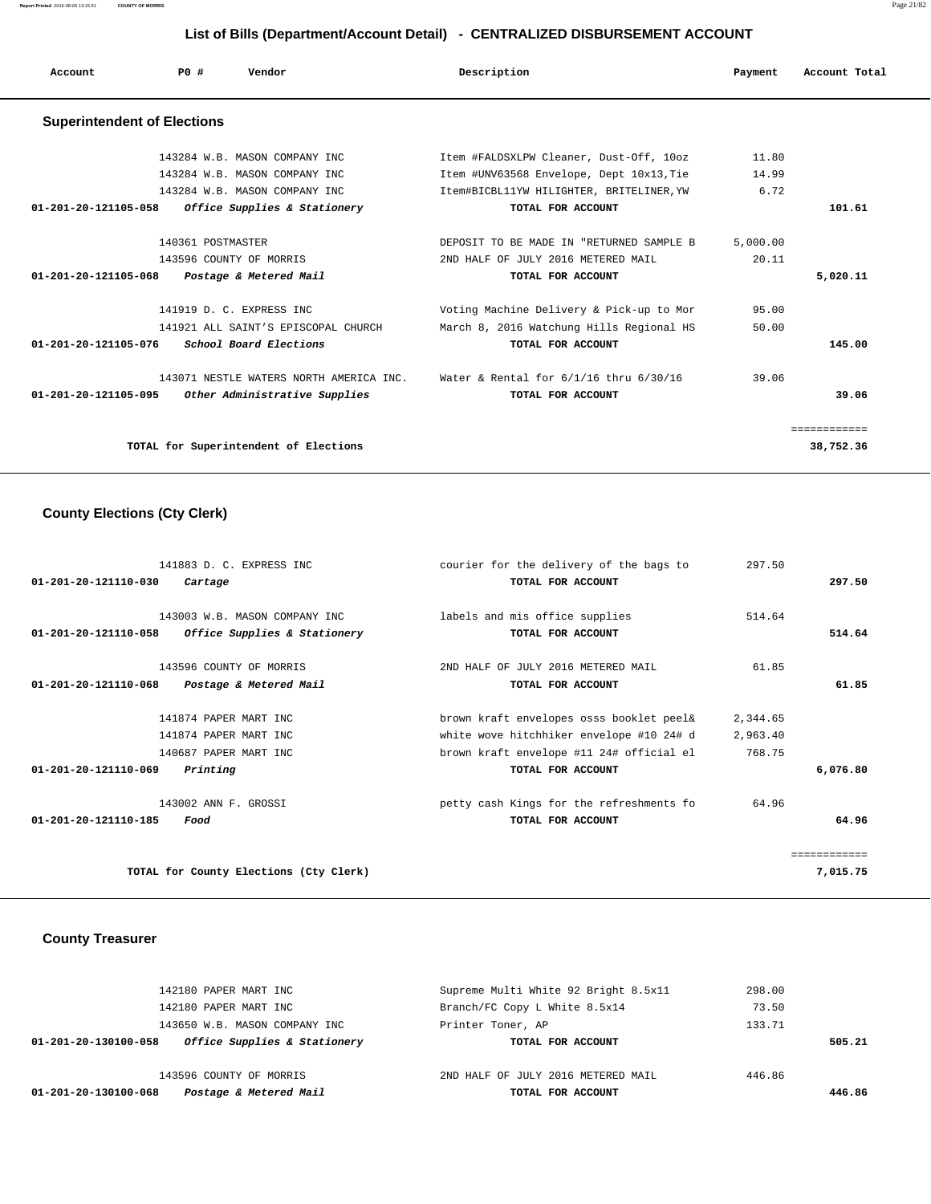# List of Bills (Department/Account Detail) - CENTRALIZED DISBURSEMENT ACCOUNT

| Account | PO # | Vendor | Description | Payment | Account Total |
|---|---|---|---|---|---|

## Superintendent of Elections

| Account | PO # | Vendor | Description | Payment | Account Total |
|---|---|---|---|---|---|
| | 143284 | W.B. MASON COMPANY INC | Item #FALDSXLPW Cleaner, Dust-Off, 10oz | 11.80 | |
| | 143284 | W.B. MASON COMPANY INC | Item #UNV63568 Envelope, Dept 10x13,Tie | 14.99 | |
| | 143284 | W.B. MASON COMPANY INC | Item#BICBL11YW HILIGHTER, BRITELINER,YW | 6.72 | |
| 01-201-20-121105-058 | | *Office Supplies & Stationery* | TOTAL FOR ACCOUNT | | 101.61 |
| | 140361 | POSTMASTER | DEPOSIT TO BE MADE IN "RETURNED SAMPLE B | 5,000.00 | |
| | 143596 | COUNTY OF MORRIS | 2ND HALF OF JULY 2016 METERED MAIL | 20.11 | |
| 01-201-20-121105-068 | | *Postage & Metered Mail* | TOTAL FOR ACCOUNT | | 5,020.11 |
| | 141919 | D. C. EXPRESS INC | Voting Machine Delivery & Pick-up to Mor | 95.00 | |
| | 141921 | ALL SAINT'S EPISCOPAL CHURCH | March 8, 2016 Watchung Hills Regional HS | 50.00 | |
| 01-201-20-121105-076 | | *School Board Elections* | TOTAL FOR ACCOUNT | | 145.00 |
| | 143071 | NESTLE WATERS NORTH AMERICA INC. | Water & Rental for 6/1/16 thru 6/30/16 | 39.06 | |
| 01-201-20-121105-095 | | *Other Administrative Supplies* | TOTAL FOR ACCOUNT | | 39.06 |
| | | TOTAL for Superintendent of Elections | | | 38,752.36 |

## County Elections (Cty Clerk)

| Account | PO # | Vendor | Description | Payment | Account Total |
|---|---|---|---|---|---|
| | 141883 | D. C. EXPRESS INC | courier for the delivery of the bags to | 297.50 | |
| 01-201-20-121110-030 | | *Cartage* | TOTAL FOR ACCOUNT | | 297.50 |
| | 143003 | W.B. MASON COMPANY INC | labels and mis office supplies | 514.64 | |
| 01-201-20-121110-058 | | *Office Supplies & Stationery* | TOTAL FOR ACCOUNT | | 514.64 |
| | 143596 | COUNTY OF MORRIS | 2ND HALF OF JULY 2016 METERED MAIL | 61.85 | |
| 01-201-20-121110-068 | | *Postage & Metered Mail* | TOTAL FOR ACCOUNT | | 61.85 |
| | 141874 | PAPER MART INC | brown kraft envelopes osss booklet peel& | 2,344.65 | |
| | 141874 | PAPER MART INC | white wove hitchhiker envelope #10 24# d | 2,963.40 | |
| | 140687 | PAPER MART INC | brown kraft envelope #11 24# official el | 768.75 | |
| 01-201-20-121110-069 | | *Printing* | TOTAL FOR ACCOUNT | | 6,076.80 |
| | 143002 | ANN F. GROSSI | petty cash Kings for the refreshments fo | 64.96 | |
| 01-201-20-121110-185 | | *Food* | TOTAL FOR ACCOUNT | | 64.96 |
| | | TOTAL for County Elections (Cty Clerk) | | | 7,015.75 |

## County Treasurer

| Account | PO # | Vendor | Description | Payment | Account Total |
|---|---|---|---|---|---|
| | 142180 | PAPER MART INC | Supreme Multi White 92 Bright 8.5x11 | 298.00 | |
| | 142180 | PAPER MART INC | Branch/FC Copy L White 8.5x14 | 73.50 | |
| | 143650 | W.B. MASON COMPANY INC | Printer Toner, AP | 133.71 | |
| 01-201-20-130100-058 | | *Office Supplies & Stationery* | TOTAL FOR ACCOUNT | | 505.21 |
| | 143596 | COUNTY OF MORRIS | 2ND HALF OF JULY 2016 METERED MAIL | 446.86 | |
| 01-201-20-130100-068 | | *Postage & Metered Mail* | TOTAL FOR ACCOUNT | | 446.86 |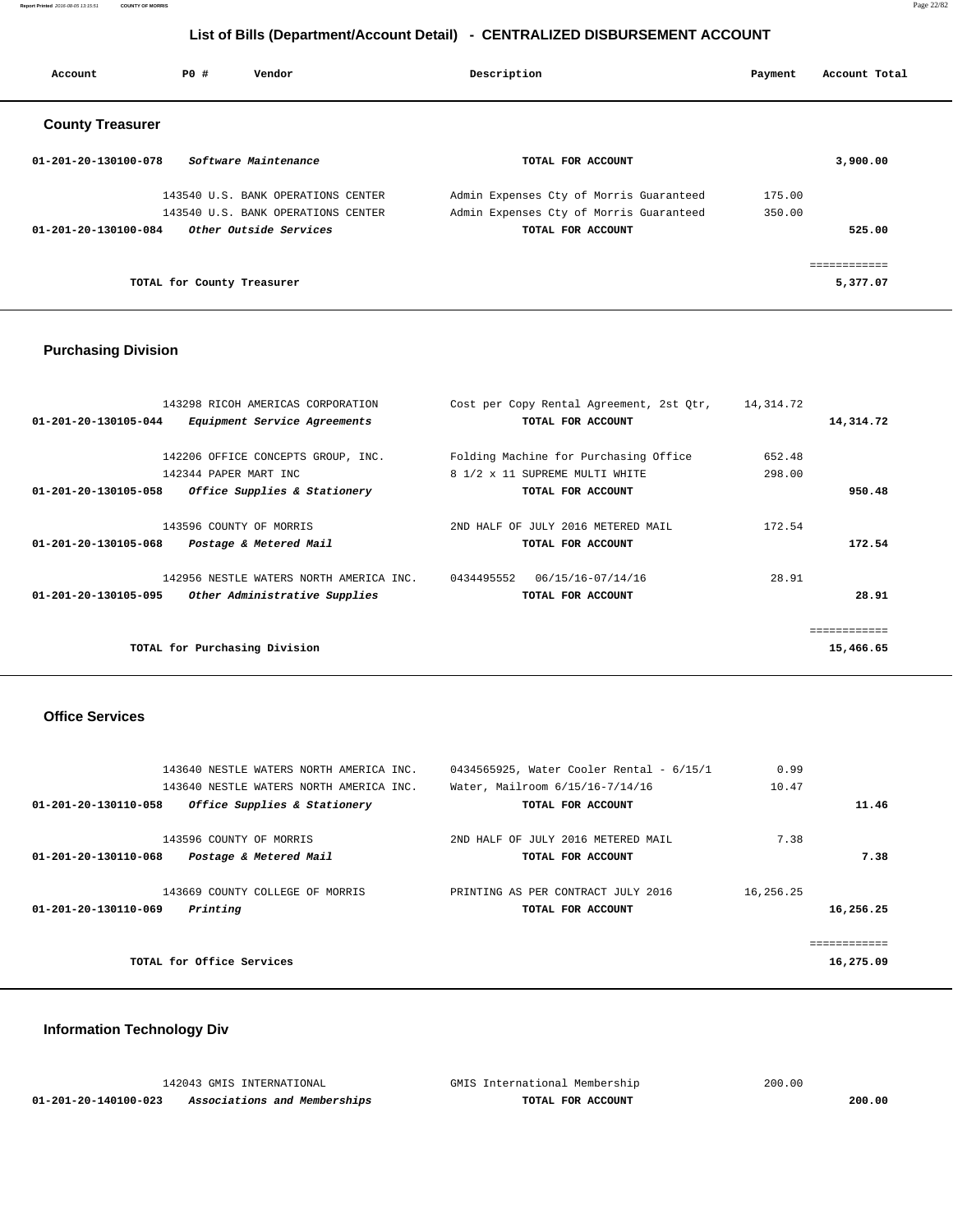## List of Bills (Department/Account Detail) - CENTRALIZED DISBURSEMENT ACCOUNT

| Account | PO # | Vendor | Description | Payment | Account Total |
|---|---|---|---|---|---|

### County Treasurer

| Account | PO # | Vendor | Description | Payment | Account Total |
|---|---|---|---|---|---|
| 01-201-20-130100-078 | | *Software Maintenance* | **TOTAL FOR ACCOUNT** | | 3,900.00 |
| | 143540 | U.S. BANK OPERATIONS CENTER | Admin Expenses Cty of Morris Guaranteed | 175.00 | |
| | 143540 | U.S. BANK OPERATIONS CENTER | Admin Expenses Cty of Morris Guaranteed | 350.00 | |
| 01-201-20-130100-084 | | *Other Outside Services* | **TOTAL FOR ACCOUNT** | | 525.00 |
| | | | | | ============ |
| | | **TOTAL for County Treasurer** | | | 5,377.07 |

### Purchasing Division

| Account | PO # | Vendor | Description | Payment | Account Total |
|---|---|---|---|---|---|
| | 143298 | RICOH AMERICAS CORPORATION | Cost per Copy Rental Agreement, 2st Qtr, | 14,314.72 | |
| 01-201-20-130105-044 | | *Equipment Service Agreements* | **TOTAL FOR ACCOUNT** | | 14,314.72 |
| | 142206 | OFFICE CONCEPTS GROUP, INC. | Folding Machine for Purchasing Office | 652.48 | |
| | 142344 | PAPER MART INC | 8 1/2 x 11 SUPREME MULTI WHITE | 298.00 | |
| 01-201-20-130105-058 | | *Office Supplies & Stationery* | **TOTAL FOR ACCOUNT** | | 950.48 |
| | 143596 | COUNTY OF MORRIS | 2ND HALF OF JULY 2016 METERED MAIL | 172.54 | |
| 01-201-20-130105-068 | | *Postage & Metered Mail* | **TOTAL FOR ACCOUNT** | | 172.54 |
| | 142956 | NESTLE WATERS NORTH AMERICA INC. | 0434495552 06/15/16-07/14/16 | 28.91 | |
| 01-201-20-130105-095 | | *Other Administrative Supplies* | **TOTAL FOR ACCOUNT** | | 28.91 |
| | | | | | ============ |
| | | **TOTAL for Purchasing Division** | | | 15,466.65 |

### Office Services

| Account | PO # | Vendor | Description | Payment | Account Total |
|---|---|---|---|---|---|
| | 143640 | NESTLE WATERS NORTH AMERICA INC. | 0434565925, Water Cooler Rental - 6/15/1 | 0.99 | |
| | 143640 | NESTLE WATERS NORTH AMERICA INC. | Water, Mailroom 6/15/16-7/14/16 | 10.47 | |
| 01-201-20-130110-058 | | *Office Supplies & Stationery* | **TOTAL FOR ACCOUNT** | | 11.46 |
| | 143596 | COUNTY OF MORRIS | 2ND HALF OF JULY 2016 METERED MAIL | 7.38 | |
| 01-201-20-130110-068 | | *Postage & Metered Mail* | **TOTAL FOR ACCOUNT** | | 7.38 |
| | 143669 | COUNTY COLLEGE OF MORRIS | PRINTING AS PER CONTRACT JULY 2016 | 16,256.25 | |
| 01-201-20-130110-069 | | *Printing* | **TOTAL FOR ACCOUNT** | | 16,256.25 |
| | | | | | ============ |
| | | **TOTAL for Office Services** | | | 16,275.09 |

### Information Technology Div

| Account | PO # | Vendor | Description | Payment | Account Total |
|---|---|---|---|---|---|
| | 142043 | GMIS INTERNATIONAL | GMIS International Membership | 200.00 | |
| 01-201-20-140100-023 | | *Associations and Memberships* | **TOTAL FOR ACCOUNT** | | 200.00 |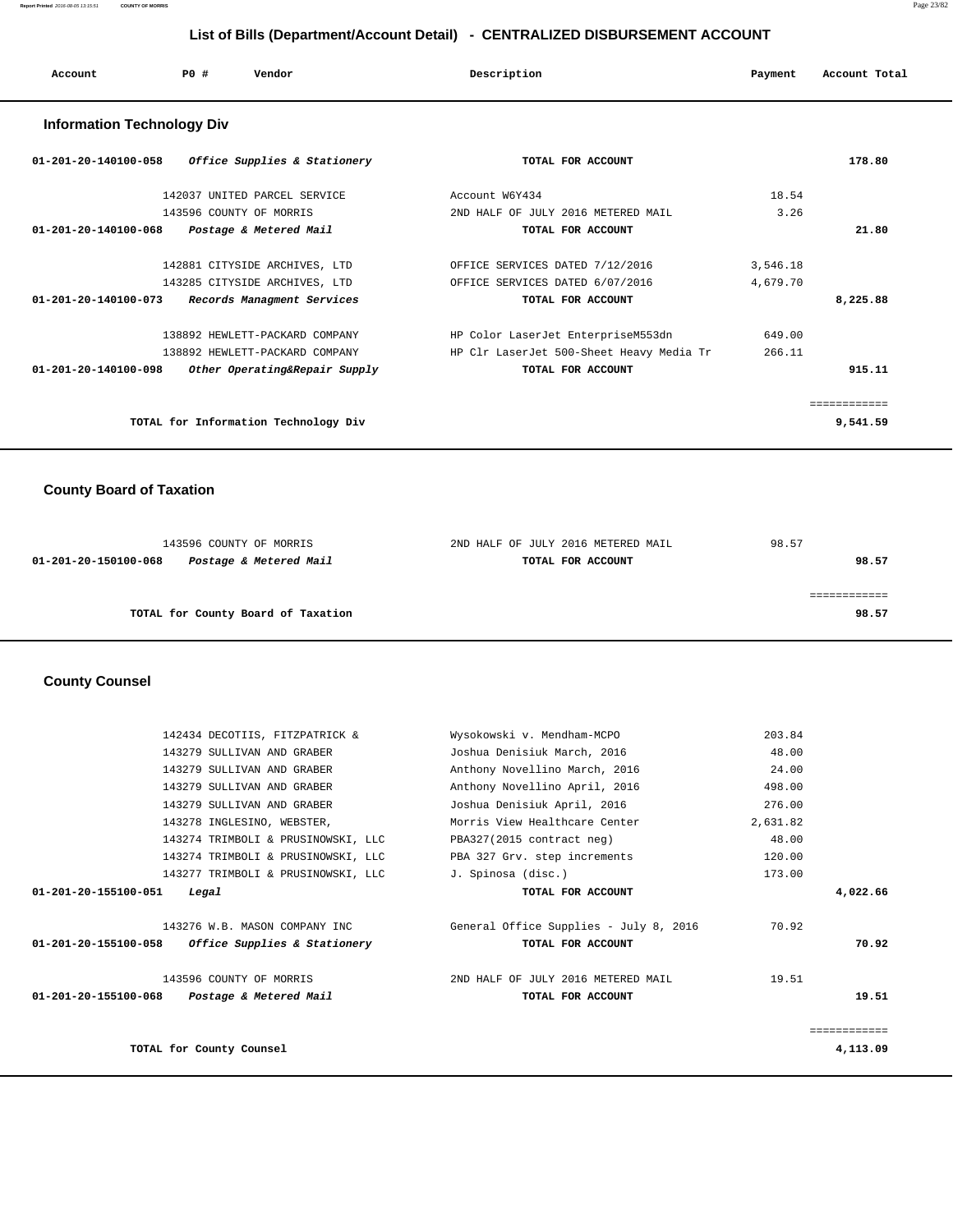# List of Bills (Department/Account Detail) - CENTRALIZED DISBURSEMENT ACCOUNT

| Account | PO # | Vendor | Description | Payment | Account Total |
|---|---|---|---|---|---|

## Information Technology Div

| Account | PO # | Vendor | Description | Payment | Account Total |
|---|---|---|---|---|---|
| **01-201-20-140100-058** | | ***Office Supplies & Stationery*** | **TOTAL FOR ACCOUNT** | | **178.80** |
| | 142037 | UNITED PARCEL SERVICE | Account W6Y434 | 18.54 | |
| | 143596 | COUNTY OF MORRIS | 2ND HALF OF JULY 2016 METERED MAIL | 3.26 | |
| **01-201-20-140100-068** | | ***Postage & Metered Mail*** | **TOTAL FOR ACCOUNT** | | **21.80** |
| | 142881 | CITYSIDE ARCHIVES, LTD | OFFICE SERVICES DATED 7/12/2016 | 3,546.18 | |
| | 143285 | CITYSIDE ARCHIVES, LTD | OFFICE SERVICES DATED 6/07/2016 | 4,679.70 | |
| **01-201-20-140100-073** | | ***Records Managment Services*** | **TOTAL FOR ACCOUNT** | | **8,225.88** |
| | 138892 | HEWLETT-PACKARD COMPANY | HP Color LaserJet EnterpriseM553dn | 649.00 | |
| | 138892 | HEWLETT-PACKARD COMPANY | HP Clr LaserJet 500-Sheet Heavy Media Tr | 266.11 | |
| **01-201-20-140100-098** | | ***Other Operating&Repair Supply*** | **TOTAL FOR ACCOUNT** | | **915.11** |
| | | | | | ============ |
| | | **TOTAL for Information Technology Div** | | | **9,541.59** |

## County Board of Taxation

| Account | PO # | Vendor | Description | Payment | Account Total |
|---|---|---|---|---|---|
| | 143596 | COUNTY OF MORRIS | 2ND HALF OF JULY 2016 METERED MAIL | 98.57 | |
| **01-201-20-150100-068** | | ***Postage & Metered Mail*** | **TOTAL FOR ACCOUNT** | | **98.57** |
| | | | | | ============ |
| | | **TOTAL for County Board of Taxation** | | | **98.57** |

## County Counsel

| Account | PO # | Vendor | Description | Payment | Account Total |
|---|---|---|---|---|---|
| | 142434 | DECOTIIS, FITZPATRICK & | Wysokowski v. Mendham-MCPO | 203.84 | |
| | 143279 | SULLIVAN AND GRABER | Joshua Denisiuk March, 2016 | 48.00 | |
| | 143279 | SULLIVAN AND GRABER | Anthony Novellino March, 2016 | 24.00 | |
| | 143279 | SULLIVAN AND GRABER | Anthony Novellino April, 2016 | 498.00 | |
| | 143279 | SULLIVAN AND GRABER | Joshua Denisiuk April, 2016 | 276.00 | |
| | 143278 | INGLESINO, WEBSTER, | Morris View Healthcare Center | 2,631.82 | |
| | 143274 | TRIMBOLI & PRUSINOWSKI, LLC | PBA327(2015 contract neg) | 48.00 | |
| | 143274 | TRIMBOLI & PRUSINOWSKI, LLC | PBA 327 Grv. step increments | 120.00 | |
| | 143277 | TRIMBOLI & PRUSINOWSKI, LLC | J. Spinosa (disc.) | 173.00 | |
| **01-201-20-155100-051** | | ***Legal*** | **TOTAL FOR ACCOUNT** | | **4,022.66** |
| | 143276 | W.B. MASON COMPANY INC | General Office Supplies - July 8, 2016 | 70.92 | |
| **01-201-20-155100-058** | | ***Office Supplies & Stationery*** | **TOTAL FOR ACCOUNT** | | **70.92** |
| | 143596 | COUNTY OF MORRIS | 2ND HALF OF JULY 2016 METERED MAIL | 19.51 | |
| **01-201-20-155100-068** | | ***Postage & Metered Mail*** | **TOTAL FOR ACCOUNT** | | **19.51** |
| | | | | | ============ |
| | | **TOTAL for County Counsel** | | | **4,113.09** |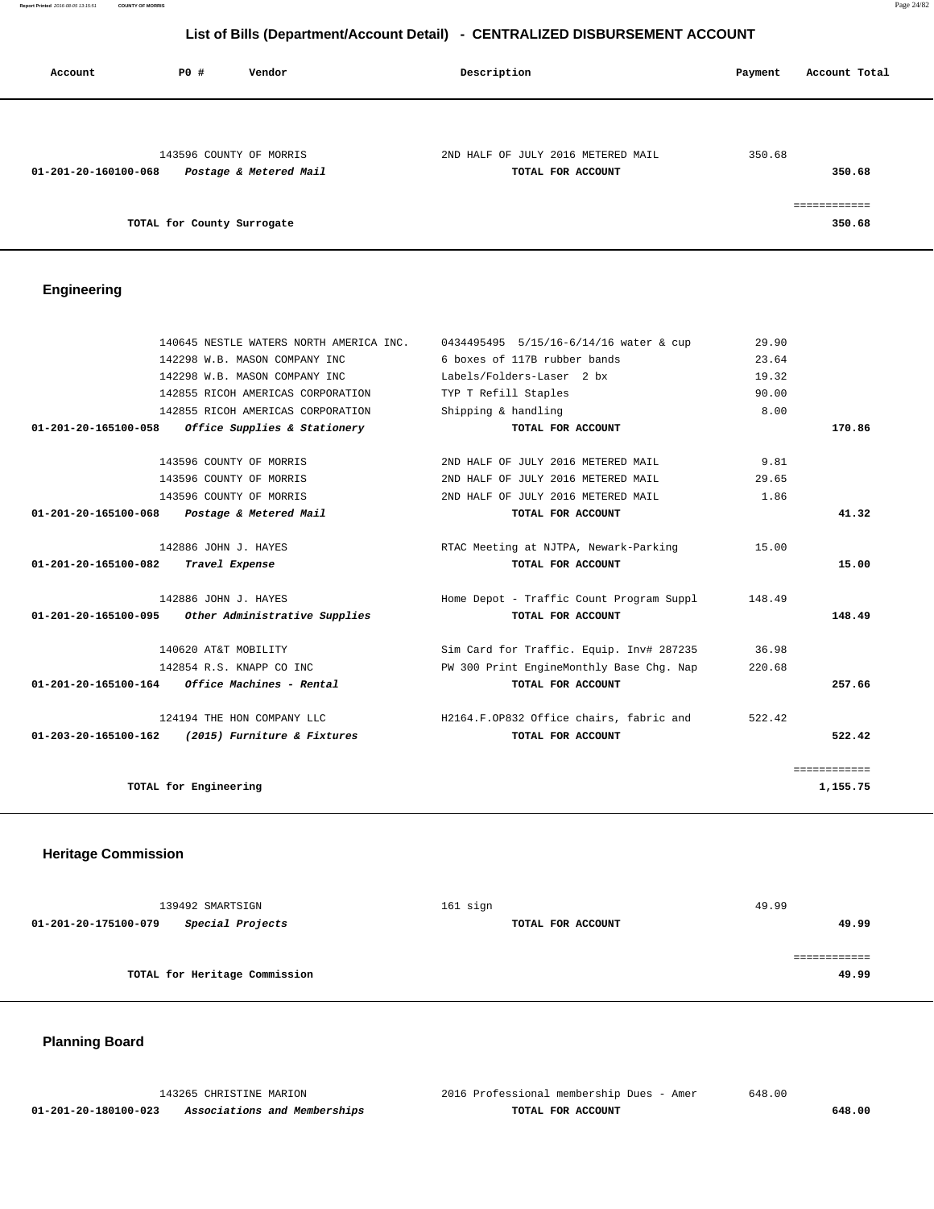## List of Bills (Department/Account Detail) - CENTRALIZED DISBURSEMENT ACCOUNT

| Account | PO # | Vendor | Description | Payment | Account Total |
|---|---|---|---|---|---|
| | 143596 | COUNTY OF MORRIS | 2ND HALF OF JULY 2016 METERED MAIL | 350.68 | |
| 01-201-20-160100-068 | | *Postage & Metered Mail* | TOTAL FOR ACCOUNT | | 350.68 |
| | | | | | ============ |
| | | TOTAL for County Surrogate | | | 350.68 |

## Engineering

| Account | PO # | Vendor | Description | Payment | Account Total |
|---|---|---|---|---|---|
| | 140645 | NESTLE WATERS NORTH AMERICA INC. | 0434495495 5/15/16-6/14/16 water & cup | 29.90 | |
| | 142298 | W.B. MASON COMPANY INC | 6 boxes of 117B rubber bands | 23.64 | |
| | 142298 | W.B. MASON COMPANY INC | Labels/Folders-Laser 2 bx | 19.32 | |
| | 142855 | RICOH AMERICAS CORPORATION | TYP T Refill Staples | 90.00 | |
| | 142855 | RICOH AMERICAS CORPORATION | Shipping & handling | 8.00 | |
| 01-201-20-165100-058 | | *Office Supplies & Stationery* | TOTAL FOR ACCOUNT | | 170.86 |
| | 143596 | COUNTY OF MORRIS | 2ND HALF OF JULY 2016 METERED MAIL | 9.81 | |
| | 143596 | COUNTY OF MORRIS | 2ND HALF OF JULY 2016 METERED MAIL | 29.65 | |
| | 143596 | COUNTY OF MORRIS | 2ND HALF OF JULY 2016 METERED MAIL | 1.86 | |
| 01-201-20-165100-068 | | *Postage & Metered Mail* | TOTAL FOR ACCOUNT | | 41.32 |
| | 142886 | JOHN J. HAYES | RTAC Meeting at NJTPA, Newark-Parking | 15.00 | |
| 01-201-20-165100-082 | | *Travel Expense* | TOTAL FOR ACCOUNT | | 15.00 |
| | 142886 | JOHN J. HAYES | Home Depot - Traffic Count Program Suppl | 148.49 | |
| 01-201-20-165100-095 | | *Other Administrative Supplies* | TOTAL FOR ACCOUNT | | 148.49 |
| | 140620 | AT&T MOBILITY | Sim Card for Traffic. Equip. Inv# 287235 | 36.98 | |
| | 142854 | R.S. KNAPP CO INC | PW 300 Print EngineMonthly Base Chg. Nap | 220.68 | |
| 01-201-20-165100-164 | | *Office Machines - Rental* | TOTAL FOR ACCOUNT | | 257.66 |
| | 124194 | THE HON COMPANY LLC | H2164.F.OP832 Office chairs, fabric and | 522.42 | |
| 01-203-20-165100-162 | | *(2015) Furniture & Fixtures* | TOTAL FOR ACCOUNT | | 522.42 |
| | | | | | ============ |
| | | TOTAL for Engineering | | | 1,155.75 |

## Heritage Commission

| Account | PO # | Vendor | Description | Payment | Account Total |
|---|---|---|---|---|---|
| | 139492 | SMARTSIGN | 161 sign | 49.99 | |
| 01-201-20-175100-079 | | *Special Projects* | TOTAL FOR ACCOUNT | | 49.99 |
| | | | | | ============ |
| | | TOTAL for Heritage Commission | | | 49.99 |

## Planning Board

| Account | PO # | Vendor | Description | Payment | Account Total |
|---|---|---|---|---|---|
| | 143265 | CHRISTINE MARION | 2016 Professional membership Dues - Amer | 648.00 | |
| 01-201-20-180100-023 | | *Associations and Memberships* | TOTAL FOR ACCOUNT | | 648.00 |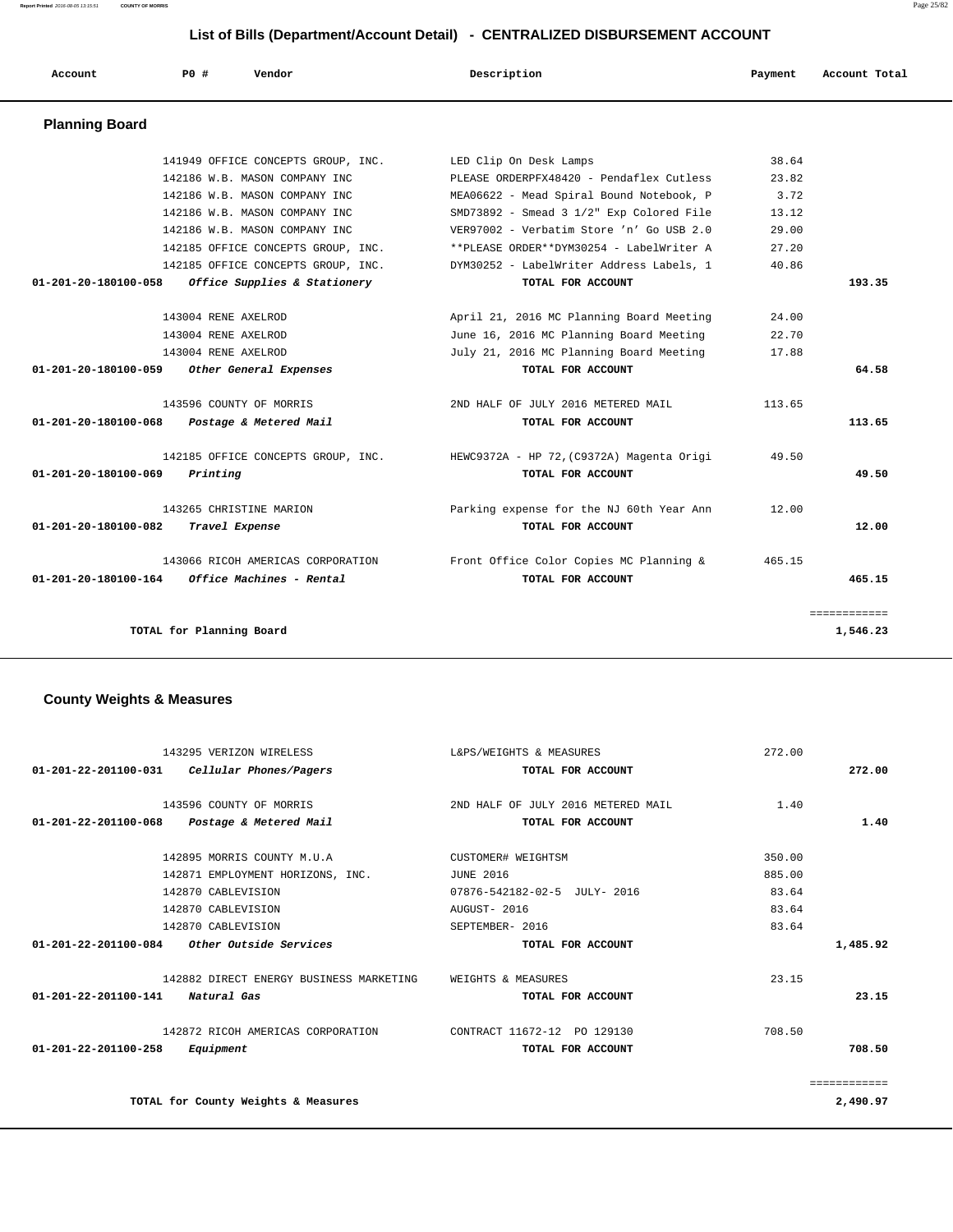# List of Bills (Department/Account Detail) - CENTRALIZED DISBURSEMENT ACCOUNT

| Account | PO # | Vendor | Description | Payment | Account Total |
|---|---|---|---|---|---|

## Planning Board

| Account | PO # | Vendor | Description | Payment | Account Total |
|---|---|---|---|---|---|
| | 141949 | OFFICE CONCEPTS GROUP, INC. | LED Clip On Desk Lamps | 38.64 | |
| | 142186 | W.B. MASON COMPANY INC | PLEASE ORDERPFX48420 - Pendaflex Cutless | 23.82 | |
| | 142186 | W.B. MASON COMPANY INC | MEA06622 - Mead Spiral Bound Notebook, P | 3.72 | |
| | 142186 | W.B. MASON COMPANY INC | SMD73892 - Smead 3 1/2" Exp Colored File | 13.12 | |
| | 142186 | W.B. MASON COMPANY INC | VER97002 - Verbatim Store 'n' Go USB 2.0 | 29.00 | |
| | 142185 | OFFICE CONCEPTS GROUP, INC. | **PLEASE ORDER**DYM30254 - LabelWriter A | 27.20 | |
| | 142185 | OFFICE CONCEPTS GROUP, INC. | DYM30252 - LabelWriter Address Labels, 1 | 40.86 | |
| 01-201-20-180100-058 | | *Office Supplies & Stationery* | TOTAL FOR ACCOUNT | | 193.35 |
| | 143004 | RENE AXELROD | April 21, 2016 MC Planning Board Meeting | 24.00 | |
| | 143004 | RENE AXELROD | June 16, 2016 MC Planning Board Meeting | 22.70 | |
| | 143004 | RENE AXELROD | July 21, 2016 MC Planning Board Meeting | 17.88 | |
| 01-201-20-180100-059 | | *Other General Expenses* | TOTAL FOR ACCOUNT | | 64.58 |
| | 143596 | COUNTY OF MORRIS | 2ND HALF OF JULY 2016 METERED MAIL | 113.65 | |
| 01-201-20-180100-068 | | *Postage & Metered Mail* | TOTAL FOR ACCOUNT | | 113.65 |
| | 142185 | OFFICE CONCEPTS GROUP, INC. | HEWC9372A - HP 72,(C9372A) Magenta Origi | 49.50 | |
| 01-201-20-180100-069 | | *Printing* | TOTAL FOR ACCOUNT | | 49.50 |
| | 143265 | CHRISTINE MARION | Parking expense for the NJ 60th Year Ann | 12.00 | |
| 01-201-20-180100-082 | | *Travel Expense* | TOTAL FOR ACCOUNT | | 12.00 |
| | 143066 | RICOH AMERICAS CORPORATION | Front Office Color Copies MC Planning & | 465.15 | |
| 01-201-20-180100-164 | | *Office Machines - Rental* | TOTAL FOR ACCOUNT | | 465.15 |
| | | | | | ============ |
| | | **TOTAL for Planning Board** | | | **1,546.23** |

## County Weights & Measures

| Account | PO # | Vendor | Description | Payment | Account Total |
|---|---|---|---|---|---|
| | 143295 | VERIZON WIRELESS | L&PS/WEIGHTS & MEASURES | 272.00 | |
| 01-201-22-201100-031 | | *Cellular Phones/Pagers* | TOTAL FOR ACCOUNT | | 272.00 |
| | 143596 | COUNTY OF MORRIS | 2ND HALF OF JULY 2016 METERED MAIL | 1.40 | |
| 01-201-22-201100-068 | | *Postage & Metered Mail* | TOTAL FOR ACCOUNT | | 1.40 |
| | 142895 | MORRIS COUNTY M.U.A | CUSTOMER# WEIGHTSM | 350.00 | |
| | 142871 | EMPLOYMENT HORIZONS, INC. | JUNE 2016 | 885.00 | |
| | 142870 | CABLEVISION | 07876-542182-02-5 JULY- 2016 | 83.64 | |
| | 142870 | CABLEVISION | AUGUST- 2016 | 83.64 | |
| | 142870 | CABLEVISION | SEPTEMBER- 2016 | 83.64 | |
| 01-201-22-201100-084 | | *Other Outside Services* | TOTAL FOR ACCOUNT | | 1,485.92 |
| | 142882 | DIRECT ENERGY BUSINESS MARKETING | WEIGHTS & MEASURES | 23.15 | |
| 01-201-22-201100-141 | | *Natural Gas* | TOTAL FOR ACCOUNT | | 23.15 |
| | 142872 | RICOH AMERICAS CORPORATION | CONTRACT 11672-12 PO 129130 | 708.50 | |
| 01-201-22-201100-258 | | *Equipment* | TOTAL FOR ACCOUNT | | 708.50 |
| | | | | | ============ |
| | | **TOTAL for County Weights & Measures** | | | **2,490.97** |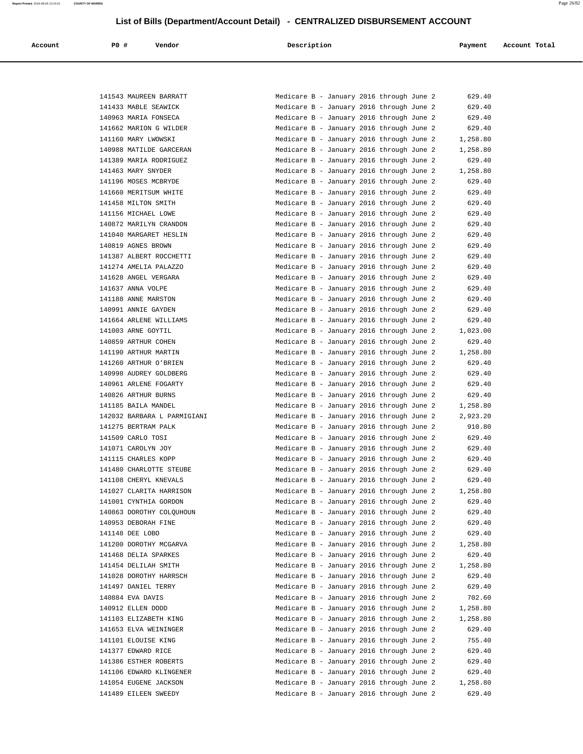# List of Bills (Department/Account Detail) - CENTRALIZED DISBURSEMENT ACCOUNT

| Account | PO # | Vendor | Description | Payment | Account Total |
|---|---|---|---|---|---|
| | 141543 | MAUREEN BARRATT | Medicare B - January 2016 through June 2 | 629.40 | |
| | 141433 | MABLE SEAWICK | Medicare B - January 2016 through June 2 | 629.40 | |
| | 140963 | MARIA FONSECA | Medicare B - January 2016 through June 2 | 629.40 | |
| | 141662 | MARION G WILDER | Medicare B - January 2016 through June 2 | 629.40 | |
| | 141160 | MARY LWOWSKI | Medicare B - January 2016 through June 2 | 1,258.80 | |
| | 140988 | MATILDE GARCERAN | Medicare B - January 2016 through June 2 | 1,258.80 | |
| | 141389 | MARIA RODRIGUEZ | Medicare B - January 2016 through June 2 | 629.40 | |
| | 141463 | MARY SNYDER | Medicare B - January 2016 through June 2 | 1,258.80 | |
| | 141196 | MOSES MCBRYDE | Medicare B - January 2016 through June 2 | 629.40 | |
| | 141660 | MERITSUM WHITE | Medicare B - January 2016 through June 2 | 629.40 | |
| | 141458 | MILTON SMITH | Medicare B - January 2016 through June 2 | 629.40 | |
| | 141156 | MICHAEL LOWE | Medicare B - January 2016 through June 2 | 629.40 | |
| | 140872 | MARILYN CRANDON | Medicare B - January 2016 through June 2 | 629.40 | |
| | 141040 | MARGARET HESLIN | Medicare B - January 2016 through June 2 | 629.40 | |
| | 140819 | AGNES BROWN | Medicare B - January 2016 through June 2 | 629.40 | |
| | 141387 | ALBERT ROCCHETTI | Medicare B - January 2016 through June 2 | 629.40 | |
| | 141274 | AMELIA PALAZZO | Medicare B - January 2016 through June 2 | 629.40 | |
| | 141628 | ANGEL VERGARA | Medicare B - January 2016 through June 2 | 629.40 | |
| | 141637 | ANNA VOLPE | Medicare B - January 2016 through June 2 | 629.40 | |
| | 141188 | ANNE MARSTON | Medicare B - January 2016 through June 2 | 629.40 | |
| | 140991 | ANNIE GAYDEN | Medicare B - January 2016 through June 2 | 629.40 | |
| | 141664 | ARLENE WILLIAMS | Medicare B - January 2016 through June 2 | 629.40 | |
| | 141003 | ARNE GOYTIL | Medicare B - January 2016 through June 2 | 1,023.00 | |
| | 140859 | ARTHUR COHEN | Medicare B - January 2016 through June 2 | 629.40 | |
| | 141190 | ARTHUR MARTIN | Medicare B - January 2016 through June 2 | 1,258.80 | |
| | 141260 | ARTHUR O'BRIEN | Medicare B - January 2016 through June 2 | 629.40 | |
| | 140998 | AUDREY GOLDBERG | Medicare B - January 2016 through June 2 | 629.40 | |
| | 140961 | ARLENE FOGARTY | Medicare B - January 2016 through June 2 | 629.40 | |
| | 140826 | ARTHUR BURNS | Medicare B - January 2016 through June 2 | 629.40 | |
| | 141185 | BAILA MANDEL | Medicare B - January 2016 through June 2 | 1,258.80 | |
| | 142032 | BARBARA L PARMIGIANI | Medicare B - January 2016 through June 2 | 2,923.20 | |
| | 141275 | BERTRAM PALK | Medicare B - January 2016 through June 2 | 910.80 | |
| | 141509 | CARLO TOSI | Medicare B - January 2016 through June 2 | 629.40 | |
| | 141071 | CAROLYN JOY | Medicare B - January 2016 through June 2 | 629.40 | |
| | 141115 | CHARLES KOPP | Medicare B - January 2016 through June 2 | 629.40 | |
| | 141480 | CHARLOTTE STEUBE | Medicare B - January 2016 through June 2 | 629.40 | |
| | 141108 | CHERYL KNEVALS | Medicare B - January 2016 through June 2 | 629.40 | |
| | 141027 | CLARITA HARRISON | Medicare B - January 2016 through June 2 | 1,258.80 | |
| | 141001 | CYNTHIA GORDON | Medicare B - January 2016 through June 2 | 629.40 | |
| | 140863 | DOROTHY COLQUHOUN | Medicare B - January 2016 through June 2 | 629.40 | |
| | 140953 | DEBORAH FINE | Medicare B - January 2016 through June 2 | 629.40 | |
| | 141148 | DEE LOBO | Medicare B - January 2016 through June 2 | 629.40 | |
| | 141200 | DOROTHY MCGARVA | Medicare B - January 2016 through June 2 | 1,258.80 | |
| | 141468 | DELIA SPARKES | Medicare B - January 2016 through June 2 | 629.40 | |
| | 141454 | DELILAH SMITH | Medicare B - January 2016 through June 2 | 1,258.80 | |
| | 141028 | DOROTHY HARRSCH | Medicare B - January 2016 through June 2 | 629.40 | |
| | 141497 | DANIEL TERRY | Medicare B - January 2016 through June 2 | 629.40 | |
| | 140884 | EVA DAVIS | Medicare B - January 2016 through June 2 | 702.60 | |
| | 140912 | ELLEN DODD | Medicare B - January 2016 through June 2 | 1,258.80 | |
| | 141103 | ELIZABETH KING | Medicare B - January 2016 through June 2 | 1,258.80 | |
| | 141653 | ELVA WEININGER | Medicare B - January 2016 through June 2 | 629.40 | |
| | 141101 | ELOUISE KING | Medicare B - January 2016 through June 2 | 755.40 | |
| | 141377 | EDWARD RICE | Medicare B - January 2016 through June 2 | 629.40 | |
| | 141386 | ESTHER ROBERTS | Medicare B - January 2016 through June 2 | 629.40 | |
| | 141106 | EDWARD KLINGENER | Medicare B - January 2016 through June 2 | 629.40 | |
| | 141054 | EUGENE JACKSON | Medicare B - January 2016 through June 2 | 1,258.80 | |
| | 141489 | EILEEN SWEEDY | Medicare B - January 2016 through June 2 | 629.40 | |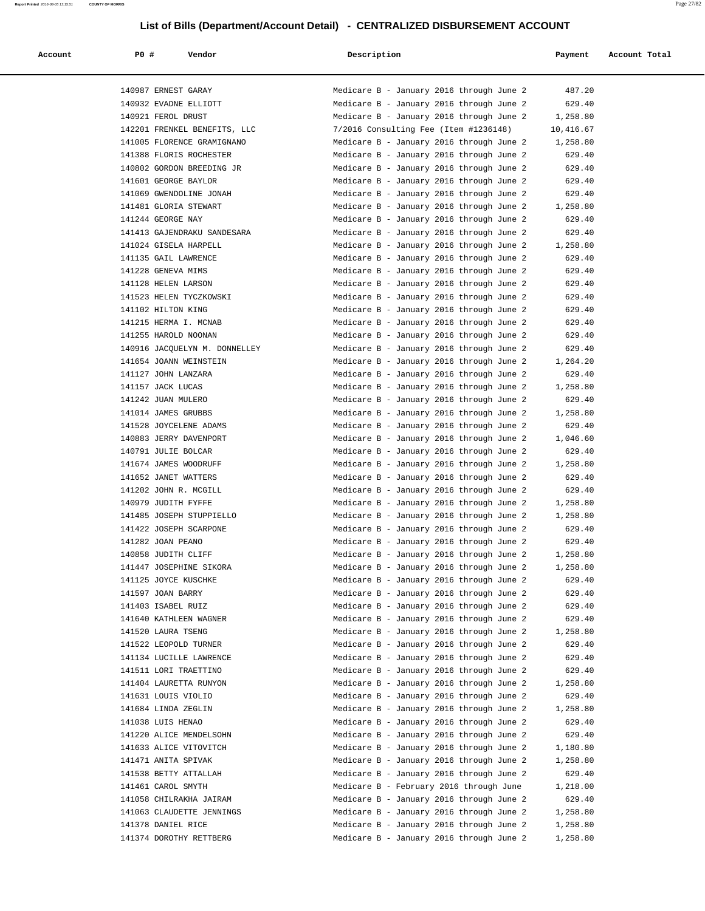# List of Bills (Department/Account Detail) - CENTRALIZED DISBURSEMENT ACCOUNT

| Account | PO # | Vendor | Description | Payment | Account Total |
|---|---|---|---|---|---|
| | 140987 | ERNEST GARAY | Medicare B - January 2016 through June 2 | 487.20 | |
| | 140932 | EVADNE ELLIOTT | Medicare B - January 2016 through June 2 | 629.40 | |
| | 140921 | FEROL DRUST | Medicare B - January 2016 through June 2 | 1,258.80 | |
| | 142201 | FRENKEL BENEFITS, LLC | 7/2016 Consulting Fee (Item #1236148) | 10,416.67 | |
| | 141005 | FLORENCE GRAMIGNANO | Medicare B - January 2016 through June 2 | 1,258.80 | |
| | 141388 | FLORIS ROCHESTER | Medicare B - January 2016 through June 2 | 629.40 | |
| | 140802 | GORDON BREEDING JR | Medicare B - January 2016 through June 2 | 629.40 | |
| | 141601 | GEORGE BAYLOR | Medicare B - January 2016 through June 2 | 629.40 | |
| | 141069 | GWENDOLINE JONAH | Medicare B - January 2016 through June 2 | 629.40 | |
| | 141481 | GLORIA STEWART | Medicare B - January 2016 through June 2 | 1,258.80 | |
| | 141244 | GEORGE NAY | Medicare B - January 2016 through June 2 | 629.40 | |
| | 141413 | GAJENDRAKU SANDESARA | Medicare B - January 2016 through June 2 | 629.40 | |
| | 141024 | GISELA HARPELL | Medicare B - January 2016 through June 2 | 1,258.80 | |
| | 141135 | GAIL LAWRENCE | Medicare B - January 2016 through June 2 | 629.40 | |
| | 141228 | GENEVA MIMS | Medicare B - January 2016 through June 2 | 629.40 | |
| | 141128 | HELEN LARSON | Medicare B - January 2016 through June 2 | 629.40 | |
| | 141523 | HELEN TYCZKOWSKI | Medicare B - January 2016 through June 2 | 629.40 | |
| | 141102 | HILTON KING | Medicare B - January 2016 through June 2 | 629.40 | |
| | 141215 | HERMA I. MCNAB | Medicare B - January 2016 through June 2 | 629.40 | |
| | 141255 | HAROLD NOONAN | Medicare B - January 2016 through June 2 | 629.40 | |
| | 140916 | JACQUELYN M. DONNELLEY | Medicare B - January 2016 through June 2 | 629.40 | |
| | 141654 | JOANN WEINSTEIN | Medicare B - January 2016 through June 2 | 1,264.20 | |
| | 141127 | JOHN LANZARA | Medicare B - January 2016 through June 2 | 629.40 | |
| | 141157 | JACK LUCAS | Medicare B - January 2016 through June 2 | 1,258.80 | |
| | 141242 | JUAN MULERO | Medicare B - January 2016 through June 2 | 629.40 | |
| | 141014 | JAMES GRUBBS | Medicare B - January 2016 through June 2 | 1,258.80 | |
| | 141528 | JOYCELENE ADAMS | Medicare B - January 2016 through June 2 | 629.40 | |
| | 140883 | JERRY DAVENPORT | Medicare B - January 2016 through June 2 | 1,046.60 | |
| | 140791 | JULIE BOLCAR | Medicare B - January 2016 through June 2 | 629.40 | |
| | 141674 | JAMES WOODRUFF | Medicare B - January 2016 through June 2 | 1,258.80 | |
| | 141652 | JANET WATTERS | Medicare B - January 2016 through June 2 | 629.40 | |
| | 141202 | JOHN R. MCGILL | Medicare B - January 2016 through June 2 | 629.40 | |
| | 140979 | JUDITH FYFFE | Medicare B - January 2016 through June 2 | 1,258.80 | |
| | 141485 | JOSEPH STUPPIELLO | Medicare B - January 2016 through June 2 | 1,258.80 | |
| | 141422 | JOSEPH SCARPONE | Medicare B - January 2016 through June 2 | 629.40 | |
| | 141282 | JOAN PEANO | Medicare B - January 2016 through June 2 | 629.40 | |
| | 140858 | JUDITH CLIFF | Medicare B - January 2016 through June 2 | 1,258.80 | |
| | 141447 | JOSEPHINE SIKORA | Medicare B - January 2016 through June 2 | 1,258.80 | |
| | 141125 | JOYCE KUSCHKE | Medicare B - January 2016 through June 2 | 629.40 | |
| | 141597 | JOAN BARRY | Medicare B - January 2016 through June 2 | 629.40 | |
| | 141403 | ISABEL RUIZ | Medicare B - January 2016 through June 2 | 629.40 | |
| | 141640 | KATHLEEN WAGNER | Medicare B - January 2016 through June 2 | 629.40 | |
| | 141520 | LAURA TSENG | Medicare B - January 2016 through June 2 | 1,258.80 | |
| | 141522 | LEOPOLD TURNER | Medicare B - January 2016 through June 2 | 629.40 | |
| | 141134 | LUCILLE LAWRENCE | Medicare B - January 2016 through June 2 | 629.40 | |
| | 141511 | LORI TRAETTINO | Medicare B - January 2016 through June 2 | 629.40 | |
| | 141404 | LAURETTA RUNYON | Medicare B - January 2016 through June 2 | 1,258.80 | |
| | 141631 | LOUIS VIOLIO | Medicare B - January 2016 through June 2 | 629.40 | |
| | 141684 | LINDA ZEGLIN | Medicare B - January 2016 through June 2 | 1,258.80 | |
| | 141038 | LUIS HENAO | Medicare B - January 2016 through June 2 | 629.40 | |
| | 141220 | ALICE MENDELSOHN | Medicare B - January 2016 through June 2 | 629.40 | |
| | 141633 | ALICE VITOVITCH | Medicare B - January 2016 through June 2 | 1,180.80 | |
| | 141471 | ANITA SPIVAK | Medicare B - January 2016 through June 2 | 1,258.80 | |
| | 141538 | BETTY ATTALLAH | Medicare B - January 2016 through June 2 | 629.40 | |
| | 141461 | CAROL SMYTH | Medicare B - February 2016 through June | 1,218.00 | |
| | 141058 | CHILRAKHA JAIRAM | Medicare B - January 2016 through June 2 | 629.40 | |
| | 141063 | CLAUDETTE JENNINGS | Medicare B - January 2016 through June 2 | 1,258.80 | |
| | 141378 | DANIEL RICE | Medicare B - January 2016 through June 2 | 1,258.80 | |
| | 141374 | DOROTHY RETTBERG | Medicare B - January 2016 through June 2 | 1,258.80 | |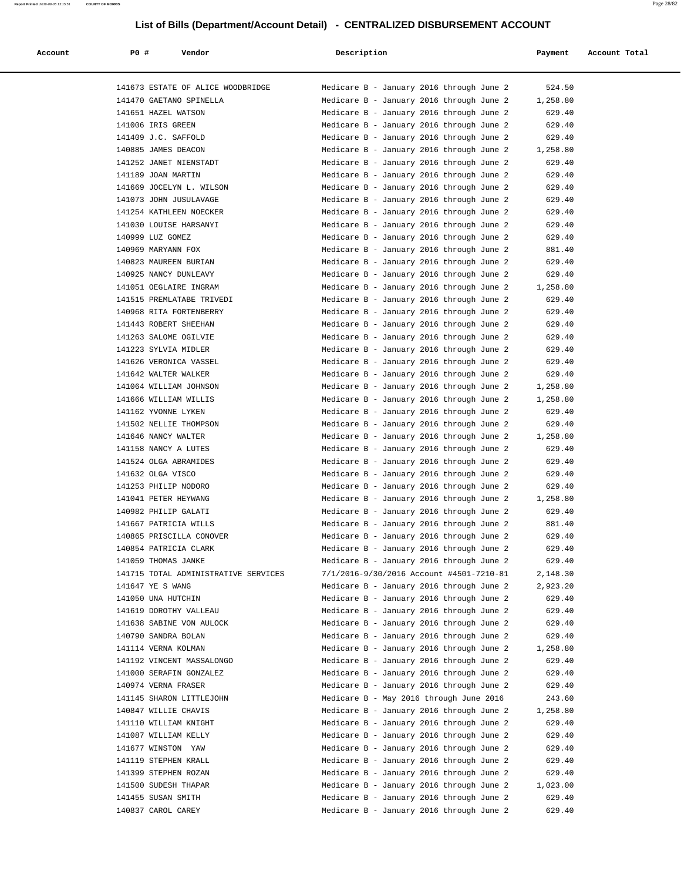# List of Bills (Department/Account Detail) - CENTRALIZED DISBURSEMENT ACCOUNT

| Account | PO # | Vendor | Description | Payment | Account Total |
|---|---|---|---|---|---|
| | 141673 | ESTATE OF ALICE WOODBRIDGE | Medicare B - January 2016 through June 2 | 524.50 | |
| | 141470 | GAETANO SPINELLA | Medicare B - January 2016 through June 2 | 1,258.80 | |
| | 141651 | HAZEL WATSON | Medicare B - January 2016 through June 2 | 629.40 | |
| | 141006 | IRIS GREEN | Medicare B - January 2016 through June 2 | 629.40 | |
| | 141409 | J.C. SAFFOLD | Medicare B - January 2016 through June 2 | 629.40 | |
| | 140885 | JAMES DEACON | Medicare B - January 2016 through June 2 | 1,258.80 | |
| | 141252 | JANET NIENSTADT | Medicare B - January 2016 through June 2 | 629.40 | |
| | 141189 | JOAN MARTIN | Medicare B - January 2016 through June 2 | 629.40 | |
| | 141669 | JOCELYN L. WILSON | Medicare B - January 2016 through June 2 | 629.40 | |
| | 141073 | JOHN JUSULAVAGE | Medicare B - January 2016 through June 2 | 629.40 | |
| | 141254 | KATHLEEN NOECKER | Medicare B - January 2016 through June 2 | 629.40 | |
| | 141030 | LOUISE HARSANYI | Medicare B - January 2016 through June 2 | 629.40 | |
| | 140999 | LUZ GOMEZ | Medicare B - January 2016 through June 2 | 629.40 | |
| | 140969 | MARYANN FOX | Medicare B - January 2016 through June 2 | 881.40 | |
| | 140823 | MAUREEN BURIAN | Medicare B - January 2016 through June 2 | 629.40 | |
| | 140925 | NANCY DUNLEAVY | Medicare B - January 2016 through June 2 | 629.40 | |
| | 141051 | OEGLAIRE INGRAM | Medicare B - January 2016 through June 2 | 1,258.80 | |
| | 141515 | PREMLATABE TRIVEDI | Medicare B - January 2016 through June 2 | 629.40 | |
| | 140968 | RITA FORTENBERRY | Medicare B - January 2016 through June 2 | 629.40 | |
| | 141443 | ROBERT SHEEHAN | Medicare B - January 2016 through June 2 | 629.40 | |
| | 141263 | SALOME OGILVIE | Medicare B - January 2016 through June 2 | 629.40 | |
| | 141223 | SYLVIA MIDLER | Medicare B - January 2016 through June 2 | 629.40 | |
| | 141626 | VERONICA VASSEL | Medicare B - January 2016 through June 2 | 629.40 | |
| | 141642 | WALTER WALKER | Medicare B - January 2016 through June 2 | 629.40 | |
| | 141064 | WILLIAM JOHNSON | Medicare B - January 2016 through June 2 | 1,258.80 | |
| | 141666 | WILLIAM WILLIS | Medicare B - January 2016 through June 2 | 1,258.80 | |
| | 141162 | YVONNE LYKEN | Medicare B - January 2016 through June 2 | 629.40 | |
| | 141502 | NELLIE THOMPSON | Medicare B - January 2016 through June 2 | 629.40 | |
| | 141646 | NANCY WALTER | Medicare B - January 2016 through June 2 | 1,258.80 | |
| | 141158 | NANCY A LUTES | Medicare B - January 2016 through June 2 | 629.40 | |
| | 141524 | OLGA ABRAMIDES | Medicare B - January 2016 through June 2 | 629.40 | |
| | 141632 | OLGA VISCO | Medicare B - January 2016 through June 2 | 629.40 | |
| | 141253 | PHILIP NODORO | Medicare B - January 2016 through June 2 | 629.40 | |
| | 141041 | PETER HEYWANG | Medicare B - January 2016 through June 2 | 1,258.80 | |
| | 140982 | PHILIP GALATI | Medicare B - January 2016 through June 2 | 629.40 | |
| | 141667 | PATRICIA WILLS | Medicare B - January 2016 through June 2 | 881.40 | |
| | 140865 | PRISCILLA CONOVER | Medicare B - January 2016 through June 2 | 629.40 | |
| | 140854 | PATRICIA CLARK | Medicare B - January 2016 through June 2 | 629.40 | |
| | 141059 | THOMAS JANKE | Medicare B - January 2016 through June 2 | 629.40 | |
| | 141715 | TOTAL ADMINISTRATIVE SERVICES | 7/1/2016-9/30/2016 Account #4501-7210-81 | 2,148.30 | |
| | 141647 | YE S WANG | Medicare B - January 2016 through June 2 | 2,923.20 | |
| | 141050 | UNA HUTCHIN | Medicare B - January 2016 through June 2 | 629.40 | |
| | 141619 | DOROTHY VALLEAU | Medicare B - January 2016 through June 2 | 629.40 | |
| | 141638 | SABINE VON AULOCK | Medicare B - January 2016 through June 2 | 629.40 | |
| | 140790 | SANDRA BOLAN | Medicare B - January 2016 through June 2 | 629.40 | |
| | 141114 | VERNA KOLMAN | Medicare B - January 2016 through June 2 | 1,258.80 | |
| | 141192 | VINCENT MASSALONGO | Medicare B - January 2016 through June 2 | 629.40 | |
| | 141000 | SERAFIN GONZALEZ | Medicare B - January 2016 through June 2 | 629.40 | |
| | 140974 | VERNA FRASER | Medicare B - January 2016 through June 2 | 629.40 | |
| | 141145 | SHARON LITTLEJOHN | Medicare B - May 2016 through June 2016 | 243.60 | |
| | 140847 | WILLIE CHAVIS | Medicare B - January 2016 through June 2 | 1,258.80 | |
| | 141110 | WILLIAM KNIGHT | Medicare B - January 2016 through June 2 | 629.40 | |
| | 141087 | WILLIAM KELLY | Medicare B - January 2016 through June 2 | 629.40 | |
| | 141677 | WINSTON YAW | Medicare B - January 2016 through June 2 | 629.40 | |
| | 141119 | STEPHEN KRALL | Medicare B - January 2016 through June 2 | 629.40 | |
| | 141399 | STEPHEN ROZAN | Medicare B - January 2016 through June 2 | 629.40 | |
| | 141500 | SUDESH THAPAR | Medicare B - January 2016 through June 2 | 1,023.00 | |
| | 141455 | SUSAN SMITH | Medicare B - January 2016 through June 2 | 629.40 | |
| | 140837 | CAROL CAREY | Medicare B - January 2016 through June 2 | 629.40 | |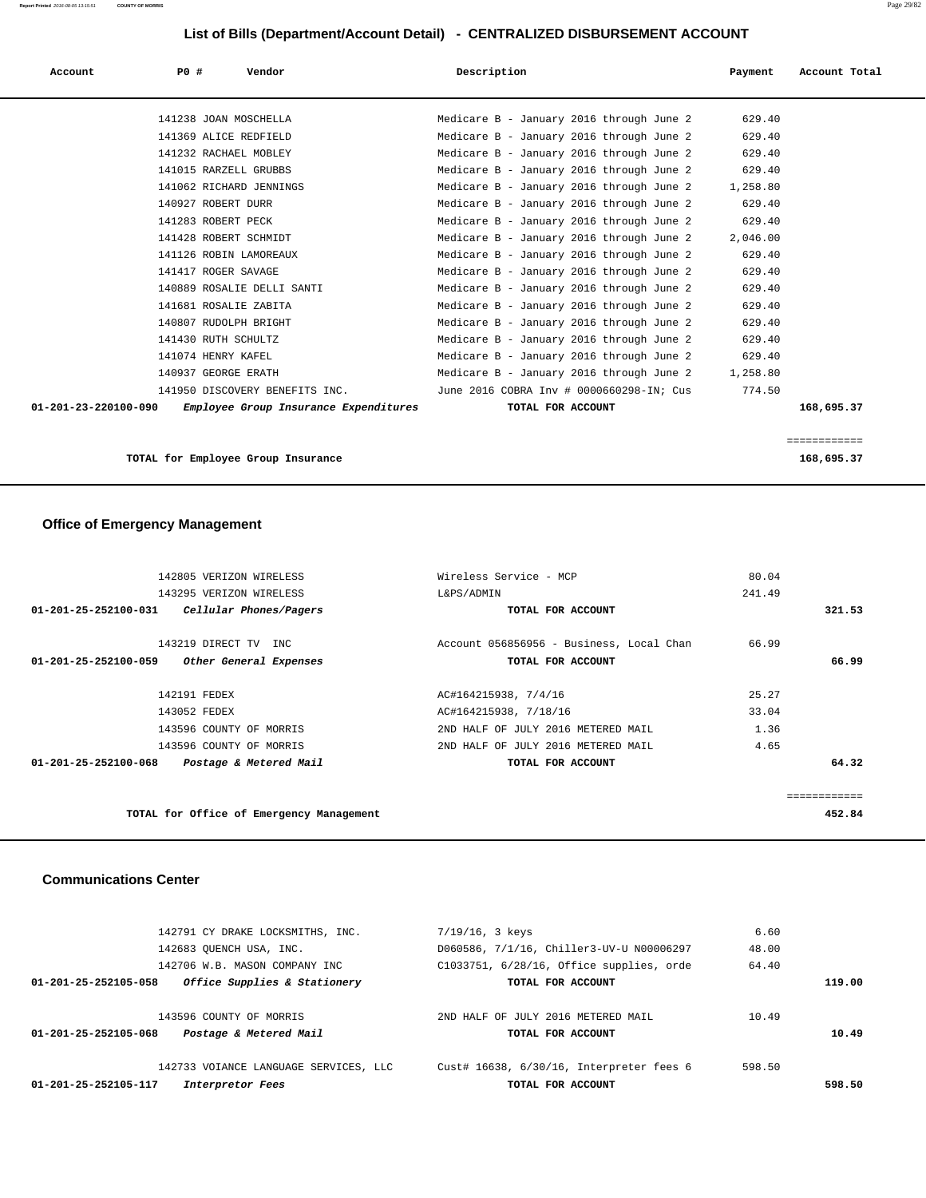## List of Bills (Department/Account Detail) - CENTRALIZED DISBURSEMENT ACCOUNT

| Account | PO # | Vendor | Description | Payment | Account Total |
|---|---|---|---|---|---|
| | 141238 | JOAN MOSCHELLA | Medicare B - January 2016 through June 2 | 629.40 | |
| | 141369 | ALICE REDFIELD | Medicare B - January 2016 through June 2 | 629.40 | |
| | 141232 | RACHAEL MOBLEY | Medicare B - January 2016 through June 2 | 629.40 | |
| | 141015 | RARZELL GRUBBS | Medicare B - January 2016 through June 2 | 629.40 | |
| | 141062 | RICHARD JENNINGS | Medicare B - January 2016 through June 2 | 1,258.80 | |
| | 140927 | ROBERT DURR | Medicare B - January 2016 through June 2 | 629.40 | |
| | 141283 | ROBERT PECK | Medicare B - January 2016 through June 2 | 629.40 | |
| | 141428 | ROBERT SCHMIDT | Medicare B - January 2016 through June 2 | 2,046.00 | |
| | 141126 | ROBIN LAMOREAUX | Medicare B - January 2016 through June 2 | 629.40 | |
| | 141417 | ROGER SAVAGE | Medicare B - January 2016 through June 2 | 629.40 | |
| | 140889 | ROSALIE DELLI SANTI | Medicare B - January 2016 through June 2 | 629.40 | |
| | 141681 | ROSALIE ZABITA | Medicare B - January 2016 through June 2 | 629.40 | |
| | 140807 | RUDOLPH BRIGHT | Medicare B - January 2016 through June 2 | 629.40 | |
| | 141430 | RUTH SCHULTZ | Medicare B - January 2016 through June 2 | 629.40 | |
| | 141074 | HENRY KAFEL | Medicare B - January 2016 through June 2 | 629.40 | |
| | 140937 | GEORGE ERATH | Medicare B - January 2016 through June 2 | 1,258.80 | |
| | 141950 | DISCOVERY BENEFITS INC. | June 2016 COBRA Inv # 0000660298-IN; Cus | 774.50 | |
| **01-201-23-220100-090** | | *Employee Group Insurance Expenditures* | **TOTAL FOR ACCOUNT** | | **168,695.37** |

**TOTAL for Employee Group Insurance** — **168,695.37**

### Office of Emergency Management

| Account | PO # | Vendor | Description | Payment | Account Total |
|---|---|---|---|---|---|
| | 142805 | VERIZON WIRELESS | Wireless Service - MCP | 80.04 | |
| | 143295 | VERIZON WIRELESS | L&PS/ADMIN | 241.49 | |
| **01-201-25-252100-031** | | *Cellular Phones/Pagers* | **TOTAL FOR ACCOUNT** | | **321.53** |
| | 143219 | DIRECT TV INC | Account 056856956 - Business, Local Chan | 66.99 | |
| **01-201-25-252100-059** | | *Other General Expenses* | **TOTAL FOR ACCOUNT** | | **66.99** |
| | 142191 | FEDEX | AC#164215938, 7/4/16 | 25.27 | |
| | 143052 | FEDEX | AC#164215938, 7/18/16 | 33.04 | |
| | 143596 | COUNTY OF MORRIS | 2ND HALF OF JULY 2016 METERED MAIL | 1.36 | |
| | 143596 | COUNTY OF MORRIS | 2ND HALF OF JULY 2016 METERED MAIL | 4.65 | |
| **01-201-25-252100-068** | | *Postage & Metered Mail* | **TOTAL FOR ACCOUNT** | | **64.32** |

**TOTAL for Office of Emergency Management** — **452.84**

### Communications Center

| Account | PO # | Vendor | Description | Payment | Account Total |
|---|---|---|---|---|---|
| | 142791 | CY DRAKE LOCKSMITHS, INC. | 7/19/16, 3 keys | 6.60 | |
| | 142683 | QUENCH USA, INC. | D060586, 7/1/16, Chiller3-UV-U N00006297 | 48.00 | |
| | 142706 | W.B. MASON COMPANY INC | C1033751, 6/28/16, Office supplies, orde | 64.40 | |
| **01-201-25-252105-058** | | *Office Supplies & Stationery* | **TOTAL FOR ACCOUNT** | | **119.00** |
| | 143596 | COUNTY OF MORRIS | 2ND HALF OF JULY 2016 METERED MAIL | 10.49 | |
| **01-201-25-252105-068** | | *Postage & Metered Mail* | **TOTAL FOR ACCOUNT** | | **10.49** |
| | 142733 | VOIANCE LANGUAGE SERVICES, LLC | Cust# 16638, 6/30/16, Interpreter fees 6 | 598.50 | |
| **01-201-25-252105-117** | | *Interpretor Fees* | **TOTAL FOR ACCOUNT** | | **598.50** |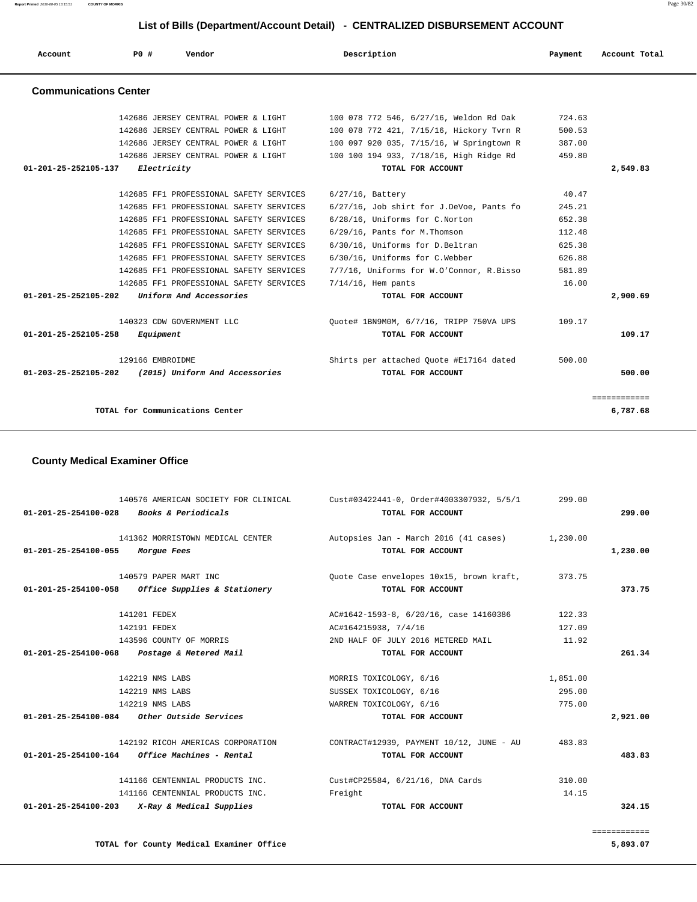# List of Bills (Department/Account Detail) - CENTRALIZED DISBURSEMENT ACCOUNT

| Account | PO # | Vendor | Description | Payment | Account Total |
|---|---|---|---|---|---|

## Communications Center

| Account | PO # | Vendor | Description | Payment | Account Total |
|---|---|---|---|---|---|
| | 142686 | JERSEY CENTRAL POWER & LIGHT | 100 078 772 546, 6/27/16, Weldon Rd Oak | 724.63 | |
| | 142686 | JERSEY CENTRAL POWER & LIGHT | 100 078 772 421, 7/15/16, Hickory Tvrn R | 500.53 | |
| | 142686 | JERSEY CENTRAL POWER & LIGHT | 100 097 920 035, 7/15/16, W Springtown R | 387.00 | |
| | 142686 | JERSEY CENTRAL POWER & LIGHT | 100 100 194 933, 7/18/16, High Ridge Rd | 459.80 | |
| **01-201-25-252105-137** | | *Electricity* | **TOTAL FOR ACCOUNT** | | **2,549.83** |
| | 142685 | FF1 PROFESSIONAL SAFETY SERVICES | 6/27/16, Battery | 40.47 | |
| | 142685 | FF1 PROFESSIONAL SAFETY SERVICES | 6/27/16, Job shirt for J.DeVoe, Pants fo | 245.21 | |
| | 142685 | FF1 PROFESSIONAL SAFETY SERVICES | 6/28/16, Uniforms for C.Norton | 652.38 | |
| | 142685 | FF1 PROFESSIONAL SAFETY SERVICES | 6/29/16, Pants for M.Thomson | 112.48 | |
| | 142685 | FF1 PROFESSIONAL SAFETY SERVICES | 6/30/16, Uniforms for D.Beltran | 625.38 | |
| | 142685 | FF1 PROFESSIONAL SAFETY SERVICES | 6/30/16, Uniforms for C.Webber | 626.88 | |
| | 142685 | FF1 PROFESSIONAL SAFETY SERVICES | 7/7/16, Uniforms for W.O'Connor, R.Bisso | 581.89 | |
| | 142685 | FF1 PROFESSIONAL SAFETY SERVICES | 7/14/16, Hem pants | 16.00 | |
| **01-201-25-252105-202** | | *Uniform And Accessories* | **TOTAL FOR ACCOUNT** | | **2,900.69** |
| | 140323 | CDW GOVERNMENT LLC | Quote# 1BN9M0M, 6/7/16, TRIPP 750VA UPS | 109.17 | |
| **01-201-25-252105-258** | | *Equipment* | **TOTAL FOR ACCOUNT** | | **109.17** |
| | 129166 | EMBROIDME | Shirts per attached Quote #E17164 dated | 500.00 | |
| **01-203-25-252105-202** | | *(2015) Uniform And Accessories* | **TOTAL FOR ACCOUNT** | | **500.00** |
| | | | | | ============ |
| | | **TOTAL for Communications Center** | | | **6,787.68** |

## County Medical Examiner Office

| Account | PO # | Vendor | Description | Payment | Account Total |
|---|---|---|---|---|---|
| | 140576 | AMERICAN SOCIETY FOR CLINICAL | Cust#03422441-0, Order#4003307932, 5/5/1 | 299.00 | |
| **01-201-25-254100-028** | | *Books & Periodicals* | **TOTAL FOR ACCOUNT** | | **299.00** |
| | 141362 | MORRISTOWN MEDICAL CENTER | Autopsies Jan - March 2016 (41 cases) | 1,230.00 | |
| **01-201-25-254100-055** | | *Morgue Fees* | **TOTAL FOR ACCOUNT** | | **1,230.00** |
| | 140579 | PAPER MART INC | Quote Case envelopes 10x15, brown kraft, | 373.75 | |
| **01-201-25-254100-058** | | *Office Supplies & Stationery* | **TOTAL FOR ACCOUNT** | | **373.75** |
| | 141201 | FEDEX | AC#1642-1593-8, 6/20/16, case 14160386 | 122.33 | |
| | 142191 | FEDEX | AC#164215938, 7/4/16 | 127.09 | |
| | 143596 | COUNTY OF MORRIS | 2ND HALF OF JULY 2016 METERED MAIL | 11.92 | |
| **01-201-25-254100-068** | | *Postage & Metered Mail* | **TOTAL FOR ACCOUNT** | | **261.34** |
| | 142219 | NMS LABS | MORRIS TOXICOLOGY, 6/16 | 1,851.00 | |
| | 142219 | NMS LABS | SUSSEX TOXICOLOGY, 6/16 | 295.00 | |
| | 142219 | NMS LABS | WARREN TOXICOLOGY, 6/16 | 775.00 | |
| **01-201-25-254100-084** | | *Other Outside Services* | **TOTAL FOR ACCOUNT** | | **2,921.00** |
| | 142192 | RICOH AMERICAS CORPORATION | CONTRACT#12939, PAYMENT 10/12, JUNE - AU | 483.83 | |
| **01-201-25-254100-164** | | *Office Machines - Rental* | **TOTAL FOR ACCOUNT** | | **483.83** |
| | 141166 | CENTENNIAL PRODUCTS INC. | Cust#CP25584, 6/21/16, DNA Cards | 310.00 | |
| | 141166 | CENTENNIAL PRODUCTS INC. | Freight | 14.15 | |
| **01-201-25-254100-203** | | *X-Ray & Medical Supplies* | **TOTAL FOR ACCOUNT** | | **324.15** |
| | | | | | ============ |
| | | **TOTAL for County Medical Examiner Office** | | | **5,893.07** |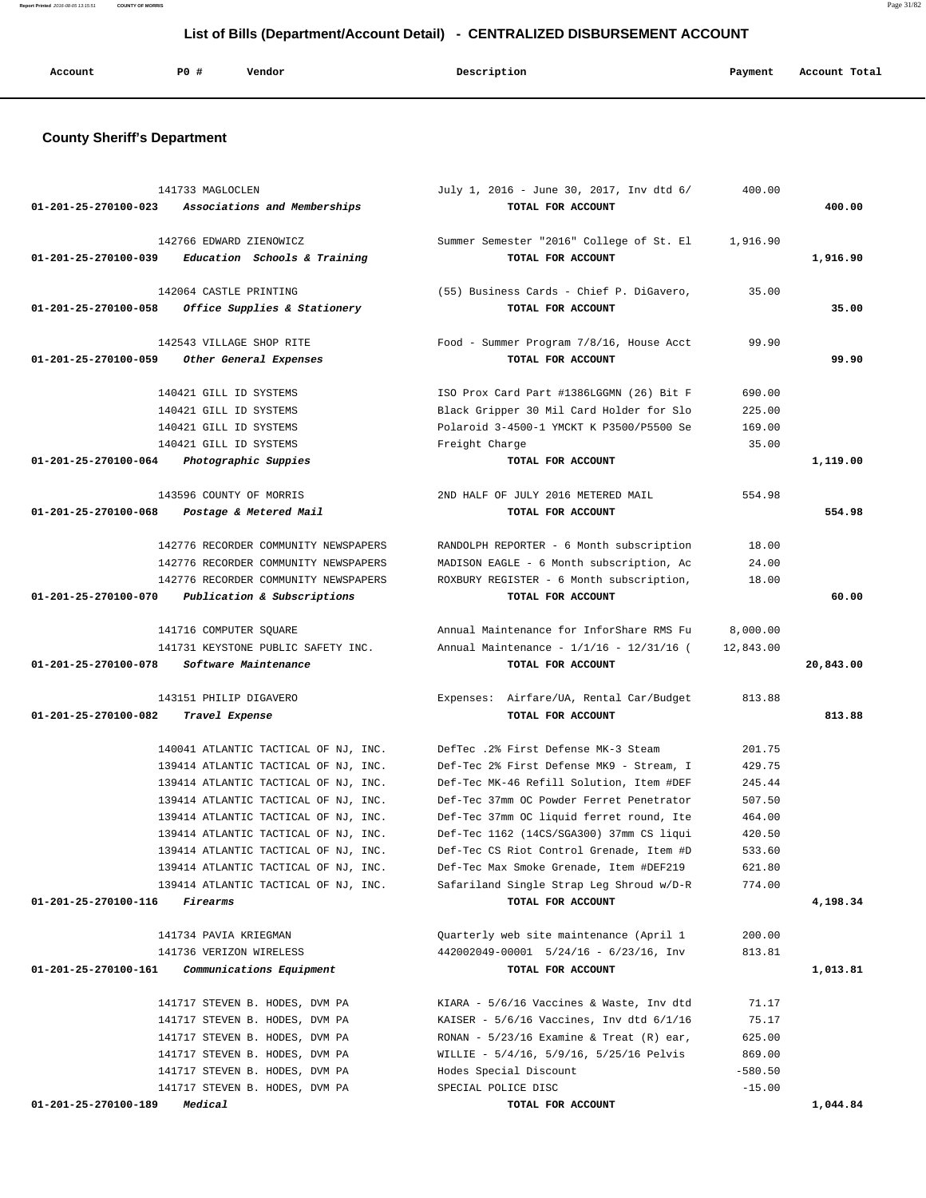## List of Bills (Department/Account Detail) - CENTRALIZED DISBURSEMENT ACCOUNT

| Account | PO # | Vendor | Description | Payment | Account Total |
|---|---|---|---|---|---|

### County Sheriff's Department

| Account | PO # | Vendor | Description | Payment | Account Total |
|---|---|---|---|---|---|
| | 141733 | MAGLOCLEN | July 1, 2016 - June 30, 2017, Inv dtd 6/ | 400.00 | |
| 01-201-25-270100-023 | | *Associations and Memberships* | TOTAL FOR ACCOUNT | | 400.00 |
| | 142766 | EDWARD ZIENOWICZ | Summer Semester "2016" College of St. El | 1,916.90 | |
| 01-201-25-270100-039 | | *Education Schools & Training* | TOTAL FOR ACCOUNT | | 1,916.90 |
| | 142064 | CASTLE PRINTING | (55) Business Cards - Chief P. DiGavero, | 35.00 | |
| 01-201-25-270100-058 | | *Office Supplies & Stationery* | TOTAL FOR ACCOUNT | | 35.00 |
| | 142543 | VILLAGE SHOP RITE | Food - Summer Program 7/8/16, House Acct | 99.90 | |
| 01-201-25-270100-059 | | *Other General Expenses* | TOTAL FOR ACCOUNT | | 99.90 |
| | 140421 | GILL ID SYSTEMS | ISO Prox Card Part #1386LGGMN (26) Bit F | 690.00 | |
| | 140421 | GILL ID SYSTEMS | Black Gripper 30 Mil Card Holder for Slo | 225.00 | |
| | 140421 | GILL ID SYSTEMS | Polaroid 3-4500-1 YMCKT K P3500/P5500 Se | 169.00 | |
| | 140421 | GILL ID SYSTEMS | Freight Charge | 35.00 | |
| 01-201-25-270100-064 | | *Photographic Suppies* | TOTAL FOR ACCOUNT | | 1,119.00 |
| | 143596 | COUNTY OF MORRIS | 2ND HALF OF JULY 2016 METERED MAIL | 554.98 | |
| 01-201-25-270100-068 | | *Postage & Metered Mail* | TOTAL FOR ACCOUNT | | 554.98 |
| | 142776 | RECORDER COMMUNITY NEWSPAPERS | RANDOLPH REPORTER - 6 Month subscription | 18.00 | |
| | 142776 | RECORDER COMMUNITY NEWSPAPERS | MADISON EAGLE - 6 Month subscription, Ac | 24.00 | |
| | 142776 | RECORDER COMMUNITY NEWSPAPERS | ROXBURY REGISTER - 6 Month subscription, | 18.00 | |
| 01-201-25-270100-070 | | *Publication & Subscriptions* | TOTAL FOR ACCOUNT | | 60.00 |
| | 141716 | COMPUTER SQUARE | Annual Maintenance for InforShare RMS Fu | 8,000.00 | |
| | 141731 | KEYSTONE PUBLIC SAFETY INC. | Annual Maintenance - 1/1/16 - 12/31/16 ( | 12,843.00 | |
| 01-201-25-270100-078 | | *Software Maintenance* | TOTAL FOR ACCOUNT | | 20,843.00 |
| | 143151 | PHILIP DIGAVERO | Expenses: Airfare/UA, Rental Car/Budget | 813.88 | |
| 01-201-25-270100-082 | | *Travel Expense* | TOTAL FOR ACCOUNT | | 813.88 |
| | 140041 | ATLANTIC TACTICAL OF NJ, INC. | DefTec .2% First Defense MK-3 Steam | 201.75 | |
| | 139414 | ATLANTIC TACTICAL OF NJ, INC. | Def-Tec 2% First Defense MK9 - Stream, I | 429.75 | |
| | 139414 | ATLANTIC TACTICAL OF NJ, INC. | Def-Tec MK-46 Refill Solution, Item #DEF | 245.44 | |
| | 139414 | ATLANTIC TACTICAL OF NJ, INC. | Def-Tec 37mm OC Powder Ferret Penetrator | 507.50 | |
| | 139414 | ATLANTIC TACTICAL OF NJ, INC. | Def-Tec 37mm OC liquid ferret round, Ite | 464.00 | |
| | 139414 | ATLANTIC TACTICAL OF NJ, INC. | Def-Tec 1162 (14CS/SGA300) 37mm CS liqui | 420.50 | |
| | 139414 | ATLANTIC TACTICAL OF NJ, INC. | Def-Tec CS Riot Control Grenade, Item #D | 533.60 | |
| | 139414 | ATLANTIC TACTICAL OF NJ, INC. | Def-Tec Max Smoke Grenade, Item #DEF219 | 621.80 | |
| | 139414 | ATLANTIC TACTICAL OF NJ, INC. | Safariland Single Strap Leg Shroud w/D-R | 774.00 | |
| 01-201-25-270100-116 | | *Firearms* | TOTAL FOR ACCOUNT | | 4,198.34 |
| | 141734 | PAVIA KRIEGMAN | Quarterly web site maintenance (April 1 | 200.00 | |
| | 141736 | VERIZON WIRELESS | 442002049-00001 5/24/16 - 6/23/16, Inv | 813.81 | |
| 01-201-25-270100-161 | | *Communications Equipment* | TOTAL FOR ACCOUNT | | 1,013.81 |
| | 141717 | STEVEN B. HODES, DVM PA | KIARA - 5/6/16 Vaccines & Waste, Inv dtd | 71.17 | |
| | 141717 | STEVEN B. HODES, DVM PA | KAISER - 5/6/16 Vaccines, Inv dtd 6/1/16 | 75.17 | |
| | 141717 | STEVEN B. HODES, DVM PA | RONAN - 5/23/16 Examine & Treat (R) ear, | 625.00 | |
| | 141717 | STEVEN B. HODES, DVM PA | WILLIE - 5/4/16, 5/9/16, 5/25/16 Pelvis | 869.00 | |
| | 141717 | STEVEN B. HODES, DVM PA | Hodes Special Discount | -580.50 | |
| | 141717 | STEVEN B. HODES, DVM PA | SPECIAL POLICE DISC | -15.00 | |
| 01-201-25-270100-189 | | *Medical* | TOTAL FOR ACCOUNT | | 1,044.84 |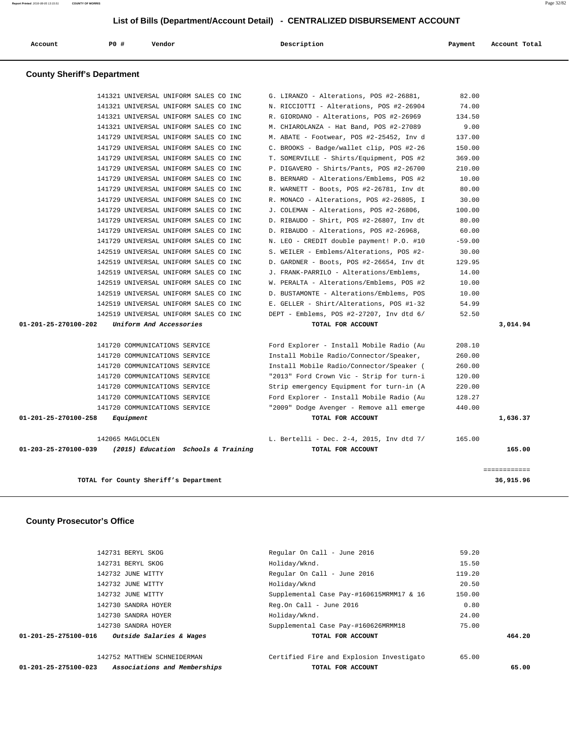## List of Bills (Department/Account Detail) - CENTRALIZED DISBURSEMENT ACCOUNT

| Account | PO # | Vendor | Description | Payment | Account Total |
|---|---|---|---|---|---|

### County Sheriff's Department

| Account | PO # | Vendor | Description | Payment | Account Total |
|---|---|---|---|---|---|
| | 141321 | UNIVERSAL UNIFORM SALES CO INC | G. LIRANZO - Alterations, POS #2-26881, | 82.00 | |
| | 141321 | UNIVERSAL UNIFORM SALES CO INC | N. RICCIOTTI - Alterations, POS #2-26904 | 74.00 | |
| | 141321 | UNIVERSAL UNIFORM SALES CO INC | R. GIORDANO - Alterations, POS #2-26969 | 134.50 | |
| | 141321 | UNIVERSAL UNIFORM SALES CO INC | M. CHIAROLANZA - Hat Band, POS #2-27089 | 9.00 | |
| | 141729 | UNIVERSAL UNIFORM SALES CO INC | M. ABATE - Footwear, POS #2-25452, Inv d | 137.00 | |
| | 141729 | UNIVERSAL UNIFORM SALES CO INC | C. BROOKS - Badge/wallet clip, POS #2-26 | 150.00 | |
| | 141729 | UNIVERSAL UNIFORM SALES CO INC | T. SOMERVILLE - Shirts/Equipment, POS #2 | 369.00 | |
| | 141729 | UNIVERSAL UNIFORM SALES CO INC | P. DIGAVERO - Shirts/Pants, POS #2-26700 | 210.00 | |
| | 141729 | UNIVERSAL UNIFORM SALES CO INC | B. BERNARD - Alterations/Emblems, POS #2 | 10.00 | |
| | 141729 | UNIVERSAL UNIFORM SALES CO INC | R. WARNETT - Boots, POS #2-26781, Inv dt | 80.00 | |
| | 141729 | UNIVERSAL UNIFORM SALES CO INC | R. MONACO - Alterations, POS #2-26805, I | 30.00 | |
| | 141729 | UNIVERSAL UNIFORM SALES CO INC | J. COLEMAN - Alterations, POS #2-26806, | 100.00 | |
| | 141729 | UNIVERSAL UNIFORM SALES CO INC | D. RIBAUDO - Shirt, POS #2-26807, Inv dt | 80.00 | |
| | 141729 | UNIVERSAL UNIFORM SALES CO INC | D. RIBAUDO - Alterations, POS #2-26968, | 60.00 | |
| | 141729 | UNIVERSAL UNIFORM SALES CO INC | N. LEO - CREDIT double payment! P.O. #10 | -59.00 | |
| | 142519 | UNIVERSAL UNIFORM SALES CO INC | S. WEILER - Emblems/Alterations, POS #2- | 30.00 | |
| | 142519 | UNIVERSAL UNIFORM SALES CO INC | D. GARDNER - Boots, POS #2-26654, Inv dt | 129.95 | |
| | 142519 | UNIVERSAL UNIFORM SALES CO INC | J. FRANK-PARRILO - Alterations/Emblems, | 14.00 | |
| | 142519 | UNIVERSAL UNIFORM SALES CO INC | W. PERALTA - Alterations/Emblems, POS #2 | 10.00 | |
| | 142519 | UNIVERSAL UNIFORM SALES CO INC | D. BUSTAMONTE - Alterations/Emblems, POS | 10.00 | |
| | 142519 | UNIVERSAL UNIFORM SALES CO INC | E. GELLER - Shirt/Alterations, POS #1-32 | 54.99 | |
| | 142519 | UNIVERSAL UNIFORM SALES CO INC | DEPT - Emblems, POS #2-27207, Inv dtd 6/ | 52.50 | |
| **01-201-25-270100-202** | | ***Uniform And Accessories*** | **TOTAL FOR ACCOUNT** | | **3,014.94** |
| | 141720 | COMMUNICATIONS SERVICE | Ford Explorer - Install Mobile Radio (Au | 208.10 | |
| | 141720 | COMMUNICATIONS SERVICE | Install Mobile Radio/Connector/Speaker, | 260.00 | |
| | 141720 | COMMUNICATIONS SERVICE | Install Mobile Radio/Connector/Speaker ( | 260.00 | |
| | 141720 | COMMUNICATIONS SERVICE | "2013" Ford Crown Vic - Strip for turn-i | 120.00 | |
| | 141720 | COMMUNICATIONS SERVICE | Strip emergency Equipment for turn-in (A | 220.00 | |
| | 141720 | COMMUNICATIONS SERVICE | Ford Explorer - Install Mobile Radio (Au | 128.27 | |
| | 141720 | COMMUNICATIONS SERVICE | "2009" Dodge Avenger - Remove all emerge | 440.00 | |
| **01-201-25-270100-258** | | ***Equipment*** | **TOTAL FOR ACCOUNT** | | **1,636.37** |
| | 142065 | MAGLOCLEN | L. Bertelli - Dec. 2-4, 2015, Inv dtd 7/ | 165.00 | |
| **01-203-25-270100-039** | | ***(2015) Education Schools & Training*** | **TOTAL FOR ACCOUNT** | | **165.00** |
| | | | | | ============ |
| | | **TOTAL for County Sheriff's Department** | | | **36,915.96** |

### County Prosecutor's Office

| Account | PO # | Vendor | Description | Payment | Account Total |
|---|---|---|---|---|---|
| | 142731 | BERYL SKOG | Regular On Call - June 2016 | 59.20 | |
| | 142731 | BERYL SKOG | Holiday/Wknd. | 15.50 | |
| | 142732 | JUNE WITTY | Regular On Call - June 2016 | 119.20 | |
| | 142732 | JUNE WITTY | Holiday/Wknd | 20.50 | |
| | 142732 | JUNE WITTY | Supplemental Case Pay-#160615MRMM17 & 16 | 150.00 | |
| | 142730 | SANDRA HOYER | Reg.On Call - June 2016 | 0.80 | |
| | 142730 | SANDRA HOYER | Holiday/Wknd. | 24.00 | |
| | 142730 | SANDRA HOYER | Supplemental Case Pay-#160626MRMM18 | 75.00 | |
| **01-201-25-275100-016** | | ***Outside Salaries & Wages*** | **TOTAL FOR ACCOUNT** | | **464.20** |
| | 142752 | MATTHEW SCHNEIDERMAN | Certified Fire and Explosion Investigato | 65.00 | |
| **01-201-25-275100-023** | | ***Associations and Memberships*** | **TOTAL FOR ACCOUNT** | | **65.00** |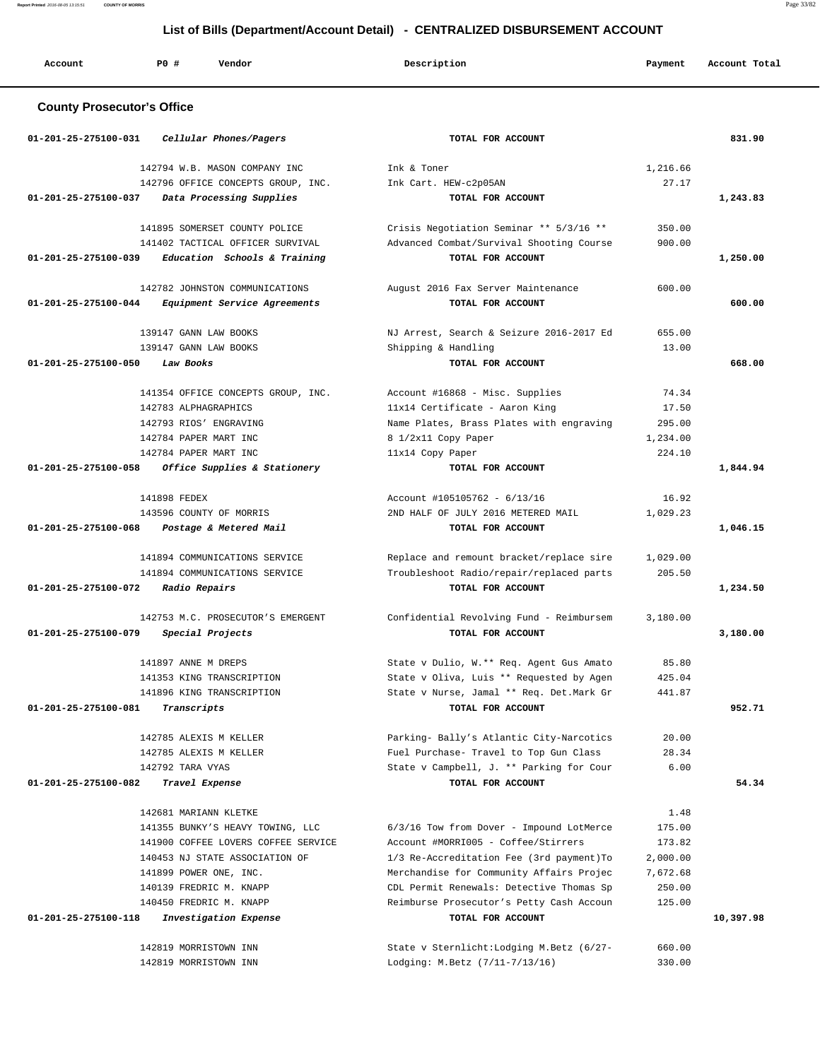## List of Bills (Department/Account Detail) - CENTRALIZED DISBURSEMENT ACCOUNT

| Account | PO # | Vendor | Description | Payment | Account Total |
|---|---|---|---|---|---|

### County Prosecutor's Office

| Account | PO # | Vendor | Description | Payment | Account Total |
|---|---|---|---|---|---|
| 01-201-25-275100-031 | | *Cellular Phones/Pagers* | TOTAL FOR ACCOUNT | | 831.90 |
| | 142794 | W.B. MASON COMPANY INC | Ink & Toner | 1,216.66 | |
| | 142796 | OFFICE CONCEPTS GROUP, INC. | Ink Cart. HEW-c2p05AN | 27.17 | |
| 01-201-25-275100-037 | | *Data Processing Supplies* | TOTAL FOR ACCOUNT | | 1,243.83 |
| | 141895 | SOMERSET COUNTY POLICE | Crisis Negotiation Seminar ** 5/3/16 ** | 350.00 | |
| | 141402 | TACTICAL OFFICER SURVIVAL | Advanced Combat/Survival Shooting Course | 900.00 | |
| 01-201-25-275100-039 | | *Education Schools & Training* | TOTAL FOR ACCOUNT | | 1,250.00 |
| | 142782 | JOHNSTON COMMUNICATIONS | August 2016 Fax Server Maintenance | 600.00 | |
| 01-201-25-275100-044 | | *Equipment Service Agreements* | TOTAL FOR ACCOUNT | | 600.00 |
| | 139147 | GANN LAW BOOKS | NJ Arrest, Search & Seizure 2016-2017 Ed | 655.00 | |
| | 139147 | GANN LAW BOOKS | Shipping & Handling | 13.00 | |
| 01-201-25-275100-050 | | *Law Books* | TOTAL FOR ACCOUNT | | 668.00 |
| | 141354 | OFFICE CONCEPTS GROUP, INC. | Account #16868 - Misc. Supplies | 74.34 | |
| | 142783 | ALPHAGRAPHICS | 11x14 Certificate - Aaron King | 17.50 | |
| | 142793 | RIOS' ENGRAVING | Name Plates, Brass Plates with engraving | 295.00 | |
| | 142784 | PAPER MART INC | 8 1/2x11 Copy Paper | 1,234.00 | |
| | 142784 | PAPER MART INC | 11x14 Copy Paper | 224.10 | |
| 01-201-25-275100-058 | | *Office Supplies & Stationery* | TOTAL FOR ACCOUNT | | 1,844.94 |
| | 141898 | FEDEX | Account #105105762 - 6/13/16 | 16.92 | |
| | 143596 | COUNTY OF MORRIS | 2ND HALF OF JULY 2016 METERED MAIL | 1,029.23 | |
| 01-201-25-275100-068 | | *Postage & Metered Mail* | TOTAL FOR ACCOUNT | | 1,046.15 |
| | 141894 | COMMUNICATIONS SERVICE | Replace and remount bracket/replace sire | 1,029.00 | |
| | 141894 | COMMUNICATIONS SERVICE | Troubleshoot Radio/repair/replaced parts | 205.50 | |
| 01-201-25-275100-072 | | *Radio Repairs* | TOTAL FOR ACCOUNT | | 1,234.50 |
| | 142753 | M.C. PROSECUTOR'S EMERGENT | Confidential Revolving Fund - Reimbursem | 3,180.00 | |
| 01-201-25-275100-079 | | *Special Projects* | TOTAL FOR ACCOUNT | | 3,180.00 |
| | 141897 | ANNE M DREPS | State v Dulio, W.** Req. Agent Gus Amato | 85.80 | |
| | 141353 | KING TRANSCRIPTION | State v Oliva, Luis ** Requested by Agen | 425.04 | |
| | 141896 | KING TRANSCRIPTION | State v Nurse, Jamal ** Req. Det.Mark Gr | 441.87 | |
| 01-201-25-275100-081 | | *Transcripts* | TOTAL FOR ACCOUNT | | 952.71 |
| | 142785 | ALEXIS M KELLER | Parking- Bally's Atlantic City-Narcotics | 20.00 | |
| | 142785 | ALEXIS M KELLER | Fuel Purchase- Travel to Top Gun Class | 28.34 | |
| | 142792 | TARA VYAS | State v Campbell, J. ** Parking for Cour | 6.00 | |
| 01-201-25-275100-082 | | *Travel Expense* | TOTAL FOR ACCOUNT | | 54.34 |
| | 142681 | MARIANN KLETKE | | 1.48 | |
| | 141355 | BUNKY'S HEAVY TOWING, LLC | 6/3/16 Tow from Dover - Impound LotMerce | 175.00 | |
| | 141900 | COFFEE LOVERS COFFEE SERVICE | Account #MORRI005 - Coffee/Stirrers | 173.82 | |
| | 140453 | NJ STATE ASSOCIATION OF | 1/3 Re-Accreditation Fee (3rd payment)To | 2,000.00 | |
| | 141899 | POWER ONE, INC. | Merchandise for Community Affairs Projec | 7,672.68 | |
| | 140139 | FREDRIC M. KNAPP | CDL Permit Renewals: Detective Thomas Sp | 250.00 | |
| | 140450 | FREDRIC M. KNAPP | Reimburse Prosecutor's Petty Cash Accoun | 125.00 | |
| 01-201-25-275100-118 | | *Investigation Expense* | TOTAL FOR ACCOUNT | | 10,397.98 |
| | 142819 | MORRISTOWN INN | State v Sternlicht:Lodging M.Betz (6/27- | 660.00 | |
| | 142819 | MORRISTOWN INN | Lodging: M.Betz (7/11-7/13/16) | 330.00 | |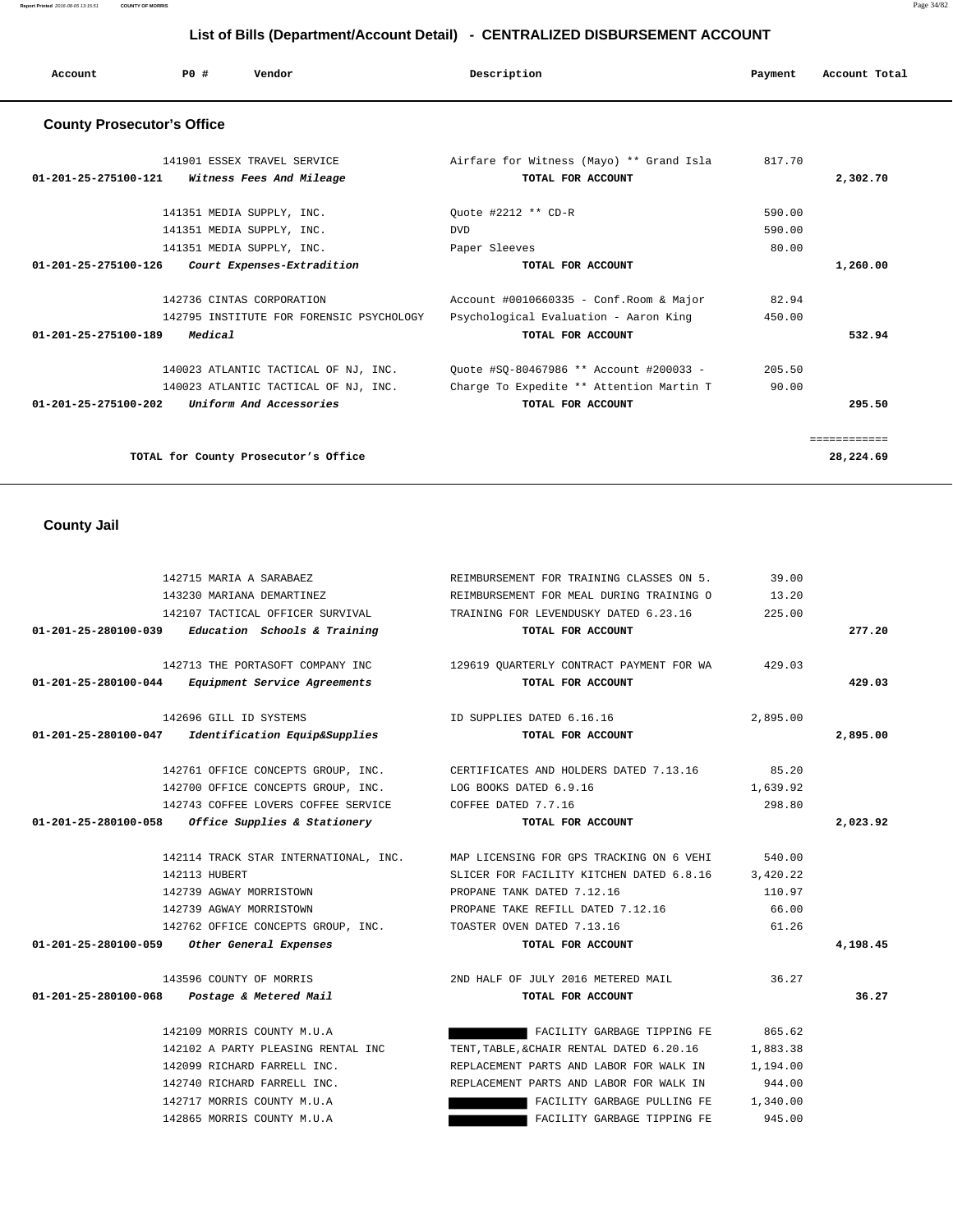## List of Bills (Department/Account Detail) - CENTRALIZED DISBURSEMENT ACCOUNT

| Account | PO # | Vendor | Description | Payment | Account Total |
|---|---|---|---|---|---|

### County Prosecutor's Office

| Account | PO # | Vendor | Description | Payment | Account Total |
|---|---|---|---|---|---|
| | 141901 | ESSEX TRAVEL SERVICE | Airfare for Witness (Mayo) ** Grand Isla | 817.70 | |
| 01-201-25-275100-121 | | *Witness Fees And Mileage* | TOTAL FOR ACCOUNT | | 2,302.70 |
| | 141351 | MEDIA SUPPLY, INC. | Quote #2212 ** CD-R | 590.00 | |
| | 141351 | MEDIA SUPPLY, INC. | DVD | 590.00 | |
| | 141351 | MEDIA SUPPLY, INC. | Paper Sleeves | 80.00 | |
| 01-201-25-275100-126 | | *Court Expenses-Extradition* | TOTAL FOR ACCOUNT | | 1,260.00 |
| | 142736 | CINTAS CORPORATION | Account #0010660335 - Conf.Room & Major | 82.94 | |
| | 142795 | INSTITUTE FOR FORENSIC PSYCHOLOGY | Psychological Evaluation - Aaron King | 450.00 | |
| 01-201-25-275100-189 | | *Medical* | TOTAL FOR ACCOUNT | | 532.94 |
| | 140023 | ATLANTIC TACTICAL OF NJ, INC. | Quote #SQ-80467986 ** Account #200033 - | 205.50 | |
| | 140023 | ATLANTIC TACTICAL OF NJ, INC. | Charge To Expedite ** Attention Martin T | 90.00 | |
| 01-201-25-275100-202 | | *Uniform And Accessories* | TOTAL FOR ACCOUNT | | 295.50 |
| | | TOTAL for County Prosecutor's Office | | | 28,224.69 |

### County Jail

| Account | PO # | Vendor | Description | Payment | Account Total |
|---|---|---|---|---|---|
| | 142715 | MARIA A SARABAEZ | REIMBURSEMENT FOR TRAINING CLASSES ON 5. | 39.00 | |
| | 143230 | MARIANA DEMARTINEZ | REIMBURSEMENT FOR MEAL DURING TRAINING O | 13.20 | |
| | 142107 | TACTICAL OFFICER SURVIVAL | TRAINING FOR LEVENDUSKY DATED 6.23.16 | 225.00 | |
| 01-201-25-280100-039 | | *Education Schools & Training* | TOTAL FOR ACCOUNT | | 277.20 |
| | 142713 | THE PORTASOFT COMPANY INC | 129619 QUARTERLY CONTRACT PAYMENT FOR WA | 429.03 | |
| 01-201-25-280100-044 | | *Equipment Service Agreements* | TOTAL FOR ACCOUNT | | 429.03 |
| | 142696 | GILL ID SYSTEMS | ID SUPPLIES DATED 6.16.16 | 2,895.00 | |
| 01-201-25-280100-047 | | *Identification Equip&Supplies* | TOTAL FOR ACCOUNT | | 2,895.00 |
| | 142761 | OFFICE CONCEPTS GROUP, INC. | CERTIFICATES AND HOLDERS DATED 7.13.16 | 85.20 | |
| | 142700 | OFFICE CONCEPTS GROUP, INC. | LOG BOOKS DATED 6.9.16 | 1,639.92 | |
| | 142743 | COFFEE LOVERS COFFEE SERVICE | COFFEE DATED 7.7.16 | 298.80 | |
| 01-201-25-280100-058 | | *Office Supplies & Stationery* | TOTAL FOR ACCOUNT | | 2,023.92 |
| | 142114 | TRACK STAR INTERNATIONAL, INC. | MAP LICENSING FOR GPS TRACKING ON 6 VEHI | 540.00 | |
| | 142113 | HUBERT | SLICER FOR FACILITY KITCHEN DATED 6.8.16 | 3,420.22 | |
| | 142739 | AGWAY MORRISTOWN | PROPANE TANK DATED 7.12.16 | 110.97 | |
| | 142739 | AGWAY MORRISTOWN | PROPANE TAKE REFILL DATED 7.12.16 | 66.00 | |
| | 142762 | OFFICE CONCEPTS GROUP, INC. | TOASTER OVEN DATED 7.13.16 | 61.26 | |
| 01-201-25-280100-059 | | *Other General Expenses* | TOTAL FOR ACCOUNT | | 4,198.45 |
| | 143596 | COUNTY OF MORRIS | 2ND HALF OF JULY 2016 METERED MAIL | 36.27 | |
| 01-201-25-280100-068 | | *Postage & Metered Mail* | TOTAL FOR ACCOUNT | | 36.27 |
| | 142109 | MORRIS COUNTY M.U.A | FACILITY GARBAGE TIPPING FE | 865.62 | |
| | 142102 | A PARTY PLEASING RENTAL INC | TENT,TABLE,&CHAIR RENTAL DATED 6.20.16 | 1,883.38 | |
| | 142099 | RICHARD FARRELL INC. | REPLACEMENT PARTS AND LABOR FOR WALK IN | 1,194.00 | |
| | 142740 | RICHARD FARRELL INC. | REPLACEMENT PARTS AND LABOR FOR WALK IN | 944.00 | |
| | 142717 | MORRIS COUNTY M.U.A | FACILITY GARBAGE PULLING FE | 1,340.00 | |
| | 142865 | MORRIS COUNTY M.U.A | FACILITY GARBAGE TIPPING FE | 945.00 | |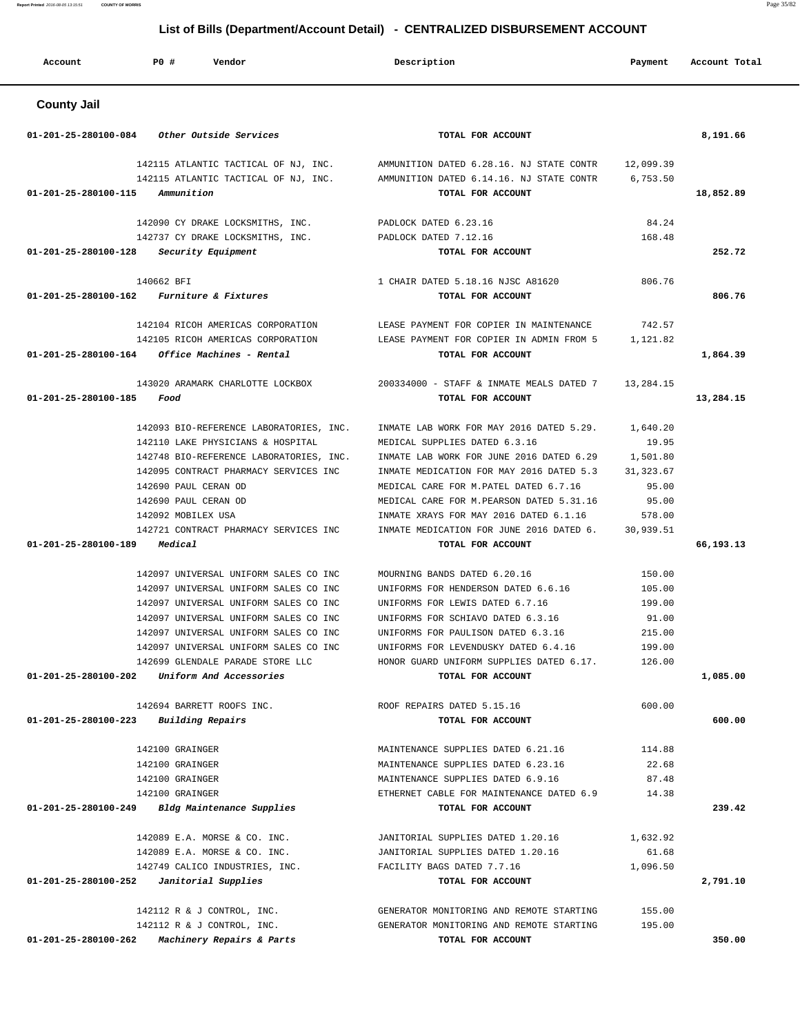## List of Bills (Department/Account Detail) - CENTRALIZED DISBURSEMENT ACCOUNT

| Account | PO # | Vendor | Description | Payment | Account Total |
|---|---|---|---|---|---|

### County Jail

| Account | PO # | Vendor | Description | Payment | Account Total |
|---|---|---|---|---|---|
| 01-201-25-280100-084 | | *Other Outside Services* | TOTAL FOR ACCOUNT | | 8,191.66 |
| | 142115 | ATLANTIC TACTICAL OF NJ, INC. | AMMUNITION DATED 6.28.16. NJ STATE CONTR | 12,099.39 | |
| | 142115 | ATLANTIC TACTICAL OF NJ, INC. | AMMUNITION DATED 6.14.16. NJ STATE CONTR | 6,753.50 | |
| 01-201-25-280100-115 | | *Ammunition* | TOTAL FOR ACCOUNT | | 18,852.89 |
| | 142090 | CY DRAKE LOCKSMITHS, INC. | PADLOCK DATED 6.23.16 | 84.24 | |
| | 142737 | CY DRAKE LOCKSMITHS, INC. | PADLOCK DATED 7.12.16 | 168.48 | |
| 01-201-25-280100-128 | | *Security Equipment* | TOTAL FOR ACCOUNT | | 252.72 |
| | 140662 | BFI | 1 CHAIR DATED 5.18.16 NJSC A81620 | 806.76 | |
| 01-201-25-280100-162 | | *Furniture & Fixtures* | TOTAL FOR ACCOUNT | | 806.76 |
| | 142104 | RICOH AMERICAS CORPORATION | LEASE PAYMENT FOR COPIER IN MAINTENANCE | 742.57 | |
| | 142105 | RICOH AMERICAS CORPORATION | LEASE PAYMENT FOR COPIER IN ADMIN FROM 5 | 1,121.82 | |
| 01-201-25-280100-164 | | *Office Machines - Rental* | TOTAL FOR ACCOUNT | | 1,864.39 |
| | 143020 | ARAMARK CHARLOTTE LOCKBOX | 200334000 - STAFF & INMATE MEALS DATED 7 | 13,284.15 | |
| 01-201-25-280100-185 | | *Food* | TOTAL FOR ACCOUNT | | 13,284.15 |
| | 142093 | BIO-REFERENCE LABORATORIES, INC. | INMATE LAB WORK FOR MAY 2016 DATED 5.29. | 1,640.20 | |
| | 142110 | LAKE PHYSICIANS & HOSPITAL | MEDICAL SUPPLIES DATED 6.3.16 | 19.95 | |
| | 142748 | BIO-REFERENCE LABORATORIES, INC. | INMATE LAB WORK FOR JUNE 2016 DATED 6.29 | 1,501.80 | |
| | 142095 | CONTRACT PHARMACY SERVICES INC | INMATE MEDICATION FOR MAY 2016 DATED 5.3 | 31,323.67 | |
| | 142690 | PAUL CERAN OD | MEDICAL CARE FOR M.PATEL DATED 6.7.16 | 95.00 | |
| | 142690 | PAUL CERAN OD | MEDICAL CARE FOR M.PEARSON DATED 5.31.16 | 95.00 | |
| | 142092 | MOBILEX USA | INMATE XRAYS FOR MAY 2016 DATED 6.1.16 | 578.00 | |
| | 142721 | CONTRACT PHARMACY SERVICES INC | INMATE MEDICATION FOR JUNE 2016 DATED 6. | 30,939.51 | |
| 01-201-25-280100-189 | | *Medical* | TOTAL FOR ACCOUNT | | 66,193.13 |
| | 142097 | UNIVERSAL UNIFORM SALES CO INC | MOURNING BANDS DATED 6.20.16 | 150.00 | |
| | 142097 | UNIVERSAL UNIFORM SALES CO INC | UNIFORMS FOR HENDERSON DATED 6.6.16 | 105.00 | |
| | 142097 | UNIVERSAL UNIFORM SALES CO INC | UNIFORMS FOR LEWIS DATED 6.7.16 | 199.00 | |
| | 142097 | UNIVERSAL UNIFORM SALES CO INC | UNIFORMS FOR SCHIAVO DATED 6.3.16 | 91.00 | |
| | 142097 | UNIVERSAL UNIFORM SALES CO INC | UNIFORMS FOR PAULISON DATED 6.3.16 | 215.00 | |
| | 142097 | UNIVERSAL UNIFORM SALES CO INC | UNIFORMS FOR LEVENDUSKY DATED 6.4.16 | 199.00 | |
| | 142699 | GLENDALE PARADE STORE LLC | HONOR GUARD UNIFORM SUPPLIES DATED 6.17. | 126.00 | |
| 01-201-25-280100-202 | | *Uniform And Accessories* | TOTAL FOR ACCOUNT | | 1,085.00 |
| | 142694 | BARRETT ROOFS INC. | ROOF REPAIRS DATED 5.15.16 | 600.00 | |
| 01-201-25-280100-223 | | *Building Repairs* | TOTAL FOR ACCOUNT | | 600.00 |
| | 142100 | GRAINGER | MAINTENANCE SUPPLIES DATED 6.21.16 | 114.88 | |
| | 142100 | GRAINGER | MAINTENANCE SUPPLIES DATED 6.23.16 | 22.68 | |
| | 142100 | GRAINGER | MAINTENANCE SUPPLIES DATED 6.9.16 | 87.48 | |
| | 142100 | GRAINGER | ETHERNET CABLE FOR MAINTENANCE DATED 6.9 | 14.38 | |
| 01-201-25-280100-249 | | *Bldg Maintenance Supplies* | TOTAL FOR ACCOUNT | | 239.42 |
| | 142089 | E.A. MORSE & CO. INC. | JANITORIAL SUPPLIES DATED 1.20.16 | 1,632.92 | |
| | 142089 | E.A. MORSE & CO. INC. | JANITORIAL SUPPLIES DATED 1.20.16 | 61.68 | |
| | 142749 | CALICO INDUSTRIES, INC. | FACILITY BAGS DATED 7.7.16 | 1,096.50 | |
| 01-201-25-280100-252 | | *Janitorial Supplies* | TOTAL FOR ACCOUNT | | 2,791.10 |
| | 142112 | R & J CONTROL, INC. | GENERATOR MONITORING AND REMOTE STARTING | 155.00 | |
| | 142112 | R & J CONTROL, INC. | GENERATOR MONITORING AND REMOTE STARTING | 195.00 | |
| 01-201-25-280100-262 | | *Machinery Repairs & Parts* | TOTAL FOR ACCOUNT | | 350.00 |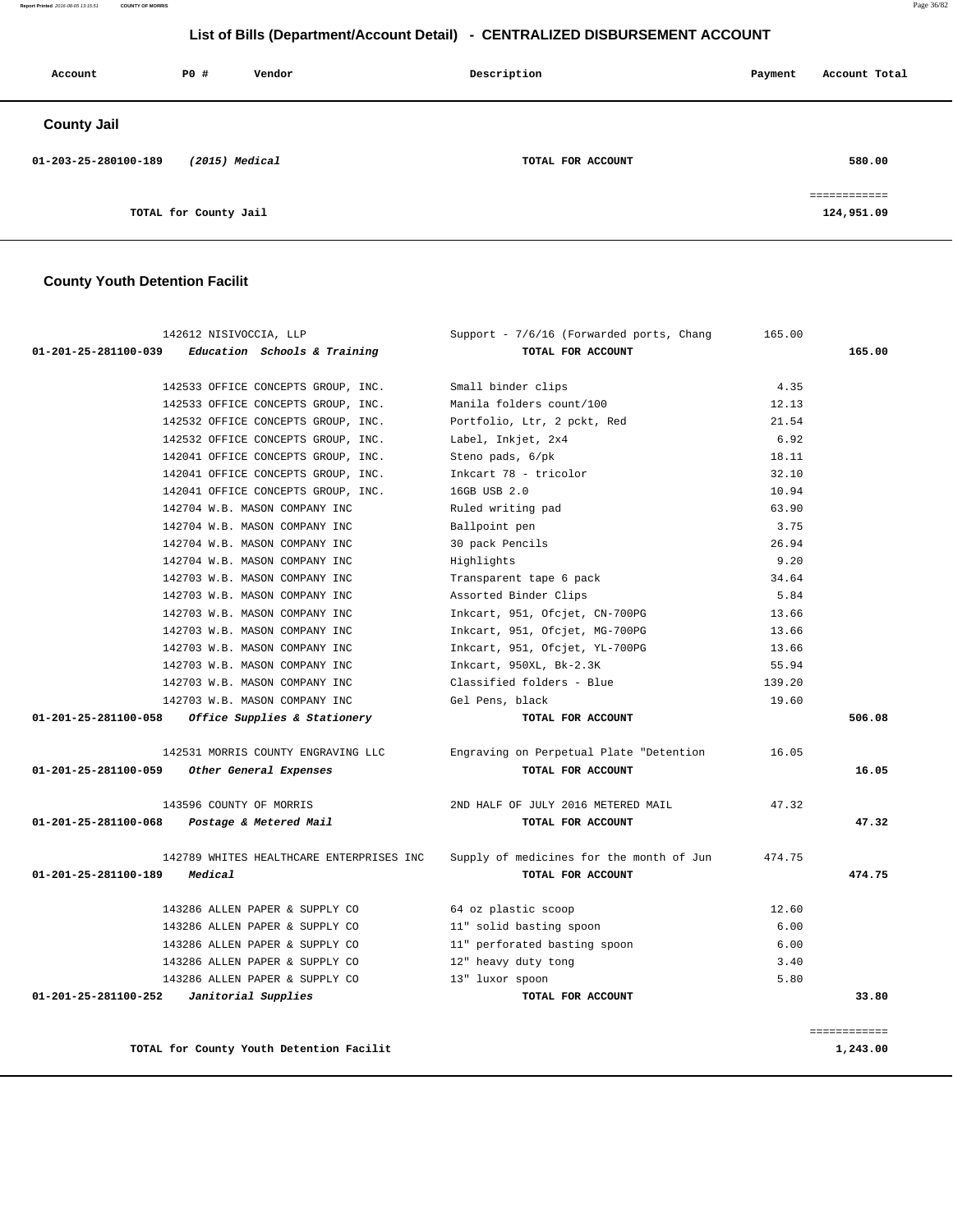# List of Bills (Department/Account Detail) - CENTRALIZED DISBURSEMENT ACCOUNT

| Account | PO # | Vendor | Description | Payment | Account Total |
|---|---|---|---|---|---|

## County Jail

| Account | PO # | Vendor | Description | Payment | Account Total |
|---|---|---|---|---|---|
| 01-203-25-280100-189 | | *(2015) Medical* | TOTAL FOR ACCOUNT | | 580.00 |
| | | | | | ============ |
| | | TOTAL for County Jail | | | 124,951.09 |

## County Youth Detention Facilit

| Account | PO # | Vendor | Description | Payment | Account Total |
|---|---|---|---|---|---|
| | 142612 | NISIVOCCIA, LLP | Support - 7/6/16 (Forwarded ports, Chang | 165.00 | |
| 01-201-25-281100-039 | | *Education Schools & Training* | TOTAL FOR ACCOUNT | | 165.00 |
| | 142533 | OFFICE CONCEPTS GROUP, INC. | Small binder clips | 4.35 | |
| | 142533 | OFFICE CONCEPTS GROUP, INC. | Manila folders count/100 | 12.13 | |
| | 142532 | OFFICE CONCEPTS GROUP, INC. | Portfolio, Ltr, 2 pckt, Red | 21.54 | |
| | 142532 | OFFICE CONCEPTS GROUP, INC. | Label, Inkjet, 2x4 | 6.92 | |
| | 142041 | OFFICE CONCEPTS GROUP, INC. | Steno pads, 6/pk | 18.11 | |
| | 142041 | OFFICE CONCEPTS GROUP, INC. | Inkcart 78 - tricolor | 32.10 | |
| | 142041 | OFFICE CONCEPTS GROUP, INC. | 16GB USB 2.0 | 10.94 | |
| | 142704 | W.B. MASON COMPANY INC | Ruled writing pad | 63.90 | |
| | 142704 | W.B. MASON COMPANY INC | Ballpoint pen | 3.75 | |
| | 142704 | W.B. MASON COMPANY INC | 30 pack Pencils | 26.94 | |
| | 142704 | W.B. MASON COMPANY INC | Highlights | 9.20 | |
| | 142703 | W.B. MASON COMPANY INC | Transparent tape 6 pack | 34.64 | |
| | 142703 | W.B. MASON COMPANY INC | Assorted Binder Clips | 5.84 | |
| | 142703 | W.B. MASON COMPANY INC | Inkcart, 951, Ofcjet, CN-700PG | 13.66 | |
| | 142703 | W.B. MASON COMPANY INC | Inkcart, 951, Ofcjet, MG-700PG | 13.66 | |
| | 142703 | W.B. MASON COMPANY INC | Inkcart, 951, Ofcjet, YL-700PG | 13.66 | |
| | 142703 | W.B. MASON COMPANY INC | Inkcart, 950XL, Bk-2.3K | 55.94 | |
| | 142703 | W.B. MASON COMPANY INC | Classified folders - Blue | 139.20 | |
| | 142703 | W.B. MASON COMPANY INC | Gel Pens, black | 19.60 | |
| 01-201-25-281100-058 | | *Office Supplies & Stationery* | TOTAL FOR ACCOUNT | | 506.08 |
| | 142531 | MORRIS COUNTY ENGRAVING LLC | Engraving on Perpetual Plate "Detention | 16.05 | |
| 01-201-25-281100-059 | | *Other General Expenses* | TOTAL FOR ACCOUNT | | 16.05 |
| | 143596 | COUNTY OF MORRIS | 2ND HALF OF JULY 2016 METERED MAIL | 47.32 | |
| 01-201-25-281100-068 | | *Postage & Metered Mail* | TOTAL FOR ACCOUNT | | 47.32 |
| | 142789 | WHITES HEALTHCARE ENTERPRISES INC | Supply of medicines for the month of Jun | 474.75 | |
| 01-201-25-281100-189 | | *Medical* | TOTAL FOR ACCOUNT | | 474.75 |
| | 143286 | ALLEN PAPER & SUPPLY CO | 64 oz plastic scoop | 12.60 | |
| | 143286 | ALLEN PAPER & SUPPLY CO | 11" solid basting spoon | 6.00 | |
| | 143286 | ALLEN PAPER & SUPPLY CO | 11" perforated basting spoon | 6.00 | |
| | 143286 | ALLEN PAPER & SUPPLY CO | 12" heavy duty tong | 3.40 | |
| | 143286 | ALLEN PAPER & SUPPLY CO | 13" luxor spoon | 5.80 | |
| 01-201-25-281100-252 | | *Janitorial Supplies* | TOTAL FOR ACCOUNT | | 33.80 |
| | | | | | ============ |
| | | TOTAL for County Youth Detention Facilit | | | 1,243.00 |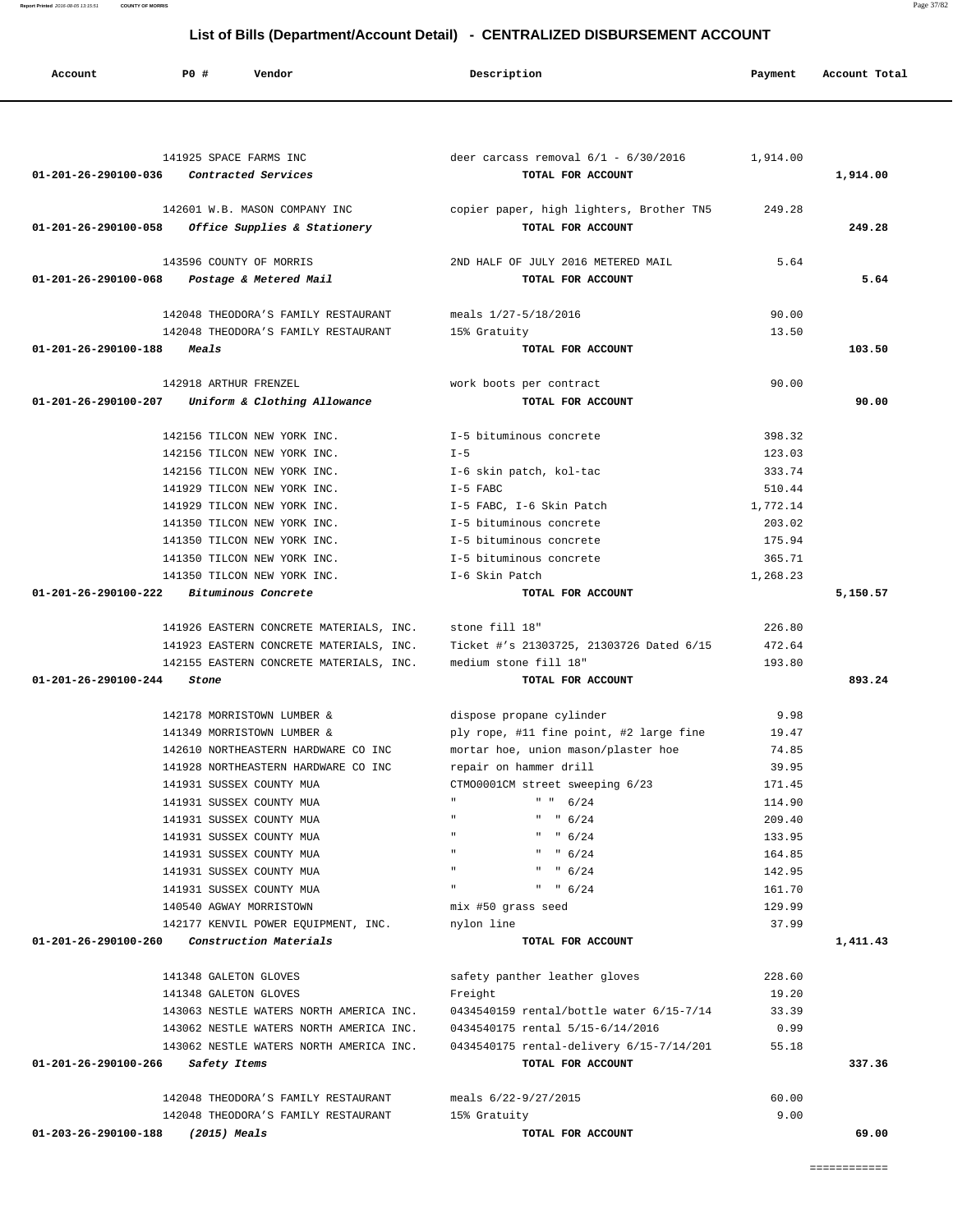# List of Bills (Department/Account Detail) - CENTRALIZED DISBURSEMENT ACCOUNT

| Account | PO # | Vendor | Description | Payment | Account Total |
|---|---|---|---|---|---|
| | 141925 | SPACE FARMS INC | deer carcass removal 6/1 - 6/30/2016 | 1,914.00 | |
| 01-201-26-290100-036 | | *Contracted Services* | TOTAL FOR ACCOUNT | | 1,914.00 |
| | 142601 | W.B. MASON COMPANY INC | copier paper, high lighters, Brother TN5 | 249.28 | |
| 01-201-26-290100-058 | | *Office Supplies & Stationery* | TOTAL FOR ACCOUNT | | 249.28 |
| | 143596 | COUNTY OF MORRIS | 2ND HALF OF JULY 2016 METERED MAIL | 5.64 | |
| 01-201-26-290100-068 | | *Postage & Metered Mail* | TOTAL FOR ACCOUNT | | 5.64 |
| | 142048 | THEODORA'S FAMILY RESTAURANT | meals 1/27-5/18/2016 | 90.00 | |
| | 142048 | THEODORA'S FAMILY RESTAURANT | 15% Gratuity | 13.50 | |
| 01-201-26-290100-188 | | *Meals* | TOTAL FOR ACCOUNT | | 103.50 |
| | 142918 | ARTHUR FRENZEL | work boots per contract | 90.00 | |
| 01-201-26-290100-207 | | *Uniform & Clothing Allowance* | TOTAL FOR ACCOUNT | | 90.00 |
| | 142156 | TILCON NEW YORK INC. | I-5 bituminous concrete | 398.32 | |
| | 142156 | TILCON NEW YORK INC. | I-5 | 123.03 | |
| | 142156 | TILCON NEW YORK INC. | I-6 skin patch, kol-tac | 333.74 | |
| | 141929 | TILCON NEW YORK INC. | I-5 FABC | 510.44 | |
| | 141929 | TILCON NEW YORK INC. | I-5 FABC, I-6 Skin Patch | 1,772.14 | |
| | 141350 | TILCON NEW YORK INC. | I-5 bituminous concrete | 203.02 | |
| | 141350 | TILCON NEW YORK INC. | I-5 bituminous concrete | 175.94 | |
| | 141350 | TILCON NEW YORK INC. | I-5 bituminous concrete | 365.71 | |
| | 141350 | TILCON NEW YORK INC. | I-6 Skin Patch | 1,268.23 | |
| 01-201-26-290100-222 | | *Bituminous Concrete* | TOTAL FOR ACCOUNT | | 5,150.57 |
| | 141926 | EASTERN CONCRETE MATERIALS, INC. | stone fill 18" | 226.80 | |
| | 141923 | EASTERN CONCRETE MATERIALS, INC. | Ticket #'s 21303725, 21303726 Dated 6/15 | 472.64 | |
| | 142155 | EASTERN CONCRETE MATERIALS, INC. | medium stone fill 18" | 193.80 | |
| 01-201-26-290100-244 | | *Stone* | TOTAL FOR ACCOUNT | | 893.24 |
| | 142178 | MORRISTOWN LUMBER & | dispose propane cylinder | 9.98 | |
| | 141349 | MORRISTOWN LUMBER & | ply rope, #11 fine point, #2 large fine | 19.47 | |
| | 142610 | NORTHEASTERN HARDWARE CO INC | mortar hoe, union mason/plaster hoe | 74.85 | |
| | 141928 | NORTHEASTERN HARDWARE CO INC | repair on hammer drill | 39.95 | |
| | 141931 | SUSSEX COUNTY MUA | CTMO0001CM street sweeping 6/23 | 171.45 | |
| | 141931 | SUSSEX COUNTY MUA | " " " 6/24 | 114.90 | |
| | 141931 | SUSSEX COUNTY MUA | " " " 6/24 | 209.40 | |
| | 141931 | SUSSEX COUNTY MUA | " " " 6/24 | 133.95 | |
| | 141931 | SUSSEX COUNTY MUA | " " " 6/24 | 164.85 | |
| | 141931 | SUSSEX COUNTY MUA | " " " 6/24 | 142.95 | |
| | 141931 | SUSSEX COUNTY MUA | " " " 6/24 | 161.70 | |
| | 140540 | AGWAY MORRISTOWN | mix #50 grass seed | 129.99 | |
| | 142177 | KENVIL POWER EQUIPMENT, INC. | nylon line | 37.99 | |
| 01-201-26-290100-260 | | *Construction Materials* | TOTAL FOR ACCOUNT | | 1,411.43 |
| | 141348 | GALETON GLOVES | safety panther leather gloves | 228.60 | |
| | 141348 | GALETON GLOVES | Freight | 19.20 | |
| | 143063 | NESTLE WATERS NORTH AMERICA INC. | 0434540159 rental/bottle water 6/15-7/14 | 33.39 | |
| | 143062 | NESTLE WATERS NORTH AMERICA INC. | 0434540175 rental 5/15-6/14/2016 | 0.99 | |
| | 143062 | NESTLE WATERS NORTH AMERICA INC. | 0434540175 rental-delivery 6/15-7/14/201 | 55.18 | |
| 01-201-26-290100-266 | | *Safety Items* | TOTAL FOR ACCOUNT | | 337.36 |
| | 142048 | THEODORA'S FAMILY RESTAURANT | meals 6/22-9/27/2015 | 60.00 | |
| | 142048 | THEODORA'S FAMILY RESTAURANT | 15% Gratuity | 9.00 | |
| 01-203-26-290100-188 | | *(2015) Meals* | TOTAL FOR ACCOUNT | | 69.00 |

============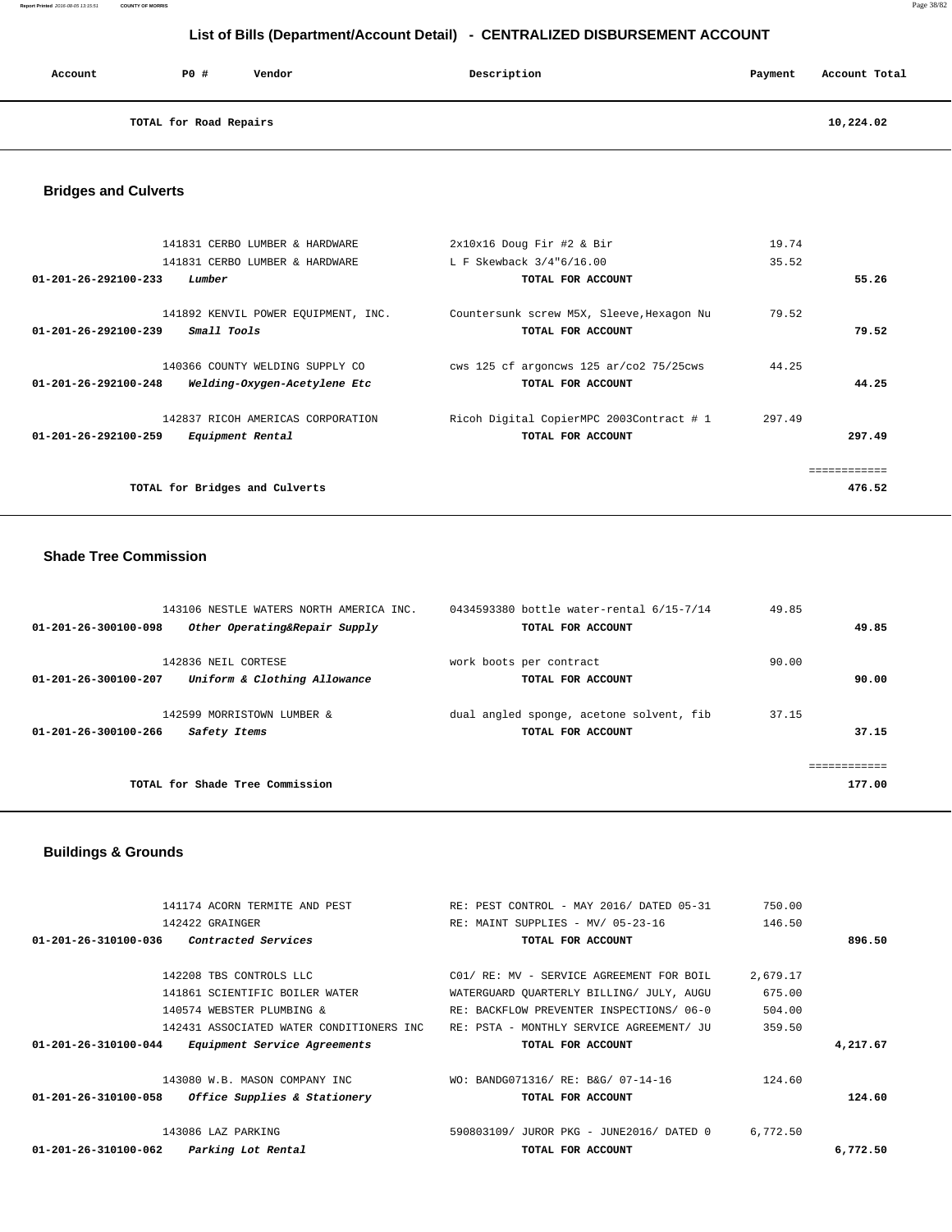# List of Bills (Department/Account Detail) - CENTRALIZED DISBURSEMENT ACCOUNT

| Account | PO # | Vendor | Description | Payment | Account Total |
|---|---|---|---|---|---|
| | TOTAL for Road Repairs | | | | 10,224.02 |

## Bridges and Culverts

| Account | PO # | Vendor | Description | Payment | Account Total |
|---|---|---|---|---|---|
| | 141831 | CERBO LUMBER & HARDWARE | 2x10x16 Doug Fir #2 & Bir | 19.74 | |
| | 141831 | CERBO LUMBER & HARDWARE | L F Skewback 3/4"6/16.00 | 35.52 | |
| 01-201-26-292100-233 | *Lumber* | | TOTAL FOR ACCOUNT | | 55.26 |
| | 141892 | KENVIL POWER EQUIPMENT, INC. | Countersunk screw M5X, Sleeve,Hexagon Nu | 79.52 | |
| 01-201-26-292100-239 | *Small Tools* | | TOTAL FOR ACCOUNT | | 79.52 |
| | 140366 | COUNTY WELDING SUPPLY CO | cws 125 cf argoncws 125 ar/co2 75/25cws | 44.25 | |
| 01-201-26-292100-248 | *Welding-Oxygen-Acetylene Etc* | | TOTAL FOR ACCOUNT | | 44.25 |
| | 142837 | RICOH AMERICAS CORPORATION | Ricoh Digital CopierMPC 2003Contract # 1 | 297.49 | |
| 01-201-26-292100-259 | *Equipment Rental* | | TOTAL FOR ACCOUNT | | 297.49 |
| | TOTAL for Bridges and Culverts | | | | 476.52 |

## Shade Tree Commission

| Account | PO # | Vendor | Description | Payment | Account Total |
|---|---|---|---|---|---|
| | 143106 | NESTLE WATERS NORTH AMERICA INC. | 0434593380 bottle water-rental 6/15-7/14 | 49.85 | |
| 01-201-26-300100-098 | *Other Operating&Repair Supply* | | TOTAL FOR ACCOUNT | | 49.85 |
| | 142836 | NEIL CORTESE | work boots per contract | 90.00 | |
| 01-201-26-300100-207 | *Uniform & Clothing Allowance* | | TOTAL FOR ACCOUNT | | 90.00 |
| | 142599 | MORRISTOWN LUMBER & | dual angled sponge, acetone solvent, fib | 37.15 | |
| 01-201-26-300100-266 | *Safety Items* | | TOTAL FOR ACCOUNT | | 37.15 |
| | TOTAL for Shade Tree Commission | | | | 177.00 |

## Buildings & Grounds

| Account | PO # | Vendor | Description | Payment | Account Total |
|---|---|---|---|---|---|
| | 141174 | ACORN TERMITE AND PEST | RE: PEST CONTROL - MAY 2016/ DATED 05-31 | 750.00 | |
| | 142422 | GRAINGER | RE: MAINT SUPPLIES - MV/ 05-23-16 | 146.50 | |
| 01-201-26-310100-036 | *Contracted Services* | | TOTAL FOR ACCOUNT | | 896.50 |
| | 142208 | TBS CONTROLS LLC | C01/ RE: MV - SERVICE AGREEMENT FOR BOIL | 2,679.17 | |
| | 141861 | SCIENTIFIC BOILER WATER | WATERGUARD QUARTERLY BILLING/ JULY, AUGU | 675.00 | |
| | 140574 | WEBSTER PLUMBING & | RE: BACKFLOW PREVENTER INSPECTIONS/ 06-0 | 504.00 | |
| | 142431 | ASSOCIATED WATER CONDITIONERS INC | RE: PSTA - MONTHLY SERVICE AGREEMENT/ JU | 359.50 | |
| 01-201-26-310100-044 | *Equipment Service Agreements* | | TOTAL FOR ACCOUNT | | 4,217.67 |
| | 143080 | W.B. MASON COMPANY INC | WO: BANDG071316/ RE: B&G/ 07-14-16 | 124.60 | |
| 01-201-26-310100-058 | *Office Supplies & Stationery* | | TOTAL FOR ACCOUNT | | 124.60 |
| | 143086 | LAZ PARKING | 590803109/ JUROR PKG - JUNE2016/ DATED 0 | 6,772.50 | |
| 01-201-26-310100-062 | *Parking Lot Rental* | | TOTAL FOR ACCOUNT | | 6,772.50 |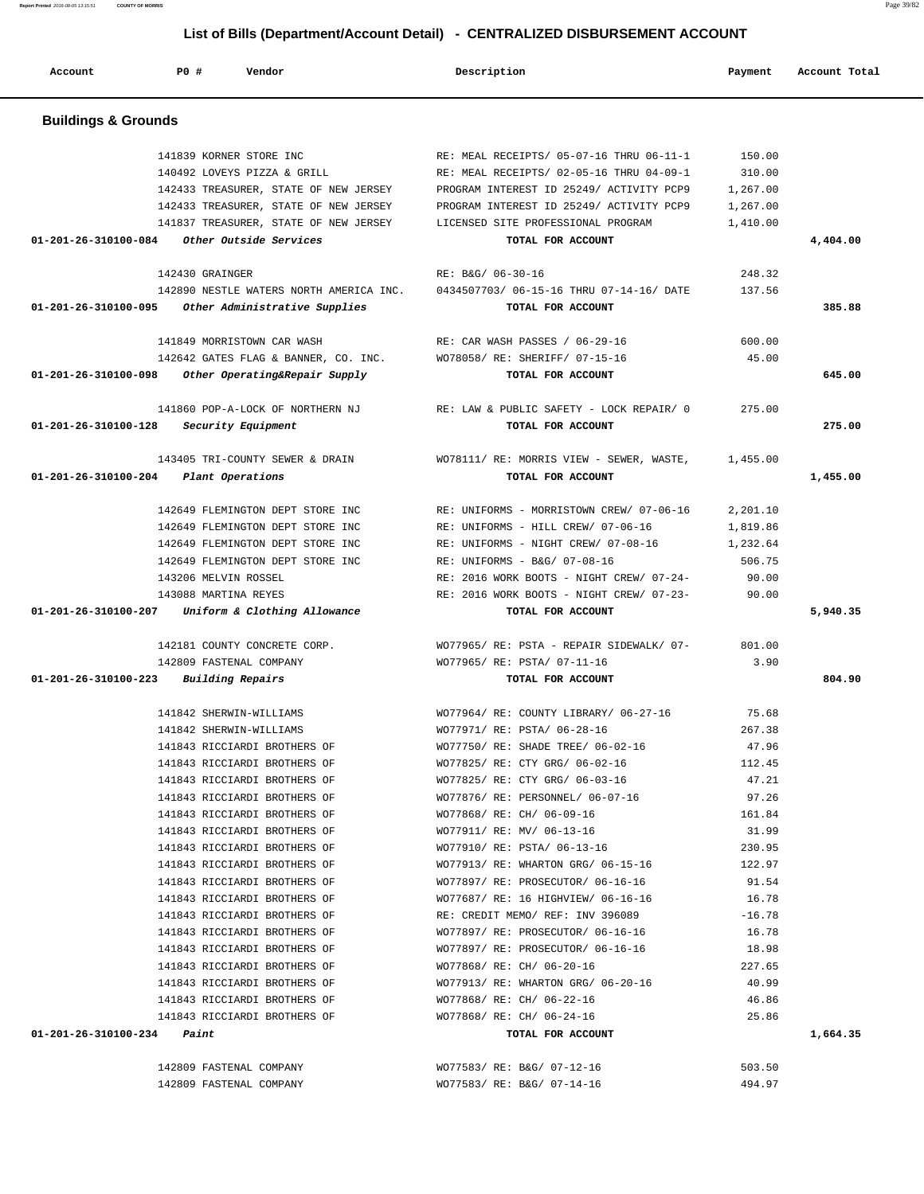# List of Bills (Department/Account Detail) - CENTRALIZED DISBURSEMENT ACCOUNT

| Account | PO # | Vendor | Description | Payment | Account Total |
|---|---|---|---|---|---|

## Buildings & Grounds

| Account | PO # | Vendor | Description | Payment | Account Total |
|---|---|---|---|---|---|
| | 141839 | KORNER STORE INC | RE: MEAL RECEIPTS/ 05-07-16 THRU 06-11-1 | 150.00 | |
| | 140492 | LOVEYS PIZZA & GRILL | RE: MEAL RECEIPTS/ 02-05-16 THRU 04-09-1 | 310.00 | |
| | 142433 | TREASURER, STATE OF NEW JERSEY | PROGRAM INTEREST ID 25249/ ACTIVITY PCP9 | 1,267.00 | |
| | 142433 | TREASURER, STATE OF NEW JERSEY | PROGRAM INTEREST ID 25249/ ACTIVITY PCP9 | 1,267.00 | |
| | 141837 | TREASURER, STATE OF NEW JERSEY | LICENSED SITE PROFESSIONAL PROGRAM | 1,410.00 | |
| 01-201-26-310100-084 | | *Other Outside Services* | TOTAL FOR ACCOUNT | | 4,404.00 |
| | 142430 | GRAINGER | RE: B&G/ 06-30-16 | 248.32 | |
| | 142890 | NESTLE WATERS NORTH AMERICA INC. | 0434507703/ 06-15-16 THRU 07-14-16/ DATE | 137.56 | |
| 01-201-26-310100-095 | | *Other Administrative Supplies* | TOTAL FOR ACCOUNT | | 385.88 |
| | 141849 | MORRISTOWN CAR WASH | RE: CAR WASH PASSES / 06-29-16 | 600.00 | |
| | 142642 | GATES FLAG & BANNER, CO. INC. | WO78058/ RE: SHERIFF/ 07-15-16 | 45.00 | |
| 01-201-26-310100-098 | | *Other Operating&Repair Supply* | TOTAL FOR ACCOUNT | | 645.00 |
| | 141860 | POP-A-LOCK OF NORTHERN NJ | RE: LAW & PUBLIC SAFETY - LOCK REPAIR/ 0 | 275.00 | |
| 01-201-26-310100-128 | | *Security Equipment* | TOTAL FOR ACCOUNT | | 275.00 |
| | 143405 | TRI-COUNTY SEWER & DRAIN | WO78111/ RE: MORRIS VIEW - SEWER, WASTE, | 1,455.00 | |
| 01-201-26-310100-204 | | *Plant Operations* | TOTAL FOR ACCOUNT | | 1,455.00 |
| | 142649 | FLEMINGTON DEPT STORE INC | RE: UNIFORMS - MORRISTOWN CREW/ 07-06-16 | 2,201.10 | |
| | 142649 | FLEMINGTON DEPT STORE INC | RE: UNIFORMS - HILL CREW/ 07-06-16 | 1,819.86 | |
| | 142649 | FLEMINGTON DEPT STORE INC | RE: UNIFORMS - NIGHT CREW/ 07-08-16 | 1,232.64 | |
| | 142649 | FLEMINGTON DEPT STORE INC | RE: UNIFORMS - B&G/ 07-08-16 | 506.75 | |
| | 143206 | MELVIN ROSSEL | RE: 2016 WORK BOOTS - NIGHT CREW/ 07-24- | 90.00 | |
| | 143088 | MARTINA REYES | RE: 2016 WORK BOOTS - NIGHT CREW/ 07-23- | 90.00 | |
| 01-201-26-310100-207 | | *Uniform & Clothing Allowance* | TOTAL FOR ACCOUNT | | 5,940.35 |
| | 142181 | COUNTY CONCRETE CORP. | WO77965/ RE: PSTA - REPAIR SIDEWALK/ 07- | 801.00 | |
| | 142809 | FASTENAL COMPANY | WO77965/ RE: PSTA/ 07-11-16 | 3.90 | |
| 01-201-26-310100-223 | | *Building Repairs* | TOTAL FOR ACCOUNT | | 804.90 |
| | 141842 | SHERWIN-WILLIAMS | WO77964/ RE: COUNTY LIBRARY/ 06-27-16 | 75.68 | |
| | 141842 | SHERWIN-WILLIAMS | WO77971/ RE: PSTA/ 06-28-16 | 267.38 | |
| | 141843 | RICCIARDI BROTHERS OF | WO77750/ RE: SHADE TREE/ 06-02-16 | 47.96 | |
| | 141843 | RICCIARDI BROTHERS OF | WO77825/ RE: CTY GRG/ 06-02-16 | 112.45 | |
| | 141843 | RICCIARDI BROTHERS OF | WO77825/ RE: CTY GRG/ 06-03-16 | 47.21 | |
| | 141843 | RICCIARDI BROTHERS OF | WO77876/ RE: PERSONNEL/ 06-07-16 | 97.26 | |
| | 141843 | RICCIARDI BROTHERS OF | WO77868/ RE: CH/ 06-09-16 | 161.84 | |
| | 141843 | RICCIARDI BROTHERS OF | WO77911/ RE: MV/ 06-13-16 | 31.99 | |
| | 141843 | RICCIARDI BROTHERS OF | WO77910/ RE: PSTA/ 06-13-16 | 230.95 | |
| | 141843 | RICCIARDI BROTHERS OF | WO77913/ RE: WHARTON GRG/ 06-15-16 | 122.97 | |
| | 141843 | RICCIARDI BROTHERS OF | WO77897/ RE: PROSECUTOR/ 06-16-16 | 91.54 | |
| | 141843 | RICCIARDI BROTHERS OF | WO77687/ RE: 16 HIGHVIEW/ 06-16-16 | 16.78 | |
| | 141843 | RICCIARDI BROTHERS OF | RE: CREDIT MEMO/ REF: INV 396089 | -16.78 | |
| | 141843 | RICCIARDI BROTHERS OF | WO77897/ RE: PROSECUTOR/ 06-16-16 | 16.78 | |
| | 141843 | RICCIARDI BROTHERS OF | WO77897/ RE: PROSECUTOR/ 06-16-16 | 18.98 | |
| | 141843 | RICCIARDI BROTHERS OF | WO77868/ RE: CH/ 06-20-16 | 227.65 | |
| | 141843 | RICCIARDI BROTHERS OF | WO77913/ RE: WHARTON GRG/ 06-20-16 | 40.99 | |
| | 141843 | RICCIARDI BROTHERS OF | WO77868/ RE: CH/ 06-22-16 | 46.86 | |
| | 141843 | RICCIARDI BROTHERS OF | WO77868/ RE: CH/ 06-24-16 | 25.86 | |
| 01-201-26-310100-234 | | *Paint* | TOTAL FOR ACCOUNT | | 1,664.35 |
| | 142809 | FASTENAL COMPANY | WO77583/ RE: B&G/ 07-12-16 | 503.50 | |
| | 142809 | FASTENAL COMPANY | WO77583/ RE: B&G/ 07-14-16 | 494.97 | |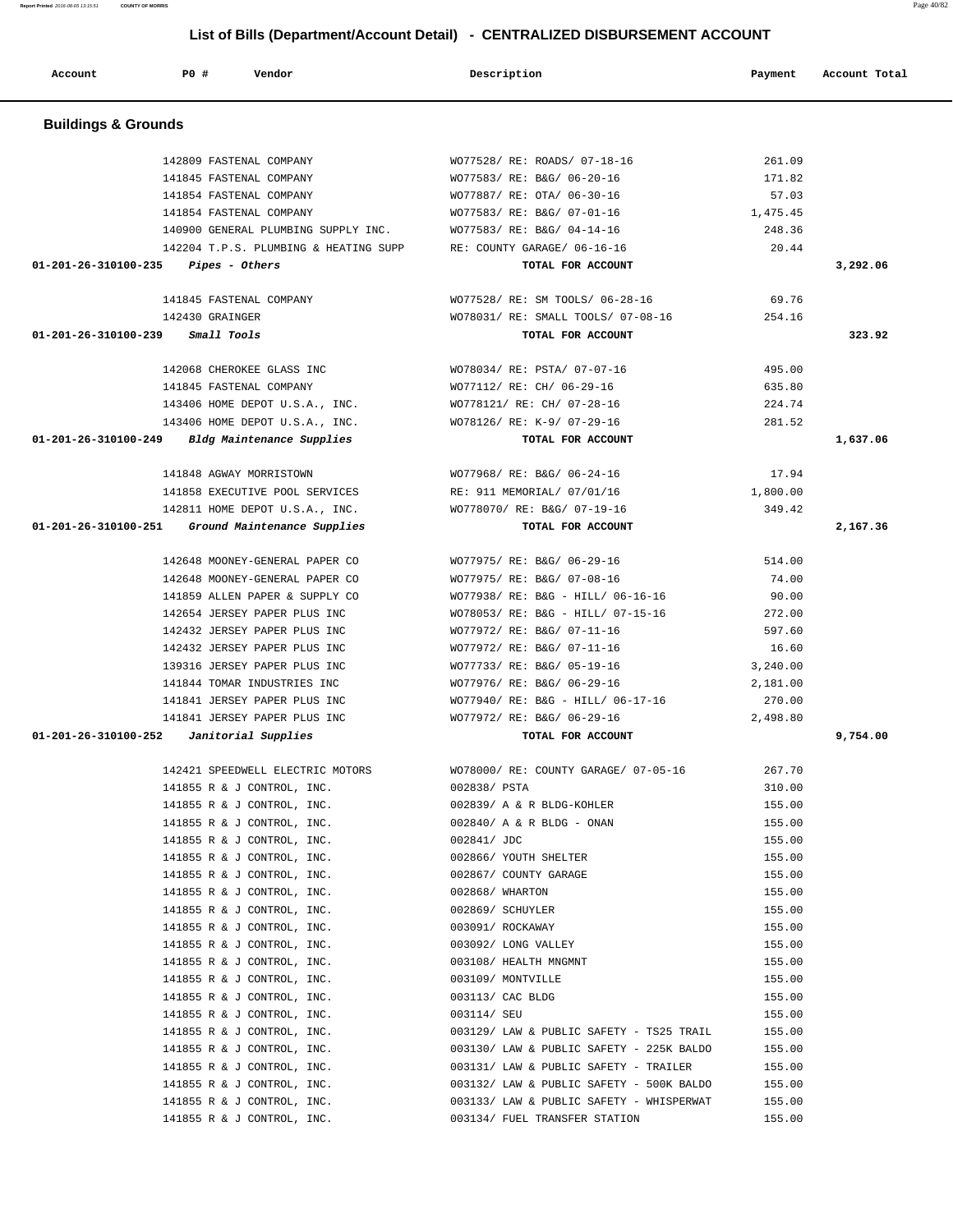# List of Bills (Department/Account Detail) - CENTRALIZED DISBURSEMENT ACCOUNT

| Account | PO # | Vendor | Description | Payment | Account Total |
|---|---|---|---|---|---|

## Buildings & Grounds

| Account | PO # | Vendor | Description | Payment | Account Total |
|---|---|---|---|---|---|
| | 142809 | FASTENAL COMPANY | WO77528/ RE: ROADS/ 07-18-16 | 261.09 | |
| | 141845 | FASTENAL COMPANY | WO77583/ RE: B&G/ 06-20-16 | 171.82 | |
| | 141854 | FASTENAL COMPANY | WO77887/ RE: OTA/ 06-30-16 | 57.03 | |
| | 141854 | FASTENAL COMPANY | WO77583/ RE: B&G/ 07-01-16 | 1,475.45 | |
| | 140900 | GENERAL PLUMBING SUPPLY INC. | WO77583/ RE: B&G/ 04-14-16 | 248.36 | |
| | 142204 | T.P.S. PLUMBING & HEATING SUPP | RE: COUNTY GARAGE/ 06-16-16 | 20.44 | |
| 01-201-26-310100-235 | | *Pipes - Others* | TOTAL FOR ACCOUNT | | 3,292.06 |
| | 141845 | FASTENAL COMPANY | WO77528/ RE: SM TOOLS/ 06-28-16 | 69.76 | |
| | 142430 | GRAINGER | WO78031/ RE: SMALL TOOLS/ 07-08-16 | 254.16 | |
| 01-201-26-310100-239 | | *Small Tools* | TOTAL FOR ACCOUNT | | 323.92 |
| | 142068 | CHEROKEE GLASS INC | WO78034/ RE: PSTA/ 07-07-16 | 495.00 | |
| | 141845 | FASTENAL COMPANY | WO77112/ RE: CH/ 06-29-16 | 635.80 | |
| | 143406 | HOME DEPOT U.S.A., INC. | WO778121/ RE: CH/ 07-28-16 | 224.74 | |
| | 143406 | HOME DEPOT U.S.A., INC. | WO78126/ RE: K-9/ 07-29-16 | 281.52 | |
| 01-201-26-310100-249 | | *Bldg Maintenance Supplies* | TOTAL FOR ACCOUNT | | 1,637.06 |
| | 141848 | AGWAY MORRISTOWN | WO77968/ RE: B&G/ 06-24-16 | 17.94 | |
| | 141858 | EXECUTIVE POOL SERVICES | RE: 911 MEMORIAL/ 07/01/16 | 1,800.00 | |
| | 142811 | HOME DEPOT U.S.A., INC. | WO778070/ RE: B&G/ 07-19-16 | 349.42 | |
| 01-201-26-310100-251 | | *Ground Maintenance Supplies* | TOTAL FOR ACCOUNT | | 2,167.36 |
| | 142648 | MOONEY-GENERAL PAPER CO | WO77975/ RE: B&G/ 06-29-16 | 514.00 | |
| | 142648 | MOONEY-GENERAL PAPER CO | WO77975/ RE: B&G/ 07-08-16 | 74.00 | |
| | 141859 | ALLEN PAPER & SUPPLY CO | WO77938/ RE: B&G - HILL/ 06-16-16 | 90.00 | |
| | 142654 | JERSEY PAPER PLUS INC | WO78053/ RE: B&G - HILL/ 07-15-16 | 272.00 | |
| | 142432 | JERSEY PAPER PLUS INC | WO77972/ RE: B&G/ 07-11-16 | 597.60 | |
| | 142432 | JERSEY PAPER PLUS INC | WO77972/ RE: B&G/ 07-11-16 | 16.60 | |
| | 139316 | JERSEY PAPER PLUS INC | WO77733/ RE: B&G/ 05-19-16 | 3,240.00 | |
| | 141844 | TOMAR INDUSTRIES INC | WO77976/ RE: B&G/ 06-29-16 | 2,181.00 | |
| | 141841 | JERSEY PAPER PLUS INC | WO77940/ RE: B&G - HILL/ 06-17-16 | 270.00 | |
| | 141841 | JERSEY PAPER PLUS INC | WO77972/ RE: B&G/ 06-29-16 | 2,498.80 | |
| 01-201-26-310100-252 | | *Janitorial Supplies* | TOTAL FOR ACCOUNT | | 9,754.00 |
| | 142421 | SPEEDWELL ELECTRIC MOTORS | WO78000/ RE: COUNTY GARAGE/ 07-05-16 | 267.70 | |
| | 141855 | R & J CONTROL, INC. | 002838/ PSTA | 310.00 | |
| | 141855 | R & J CONTROL, INC. | 002839/ A & R BLDG-KOHLER | 155.00 | |
| | 141855 | R & J CONTROL, INC. | 002840/ A & R BLDG - ONAN | 155.00 | |
| | 141855 | R & J CONTROL, INC. | 002841/ JDC | 155.00 | |
| | 141855 | R & J CONTROL, INC. | 002866/ YOUTH SHELTER | 155.00 | |
| | 141855 | R & J CONTROL, INC. | 002867/ COUNTY GARAGE | 155.00 | |
| | 141855 | R & J CONTROL, INC. | 002868/ WHARTON | 155.00 | |
| | 141855 | R & J CONTROL, INC. | 002869/ SCHUYLER | 155.00 | |
| | 141855 | R & J CONTROL, INC. | 003091/ ROCKAWAY | 155.00 | |
| | 141855 | R & J CONTROL, INC. | 003092/ LONG VALLEY | 155.00 | |
| | 141855 | R & J CONTROL, INC. | 003108/ HEALTH MNGMNT | 155.00 | |
| | 141855 | R & J CONTROL, INC. | 003109/ MONTVILLE | 155.00 | |
| | 141855 | R & J CONTROL, INC. | 003113/ CAC BLDG | 155.00 | |
| | 141855 | R & J CONTROL, INC. | 003114/ SEU | 155.00 | |
| | 141855 | R & J CONTROL, INC. | 003129/ LAW & PUBLIC SAFETY - TS25 TRAIL | 155.00 | |
| | 141855 | R & J CONTROL, INC. | 003130/ LAW & PUBLIC SAFETY - 225K BALDO | 155.00 | |
| | 141855 | R & J CONTROL, INC. | 003131/ LAW & PUBLIC SAFETY - TRAILER | 155.00 | |
| | 141855 | R & J CONTROL, INC. | 003132/ LAW & PUBLIC SAFETY - 500K BALDO | 155.00 | |
| | 141855 | R & J CONTROL, INC. | 003133/ LAW & PUBLIC SAFETY - WHISPERWAT | 155.00 | |
| | 141855 | R & J CONTROL, INC. | 003134/ FUEL TRANSFER STATION | 155.00 | |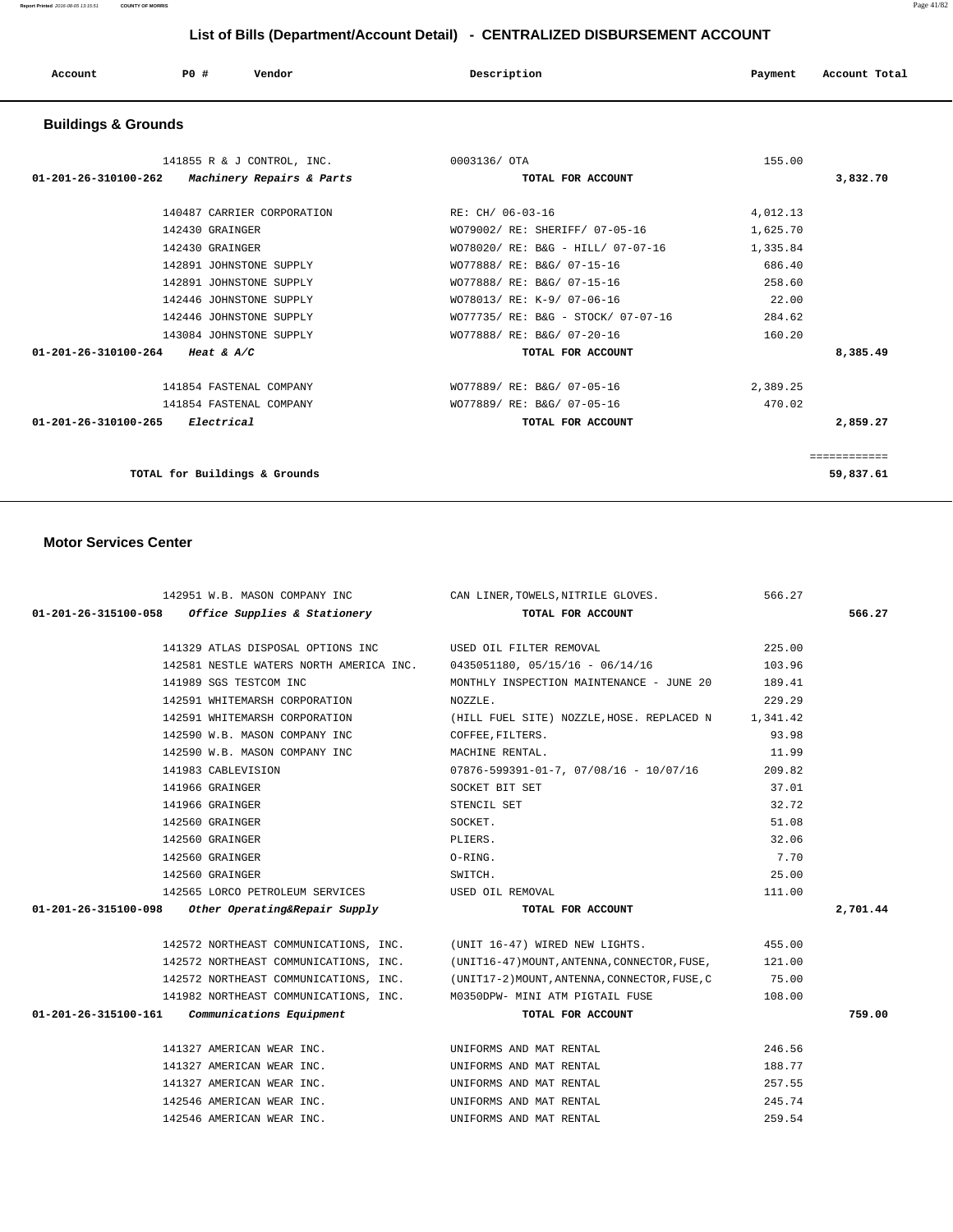# List of Bills (Department/Account Detail) - CENTRALIZED DISBURSEMENT ACCOUNT

| Account | PO # | Vendor | Description | Payment | Account Total |
|---|---|---|---|---|---|

## Buildings & Grounds

| Account | PO # | Vendor | Description | Payment | Account Total |
|---|---|---|---|---|---|
| | 141855 | R & J CONTROL, INC. | 0003136/ OTA | 155.00 | |
| 01-201-26-310100-262 | | *Machinery Repairs & Parts* | TOTAL FOR ACCOUNT | | 3,832.70 |
| | 140487 | CARRIER CORPORATION | RE: CH/ 06-03-16 | 4,012.13 | |
| | 142430 | GRAINGER | WO79002/ RE: SHERIFF/ 07-05-16 | 1,625.70 | |
| | 142430 | GRAINGER | WO78020/ RE: B&G - HILL/ 07-07-16 | 1,335.84 | |
| | 142891 | JOHNSTONE SUPPLY | WO77888/ RE: B&G/ 07-15-16 | 686.40 | |
| | 142891 | JOHNSTONE SUPPLY | WO77888/ RE: B&G/ 07-15-16 | 258.60 | |
| | 142446 | JOHNSTONE SUPPLY | WO78013/ RE: K-9/ 07-06-16 | 22.00 | |
| | 142446 | JOHNSTONE SUPPLY | WO77735/ RE: B&G - STOCK/ 07-07-16 | 284.62 | |
| | 143084 | JOHNSTONE SUPPLY | WO77888/ RE: B&G/ 07-20-16 | 160.20 | |
| 01-201-26-310100-264 | | *Heat & A/C* | TOTAL FOR ACCOUNT | | 8,385.49 |
| | 141854 | FASTENAL COMPANY | WO77889/ RE: B&G/ 07-05-16 | 2,389.25 | |
| | 141854 | FASTENAL COMPANY | WO77889/ RE: B&G/ 07-05-16 | 470.02 | |
| 01-201-26-310100-265 | | *Electrical* | TOTAL FOR ACCOUNT | | 2,859.27 |
| | | TOTAL for Buildings & Grounds | | | 59,837.61 |

## Motor Services Center

| Account | PO # | Vendor | Description | Payment | Account Total |
|---|---|---|---|---|---|
| | 142951 | W.B. MASON COMPANY INC | CAN LINER,TOWELS,NITRILE GLOVES. | 566.27 | |
| 01-201-26-315100-058 | | *Office Supplies & Stationery* | TOTAL FOR ACCOUNT | | 566.27 |
| | 141329 | ATLAS DISPOSAL OPTIONS INC | USED OIL FILTER REMOVAL | 225.00 | |
| | 142581 | NESTLE WATERS NORTH AMERICA INC. | 0435051180, 05/15/16 - 06/14/16 | 103.96 | |
| | 141989 | SGS TESTCOM INC | MONTHLY INSPECTION MAINTENANCE - JUNE 20 | 189.41 | |
| | 142591 | WHITEMARSH CORPORATION | NOZZLE. | 229.29 | |
| | 142591 | WHITEMARSH CORPORATION | (HILL FUEL SITE) NOZZLE,HOSE. REPLACED N | 1,341.42 | |
| | 142590 | W.B. MASON COMPANY INC | COFFEE,FILTERS. | 93.98 | |
| | 142590 | W.B. MASON COMPANY INC | MACHINE RENTAL. | 11.99 | |
| | 141983 | CABLEVISION | 07876-599391-01-7, 07/08/16 - 10/07/16 | 209.82 | |
| | 141966 | GRAINGER | SOCKET BIT SET | 37.01 | |
| | 141966 | GRAINGER | STENCIL SET | 32.72 | |
| | 142560 | GRAINGER | SOCKET. | 51.08 | |
| | 142560 | GRAINGER | PLIERS. | 32.06 | |
| | 142560 | GRAINGER | O-RING. | 7.70 | |
| | 142560 | GRAINGER | SWITCH. | 25.00 | |
| | 142565 | LORCO PETROLEUM SERVICES | USED OIL REMOVAL | 111.00 | |
| 01-201-26-315100-098 | | *Other Operating&Repair Supply* | TOTAL FOR ACCOUNT | | 2,701.44 |
| | 142572 | NORTHEAST COMMUNICATIONS, INC. | (UNIT 16-47) WIRED NEW LIGHTS. | 455.00 | |
| | 142572 | NORTHEAST COMMUNICATIONS, INC. | (UNIT16-47)MOUNT,ANTENNA,CONNECTOR,FUSE, | 121.00 | |
| | 142572 | NORTHEAST COMMUNICATIONS, INC. | (UNIT17-2)MOUNT,ANTENNA,CONNECTOR,FUSE,C | 75.00 | |
| | 141982 | NORTHEAST COMMUNICATIONS, INC. | M0350DPW- MINI ATM PIGTAIL FUSE | 108.00 | |
| 01-201-26-315100-161 | | *Communications Equipment* | TOTAL FOR ACCOUNT | | 759.00 |
| | 141327 | AMERICAN WEAR INC. | UNIFORMS AND MAT RENTAL | 246.56 | |
| | 141327 | AMERICAN WEAR INC. | UNIFORMS AND MAT RENTAL | 188.77 | |
| | 141327 | AMERICAN WEAR INC. | UNIFORMS AND MAT RENTAL | 257.55 | |
| | 142546 | AMERICAN WEAR INC. | UNIFORMS AND MAT RENTAL | 245.74 | |
| | 142546 | AMERICAN WEAR INC. | UNIFORMS AND MAT RENTAL | 259.54 | |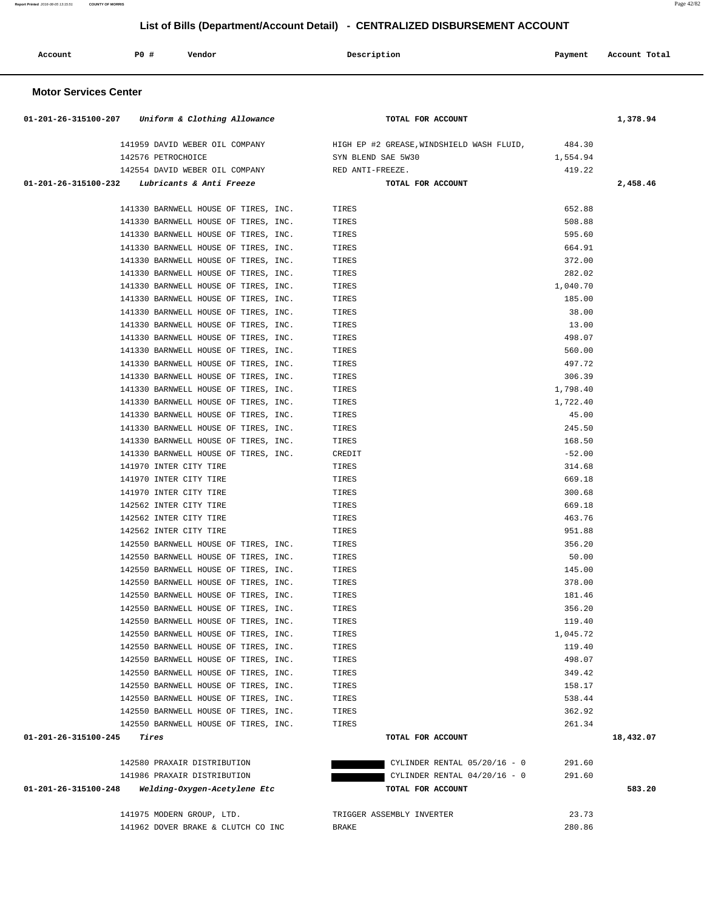# List of Bills (Department/Account Detail) - CENTRALIZED DISBURSEMENT ACCOUNT

| Account | PO # | Vendor | Description | Payment | Account Total |
|---|---|---|---|---|---|

## Motor Services Center

| Account | PO # | Vendor | Description | Payment | Account Total |
|---|---|---|---|---|---|
| 01-201-26-315100-207 *Uniform & Clothing Allowance* | | | TOTAL FOR ACCOUNT | | 1,378.94 |
| | 141959 | DAVID WEBER OIL COMPANY | HIGH EP #2 GREASE,WINDSHIELD WASH FLUID, | 484.30 | |
| | 142576 | PETROCHOICE | SYN BLEND SAE 5W30 | 1,554.94 | |
| | 142554 | DAVID WEBER OIL COMPANY | RED ANTI-FREEZE. | 419.22 | |
| 01-201-26-315100-232 *Lubricants & Anti Freeze* | | | TOTAL FOR ACCOUNT | | 2,458.46 |
| | 141330 | BARNWELL HOUSE OF TIRES, INC. | TIRES | 652.88 | |
| | 141330 | BARNWELL HOUSE OF TIRES, INC. | TIRES | 508.88 | |
| | 141330 | BARNWELL HOUSE OF TIRES, INC. | TIRES | 595.60 | |
| | 141330 | BARNWELL HOUSE OF TIRES, INC. | TIRES | 664.91 | |
| | 141330 | BARNWELL HOUSE OF TIRES, INC. | TIRES | 372.00 | |
| | 141330 | BARNWELL HOUSE OF TIRES, INC. | TIRES | 282.02 | |
| | 141330 | BARNWELL HOUSE OF TIRES, INC. | TIRES | 1,040.70 | |
| | 141330 | BARNWELL HOUSE OF TIRES, INC. | TIRES | 185.00 | |
| | 141330 | BARNWELL HOUSE OF TIRES, INC. | TIRES | 38.00 | |
| | 141330 | BARNWELL HOUSE OF TIRES, INC. | TIRES | 13.00 | |
| | 141330 | BARNWELL HOUSE OF TIRES, INC. | TIRES | 498.07 | |
| | 141330 | BARNWELL HOUSE OF TIRES, INC. | TIRES | 560.00 | |
| | 141330 | BARNWELL HOUSE OF TIRES, INC. | TIRES | 497.72 | |
| | 141330 | BARNWELL HOUSE OF TIRES, INC. | TIRES | 306.39 | |
| | 141330 | BARNWELL HOUSE OF TIRES, INC. | TIRES | 1,798.40 | |
| | 141330 | BARNWELL HOUSE OF TIRES, INC. | TIRES | 1,722.40 | |
| | 141330 | BARNWELL HOUSE OF TIRES, INC. | TIRES | 45.00 | |
| | 141330 | BARNWELL HOUSE OF TIRES, INC. | TIRES | 245.50 | |
| | 141330 | BARNWELL HOUSE OF TIRES, INC. | TIRES | 168.50 | |
| | 141330 | BARNWELL HOUSE OF TIRES, INC. | CREDIT | -52.00 | |
| | 141970 | INTER CITY TIRE | TIRES | 314.68 | |
| | 141970 | INTER CITY TIRE | TIRES | 669.18 | |
| | 141970 | INTER CITY TIRE | TIRES | 300.68 | |
| | 142562 | INTER CITY TIRE | TIRES | 669.18 | |
| | 142562 | INTER CITY TIRE | TIRES | 463.76 | |
| | 142562 | INTER CITY TIRE | TIRES | 951.88 | |
| | 142550 | BARNWELL HOUSE OF TIRES, INC. | TIRES | 356.20 | |
| | 142550 | BARNWELL HOUSE OF TIRES, INC. | TIRES | 50.00 | |
| | 142550 | BARNWELL HOUSE OF TIRES, INC. | TIRES | 145.00 | |
| | 142550 | BARNWELL HOUSE OF TIRES, INC. | TIRES | 378.00 | |
| | 142550 | BARNWELL HOUSE OF TIRES, INC. | TIRES | 181.46 | |
| | 142550 | BARNWELL HOUSE OF TIRES, INC. | TIRES | 356.20 | |
| | 142550 | BARNWELL HOUSE OF TIRES, INC. | TIRES | 119.40 | |
| | 142550 | BARNWELL HOUSE OF TIRES, INC. | TIRES | 1,045.72 | |
| | 142550 | BARNWELL HOUSE OF TIRES, INC. | TIRES | 119.40 | |
| | 142550 | BARNWELL HOUSE OF TIRES, INC. | TIRES | 498.07 | |
| | 142550 | BARNWELL HOUSE OF TIRES, INC. | TIRES | 349.42 | |
| | 142550 | BARNWELL HOUSE OF TIRES, INC. | TIRES | 158.17 | |
| | 142550 | BARNWELL HOUSE OF TIRES, INC. | TIRES | 538.44 | |
| | 142550 | BARNWELL HOUSE OF TIRES, INC. | TIRES | 362.92 | |
| | 142550 | BARNWELL HOUSE OF TIRES, INC. | TIRES | 261.34 | |
| 01-201-26-315100-245 *Tires* | | | TOTAL FOR ACCOUNT | | 18,432.07 |
| | 142580 | PRAXAIR DISTRIBUTION | CYLINDER RENTAL 05/20/16 - 0 | 291.60 | |
| | 141986 | PRAXAIR DISTRIBUTION | CYLINDER RENTAL 04/20/16 - 0 | 291.60 | |
| 01-201-26-315100-248 *Welding-Oxygen-Acetylene Etc* | | | TOTAL FOR ACCOUNT | | 583.20 |
| | 141975 | MODERN GROUP, LTD. | TRIGGER ASSEMBLY INVERTER | 23.73 | |
| | 141962 | DOVER BRAKE & CLUTCH CO INC | BRAKE | 280.86 | |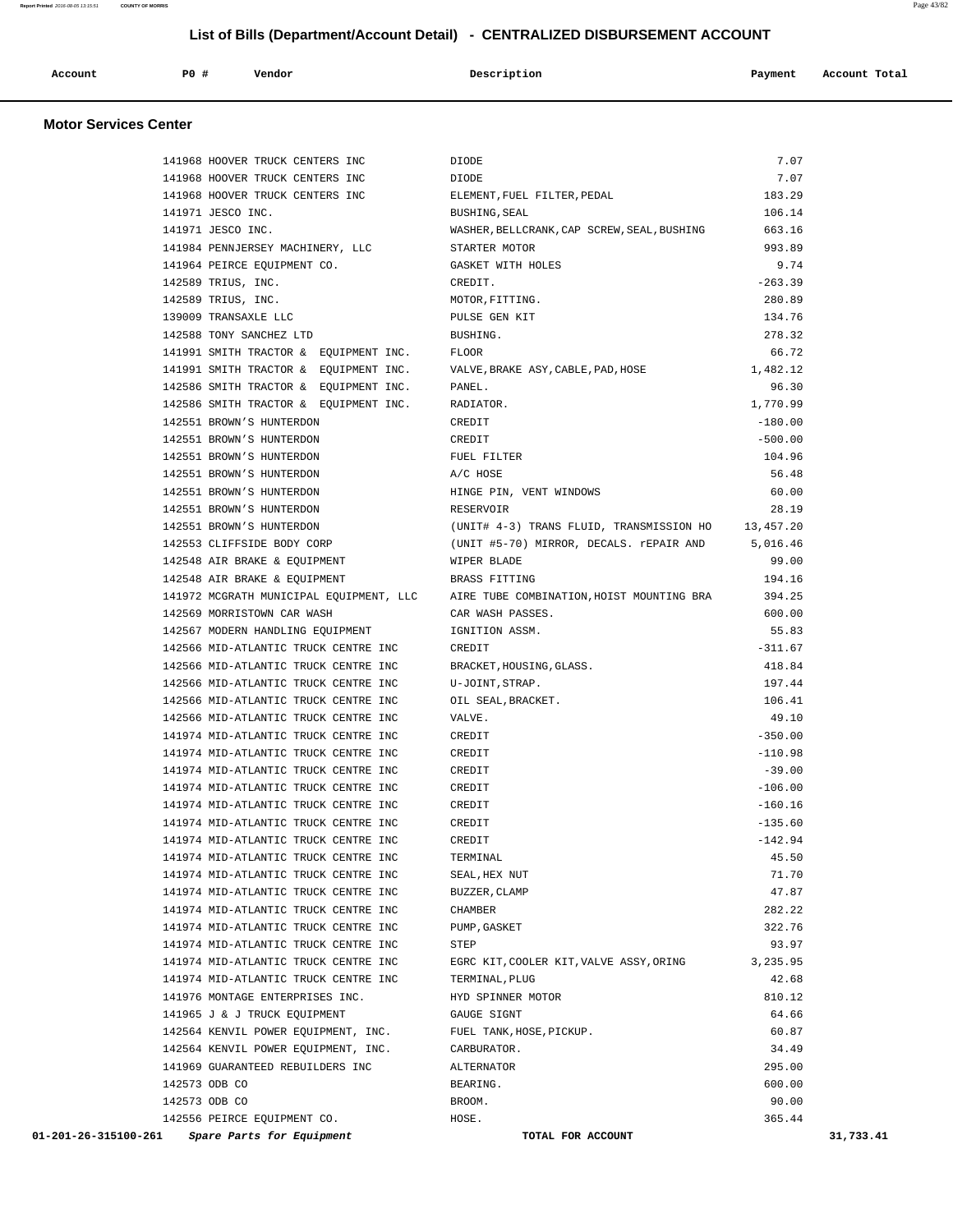# List of Bills (Department/Account Detail) - CENTRALIZED DISBURSEMENT ACCOUNT

## Motor Services Center

| Account | PO # | Vendor | Description | Payment | Account Total |
|---|---|---|---|---|---|
| | 141968 | HOOVER TRUCK CENTERS INC | DIODE | 7.07 | |
| | 141968 | HOOVER TRUCK CENTERS INC | DIODE | 7.07 | |
| | 141968 | HOOVER TRUCK CENTERS INC | ELEMENT,FUEL FILTER,PEDAL | 183.29 | |
| | 141971 | JESCO INC. | BUSHING,SEAL | 106.14 | |
| | 141971 | JESCO INC. | WASHER,BELLCRANK,CAP SCREW,SEAL,BUSHING | 663.16 | |
| | 141984 | PENNJERSEY MACHINERY, LLC | STARTER MOTOR | 993.89 | |
| | 141964 | PEIRCE EQUIPMENT CO. | GASKET WITH HOLES | 9.74 | |
| | 142589 | TRIUS, INC. | CREDIT. | -263.39 | |
| | 142589 | TRIUS, INC. | MOTOR,FITTING. | 280.89 | |
| | 139009 | TRANSAXLE LLC | PULSE GEN KIT | 134.76 | |
| | 142588 | TONY SANCHEZ LTD | BUSHING. | 278.32 | |
| | 141991 | SMITH TRACTOR & EQUIPMENT INC. | FLOOR | 66.72 | |
| | 141991 | SMITH TRACTOR & EQUIPMENT INC. | VALVE,BRAKE ASY,CABLE,PAD,HOSE | 1,482.12 | |
| | 142586 | SMITH TRACTOR & EQUIPMENT INC. | PANEL. | 96.30 | |
| | 142586 | SMITH TRACTOR & EQUIPMENT INC. | RADIATOR. | 1,770.99 | |
| | 142551 | BROWN'S HUNTERDON | CREDIT | -180.00 | |
| | 142551 | BROWN'S HUNTERDON | CREDIT | -500.00 | |
| | 142551 | BROWN'S HUNTERDON | FUEL FILTER | 104.96 | |
| | 142551 | BROWN'S HUNTERDON | A/C HOSE | 56.48 | |
| | 142551 | BROWN'S HUNTERDON | HINGE PIN, VENT WINDOWS | 60.00 | |
| | 142551 | BROWN'S HUNTERDON | RESERVOIR | 28.19 | |
| | 142551 | BROWN'S HUNTERDON | (UNIT# 4-3) TRANS FLUID, TRANSMISSION HO | 13,457.20 | |
| | 142553 | CLIFFSIDE BODY CORP | (UNIT #5-70) MIRROR, DECALS. rEPAIR AND | 5,016.46 | |
| | 142548 | AIR BRAKE & EQUIPMENT | WIPER BLADE | 99.00 | |
| | 142548 | AIR BRAKE & EQUIPMENT | BRASS FITTING | 194.16 | |
| | 141972 | MCGRATH MUNICIPAL EQUIPMENT, LLC | AIRE TUBE COMBINATION,HOIST MOUNTING BRA | 394.25 | |
| | 142569 | MORRISTOWN CAR WASH | CAR WASH PASSES. | 600.00 | |
| | 142567 | MODERN HANDLING EQUIPMENT | IGNITION ASSM. | 55.83 | |
| | 142566 | MID-ATLANTIC TRUCK CENTRE INC | CREDIT | -311.67 | |
| | 142566 | MID-ATLANTIC TRUCK CENTRE INC | BRACKET,HOUSING,GLASS. | 418.84 | |
| | 142566 | MID-ATLANTIC TRUCK CENTRE INC | U-JOINT,STRAP. | 197.44 | |
| | 142566 | MID-ATLANTIC TRUCK CENTRE INC | OIL SEAL,BRACKET. | 106.41 | |
| | 142566 | MID-ATLANTIC TRUCK CENTRE INC | VALVE. | 49.10 | |
| | 141974 | MID-ATLANTIC TRUCK CENTRE INC | CREDIT | -350.00 | |
| | 141974 | MID-ATLANTIC TRUCK CENTRE INC | CREDIT | -110.98 | |
| | 141974 | MID-ATLANTIC TRUCK CENTRE INC | CREDIT | -39.00 | |
| | 141974 | MID-ATLANTIC TRUCK CENTRE INC | CREDIT | -106.00 | |
| | 141974 | MID-ATLANTIC TRUCK CENTRE INC | CREDIT | -160.16 | |
| | 141974 | MID-ATLANTIC TRUCK CENTRE INC | CREDIT | -135.60 | |
| | 141974 | MID-ATLANTIC TRUCK CENTRE INC | CREDIT | -142.94 | |
| | 141974 | MID-ATLANTIC TRUCK CENTRE INC | TERMINAL | 45.50 | |
| | 141974 | MID-ATLANTIC TRUCK CENTRE INC | SEAL,HEX NUT | 71.70 | |
| | 141974 | MID-ATLANTIC TRUCK CENTRE INC | BUZZER,CLAMP | 47.87 | |
| | 141974 | MID-ATLANTIC TRUCK CENTRE INC | CHAMBER | 282.22 | |
| | 141974 | MID-ATLANTIC TRUCK CENTRE INC | PUMP,GASKET | 322.76 | |
| | 141974 | MID-ATLANTIC TRUCK CENTRE INC | STEP | 93.97 | |
| | 141974 | MID-ATLANTIC TRUCK CENTRE INC | EGRC KIT,COOLER KIT,VALVE ASSY,ORING | 3,235.95 | |
| | 141974 | MID-ATLANTIC TRUCK CENTRE INC | TERMINAL,PLUG | 42.68 | |
| | 141976 | MONTAGE ENTERPRISES INC. | HYD SPINNER MOTOR | 810.12 | |
| | 141965 | J & J TRUCK EQUIPMENT | GAUGE SIGNT | 64.66 | |
| | 142564 | KENVIL POWER EQUIPMENT, INC. | FUEL TANK,HOSE,PICKUP. | 60.87 | |
| | 142564 | KENVIL POWER EQUIPMENT, INC. | CARBURATOR. | 34.49 | |
| | 141969 | GUARANTEED REBUILDERS INC | ALTERNATOR | 295.00 | |
| | 142573 | ODB CO | BEARING. | 600.00 | |
| | 142573 | ODB CO | BROOM. | 90.00 | |
| | 142556 | PEIRCE EQUIPMENT CO. | HOSE. | 365.44 | |
| **01-201-26-315100-261** | | ***Spare Parts for Equipment*** | **TOTAL FOR ACCOUNT** | | **31,733.41** |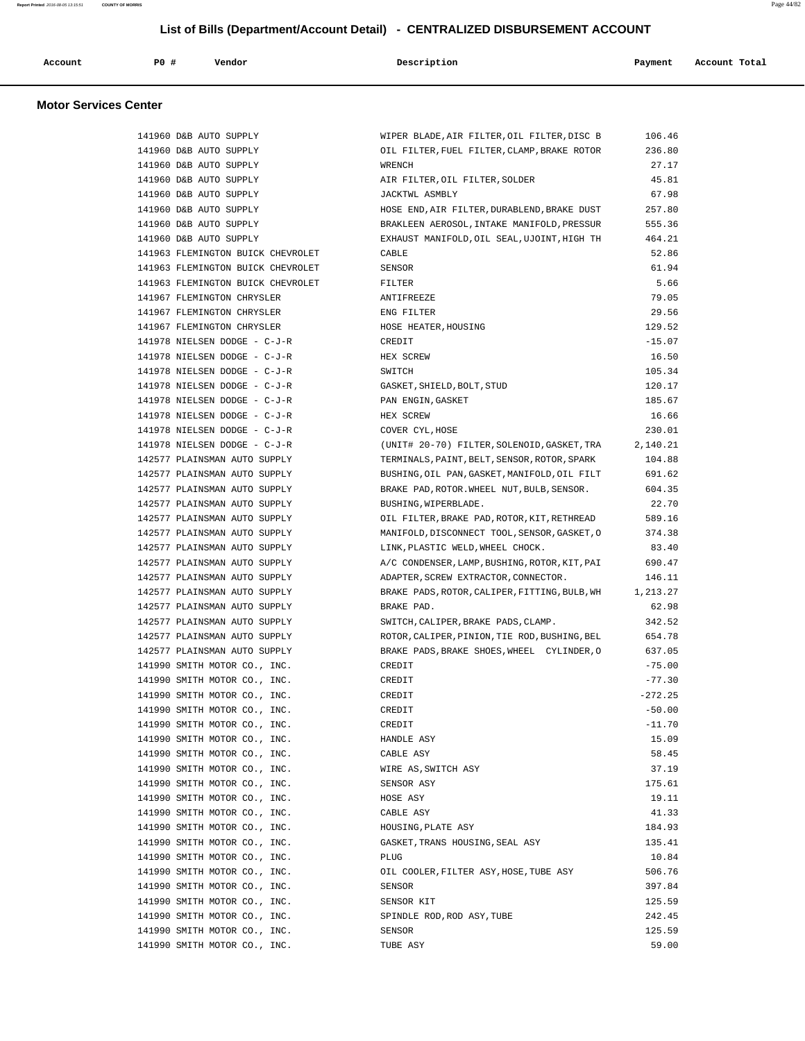## List of Bills (Department/Account Detail) - CENTRALIZED DISBURSEMENT ACCOUNT

### Motor Services Center

| Account | PO # | Vendor | Description | Payment | Account Total |
|---|---|---|---|---|---|
| | 141960 | D&B AUTO SUPPLY | WIPER BLADE,AIR FILTER,OIL FILTER,DISC B | 106.46 | |
| | 141960 | D&B AUTO SUPPLY | OIL FILTER,FUEL FILTER,CLAMP,BRAKE ROTOR | 236.80 | |
| | 141960 | D&B AUTO SUPPLY | WRENCH | 27.17 | |
| | 141960 | D&B AUTO SUPPLY | AIR FILTER,OIL FILTER,SOLDER | 45.81 | |
| | 141960 | D&B AUTO SUPPLY | JACKTWL ASMBLY | 67.98 | |
| | 141960 | D&B AUTO SUPPLY | HOSE END,AIR FILTER,DURABLEND,BRAKE DUST | 257.80 | |
| | 141960 | D&B AUTO SUPPLY | BRAKLEEN AEROSOL,INTAKE MANIFOLD,PRESSUR | 555.36 | |
| | 141960 | D&B AUTO SUPPLY | EXHAUST MANIFOLD,OIL SEAL,UJOINT,HIGH TH | 464.21 | |
| | 141963 | FLEMINGTON BUICK CHEVROLET | CABLE | 52.86 | |
| | 141963 | FLEMINGTON BUICK CHEVROLET | SENSOR | 61.94 | |
| | 141963 | FLEMINGTON BUICK CHEVROLET | FILTER | 5.66 | |
| | 141967 | FLEMINGTON CHRYSLER | ANTIFREEZE | 79.05 | |
| | 141967 | FLEMINGTON CHRYSLER | ENG FILTER | 29.56 | |
| | 141967 | FLEMINGTON CHRYSLER | HOSE HEATER,HOUSING | 129.52 | |
| | 141978 | NIELSEN DODGE - C-J-R | CREDIT | -15.07 | |
| | 141978 | NIELSEN DODGE - C-J-R | HEX SCREW | 16.50 | |
| | 141978 | NIELSEN DODGE - C-J-R | SWITCH | 105.34 | |
| | 141978 | NIELSEN DODGE - C-J-R | GASKET,SHIELD,BOLT,STUD | 120.17 | |
| | 141978 | NIELSEN DODGE - C-J-R | PAN ENGIN,GASKET | 185.67 | |
| | 141978 | NIELSEN DODGE - C-J-R | HEX SCREW | 16.66 | |
| | 141978 | NIELSEN DODGE - C-J-R | COVER CYL,HOSE | 230.01 | |
| | 141978 | NIELSEN DODGE - C-J-R | (UNIT# 20-70) FILTER,SOLENOID,GASKET,TRA | 2,140.21 | |
| | 142577 | PLAINSMAN AUTO SUPPLY | TERMINALS,PAINT,BELT,SENSOR,ROTOR,SPARK | 104.88 | |
| | 142577 | PLAINSMAN AUTO SUPPLY | BUSHING,OIL PAN,GASKET,MANIFOLD,OIL FILT | 691.62 | |
| | 142577 | PLAINSMAN AUTO SUPPLY | BRAKE PAD,ROTOR.WHEEL NUT,BULB,SENSOR. | 604.35 | |
| | 142577 | PLAINSMAN AUTO SUPPLY | BUSHING,WIPERBLADE. | 22.70 | |
| | 142577 | PLAINSMAN AUTO SUPPLY | OIL FILTER,BRAKE PAD,ROTOR,KIT,RETHREAD | 589.16 | |
| | 142577 | PLAINSMAN AUTO SUPPLY | MANIFOLD,DISCONNECT TOOL,SENSOR,GASKET,O | 374.38 | |
| | 142577 | PLAINSMAN AUTO SUPPLY | LINK,PLASTIC WELD,WHEEL CHOCK. | 83.40 | |
| | 142577 | PLAINSMAN AUTO SUPPLY | A/C CONDENSER,LAMP,BUSHING,ROTOR,KIT,PAI | 690.47 | |
| | 142577 | PLAINSMAN AUTO SUPPLY | ADAPTER,SCREW EXTRACTOR,CONNECTOR. | 146.11 | |
| | 142577 | PLAINSMAN AUTO SUPPLY | BRAKE PADS,ROTOR,CALIPER,FITTING,BULB,WH | 1,213.27 | |
| | 142577 | PLAINSMAN AUTO SUPPLY | BRAKE PAD. | 62.98 | |
| | 142577 | PLAINSMAN AUTO SUPPLY | SWITCH,CALIPER,BRAKE PADS,CLAMP. | 342.52 | |
| | 142577 | PLAINSMAN AUTO SUPPLY | ROTOR,CALIPER,PINION,TIE ROD,BUSHING,BEL | 654.78 | |
| | 142577 | PLAINSMAN AUTO SUPPLY | BRAKE PADS,BRAKE SHOES,WHEEL CYLINDER,O | 637.05 | |
| | 141990 | SMITH MOTOR CO., INC. | CREDIT | -75.00 | |
| | 141990 | SMITH MOTOR CO., INC. | CREDIT | -77.30 | |
| | 141990 | SMITH MOTOR CO., INC. | CREDIT | -272.25 | |
| | 141990 | SMITH MOTOR CO., INC. | CREDIT | -50.00 | |
| | 141990 | SMITH MOTOR CO., INC. | CREDIT | -11.70 | |
| | 141990 | SMITH MOTOR CO., INC. | HANDLE ASY | 15.09 | |
| | 141990 | SMITH MOTOR CO., INC. | CABLE ASY | 58.45 | |
| | 141990 | SMITH MOTOR CO., INC. | WIRE AS,SWITCH ASY | 37.19 | |
| | 141990 | SMITH MOTOR CO., INC. | SENSOR ASY | 175.61 | |
| | 141990 | SMITH MOTOR CO., INC. | HOSE ASY | 19.11 | |
| | 141990 | SMITH MOTOR CO., INC. | CABLE ASY | 41.33 | |
| | 141990 | SMITH MOTOR CO., INC. | HOUSING,PLATE ASY | 184.93 | |
| | 141990 | SMITH MOTOR CO., INC. | GASKET,TRANS HOUSING,SEAL ASY | 135.41 | |
| | 141990 | SMITH MOTOR CO., INC. | PLUG | 10.84 | |
| | 141990 | SMITH MOTOR CO., INC. | OIL COOLER,FILTER ASY,HOSE,TUBE ASY | 506.76 | |
| | 141990 | SMITH MOTOR CO., INC. | SENSOR | 397.84 | |
| | 141990 | SMITH MOTOR CO., INC. | SENSOR KIT | 125.59 | |
| | 141990 | SMITH MOTOR CO., INC. | SPINDLE ROD,ROD ASY,TUBE | 242.45 | |
| | 141990 | SMITH MOTOR CO., INC. | SENSOR | 125.59 | |
| | 141990 | SMITH MOTOR CO., INC. | TUBE ASY | 59.00 | |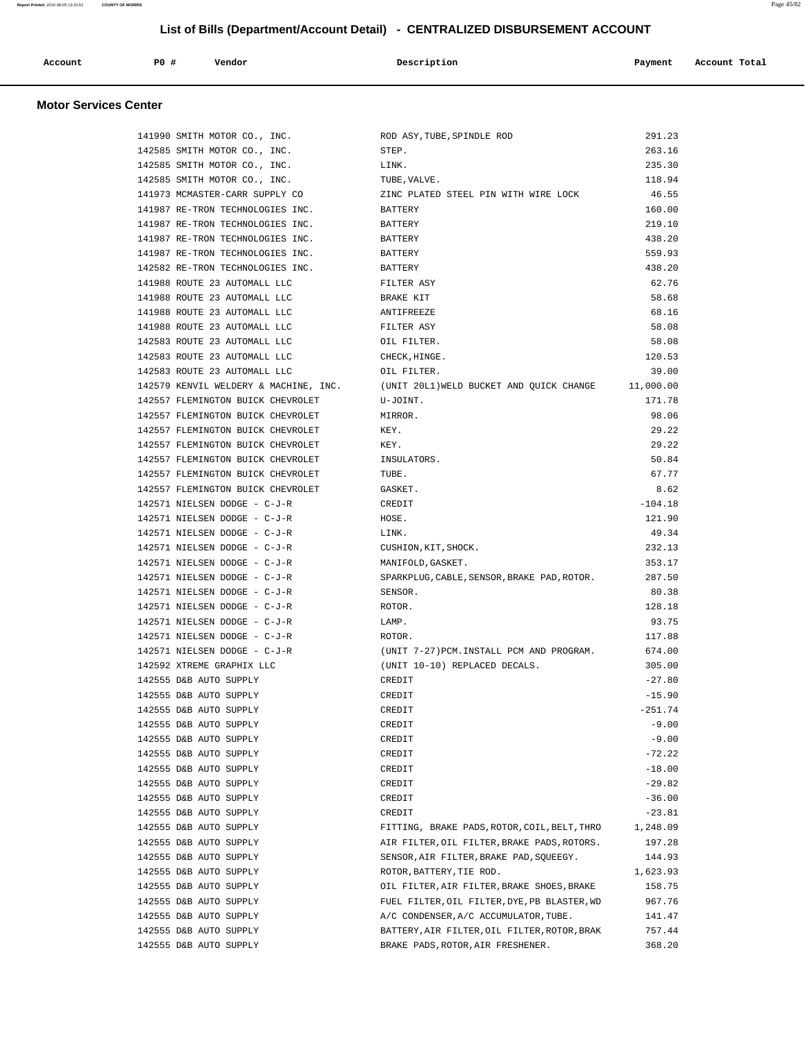# List of Bills (Department/Account Detail) - CENTRALIZED DISBURSEMENT ACCOUNT

## Motor Services Center

| Account | PO # | Vendor | Description | Payment | Account Total |
|---|---|---|---|---|---|
| | 141990 | SMITH MOTOR CO., INC. | ROD ASY,TUBE,SPINDLE ROD | 291.23 | |
| | 142585 | SMITH MOTOR CO., INC. | STEP. | 263.16 | |
| | 142585 | SMITH MOTOR CO., INC. | LINK. | 235.30 | |
| | 142585 | SMITH MOTOR CO., INC. | TUBE,VALVE. | 118.94 | |
| | 141973 | MCMASTER-CARR SUPPLY CO | ZINC PLATED STEEL PIN WITH WIRE LOCK | 46.55 | |
| | 141987 | RE-TRON TECHNOLOGIES INC. | BATTERY | 160.00 | |
| | 141987 | RE-TRON TECHNOLOGIES INC. | BATTERY | 219.10 | |
| | 141987 | RE-TRON TECHNOLOGIES INC. | BATTERY | 438.20 | |
| | 141987 | RE-TRON TECHNOLOGIES INC. | BATTERY | 559.93 | |
| | 142582 | RE-TRON TECHNOLOGIES INC. | BATTERY | 438.20 | |
| | 141988 | ROUTE 23 AUTOMALL LLC | FILTER ASY | 62.76 | |
| | 141988 | ROUTE 23 AUTOMALL LLC | BRAKE KIT | 58.68 | |
| | 141988 | ROUTE 23 AUTOMALL LLC | ANTIFREEZE | 68.16 | |
| | 141988 | ROUTE 23 AUTOMALL LLC | FILTER ASY | 58.08 | |
| | 142583 | ROUTE 23 AUTOMALL LLC | OIL FILTER. | 58.08 | |
| | 142583 | ROUTE 23 AUTOMALL LLC | CHECK,HINGE. | 120.53 | |
| | 142583 | ROUTE 23 AUTOMALL LLC | OIL FILTER. | 39.00 | |
| | 142579 | KENVIL WELDERY & MACHINE, INC. | (UNIT 20L1)WELD BUCKET AND QUICK CHANGE | 11,000.00 | |
| | 142557 | FLEMINGTON BUICK CHEVROLET | U-JOINT. | 171.78 | |
| | 142557 | FLEMINGTON BUICK CHEVROLET | MIRROR. | 98.06 | |
| | 142557 | FLEMINGTON BUICK CHEVROLET | KEY. | 29.22 | |
| | 142557 | FLEMINGTON BUICK CHEVROLET | KEY. | 29.22 | |
| | 142557 | FLEMINGTON BUICK CHEVROLET | INSULATORS. | 50.84 | |
| | 142557 | FLEMINGTON BUICK CHEVROLET | TUBE. | 67.77 | |
| | 142557 | FLEMINGTON BUICK CHEVROLET | GASKET. | 8.62 | |
| | 142571 | NIELSEN DODGE - C-J-R | CREDIT | -104.18 | |
| | 142571 | NIELSEN DODGE - C-J-R | HOSE. | 121.90 | |
| | 142571 | NIELSEN DODGE - C-J-R | LINK. | 49.34 | |
| | 142571 | NIELSEN DODGE - C-J-R | CUSHION,KIT,SHOCK. | 232.13 | |
| | 142571 | NIELSEN DODGE - C-J-R | MANIFOLD,GASKET. | 353.17 | |
| | 142571 | NIELSEN DODGE - C-J-R | SPARKPLUG,CABLE,SENSOR,BRAKE PAD,ROTOR. | 287.50 | |
| | 142571 | NIELSEN DODGE - C-J-R | SENSOR. | 80.38 | |
| | 142571 | NIELSEN DODGE - C-J-R | ROTOR. | 128.18 | |
| | 142571 | NIELSEN DODGE - C-J-R | LAMP. | 93.75 | |
| | 142571 | NIELSEN DODGE - C-J-R | ROTOR. | 117.88 | |
| | 142571 | NIELSEN DODGE - C-J-R | (UNIT 7-27)PCM.INSTALL PCM AND PROGRAM. | 674.00 | |
| | 142592 | XTREME GRAPHIX LLC | (UNIT 10-10) REPLACED DECALS. | 305.00 | |
| | 142555 | D&B AUTO SUPPLY | CREDIT | -27.80 | |
| | 142555 | D&B AUTO SUPPLY | CREDIT | -15.90 | |
| | 142555 | D&B AUTO SUPPLY | CREDIT | -251.74 | |
| | 142555 | D&B AUTO SUPPLY | CREDIT | -9.00 | |
| | 142555 | D&B AUTO SUPPLY | CREDIT | -9.00 | |
| | 142555 | D&B AUTO SUPPLY | CREDIT | -72.22 | |
| | 142555 | D&B AUTO SUPPLY | CREDIT | -18.00 | |
| | 142555 | D&B AUTO SUPPLY | CREDIT | -29.82 | |
| | 142555 | D&B AUTO SUPPLY | CREDIT | -36.00 | |
| | 142555 | D&B AUTO SUPPLY | CREDIT | -23.81 | |
| | 142555 | D&B AUTO SUPPLY | FITTING, BRAKE PADS,ROTOR,COIL,BELT,THRO | 1,248.09 | |
| | 142555 | D&B AUTO SUPPLY | AIR FILTER,OIL FILTER,BRAKE PADS,ROTORS. | 197.28 | |
| | 142555 | D&B AUTO SUPPLY | SENSOR,AIR FILTER,BRAKE PAD,SQUEEGY. | 144.93 | |
| | 142555 | D&B AUTO SUPPLY | ROTOR,BATTERY,TIE ROD. | 1,623.93 | |
| | 142555 | D&B AUTO SUPPLY | OIL FILTER,AIR FILTER,BRAKE SHOES,BRAKE | 158.75 | |
| | 142555 | D&B AUTO SUPPLY | FUEL FILTER,OIL FILTER,DYE,PB BLASTER,WD | 967.76 | |
| | 142555 | D&B AUTO SUPPLY | A/C CONDENSER,A/C ACCUMULATOR,TUBE. | 141.47 | |
| | 142555 | D&B AUTO SUPPLY | BATTERY,AIR FILTER,OIL FILTER,ROTOR,BRAK | 757.44 | |
| | 142555 | D&B AUTO SUPPLY | BRAKE PADS,ROTOR,AIR FRESHENER. | 368.20 | |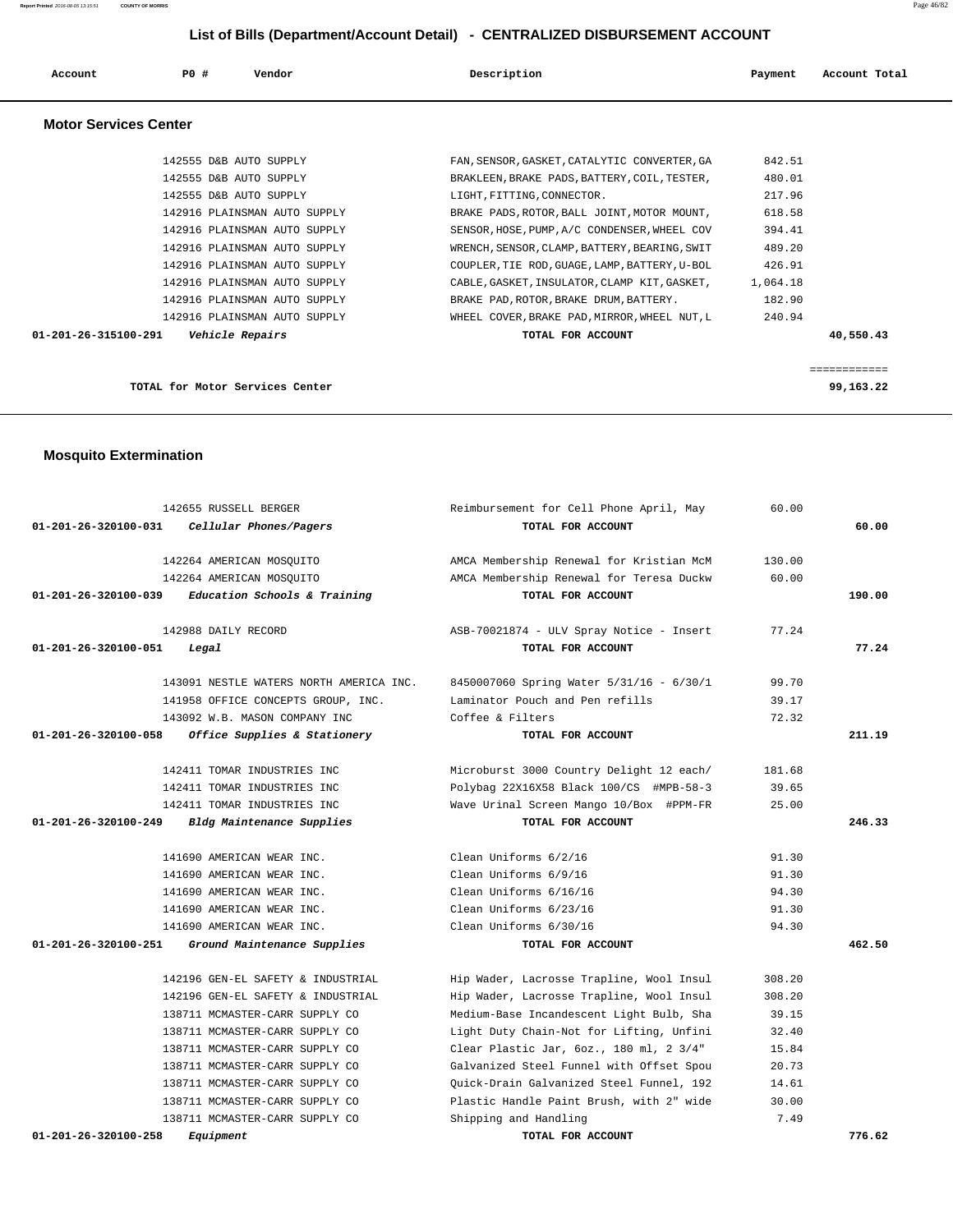## List of Bills (Department/Account Detail) - CENTRALIZED DISBURSEMENT ACCOUNT

| Account | PO # | Vendor | Description | Payment | Account Total |
|---|---|---|---|---|---|

### Motor Services Center

| Account | PO # | Vendor | Description | Payment | Account Total |
|---|---|---|---|---|---|
| | 142555 | D&B AUTO SUPPLY | FAN,SENSOR,GASKET,CATALYTIC CONVERTER,GA | 842.51 | |
| | 142555 | D&B AUTO SUPPLY | BRAKLEEN,BRAKE PADS,BATTERY,COIL,TESTER, | 480.01 | |
| | 142555 | D&B AUTO SUPPLY | LIGHT,FITTING,CONNECTOR. | 217.96 | |
| | 142916 | PLAINSMAN AUTO SUPPLY | BRAKE PADS,ROTOR,BALL JOINT,MOTOR MOUNT, | 618.58 | |
| | 142916 | PLAINSMAN AUTO SUPPLY | SENSOR,HOSE,PUMP,A/C CONDENSER,WHEEL COV | 394.41 | |
| | 142916 | PLAINSMAN AUTO SUPPLY | WRENCH,SENSOR,CLAMP,BATTERY,BEARING,SWIT | 489.20 | |
| | 142916 | PLAINSMAN AUTO SUPPLY | COUPLER,TIE ROD,GUAGE,LAMP,BATTERY,U-BOL | 426.91 | |
| | 142916 | PLAINSMAN AUTO SUPPLY | CABLE,GASKET,INSULATOR,CLAMP KIT,GASKET, | 1,064.18 | |
| | 142916 | PLAINSMAN AUTO SUPPLY | BRAKE PAD,ROTOR,BRAKE DRUM,BATTERY. | 182.90 | |
| | 142916 | PLAINSMAN AUTO SUPPLY | WHEEL COVER,BRAKE PAD,MIRROR,WHEEL NUT,L | 240.94 | |
| **01-201-26-315100-291** | | *Vehicle Repairs* | **TOTAL FOR ACCOUNT** | | **40,550.43** |

**TOTAL for Motor Services Center** ============ **99,163.22**

### Mosquito Extermination

| Account | PO # | Vendor | Description | Payment | Account Total |
|---|---|---|---|---|---|
| | 142655 | RUSSELL BERGER | Reimbursement for Cell Phone April, May | 60.00 | |
| **01-201-26-320100-031** | | *Cellular Phones/Pagers* | **TOTAL FOR ACCOUNT** | | **60.00** |
| | 142264 | AMERICAN MOSQUITO | AMCA Membership Renewal for Kristian McM | 130.00 | |
| | 142264 | AMERICAN MOSQUITO | AMCA Membership Renewal for Teresa Duckw | 60.00 | |
| **01-201-26-320100-039** | | *Education Schools & Training* | **TOTAL FOR ACCOUNT** | | **190.00** |
| | 142988 | DAILY RECORD | ASB-70021874 - ULV Spray Notice - Insert | 77.24 | |
| **01-201-26-320100-051** | | *Legal* | **TOTAL FOR ACCOUNT** | | **77.24** |
| | 143091 | NESTLE WATERS NORTH AMERICA INC. | 8450007060 Spring Water 5/31/16 - 6/30/1 | 99.70 | |
| | 141958 | OFFICE CONCEPTS GROUP, INC. | Laminator Pouch and Pen refills | 39.17 | |
| | 143092 | W.B. MASON COMPANY INC | Coffee & Filters | 72.32 | |
| **01-201-26-320100-058** | | *Office Supplies & Stationery* | **TOTAL FOR ACCOUNT** | | **211.19** |
| | 142411 | TOMAR INDUSTRIES INC | Microburst 3000 Country Delight 12 each/ | 181.68 | |
| | 142411 | TOMAR INDUSTRIES INC | Polybag 22X16X58 Black 100/CS #MPB-58-3 | 39.65 | |
| | 142411 | TOMAR INDUSTRIES INC | Wave Urinal Screen Mango 10/Box #PPM-FR | 25.00 | |
| **01-201-26-320100-249** | | *Bldg Maintenance Supplies* | **TOTAL FOR ACCOUNT** | | **246.33** |
| | 141690 | AMERICAN WEAR INC. | Clean Uniforms 6/2/16 | 91.30 | |
| | 141690 | AMERICAN WEAR INC. | Clean Uniforms 6/9/16 | 91.30 | |
| | 141690 | AMERICAN WEAR INC. | Clean Uniforms 6/16/16 | 94.30 | |
| | 141690 | AMERICAN WEAR INC. | Clean Uniforms 6/23/16 | 91.30 | |
| | 141690 | AMERICAN WEAR INC. | Clean Uniforms 6/30/16 | 94.30 | |
| **01-201-26-320100-251** | | *Ground Maintenance Supplies* | **TOTAL FOR ACCOUNT** | | **462.50** |
| | 142196 | GEN-EL SAFETY & INDUSTRIAL | Hip Wader, Lacrosse Trapline, Wool Insul | 308.20 | |
| | 142196 | GEN-EL SAFETY & INDUSTRIAL | Hip Wader, Lacrosse Trapline, Wool Insul | 308.20 | |
| | 138711 | MCMASTER-CARR SUPPLY CO | Medium-Base Incandescent Light Bulb, Sha | 39.15 | |
| | 138711 | MCMASTER-CARR SUPPLY CO | Light Duty Chain-Not for Lifting, Unfini | 32.40 | |
| | 138711 | MCMASTER-CARR SUPPLY CO | Clear Plastic Jar, 6oz., 180 ml, 2 3/4" | 15.84 | |
| | 138711 | MCMASTER-CARR SUPPLY CO | Galvanized Steel Funnel with Offset Spou | 20.73 | |
| | 138711 | MCMASTER-CARR SUPPLY CO | Quick-Drain Galvanized Steel Funnel, 192 | 14.61 | |
| | 138711 | MCMASTER-CARR SUPPLY CO | Plastic Handle Paint Brush, with 2" wide | 30.00 | |
| | 138711 | MCMASTER-CARR SUPPLY CO | Shipping and Handling | 7.49 | |
| **01-201-26-320100-258** | | *Equipment* | **TOTAL FOR ACCOUNT** | | **776.62** |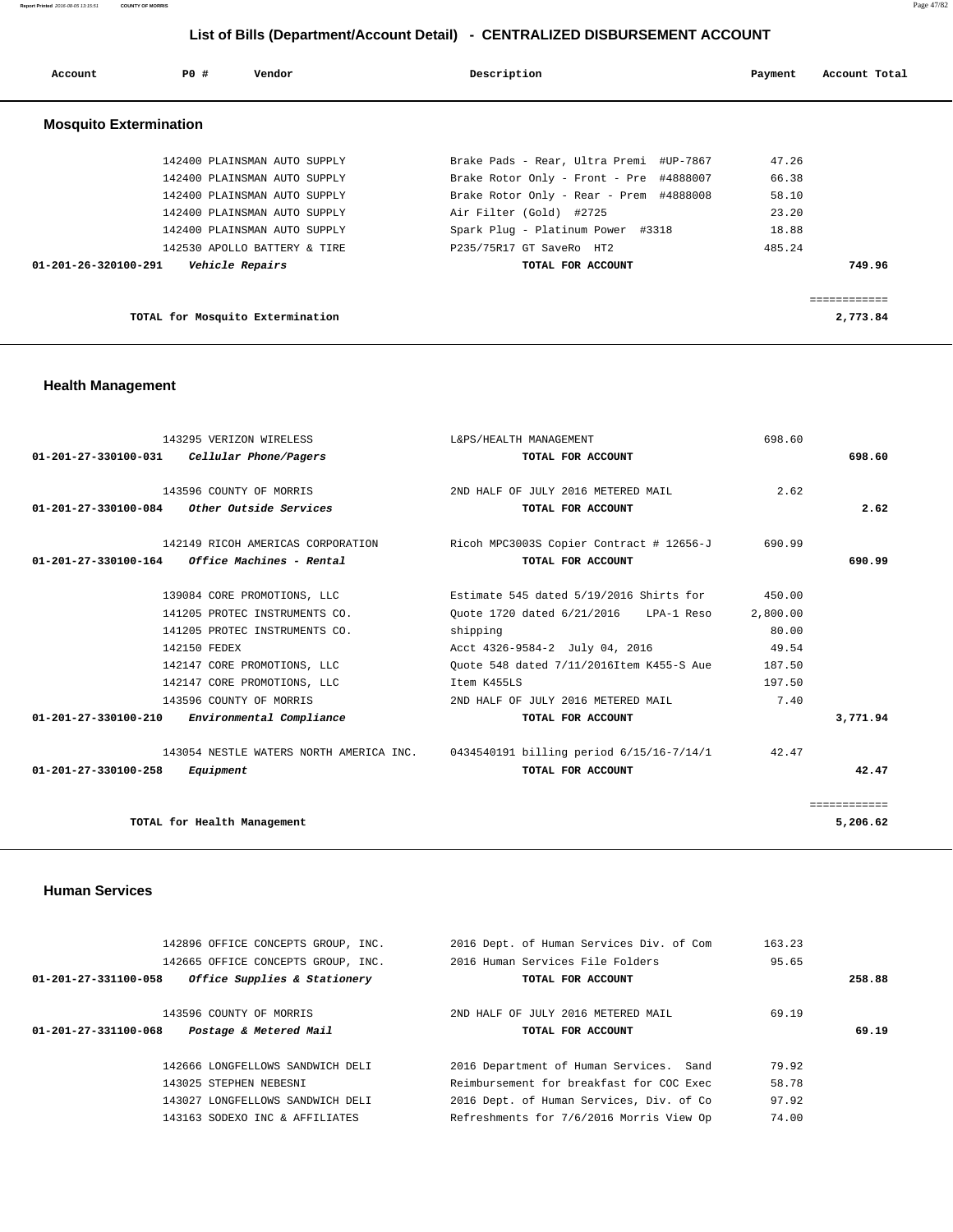## List of Bills (Department/Account Detail) - CENTRALIZED DISBURSEMENT ACCOUNT

| Account | PO # | Vendor | Description | Payment | Account Total |
|---|---|---|---|---|---|

### Mosquito Extermination

| Account | PO # | Vendor | Description | Payment | Account Total |
|---|---|---|---|---|---|
| | 142400 | PLAINSMAN AUTO SUPPLY | Brake Pads - Rear, Ultra Premi #UP-7867 | 47.26 | |
| | 142400 | PLAINSMAN AUTO SUPPLY | Brake Rotor Only - Front - Pre #4888007 | 66.38 | |
| | 142400 | PLAINSMAN AUTO SUPPLY | Brake Rotor Only - Rear - Prem #4888008 | 58.10 | |
| | 142400 | PLAINSMAN AUTO SUPPLY | Air Filter (Gold) #2725 | 23.20 | |
| | 142400 | PLAINSMAN AUTO SUPPLY | Spark Plug - Platinum Power #3318 | 18.88 | |
| | 142530 | APOLLO BATTERY & TIRE | P235/75R17 GT SaveRo HT2 | 485.24 | |
| **01-201-26-320100-291** | | *Vehicle Repairs* | **TOTAL FOR ACCOUNT** | | **749.96** |
| | | | | | ============ |
| | | **TOTAL for Mosquito Extermination** | | | **2,773.84** |

### Health Management

| Account | PO # | Vendor | Description | Payment | Account Total |
|---|---|---|---|---|---|
| | 143295 | VERIZON WIRELESS | L&PS/HEALTH MANAGEMENT | 698.60 | |
| **01-201-27-330100-031** | | *Cellular Phone/Pagers* | **TOTAL FOR ACCOUNT** | | **698.60** |
| | 143596 | COUNTY OF MORRIS | 2ND HALF OF JULY 2016 METERED MAIL | 2.62 | |
| **01-201-27-330100-084** | | *Other Outside Services* | **TOTAL FOR ACCOUNT** | | **2.62** |
| | 142149 | RICOH AMERICAS CORPORATION | Ricoh MPC3003S Copier Contract # 12656-J | 690.99 | |
| **01-201-27-330100-164** | | *Office Machines - Rental* | **TOTAL FOR ACCOUNT** | | **690.99** |
| | 139084 | CORE PROMOTIONS, LLC | Estimate 545 dated 5/19/2016 Shirts for | 450.00 | |
| | 141205 | PROTEC INSTRUMENTS CO. | Quote 1720 dated 6/21/2016 LPA-1 Reso | 2,800.00 | |
| | 141205 | PROTEC INSTRUMENTS CO. | shipping | 80.00 | |
| | 142150 | FEDEX | Acct 4326-9584-2 July 04, 2016 | 49.54 | |
| | 142147 | CORE PROMOTIONS, LLC | Quote 548 dated 7/11/2016Item K455-S Aue | 187.50 | |
| | 142147 | CORE PROMOTIONS, LLC | Item K455LS | 197.50 | |
| | 143596 | COUNTY OF MORRIS | 2ND HALF OF JULY 2016 METERED MAIL | 7.40 | |
| **01-201-27-330100-210** | | *Environmental Compliance* | **TOTAL FOR ACCOUNT** | | **3,771.94** |
| | 143054 | NESTLE WATERS NORTH AMERICA INC. | 0434540191 billing period 6/15/16-7/14/1 | 42.47 | |
| **01-201-27-330100-258** | | *Equipment* | **TOTAL FOR ACCOUNT** | | **42.47** |
| | | | | | ============ |
| | | **TOTAL for Health Management** | | | **5,206.62** |

### Human Services

| Account | PO # | Vendor | Description | Payment | Account Total |
|---|---|---|---|---|---|
| | 142896 | OFFICE CONCEPTS GROUP, INC. | 2016 Dept. of Human Services Div. of Com | 163.23 | |
| | 142665 | OFFICE CONCEPTS GROUP, INC. | 2016 Human Services File Folders | 95.65 | |
| **01-201-27-331100-058** | | *Office Supplies & Stationery* | **TOTAL FOR ACCOUNT** | | **258.88** |
| | 143596 | COUNTY OF MORRIS | 2ND HALF OF JULY 2016 METERED MAIL | 69.19 | |
| **01-201-27-331100-068** | | *Postage & Metered Mail* | **TOTAL FOR ACCOUNT** | | **69.19** |
| | 142666 | LONGFELLOWS SANDWICH DELI | 2016 Department of Human Services. Sand | 79.92 | |
| | 143025 | STEPHEN NEBESNI | Reimbursement for breakfast for COC Exec | 58.78 | |
| | 143027 | LONGFELLOWS SANDWICH DELI | 2016 Dept. of Human Services, Div. of Co | 97.92 | |
| | 143163 | SODEXO INC & AFFILIATES | Refreshments for 7/6/2016 Morris View Op | 74.00 | |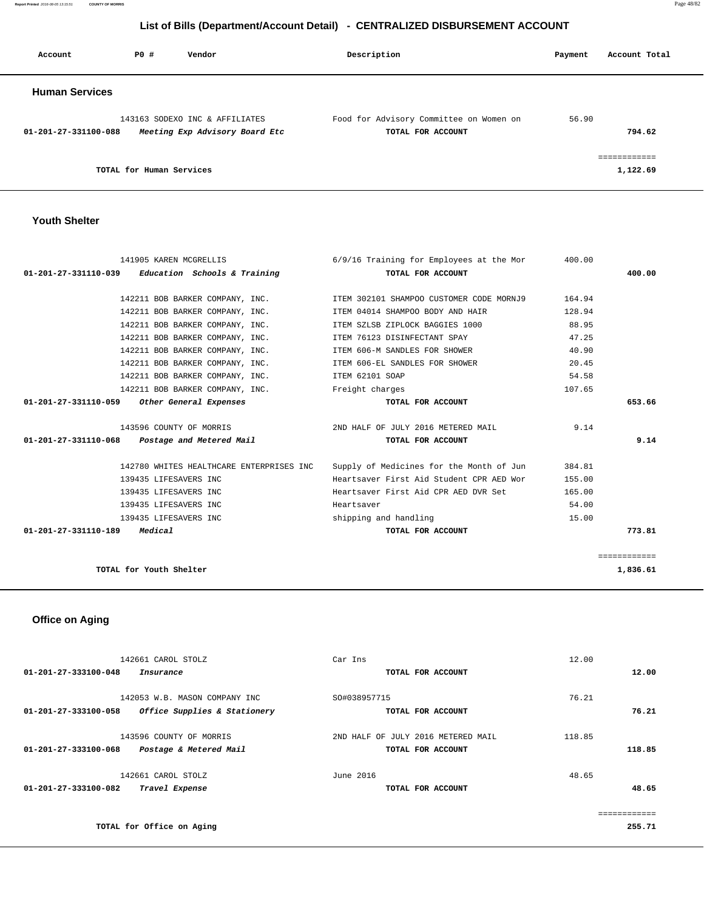## List of Bills (Department/Account Detail) - CENTRALIZED DISBURSEMENT ACCOUNT

| Account | PO # | Vendor | Description | Payment | Account Total |
|---|---|---|---|---|---|

### Human Services

| Account | PO # | Vendor | Description | Payment | Account Total |
|---|---|---|---|---|---|
| | 143163 | SODEXO INC & AFFILIATES | Food for Advisory Committee on Women on | 56.90 | |
| **01-201-27-331100-088** | | *Meeting Exp Advisory Board Etc* | **TOTAL FOR ACCOUNT** | | **794.62** |
| | | | | | ============ |
| | | **TOTAL for Human Services** | | | **1,122.69** |

### Youth Shelter

| Account | PO # | Vendor | Description | Payment | Account Total |
|---|---|---|---|---|---|
| | 141905 | KAREN MCGRELLIS | 6/9/16 Training for Employees at the Mor | 400.00 | |
| **01-201-27-331110-039** | | *Education Schools & Training* | **TOTAL FOR ACCOUNT** | | **400.00** |
| | 142211 | BOB BARKER COMPANY, INC. | ITEM 302101 SHAMPOO CUSTOMER CODE MORNJ9 | 164.94 | |
| | 142211 | BOB BARKER COMPANY, INC. | ITEM 04014 SHAMPOO BODY AND HAIR | 128.94 | |
| | 142211 | BOB BARKER COMPANY, INC. | ITEM SZLSB ZIPLOCK BAGGIES 1000 | 88.95 | |
| | 142211 | BOB BARKER COMPANY, INC. | ITEM 76123 DISINFECTANT SPAY | 47.25 | |
| | 142211 | BOB BARKER COMPANY, INC. | ITEM 606-M SANDLES FOR SHOWER | 40.90 | |
| | 142211 | BOB BARKER COMPANY, INC. | ITEM 606-EL SANDLES FOR SHOWER | 20.45 | |
| | 142211 | BOB BARKER COMPANY, INC. | ITEM 62101 SOAP | 54.58 | |
| | 142211 | BOB BARKER COMPANY, INC. | Freight charges | 107.65 | |
| **01-201-27-331110-059** | | *Other General Expenses* | **TOTAL FOR ACCOUNT** | | **653.66** |
| | 143596 | COUNTY OF MORRIS | 2ND HALF OF JULY 2016 METERED MAIL | 9.14 | |
| **01-201-27-331110-068** | | *Postage and Metered Mail* | **TOTAL FOR ACCOUNT** | | **9.14** |
| | 142780 | WHITES HEALTHCARE ENTERPRISES INC | Supply of Medicines for the Month of Jun | 384.81 | |
| | 139435 | LIFESAVERS INC | Heartsaver First Aid Student CPR AED Wor | 155.00 | |
| | 139435 | LIFESAVERS INC | Heartsaver First Aid CPR AED DVR Set | 165.00 | |
| | 139435 | LIFESAVERS INC | Heartsaver | 54.00 | |
| | 139435 | LIFESAVERS INC | shipping and handling | 15.00 | |
| **01-201-27-331110-189** | | *Medical* | **TOTAL FOR ACCOUNT** | | **773.81** |
| | | | | | ============ |
| | | **TOTAL for Youth Shelter** | | | **1,836.61** |

### Office on Aging

| Account | PO # | Vendor | Description | Payment | Account Total |
|---|---|---|---|---|---|
| | 142661 | CAROL STOLZ | Car Ins | 12.00 | |
| **01-201-27-333100-048** | | *Insurance* | **TOTAL FOR ACCOUNT** | | **12.00** |
| | 142053 | W.B. MASON COMPANY INC | SO#038957715 | 76.21 | |
| **01-201-27-333100-058** | | *Office Supplies & Stationery* | **TOTAL FOR ACCOUNT** | | **76.21** |
| | 143596 | COUNTY OF MORRIS | 2ND HALF OF JULY 2016 METERED MAIL | 118.85 | |
| **01-201-27-333100-068** | | *Postage & Metered Mail* | **TOTAL FOR ACCOUNT** | | **118.85** |
| | 142661 | CAROL STOLZ | June 2016 | 48.65 | |
| **01-201-27-333100-082** | | *Travel Expense* | **TOTAL FOR ACCOUNT** | | **48.65** |
| | | | | | ============ |
| | | **TOTAL for Office on Aging** | | | **255.71** |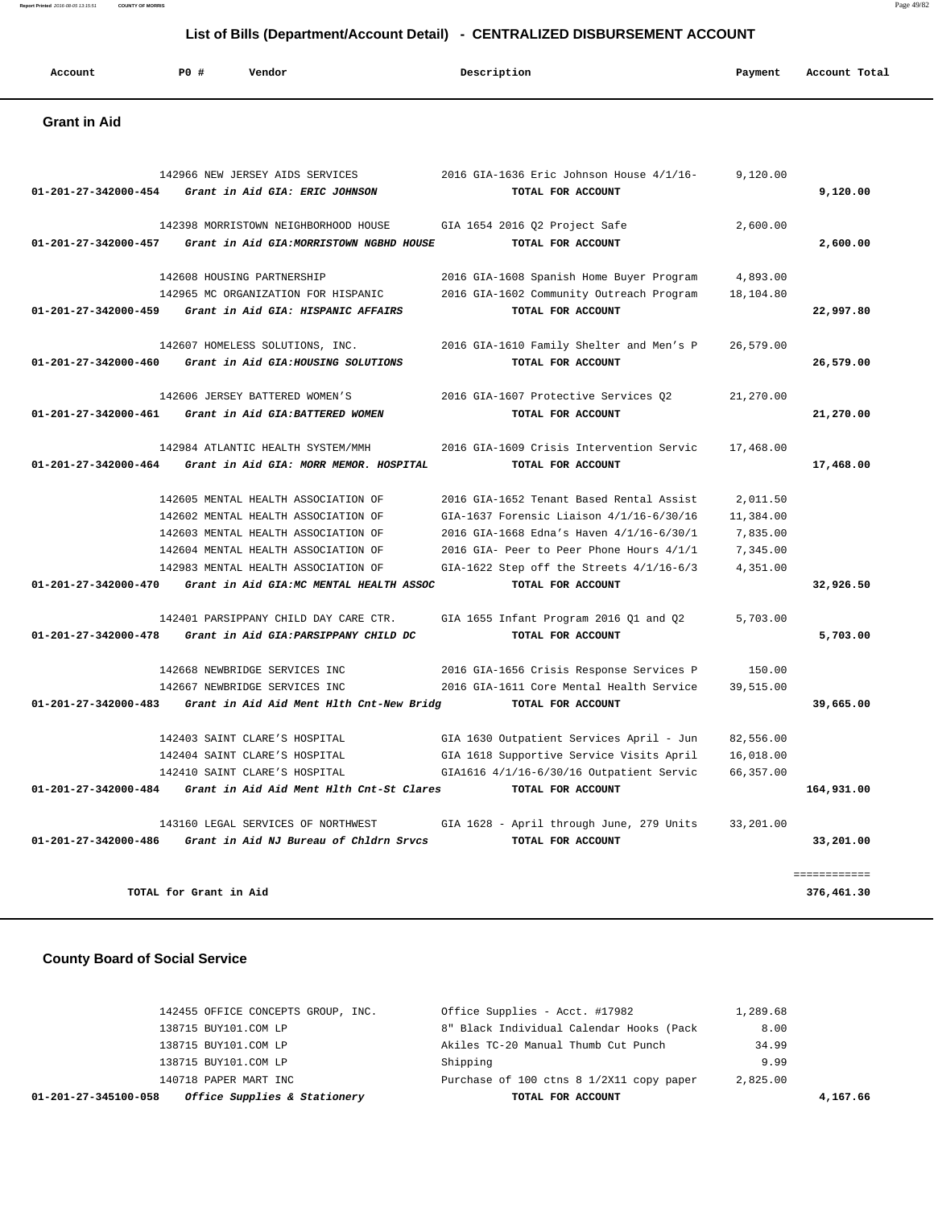## List of Bills (Department/Account Detail) - CENTRALIZED DISBURSEMENT ACCOUNT

| Account | PO # | Vendor | Description | Payment | Account Total |
|---|---|---|---|---|---|

### Grant in Aid

| Account | PO # | Vendor | Description | Payment | Account Total |
|---|---|---|---|---|---|
| | 142966 | NEW JERSEY AIDS SERVICES | 2016 GIA-1636 Eric Johnson House 4/1/16- | 9,120.00 | |
| **01-201-27-342000-454** | | *Grant in Aid GIA: ERIC JOHNSON* | TOTAL FOR ACCOUNT | | **9,120.00** |
| | 142398 | MORRISTOWN NEIGHBORHOOD HOUSE | GIA 1654 2016 Q2 Project Safe | 2,600.00 | |
| **01-201-27-342000-457** | | *Grant in Aid GIA:MORRISTOWN NGBHD HOUSE* | TOTAL FOR ACCOUNT | | **2,600.00** |
| | 142608 | HOUSING PARTNERSHIP | 2016 GIA-1608 Spanish Home Buyer Program | 4,893.00 | |
| | 142965 | MC ORGANIZATION FOR HISPANIC | 2016 GIA-1602 Community Outreach Program | 18,104.80 | |
| **01-201-27-342000-459** | | *Grant in Aid GIA: HISPANIC AFFAIRS* | TOTAL FOR ACCOUNT | | **22,997.80** |
| | 142607 | HOMELESS SOLUTIONS, INC. | 2016 GIA-1610 Family Shelter and Men's P | 26,579.00 | |
| **01-201-27-342000-460** | | *Grant in Aid GIA:HOUSING SOLUTIONS* | TOTAL FOR ACCOUNT | | **26,579.00** |
| | 142606 | JERSEY BATTERED WOMEN'S | 2016 GIA-1607 Protective Services Q2 | 21,270.00 | |
| **01-201-27-342000-461** | | *Grant in Aid GIA:BATTERED WOMEN* | TOTAL FOR ACCOUNT | | **21,270.00** |
| | 142984 | ATLANTIC HEALTH SYSTEM/MMH | 2016 GIA-1609 Crisis Intervention Servic | 17,468.00 | |
| **01-201-27-342000-464** | | *Grant in Aid GIA: MORR MEMOR. HOSPITAL* | TOTAL FOR ACCOUNT | | **17,468.00** |
| | 142605 | MENTAL HEALTH ASSOCIATION OF | 2016 GIA-1652 Tenant Based Rental Assist | 2,011.50 | |
| | 142602 | MENTAL HEALTH ASSOCIATION OF | GIA-1637 Forensic Liaison 4/1/16-6/30/16 | 11,384.00 | |
| | 142603 | MENTAL HEALTH ASSOCIATION OF | 2016 GIA-1668 Edna's Haven 4/1/16-6/30/1 | 7,835.00 | |
| | 142604 | MENTAL HEALTH ASSOCIATION OF | 2016 GIA- Peer to Peer Phone Hours 4/1/1 | 7,345.00 | |
| | 142983 | MENTAL HEALTH ASSOCIATION OF | GIA-1622 Step off the Streets 4/1/16-6/3 | 4,351.00 | |
| **01-201-27-342000-470** | | *Grant in Aid GIA:MC MENTAL HEALTH ASSOC* | TOTAL FOR ACCOUNT | | **32,926.50** |
| | 142401 | PARSIPPANY CHILD DAY CARE CTR. | GIA 1655 Infant Program 2016 Q1 and Q2 | 5,703.00 | |
| **01-201-27-342000-478** | | *Grant in Aid GIA:PARSIPPANY CHILD DC* | TOTAL FOR ACCOUNT | | **5,703.00** |
| | 142668 | NEWBRIDGE SERVICES INC | 2016 GIA-1656 Crisis Response Services P | 150.00 | |
| | 142667 | NEWBRIDGE SERVICES INC | 2016 GIA-1611 Core Mental Health Service | 39,515.00 | |
| **01-201-27-342000-483** | | *Grant in Aid Aid Ment Hlth Cnt-New Bridg* | TOTAL FOR ACCOUNT | | **39,665.00** |
| | 142403 | SAINT CLARE'S HOSPITAL | GIA 1630 Outpatient Services April - Jun | 82,556.00 | |
| | 142404 | SAINT CLARE'S HOSPITAL | GIA 1618 Supportive Service Visits April | 16,018.00 | |
| | 142410 | SAINT CLARE'S HOSPITAL | GIA1616 4/1/16-6/30/16 Outpatient Servic | 66,357.00 | |
| **01-201-27-342000-484** | | *Grant in Aid Aid Ment Hlth Cnt-St Clares* | TOTAL FOR ACCOUNT | | **164,931.00** |
| | 143160 | LEGAL SERVICES OF NORTHWEST | GIA 1628 - April through June, 279 Units | 33,201.00 | |
| **01-201-27-342000-486** | | *Grant in Aid NJ Bureau of Chldrn Srvcs* | TOTAL FOR ACCOUNT | | **33,201.00** |
| | | | | | ============ |
| **TOTAL for Grant in Aid** | | | | | **376,461.30** |

### County Board of Social Service

| Account | PO # | Vendor | Description | Payment | Account Total |
|---|---|---|---|---|---|
| | 142455 | OFFICE CONCEPTS GROUP, INC. | Office Supplies - Acct. #17982 | 1,289.68 | |
| | 138715 | BUY101.COM LP | 8" Black Individual Calendar Hooks (Pack | 8.00 | |
| | 138715 | BUY101.COM LP | Akiles TC-20 Manual Thumb Cut Punch | 34.99 | |
| | 138715 | BUY101.COM LP | Shipping | 9.99 | |
| | 140718 | PAPER MART INC | Purchase of 100 ctns 8 1/2X11 copy paper | 2,825.00 | |
| **01-201-27-345100-058** | | *Office Supplies & Stationery* | TOTAL FOR ACCOUNT | | **4,167.66** |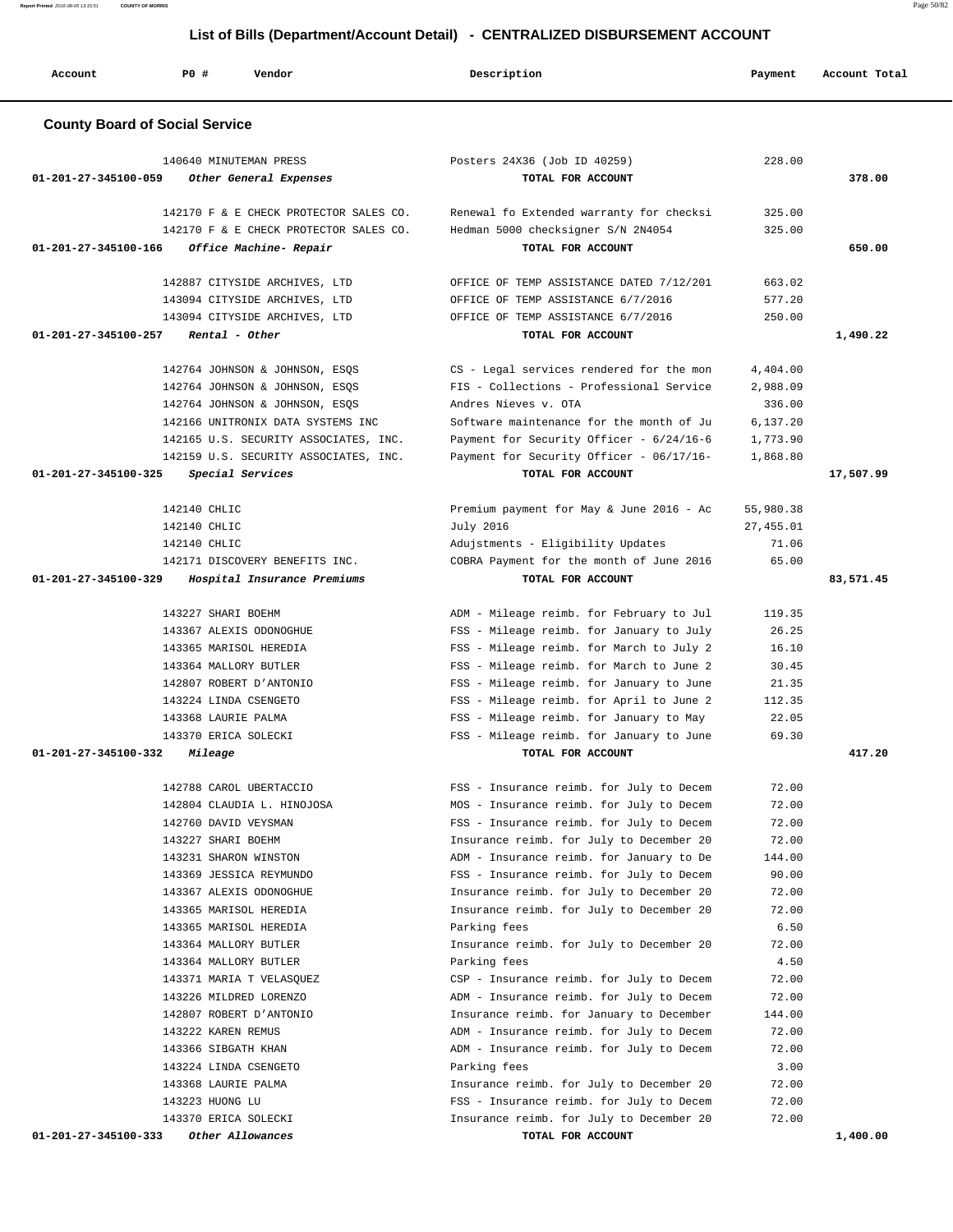# List of Bills (Department/Account Detail) - CENTRALIZED DISBURSEMENT ACCOUNT

| Account | PO # | Vendor | Description | Payment | Account Total |
|---|---|---|---|---|---|

## County Board of Social Service

| Account | PO # | Vendor | Description | Payment | Account Total |
|---|---|---|---|---|---|
| | 140640 | MINUTEMAN PRESS | Posters 24X36 (Job ID 40259) | 228.00 | |
| 01-201-27-345100-059 | | *Other General Expenses* | TOTAL FOR ACCOUNT | | 378.00 |
| | 142170 | F & E CHECK PROTECTOR SALES CO. | Renewal fo Extended warranty for checksi | 325.00 | |
| | 142170 | F & E CHECK PROTECTOR SALES CO. | Hedman 5000 checksigner S/N 2N4054 | 325.00 | |
| 01-201-27-345100-166 | | *Office Machine- Repair* | TOTAL FOR ACCOUNT | | 650.00 |
| | 142887 | CITYSIDE ARCHIVES, LTD | OFFICE OF TEMP ASSISTANCE DATED 7/12/201 | 663.02 | |
| | 143094 | CITYSIDE ARCHIVES, LTD | OFFICE OF TEMP ASSISTANCE 6/7/2016 | 577.20 | |
| | 143094 | CITYSIDE ARCHIVES, LTD | OFFICE OF TEMP ASSISTANCE 6/7/2016 | 250.00 | |
| 01-201-27-345100-257 | | *Rental - Other* | TOTAL FOR ACCOUNT | | 1,490.22 |
| | 142764 | JOHNSON & JOHNSON, ESQS | CS - Legal services rendered for the mon | 4,404.00 | |
| | 142764 | JOHNSON & JOHNSON, ESQS | FIS - Collections - Professional Service | 2,988.09 | |
| | 142764 | JOHNSON & JOHNSON, ESQS | Andres Nieves v. OTA | 336.00 | |
| | 142166 | UNITRONIX DATA SYSTEMS INC | Software maintenance for the month of Ju | 6,137.20 | |
| | 142165 | U.S. SECURITY ASSOCIATES, INC. | Payment for Security Officer - 6/24/16-6 | 1,773.90 | |
| | 142159 | U.S. SECURITY ASSOCIATES, INC. | Payment for Security Officer - 06/17/16- | 1,868.80 | |
| 01-201-27-345100-325 | | *Special Services* | TOTAL FOR ACCOUNT | | 17,507.99 |
| | 142140 | CHLIC | Premium payment for May & June 2016 - Ac | 55,980.38 | |
| | 142140 | CHLIC | July 2016 | 27,455.01 | |
| | 142140 | CHLIC | Adujstments - Eligibility Updates | 71.06 | |
| | 142171 | DISCOVERY BENEFITS INC. | COBRA Payment for the month of June 2016 | 65.00 | |
| 01-201-27-345100-329 | | *Hospital Insurance Premiums* | TOTAL FOR ACCOUNT | | 83,571.45 |
| | 143227 | SHARI BOEHM | ADM - Mileage reimb. for February to Jul | 119.35 | |
| | 143367 | ALEXIS ODONOGHUE | FSS - Mileage reimb. for January to July | 26.25 | |
| | 143365 | MARISOL HEREDIA | FSS - Mileage reimb. for March to July 2 | 16.10 | |
| | 143364 | MALLORY BUTLER | FSS - Mileage reimb. for March to June 2 | 30.45 | |
| | 142807 | ROBERT D'ANTONIO | FSS - Mileage reimb. for January to June | 21.35 | |
| | 143224 | LINDA CSENGETO | FSS - Mileage reimb. for April to June 2 | 112.35 | |
| | 143368 | LAURIE PALMA | FSS - Mileage reimb. for January to May | 22.05 | |
| | 143370 | ERICA SOLECKI | FSS - Mileage reimb. for January to June | 69.30 | |
| 01-201-27-345100-332 | | *Mileage* | TOTAL FOR ACCOUNT | | 417.20 |
| | 142788 | CAROL UBERTACCIO | FSS - Insurance reimb. for July to Decem | 72.00 | |
| | 142804 | CLAUDIA L. HINOJOSA | MOS - Insurance reimb. for July to Decem | 72.00 | |
| | 142760 | DAVID VEYSMAN | FSS - Insurance reimb. for July to Decem | 72.00 | |
| | 143227 | SHARI BOEHM | Insurance reimb. for July to December 20 | 72.00 | |
| | 143231 | SHARON WINSTON | ADM - Insurance reimb. for January to De | 144.00 | |
| | 143369 | JESSICA REYMUNDO | FSS - Insurance reimb. for July to Decem | 90.00 | |
| | 143367 | ALEXIS ODONOGHUE | Insurance reimb. for July to December 20 | 72.00 | |
| | 143365 | MARISOL HEREDIA | Insurance reimb. for July to December 20 | 72.00 | |
| | 143365 | MARISOL HEREDIA | Parking fees | 6.50 | |
| | 143364 | MALLORY BUTLER | Insurance reimb. for July to December 20 | 72.00 | |
| | 143364 | MALLORY BUTLER | Parking fees | 4.50 | |
| | 143371 | MARIA T VELASQUEZ | CSP - Insurance reimb. for July to Decem | 72.00 | |
| | 143226 | MILDRED LORENZO | ADM - Insurance reimb. for July to Decem | 72.00 | |
| | 142807 | ROBERT D'ANTONIO | Insurance reimb. for January to December | 144.00 | |
| | 143222 | KAREN REMUS | ADM - Insurance reimb. for July to Decem | 72.00 | |
| | 143366 | SIBGATH KHAN | ADM - Insurance reimb. for July to Decem | 72.00 | |
| | 143224 | LINDA CSENGETO | Parking fees | 3.00 | |
| | 143368 | LAURIE PALMA | Insurance reimb. for July to December 20 | 72.00 | |
| | 143223 | HUONG LU | FSS - Insurance reimb. for July to Decem | 72.00 | |
| | 143370 | ERICA SOLECKI | Insurance reimb. for July to December 20 | 72.00 | |
| 01-201-27-345100-333 | | *Other Allowances* | TOTAL FOR ACCOUNT | | 1,400.00 |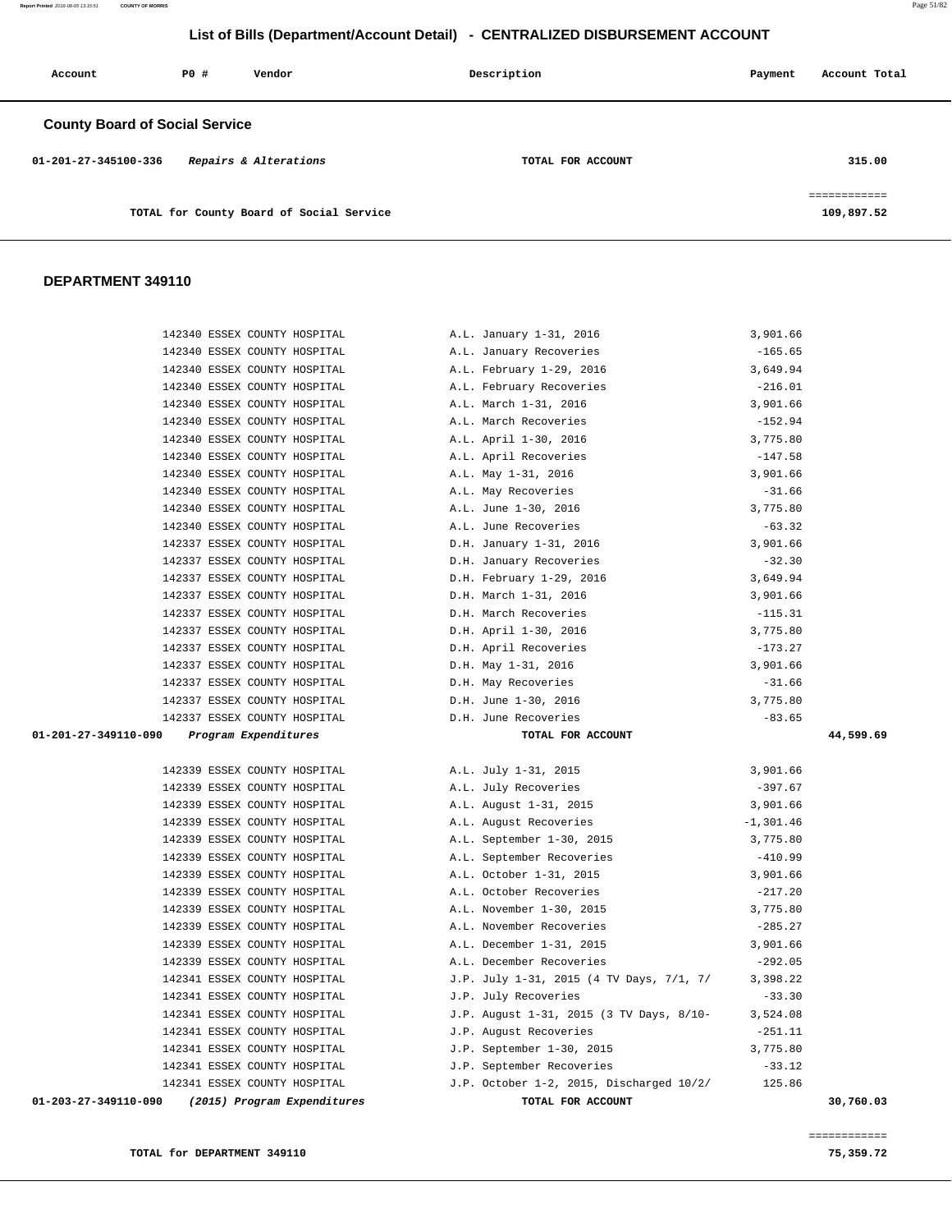## List of Bills (Department/Account Detail) - CENTRALIZED DISBURSEMENT ACCOUNT

| Account | PO # | Vendor | Description | Payment | Account Total |
|---|---|---|---|---|---|

### County Board of Social Service

| Account | PO # | Vendor | Description | Payment | Account Total |
|---|---|---|---|---|---|
| 01-201-27-345100-336 | | *Repairs & Alterations* | TOTAL FOR ACCOUNT | | 315.00 |
| | | | | | ============ |
| | | TOTAL for County Board of Social Service | | | 109,897.52 |

### DEPARTMENT 349110

| Account | PO # | Vendor | Description | Payment | Account Total |
|---|---|---|---|---|---|
| | 142340 | ESSEX COUNTY HOSPITAL | A.L. January 1-31, 2016 | 3,901.66 | |
| | 142340 | ESSEX COUNTY HOSPITAL | A.L. January Recoveries | -165.65 | |
| | 142340 | ESSEX COUNTY HOSPITAL | A.L. February 1-29, 2016 | 3,649.94 | |
| | 142340 | ESSEX COUNTY HOSPITAL | A.L. February Recoveries | -216.01 | |
| | 142340 | ESSEX COUNTY HOSPITAL | A.L. March 1-31, 2016 | 3,901.66 | |
| | 142340 | ESSEX COUNTY HOSPITAL | A.L. March Recoveries | -152.94 | |
| | 142340 | ESSEX COUNTY HOSPITAL | A.L. April 1-30, 2016 | 3,775.80 | |
| | 142340 | ESSEX COUNTY HOSPITAL | A.L. April Recoveries | -147.58 | |
| | 142340 | ESSEX COUNTY HOSPITAL | A.L. May 1-31, 2016 | 3,901.66 | |
| | 142340 | ESSEX COUNTY HOSPITAL | A.L. May Recoveries | -31.66 | |
| | 142340 | ESSEX COUNTY HOSPITAL | A.L. June 1-30, 2016 | 3,775.80 | |
| | 142340 | ESSEX COUNTY HOSPITAL | A.L. June Recoveries | -63.32 | |
| | 142337 | ESSEX COUNTY HOSPITAL | D.H. January 1-31, 2016 | 3,901.66 | |
| | 142337 | ESSEX COUNTY HOSPITAL | D.H. January Recoveries | -32.30 | |
| | 142337 | ESSEX COUNTY HOSPITAL | D.H. February 1-29, 2016 | 3,649.94 | |
| | 142337 | ESSEX COUNTY HOSPITAL | D.H. March 1-31, 2016 | 3,901.66 | |
| | 142337 | ESSEX COUNTY HOSPITAL | D.H. March Recoveries | -115.31 | |
| | 142337 | ESSEX COUNTY HOSPITAL | D.H. April 1-30, 2016 | 3,775.80 | |
| | 142337 | ESSEX COUNTY HOSPITAL | D.H. April Recoveries | -173.27 | |
| | 142337 | ESSEX COUNTY HOSPITAL | D.H. May 1-31, 2016 | 3,901.66 | |
| | 142337 | ESSEX COUNTY HOSPITAL | D.H. May Recoveries | -31.66 | |
| | 142337 | ESSEX COUNTY HOSPITAL | D.H. June 1-30, 2016 | 3,775.80 | |
| | 142337 | ESSEX COUNTY HOSPITAL | D.H. June Recoveries | -83.65 | |
| 01-201-27-349110-090 | | *Program Expenditures* | TOTAL FOR ACCOUNT | | 44,599.69 |
| | 142339 | ESSEX COUNTY HOSPITAL | A.L. July 1-31, 2015 | 3,901.66 | |
| | 142339 | ESSEX COUNTY HOSPITAL | A.L. July Recoveries | -397.67 | |
| | 142339 | ESSEX COUNTY HOSPITAL | A.L. August 1-31, 2015 | 3,901.66 | |
| | 142339 | ESSEX COUNTY HOSPITAL | A.L. August Recoveries | -1,301.46 | |
| | 142339 | ESSEX COUNTY HOSPITAL | A.L. September 1-30, 2015 | 3,775.80 | |
| | 142339 | ESSEX COUNTY HOSPITAL | A.L. September Recoveries | -410.99 | |
| | 142339 | ESSEX COUNTY HOSPITAL | A.L. October 1-31, 2015 | 3,901.66 | |
| | 142339 | ESSEX COUNTY HOSPITAL | A.L. October Recoveries | -217.20 | |
| | 142339 | ESSEX COUNTY HOSPITAL | A.L. November 1-30, 2015 | 3,775.80 | |
| | 142339 | ESSEX COUNTY HOSPITAL | A.L. November Recoveries | -285.27 | |
| | 142339 | ESSEX COUNTY HOSPITAL | A.L. December 1-31, 2015 | 3,901.66 | |
| | 142339 | ESSEX COUNTY HOSPITAL | A.L. December Recoveries | -292.05 | |
| | 142341 | ESSEX COUNTY HOSPITAL | J.P. July 1-31, 2015 (4 TV Days, 7/1, 7/ | 3,398.22 | |
| | 142341 | ESSEX COUNTY HOSPITAL | J.P. July Recoveries | -33.30 | |
| | 142341 | ESSEX COUNTY HOSPITAL | J.P. August 1-31, 2015 (3 TV Days, 8/10- | 3,524.08 | |
| | 142341 | ESSEX COUNTY HOSPITAL | J.P. August Recoveries | -251.11 | |
| | 142341 | ESSEX COUNTY HOSPITAL | J.P. September 1-30, 2015 | 3,775.80 | |
| | 142341 | ESSEX COUNTY HOSPITAL | J.P. September Recoveries | -33.12 | |
| | 142341 | ESSEX COUNTY HOSPITAL | J.P. October 1-2, 2015, Discharged 10/2/ | 125.86 | |
| 01-203-27-349110-090 | | *(2015) Program Expenditures* | TOTAL FOR ACCOUNT | | 30,760.03 |
| | | | | | ============ |
| | | TOTAL for DEPARTMENT 349110 | | | 75,359.72 |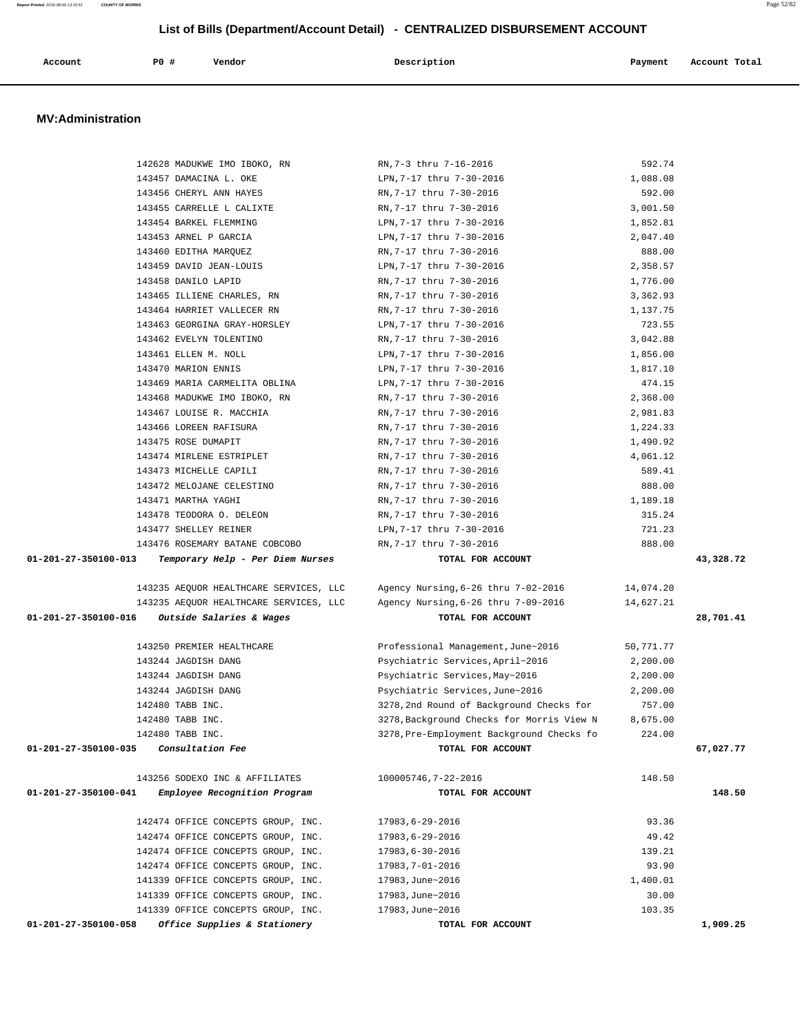## List of Bills (Department/Account Detail) - CENTRALIZED DISBURSEMENT ACCOUNT

### MV:Administration

| Account | PO # | Vendor | Description | Payment | Account Total |
|---|---|---|---|---|---|
| | 142628 | MADUKWE IMO IBOKO, RN | RN,7-3 thru 7-16-2016 | 592.74 | |
| | 143457 | DAMACINA L. OKE | LPN,7-17 thru 7-30-2016 | 1,088.08 | |
| | 143456 | CHERYL ANN HAYES | RN,7-17 thru 7-30-2016 | 592.00 | |
| | 143455 | CARRELLE L CALIXTE | RN,7-17 thru 7-30-2016 | 3,001.50 | |
| | 143454 | BARKEL FLEMMING | LPN,7-17 thru 7-30-2016 | 1,852.81 | |
| | 143453 | ARNEL P GARCIA | LPN,7-17 thru 7-30-2016 | 2,047.40 | |
| | 143460 | EDITHA MARQUEZ | RN,7-17 thru 7-30-2016 | 888.00 | |
| | 143459 | DAVID JEAN-LOUIS | LPN,7-17 thru 7-30-2016 | 2,358.57 | |
| | 143458 | DANILO LAPID | RN,7-17 thru 7-30-2016 | 1,776.00 | |
| | 143465 | ILLIENE CHARLES, RN | RN,7-17 thru 7-30-2016 | 3,362.93 | |
| | 143464 | HARRIET VALLECER RN | RN,7-17 thru 7-30-2016 | 1,137.75 | |
| | 143463 | GEORGINA GRAY-HORSLEY | LPN,7-17 thru 7-30-2016 | 723.55 | |
| | 143462 | EVELYN TOLENTINO | RN,7-17 thru 7-30-2016 | 3,042.88 | |
| | 143461 | ELLEN M. NOLL | LPN,7-17 thru 7-30-2016 | 1,856.00 | |
| | 143470 | MARION ENNIS | LPN,7-17 thru 7-30-2016 | 1,817.10 | |
| | 143469 | MARIA CARMELITA OBLINA | LPN,7-17 thru 7-30-2016 | 474.15 | |
| | 143468 | MADUKWE IMO IBOKO, RN | RN,7-17 thru 7-30-2016 | 2,368.00 | |
| | 143467 | LOUISE R. MACCHIA | RN,7-17 thru 7-30-2016 | 2,981.83 | |
| | 143466 | LOREEN RAFISURA | RN,7-17 thru 7-30-2016 | 1,224.33 | |
| | 143475 | ROSE DUMAPIT | RN,7-17 thru 7-30-2016 | 1,490.92 | |
| | 143474 | MIRLENE ESTRIPLET | RN,7-17 thru 7-30-2016 | 4,061.12 | |
| | 143473 | MICHELLE CAPILI | RN,7-17 thru 7-30-2016 | 589.41 | |
| | 143472 | MELOJANE CELESTINO | RN,7-17 thru 7-30-2016 | 888.00 | |
| | 143471 | MARTHA YAGHI | RN,7-17 thru 7-30-2016 | 1,189.18 | |
| | 143478 | TEODORA O. DELEON | RN,7-17 thru 7-30-2016 | 315.24 | |
| | 143477 | SHELLEY REINER | LPN,7-17 thru 7-30-2016 | 721.23 | |
| | 143476 | ROSEMARY BATANE COBCOBO | RN,7-17 thru 7-30-2016 | 888.00 | |
| **01-201-27-350100-013** | | ***Temporary Help - Per Diem Nurses*** | **TOTAL FOR ACCOUNT** | | **43,328.72** |
| | 143235 | AEQUOR HEALTHCARE SERVICES, LLC | Agency Nursing,6-26 thru 7-02-2016 | 14,074.20 | |
| | 143235 | AEQUOR HEALTHCARE SERVICES, LLC | Agency Nursing,6-26 thru 7-09-2016 | 14,627.21 | |
| **01-201-27-350100-016** | | ***Outside Salaries & Wages*** | **TOTAL FOR ACCOUNT** | | **28,701.41** |
| | 143250 | PREMIER HEALTHCARE | Professional Management,June~2016 | 50,771.77 | |
| | 143244 | JAGDISH DANG | Psychiatric Services,April~2016 | 2,200.00 | |
| | 143244 | JAGDISH DANG | Psychiatric Services,May~2016 | 2,200.00 | |
| | 143244 | JAGDISH DANG | Psychiatric Services,June~2016 | 2,200.00 | |
| | 142480 | TABB INC. | 3278,2nd Round of Background Checks for | 757.00 | |
| | 142480 | TABB INC. | 3278,Background Checks for Morris View N | 8,675.00 | |
| | 142480 | TABB INC. | 3278,Pre-Employment Background Checks fo | 224.00 | |
| **01-201-27-350100-035** | | ***Consultation Fee*** | **TOTAL FOR ACCOUNT** | | **67,027.77** |
| | 143256 | SODEXO INC & AFFILIATES | 100005746,7-22-2016 | 148.50 | |
| **01-201-27-350100-041** | | ***Employee Recognition Program*** | **TOTAL FOR ACCOUNT** | | **148.50** |
| | 142474 | OFFICE CONCEPTS GROUP, INC. | 17983,6-29-2016 | 93.36 | |
| | 142474 | OFFICE CONCEPTS GROUP, INC. | 17983,6-29-2016 | 49.42 | |
| | 142474 | OFFICE CONCEPTS GROUP, INC. | 17983,6-30-2016 | 139.21 | |
| | 142474 | OFFICE CONCEPTS GROUP, INC. | 17983,7-01-2016 | 93.90 | |
| | 141339 | OFFICE CONCEPTS GROUP, INC. | 17983,June~2016 | 1,400.01 | |
| | 141339 | OFFICE CONCEPTS GROUP, INC. | 17983,June~2016 | 30.00 | |
| | 141339 | OFFICE CONCEPTS GROUP, INC. | 17983,June~2016 | 103.35 | |
| **01-201-27-350100-058** | | ***Office Supplies & Stationery*** | **TOTAL FOR ACCOUNT** | | **1,909.25** |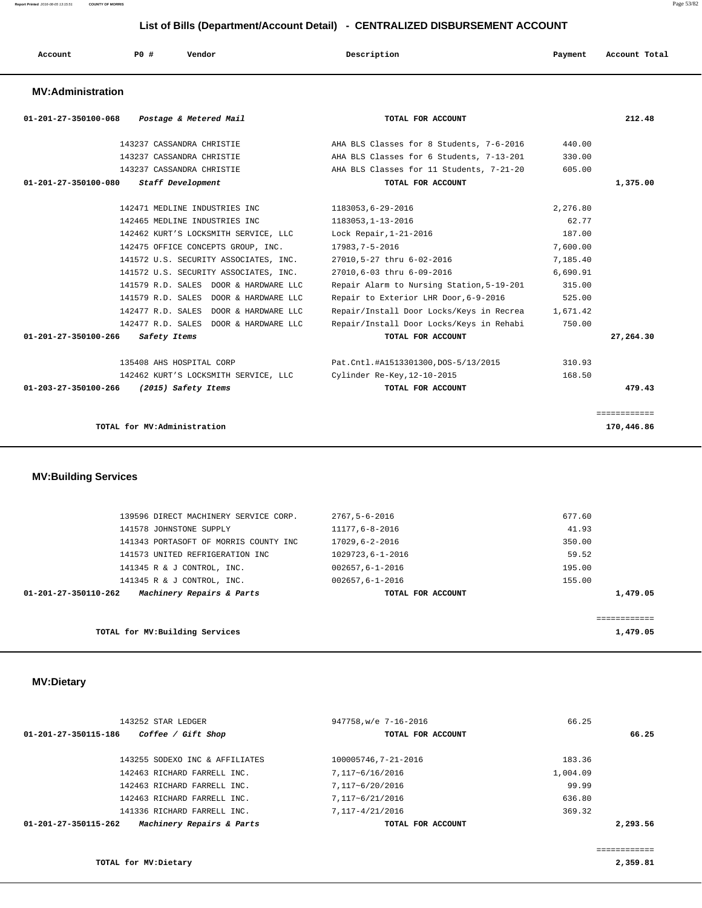## List of Bills (Department/Account Detail) - CENTRALIZED DISBURSEMENT ACCOUNT

| Account | PO # | Vendor | Description | Payment | Account Total |
|---|---|---|---|---|---|

### MV:Administration

| Account | PO # | Vendor | Description | Payment | Account Total |
|---|---|---|---|---|---|
| 01-201-27-350100-068 | | *Postage & Metered Mail* | TOTAL FOR ACCOUNT | | 212.48 |
| | 143237 | CASSANDRA CHRISTIE | AHA BLS Classes for 8 Students, 7-6-2016 | 440.00 | |
| | 143237 | CASSANDRA CHRISTIE | AHA BLS Classes for 6 Students, 7-13-201 | 330.00 | |
| | 143237 | CASSANDRA CHRISTIE | AHA BLS Classes for 11 Students, 7-21-20 | 605.00 | |
| 01-201-27-350100-080 | | *Staff Development* | TOTAL FOR ACCOUNT | | 1,375.00 |
| | 142471 | MEDLINE INDUSTRIES INC | 1183053,6-29-2016 | 2,276.80 | |
| | 142465 | MEDLINE INDUSTRIES INC | 1183053,1-13-2016 | 62.77 | |
| | 142462 | KURT'S LOCKSMITH SERVICE, LLC | Lock Repair,1-21-2016 | 187.00 | |
| | 142475 | OFFICE CONCEPTS GROUP, INC. | 17983,7-5-2016 | 7,600.00 | |
| | 141572 | U.S. SECURITY ASSOCIATES, INC. | 27010,5-27 thru 6-02-2016 | 7,185.40 | |
| | 141572 | U.S. SECURITY ASSOCIATES, INC. | 27010,6-03 thru 6-09-2016 | 6,690.91 | |
| | 141579 | R.D. SALES DOOR & HARDWARE LLC | Repair Alarm to Nursing Station,5-19-201 | 315.00 | |
| | 141579 | R.D. SALES DOOR & HARDWARE LLC | Repair to Exterior LHR Door,6-9-2016 | 525.00 | |
| | 142477 | R.D. SALES DOOR & HARDWARE LLC | Repair/Install Door Locks/Keys in Recrea | 1,671.42 | |
| | 142477 | R.D. SALES DOOR & HARDWARE LLC | Repair/Install Door Locks/Keys in Rehabi | 750.00 | |
| 01-201-27-350100-266 | | *Safety Items* | TOTAL FOR ACCOUNT | | 27,264.30 |
| | 135408 | AHS HOSPITAL CORP | Pat.Cntl.#A1513301300,DOS-5/13/2015 | 310.93 | |
| | 142462 | KURT'S LOCKSMITH SERVICE, LLC | Cylinder Re-Key,12-10-2015 | 168.50 | |
| 01-203-27-350100-266 | | *(2015) Safety Items* | TOTAL FOR ACCOUNT | | 479.43 |
| | | TOTAL for MV:Administration | | | 170,446.86 |

### MV:Building Services

| Account | PO # | Vendor | Description | Payment | Account Total |
|---|---|---|---|---|---|
| | 139596 | DIRECT MACHINERY SERVICE CORP. | 2767,5-6-2016 | 677.60 | |
| | 141578 | JOHNSTONE SUPPLY | 11177,6-8-2016 | 41.93 | |
| | 141343 | PORTASOFT OF MORRIS COUNTY INC | 17029,6-2-2016 | 350.00 | |
| | 141573 | UNITED REFRIGERATION INC | 1029723,6-1-2016 | 59.52 | |
| | 141345 | R & J CONTROL, INC. | 002657,6-1-2016 | 195.00 | |
| | 141345 | R & J CONTROL, INC. | 002657,6-1-2016 | 155.00 | |
| 01-201-27-350110-262 | | *Machinery Repairs & Parts* | TOTAL FOR ACCOUNT | | 1,479.05 |
| | | TOTAL for MV:Building Services | | | 1,479.05 |

### MV:Dietary

| Account | PO # | Vendor | Description | Payment | Account Total |
|---|---|---|---|---|---|
| | 143252 | STAR LEDGER | 947758,w/e 7-16-2016 | 66.25 | |
| 01-201-27-350115-186 | | *Coffee / Gift Shop* | TOTAL FOR ACCOUNT | | 66.25 |
| | 143255 | SODEXO INC & AFFILIATES | 100005746,7-21-2016 | 183.36 | |
| | 142463 | RICHARD FARRELL INC. | 7,117~6/16/2016 | 1,004.09 | |
| | 142463 | RICHARD FARRELL INC. | 7,117~6/20/2016 | 99.99 | |
| | 142463 | RICHARD FARRELL INC. | 7,117~6/21/2016 | 636.80 | |
| | 141336 | RICHARD FARRELL INC. | 7,117-4/21/2016 | 369.32 | |
| 01-201-27-350115-262 | | *Machinery Repairs & Parts* | TOTAL FOR ACCOUNT | | 2,293.56 |
| | | TOTAL for MV:Dietary | | | 2,359.81 |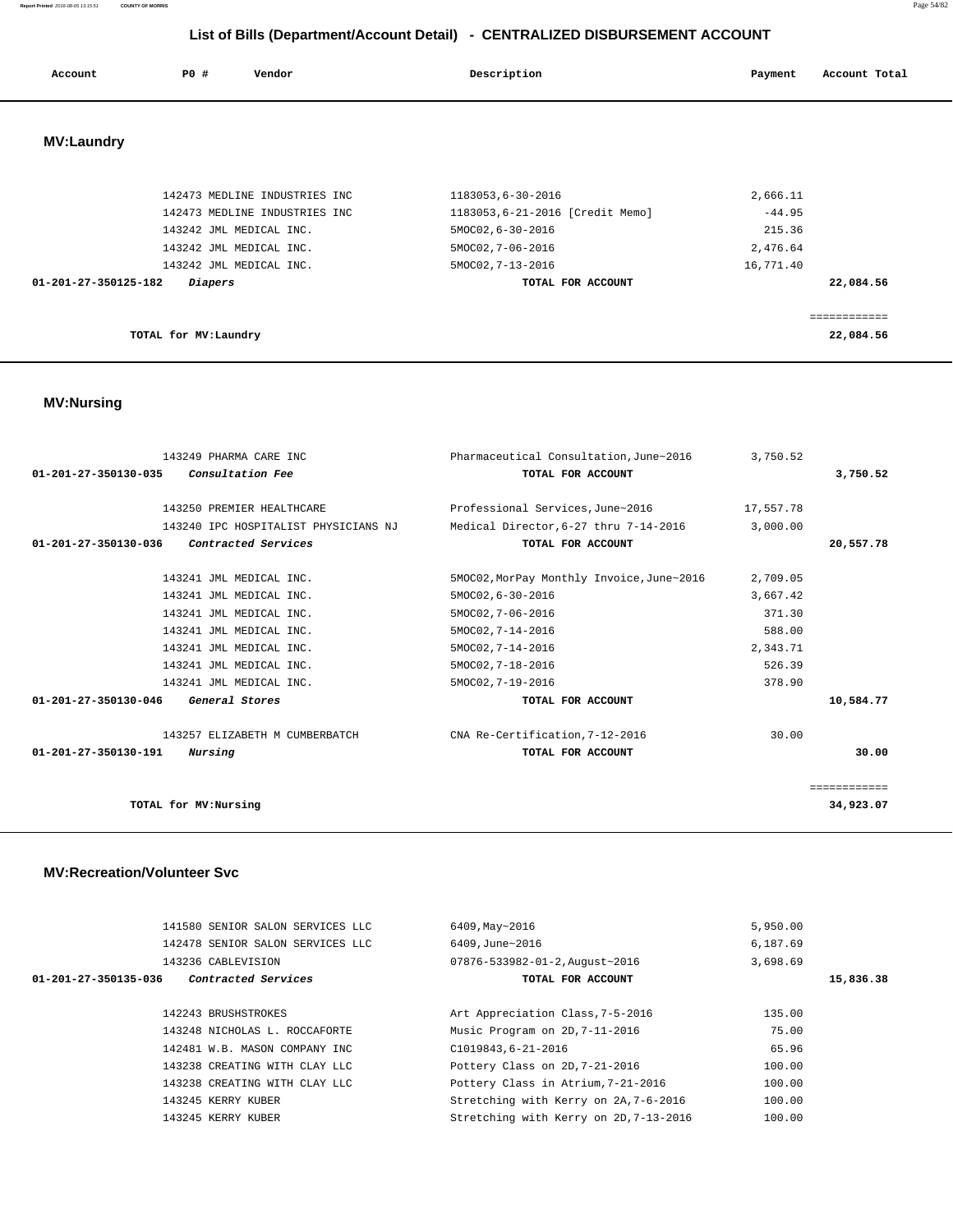# List of Bills (Department/Account Detail) - CENTRALIZED DISBURSEMENT ACCOUNT

| Account | PO # | Vendor | Description | Payment | Account Total |
|---|---|---|---|---|---|

## MV:Laundry

| Account | PO # | Vendor | Description | Payment | Account Total |
|---|---|---|---|---|---|
| | 142473 | MEDLINE INDUSTRIES INC | 1183053,6-30-2016 | 2,666.11 | |
| | 142473 | MEDLINE INDUSTRIES INC | 1183053,6-21-2016 [Credit Memo] | -44.95 | |
| | 143242 | JML MEDICAL INC. | 5MOC02,6-30-2016 | 215.36 | |
| | 143242 | JML MEDICAL INC. | 5MOC02,7-06-2016 | 2,476.64 | |
| | 143242 | JML MEDICAL INC. | 5MOC02,7-13-2016 | 16,771.40 | |
| 01-201-27-350125-182 | | *Diapers* | TOTAL FOR ACCOUNT | | 22,084.56 |
| | | | | | ============ |
| TOTAL for MV:Laundry | | | | | 22,084.56 |

## MV:Nursing

| Account | PO # | Vendor | Description | Payment | Account Total |
|---|---|---|---|---|---|
| | 143249 | PHARMA CARE INC | Pharmaceutical Consultation,June~2016 | 3,750.52 | |
| 01-201-27-350130-035 | | *Consultation Fee* | TOTAL FOR ACCOUNT | | 3,750.52 |
| | 143250 | PREMIER HEALTHCARE | Professional Services,June~2016 | 17,557.78 | |
| | 143240 | IPC HOSPITALIST PHYSICIANS NJ | Medical Director,6-27 thru 7-14-2016 | 3,000.00 | |
| 01-201-27-350130-036 | | *Contracted Services* | TOTAL FOR ACCOUNT | | 20,557.78 |
| | 143241 | JML MEDICAL INC. | 5MOC02,MorPay Monthly Invoice,June~2016 | 2,709.05 | |
| | 143241 | JML MEDICAL INC. | 5MOC02,6-30-2016 | 3,667.42 | |
| | 143241 | JML MEDICAL INC. | 5MOC02,7-06-2016 | 371.30 | |
| | 143241 | JML MEDICAL INC. | 5MOC02,7-14-2016 | 588.00 | |
| | 143241 | JML MEDICAL INC. | 5MOC02,7-14-2016 | 2,343.71 | |
| | 143241 | JML MEDICAL INC. | 5MOC02,7-18-2016 | 526.39 | |
| | 143241 | JML MEDICAL INC. | 5MOC02,7-19-2016 | 378.90 | |
| 01-201-27-350130-046 | | *General Stores* | TOTAL FOR ACCOUNT | | 10,584.77 |
| | 143257 | ELIZABETH M CUMBERBATCH | CNA Re-Certification,7-12-2016 | 30.00 | |
| 01-201-27-350130-191 | | *Nursing* | TOTAL FOR ACCOUNT | | 30.00 |
| | | | | | ============ |
| TOTAL for MV:Nursing | | | | | 34,923.07 |

## MV:Recreation/Volunteer Svc

| Account | PO # | Vendor | Description | Payment | Account Total |
|---|---|---|---|---|---|
| | 141580 | SENIOR SALON SERVICES LLC | 6409,May~2016 | 5,950.00 | |
| | 142478 | SENIOR SALON SERVICES LLC | 6409,June~2016 | 6,187.69 | |
| | 143236 | CABLEVISION | 07876-533982-01-2,August~2016 | 3,698.69 | |
| 01-201-27-350135-036 | | *Contracted Services* | TOTAL FOR ACCOUNT | | 15,836.38 |
| | 142243 | BRUSHSTROKES | Art Appreciation Class,7-5-2016 | 135.00 | |
| | 143248 | NICHOLAS L. ROCCAFORTE | Music Program on 2D,7-11-2016 | 75.00 | |
| | 142481 | W.B. MASON COMPANY INC | C1019843,6-21-2016 | 65.96 | |
| | 143238 | CREATING WITH CLAY LLC | Pottery Class on 2D,7-21-2016 | 100.00 | |
| | 143238 | CREATING WITH CLAY LLC | Pottery Class in Atrium,7-21-2016 | 100.00 | |
| | 143245 | KERRY KUBER | Stretching with Kerry on 2A,7-6-2016 | 100.00 | |
| | 143245 | KERRY KUBER | Stretching with Kerry on 2D,7-13-2016 | 100.00 | |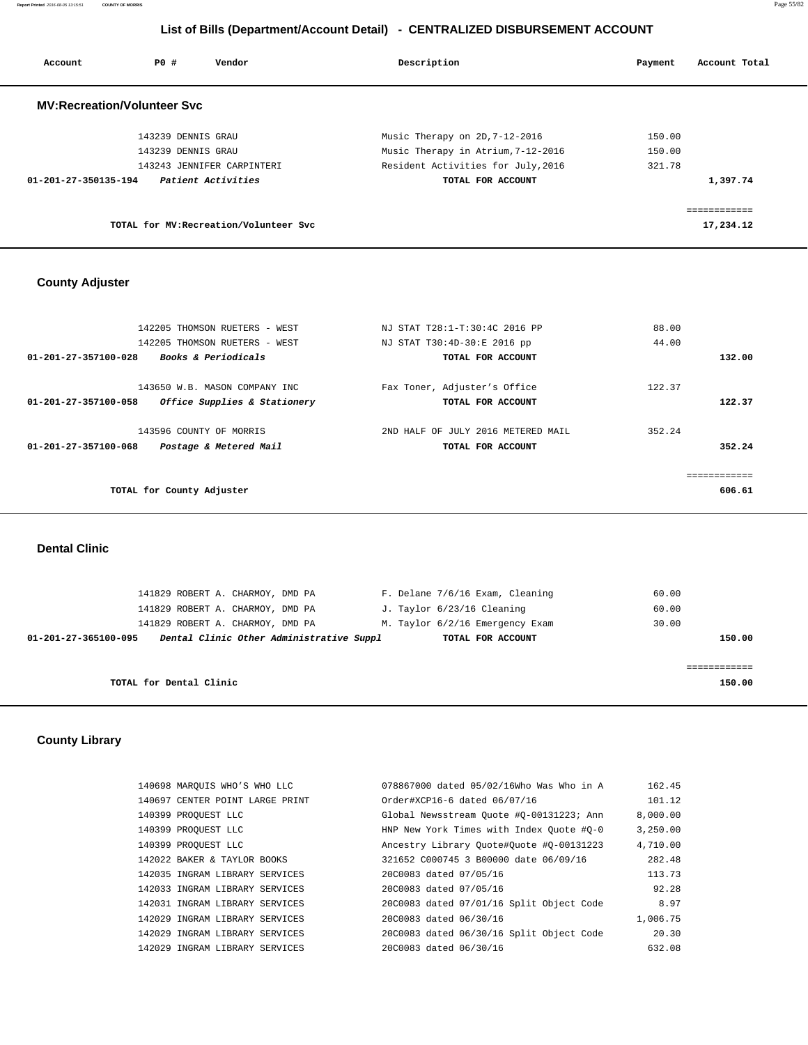## List of Bills (Department/Account Detail) - CENTRALIZED DISBURSEMENT ACCOUNT

| Account | PO # | Vendor | Description | Payment | Account Total |
|---|---|---|---|---|---|

### MV:Recreation/Volunteer Svc

| Account | PO # | Vendor | Description | Payment | Account Total |
|---|---|---|---|---|---|
| | 143239 | DENNIS GRAU | Music Therapy on 2D,7-12-2016 | 150.00 | |
| | 143239 | DENNIS GRAU | Music Therapy in Atrium,7-12-2016 | 150.00 | |
| | 143243 | JENNIFER CARPINTERI | Resident Activities for July,2016 | 321.78 | |
| 01-201-27-350135-194 | | *Patient Activities* | TOTAL FOR ACCOUNT | | 1,397.74 |
| | | | | | ============ |
| | | TOTAL for MV:Recreation/Volunteer Svc | | | 17,234.12 |

### County Adjuster

| Account | PO # | Vendor | Description | Payment | Account Total |
|---|---|---|---|---|---|
| | 142205 | THOMSON RUETERS - WEST | NJ STAT T28:1-T:30:4C 2016 PP | 88.00 | |
| | 142205 | THOMSON RUETERS - WEST | NJ STAT T30:4D-30:E 2016 pp | 44.00 | |
| 01-201-27-357100-028 | | *Books & Periodicals* | TOTAL FOR ACCOUNT | | 132.00 |
| | 143650 | W.B. MASON COMPANY INC | Fax Toner, Adjuster's Office | 122.37 | |
| 01-201-27-357100-058 | | *Office Supplies & Stationery* | TOTAL FOR ACCOUNT | | 122.37 |
| | 143596 | COUNTY OF MORRIS | 2ND HALF OF JULY 2016 METERED MAIL | 352.24 | |
| 01-201-27-357100-068 | | *Postage & Metered Mail* | TOTAL FOR ACCOUNT | | 352.24 |
| | | | | | ============ |
| | | TOTAL for County Adjuster | | | 606.61 |

### Dental Clinic

| Account | PO # | Vendor | Description | Payment | Account Total |
|---|---|---|---|---|---|
| | 141829 | ROBERT A. CHARMOY, DMD PA | F. Delane 7/6/16 Exam, Cleaning | 60.00 | |
| | 141829 | ROBERT A. CHARMOY, DMD PA | J. Taylor 6/23/16 Cleaning | 60.00 | |
| | 141829 | ROBERT A. CHARMOY, DMD PA | M. Taylor 6/2/16 Emergency Exam | 30.00 | |
| 01-201-27-365100-095 | | *Dental Clinic Other Administrative Suppl* | TOTAL FOR ACCOUNT | | 150.00 |
| | | | | | ============ |
| | | TOTAL for Dental Clinic | | | 150.00 |

### County Library

| Account | PO # | Vendor | Description | Payment | Account Total |
|---|---|---|---|---|---|
| | 140698 | MARQUIS WHO'S WHO LLC | 078867000 dated 05/02/16Who Was Who in A | 162.45 | |
| | 140697 | CENTER POINT LARGE PRINT | Order#XCP16-6 dated 06/07/16 | 101.12 | |
| | 140399 | PROQUEST LLC | Global Newsstream Quote #Q-00131223; Ann | 8,000.00 | |
| | 140399 | PROQUEST LLC | HNP New York Times with Index Quote #Q-0 | 3,250.00 | |
| | 140399 | PROQUEST LLC | Ancestry Library Quote#Quote #Q-00131223 | 4,710.00 | |
| | 142022 | BAKER & TAYLOR BOOKS | 321652 C000745 3 B00000 date 06/09/16 | 282.48 | |
| | 142035 | INGRAM LIBRARY SERVICES | 20C0083 dated 07/05/16 | 113.73 | |
| | 142033 | INGRAM LIBRARY SERVICES | 20C0083 dated 07/05/16 | 92.28 | |
| | 142031 | INGRAM LIBRARY SERVICES | 20C0083 dated 07/01/16 Split Object Code | 8.97 | |
| | 142029 | INGRAM LIBRARY SERVICES | 20C0083 dated 06/30/16 | 1,006.75 | |
| | 142029 | INGRAM LIBRARY SERVICES | 20C0083 dated 06/30/16 Split Object Code | 20.30 | |
| | 142029 | INGRAM LIBRARY SERVICES | 20C0083 dated 06/30/16 | 632.08 | |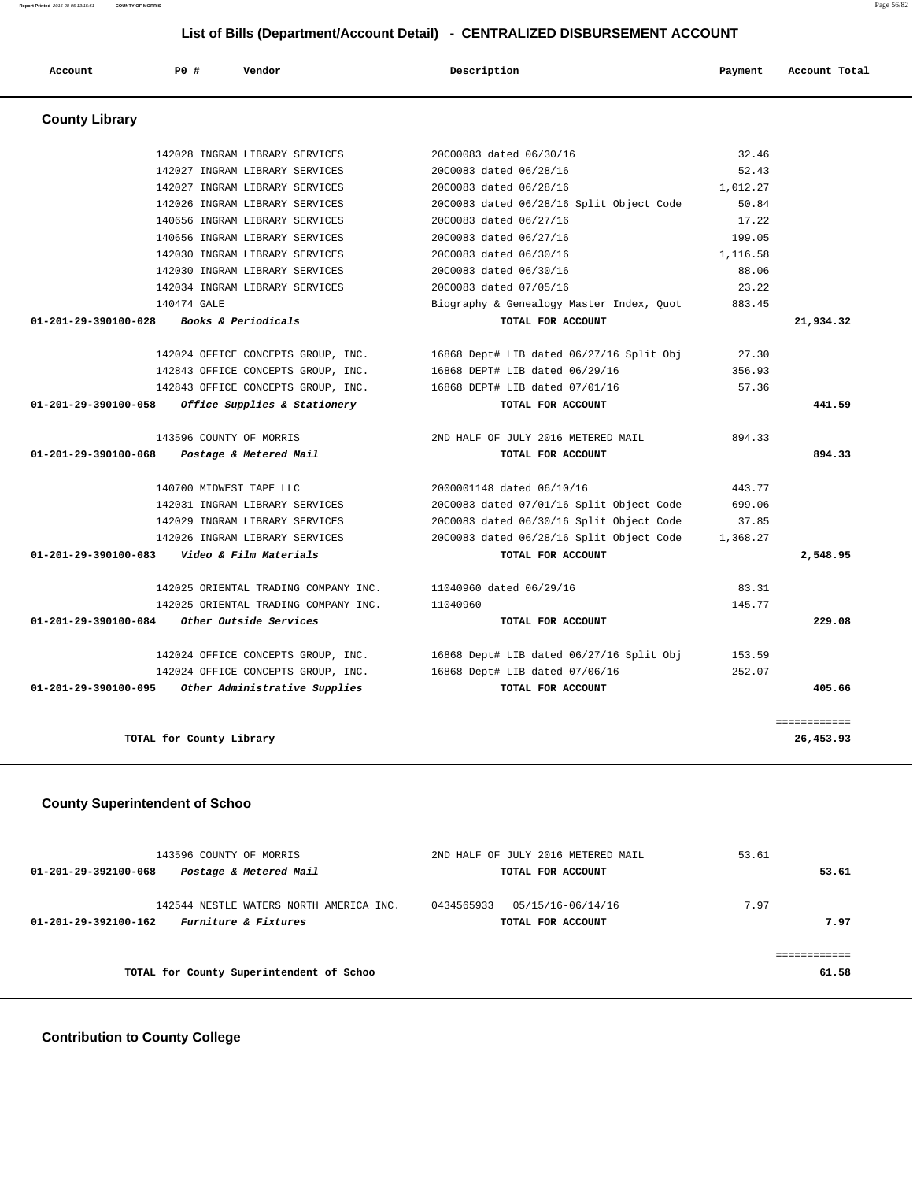## List of Bills (Department/Account Detail) - CENTRALIZED DISBURSEMENT ACCOUNT

| Account | PO # | Vendor | Description | Payment | Account Total |
|---|---|---|---|---|---|

### County Library

| Account | PO # | Vendor | Description | Payment | Account Total |
|---|---|---|---|---|---|
| | 142028 | INGRAM LIBRARY SERVICES | 20C00083 dated 06/30/16 | 32.46 | |
| | 142027 | INGRAM LIBRARY SERVICES | 20C0083 dated 06/28/16 | 52.43 | |
| | 142027 | INGRAM LIBRARY SERVICES | 20C0083 dated 06/28/16 | 1,012.27 | |
| | 142026 | INGRAM LIBRARY SERVICES | 20C0083 dated 06/28/16 Split Object Code | 50.84 | |
| | 140656 | INGRAM LIBRARY SERVICES | 20C0083 dated 06/27/16 | 17.22 | |
| | 140656 | INGRAM LIBRARY SERVICES | 20C0083 dated 06/27/16 | 199.05 | |
| | 142030 | INGRAM LIBRARY SERVICES | 20C0083 dated 06/30/16 | 1,116.58 | |
| | 142030 | INGRAM LIBRARY SERVICES | 20C0083 dated 06/30/16 | 88.06 | |
| | 142034 | INGRAM LIBRARY SERVICES | 20C0083 dated 07/05/16 | 23.22 | |
| | 140474 | GALE | Biography & Genealogy Master Index, Quot | 883.45 | |
| **01-201-29-390100-028** | | ***Books & Periodicals*** | **TOTAL FOR ACCOUNT** | | **21,934.32** |
| | 142024 | OFFICE CONCEPTS GROUP, INC. | 16868 Dept# LIB dated 06/27/16 Split Obj | 27.30 | |
| | 142843 | OFFICE CONCEPTS GROUP, INC. | 16868 DEPT# LIB dated 06/29/16 | 356.93 | |
| | 142843 | OFFICE CONCEPTS GROUP, INC. | 16868 DEPT# LIB dated 07/01/16 | 57.36 | |
| **01-201-29-390100-058** | | ***Office Supplies & Stationery*** | **TOTAL FOR ACCOUNT** | | **441.59** |
| | 143596 | COUNTY OF MORRIS | 2ND HALF OF JULY 2016 METERED MAIL | 894.33 | |
| **01-201-29-390100-068** | | ***Postage & Metered Mail*** | **TOTAL FOR ACCOUNT** | | **894.33** |
| | 140700 | MIDWEST TAPE LLC | 2000001148 dated 06/10/16 | 443.77 | |
| | 142031 | INGRAM LIBRARY SERVICES | 20C0083 dated 07/01/16 Split Object Code | 699.06 | |
| | 142029 | INGRAM LIBRARY SERVICES | 20C0083 dated 06/30/16 Split Object Code | 37.85 | |
| | 142026 | INGRAM LIBRARY SERVICES | 20C0083 dated 06/28/16 Split Object Code | 1,368.27 | |
| **01-201-29-390100-083** | | ***Video & Film Materials*** | **TOTAL FOR ACCOUNT** | | **2,548.95** |
| | 142025 | ORIENTAL TRADING COMPANY INC. | 11040960 dated 06/29/16 | 83.31 | |
| | 142025 | ORIENTAL TRADING COMPANY INC. | 11040960 | 145.77 | |
| **01-201-29-390100-084** | | ***Other Outside Services*** | **TOTAL FOR ACCOUNT** | | **229.08** |
| | 142024 | OFFICE CONCEPTS GROUP, INC. | 16868 Dept# LIB dated 06/27/16 Split Obj | 153.59 | |
| | 142024 | OFFICE CONCEPTS GROUP, INC. | 16868 Dept# LIB dated 07/06/16 | 252.07 | |
| **01-201-29-390100-095** | | ***Other Administrative Supplies*** | **TOTAL FOR ACCOUNT** | | **405.66** |
| | | | | | ============ |
| **TOTAL for County Library** | | | | | **26,453.93** |

### County Superintendent of Schoo

| Account | PO # | Vendor | Description | Payment | Account Total |
|---|---|---|---|---|---|
| | 143596 | COUNTY OF MORRIS | 2ND HALF OF JULY 2016 METERED MAIL | 53.61 | |
| **01-201-29-392100-068** | | ***Postage & Metered Mail*** | **TOTAL FOR ACCOUNT** | | **53.61** |
| | 142544 | NESTLE WATERS NORTH AMERICA INC. | 0434565933 05/15/16-06/14/16 | 7.97 | |
| **01-201-29-392100-162** | | ***Furniture & Fixtures*** | **TOTAL FOR ACCOUNT** | | **7.97** |
| | | | | | ============ |
| **TOTAL for County Superintendent of Schoo** | | | | | **61.58** |

### Contribution to County College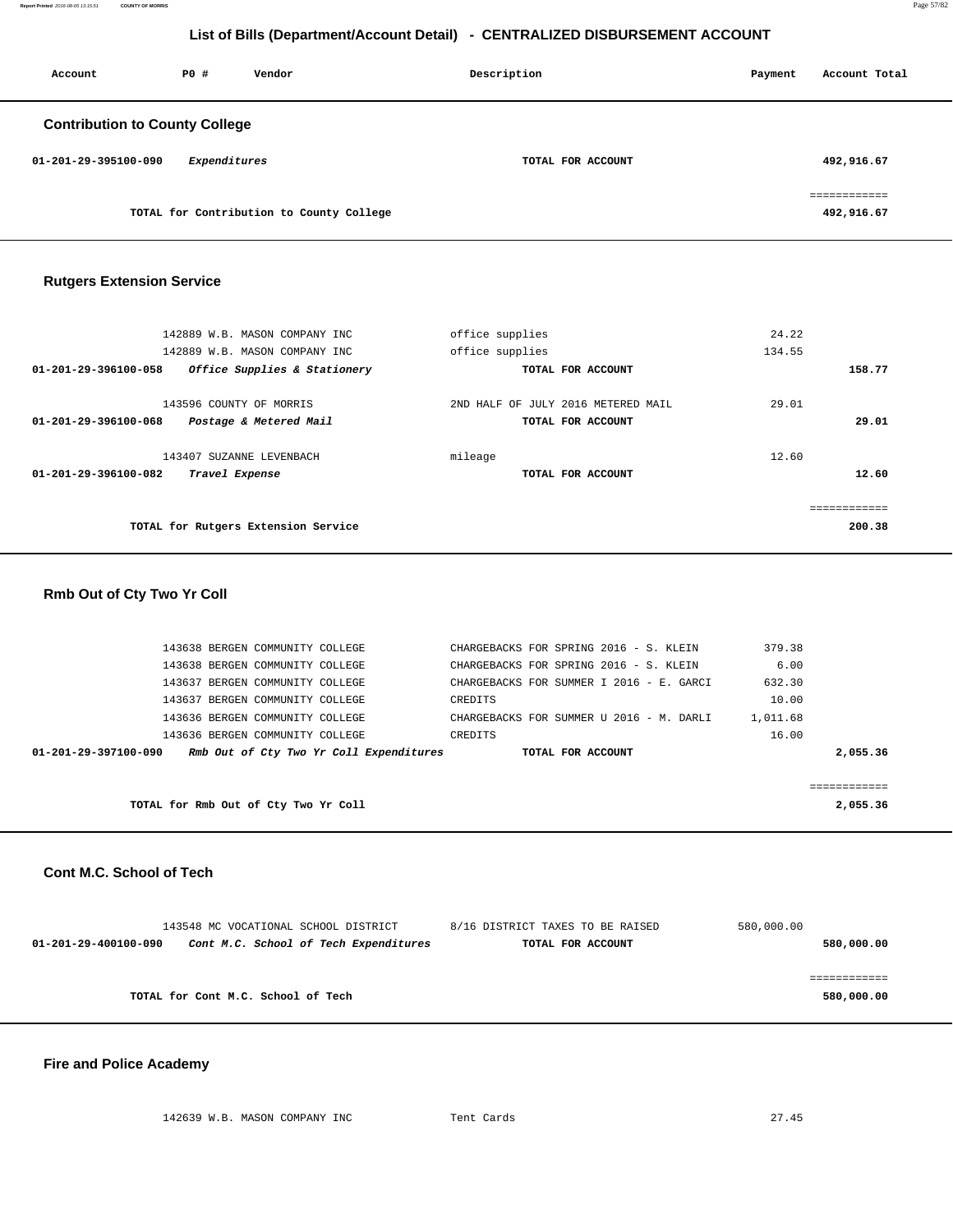# List of Bills (Department/Account Detail) - CENTRALIZED DISBURSEMENT ACCOUNT

| Account | PO # | Vendor | Description | Payment | Account Total |
|---|---|---|---|---|---|

## Contribution to County College

| Account | PO # | Vendor | Description | Payment | Account Total |
|---|---|---|---|---|---|
| **01-201-29-395100-090** | | *Expenditures* | **TOTAL FOR ACCOUNT** | | **492,916.67** |
| | | | | | ============ |
| | | **TOTAL for Contribution to County College** | | | **492,916.67** |

## Rutgers Extension Service

| Account | PO # | Vendor | Description | Payment | Account Total |
|---|---|---|---|---|---|
| | 142889 | W.B. MASON COMPANY INC | office supplies | 24.22 | |
| | 142889 | W.B. MASON COMPANY INC | office supplies | 134.55 | |
| **01-201-29-396100-058** | | *Office Supplies & Stationery* | **TOTAL FOR ACCOUNT** | | **158.77** |
| | 143596 | COUNTY OF MORRIS | 2ND HALF OF JULY 2016 METERED MAIL | 29.01 | |
| **01-201-29-396100-068** | | *Postage & Metered Mail* | **TOTAL FOR ACCOUNT** | | **29.01** |
| | 143407 | SUZANNE LEVENBACH | mileage | 12.60 | |
| **01-201-29-396100-082** | | *Travel Expense* | **TOTAL FOR ACCOUNT** | | **12.60** |
| | | | | | ============ |
| | | **TOTAL for Rutgers Extension Service** | | | **200.38** |

## Rmb Out of Cty Two Yr Coll

| Account | PO # | Vendor | Description | Payment | Account Total |
|---|---|---|---|---|---|
| | 143638 | BERGEN COMMUNITY COLLEGE | CHARGEBACKS FOR SPRING 2016 - S. KLEIN | 379.38 | |
| | 143638 | BERGEN COMMUNITY COLLEGE | CHARGEBACKS FOR SPRING 2016 - S. KLEIN | 6.00 | |
| | 143637 | BERGEN COMMUNITY COLLEGE | CHARGEBACKS FOR SUMMER I 2016 - E. GARCI | 632.30 | |
| | 143637 | BERGEN COMMUNITY COLLEGE | CREDITS | 10.00 | |
| | 143636 | BERGEN COMMUNITY COLLEGE | CHARGEBACKS FOR SUMMER U 2016 - M. DARLI | 1,011.68 | |
| | 143636 | BERGEN COMMUNITY COLLEGE | CREDITS | 16.00 | |
| **01-201-29-397100-090** | | *Rmb Out of Cty Two Yr Coll Expenditures* | **TOTAL FOR ACCOUNT** | | **2,055.36** |
| | | | | | ============ |
| | | **TOTAL for Rmb Out of Cty Two Yr Coll** | | | **2,055.36** |

## Cont M.C. School of Tech

| Account | PO # | Vendor | Description | Payment | Account Total |
|---|---|---|---|---|---|
| | 143548 | MC VOCATIONAL SCHOOL DISTRICT | 8/16 DISTRICT TAXES TO BE RAISED | 580,000.00 | |
| **01-201-29-400100-090** | | *Cont M.C. School of Tech Expenditures* | **TOTAL FOR ACCOUNT** | | **580,000.00** |
| | | | | | ============ |
| | | **TOTAL for Cont M.C. School of Tech** | | | **580,000.00** |

## Fire and Police Academy

| Account | PO # | Vendor | Description | Payment | Account Total |
|---|---|---|---|---|---|
| | 142639 | W.B. MASON COMPANY INC | Tent Cards | 27.45 | |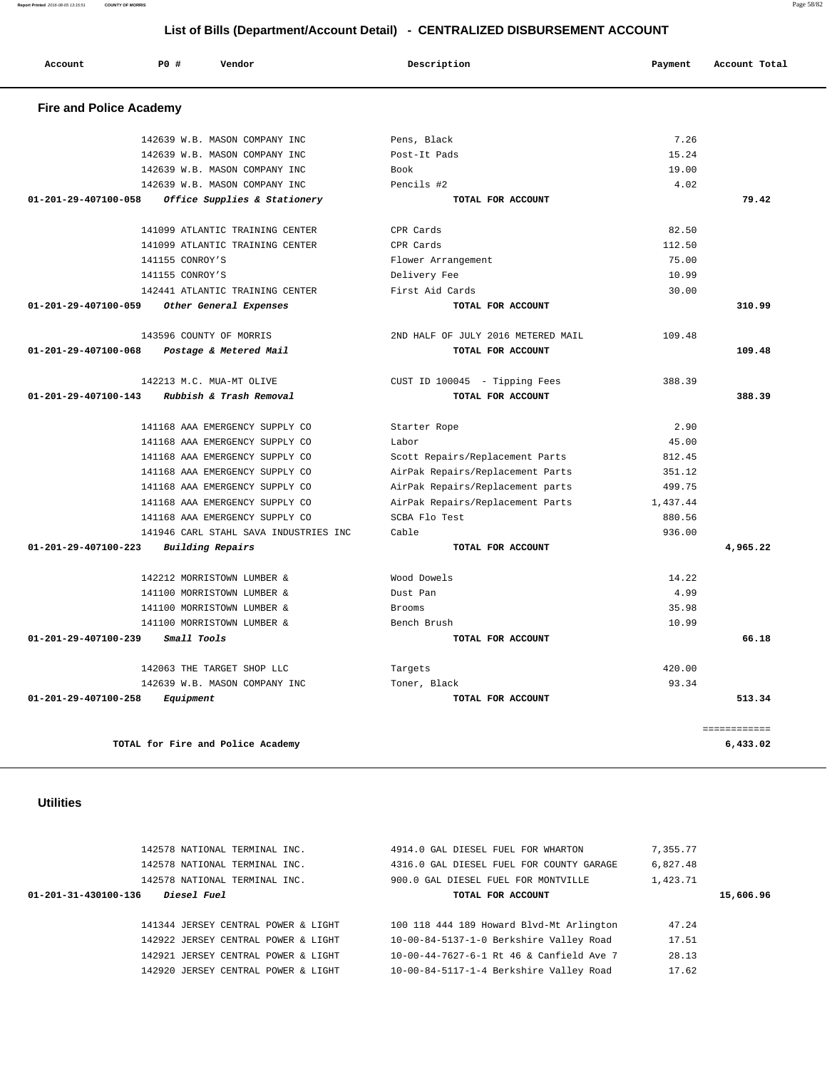# List of Bills (Department/Account Detail) - CENTRALIZED DISBURSEMENT ACCOUNT

| Account | PO # | Vendor | Description | Payment | Account Total |
|---|---|---|---|---|---|

## Fire and Police Academy

| Account | PO # | Vendor | Description | Payment | Account Total |
|---|---|---|---|---|---|
| | 142639 | W.B. MASON COMPANY INC | Pens, Black | 7.26 | |
| | 142639 | W.B. MASON COMPANY INC | Post-It Pads | 15.24 | |
| | 142639 | W.B. MASON COMPANY INC | Book | 19.00 | |
| | 142639 | W.B. MASON COMPANY INC | Pencils #2 | 4.02 | |
| **01-201-29-407100-058** | | ***Office Supplies & Stationery*** | **TOTAL FOR ACCOUNT** | | **79.42** |
| | 141099 | ATLANTIC TRAINING CENTER | CPR Cards | 82.50 | |
| | 141099 | ATLANTIC TRAINING CENTER | CPR Cards | 112.50 | |
| | 141155 | CONROY'S | Flower Arrangement | 75.00 | |
| | 141155 | CONROY'S | Delivery Fee | 10.99 | |
| | 142441 | ATLANTIC TRAINING CENTER | First Aid Cards | 30.00 | |
| **01-201-29-407100-059** | | ***Other General Expenses*** | **TOTAL FOR ACCOUNT** | | **310.99** |
| | 143596 | COUNTY OF MORRIS | 2ND HALF OF JULY 2016 METERED MAIL | 109.48 | |
| **01-201-29-407100-068** | | ***Postage & Metered Mail*** | **TOTAL FOR ACCOUNT** | | **109.48** |
| | 142213 | M.C. MUA-MT OLIVE | CUST ID 100045 - Tipping Fees | 388.39 | |
| **01-201-29-407100-143** | | ***Rubbish & Trash Removal*** | **TOTAL FOR ACCOUNT** | | **388.39** |
| | 141168 | AAA EMERGENCY SUPPLY CO | Starter Rope | 2.90 | |
| | 141168 | AAA EMERGENCY SUPPLY CO | Labor | 45.00 | |
| | 141168 | AAA EMERGENCY SUPPLY CO | Scott Repairs/Replacement Parts | 812.45 | |
| | 141168 | AAA EMERGENCY SUPPLY CO | AirPak Repairs/Replacement Parts | 351.12 | |
| | 141168 | AAA EMERGENCY SUPPLY CO | AirPak Repairs/Replacement parts | 499.75 | |
| | 141168 | AAA EMERGENCY SUPPLY CO | AirPak Repairs/Replacement Parts | 1,437.44 | |
| | 141168 | AAA EMERGENCY SUPPLY CO | SCBA Flo Test | 880.56 | |
| | 141946 | CARL STAHL SAVA INDUSTRIES INC | Cable | 936.00 | |
| **01-201-29-407100-223** | | ***Building Repairs*** | **TOTAL FOR ACCOUNT** | | **4,965.22** |
| | 142212 | MORRISTOWN LUMBER & | Wood Dowels | 14.22 | |
| | 141100 | MORRISTOWN LUMBER & | Dust Pan | 4.99 | |
| | 141100 | MORRISTOWN LUMBER & | Brooms | 35.98 | |
| | 141100 | MORRISTOWN LUMBER & | Bench Brush | 10.99 | |
| **01-201-29-407100-239** | | ***Small Tools*** | **TOTAL FOR ACCOUNT** | | **66.18** |
| | 142063 | THE TARGET SHOP LLC | Targets | 420.00 | |
| | 142639 | W.B. MASON COMPANY INC | Toner, Black | 93.34 | |
| **01-201-29-407100-258** | | ***Equipment*** | **TOTAL FOR ACCOUNT** | | **513.34** |
| | | | | | ============ |
| | | **TOTAL for Fire and Police Academy** | | | **6,433.02** |

## Utilities

| Account | PO # | Vendor | Description | Payment | Account Total |
|---|---|---|---|---|---|
| | 142578 | NATIONAL TERMINAL INC. | 4914.0 GAL DIESEL FUEL FOR WHARTON | 7,355.77 | |
| | 142578 | NATIONAL TERMINAL INC. | 4316.0 GAL DIESEL FUEL FOR COUNTY GARAGE | 6,827.48 | |
| | 142578 | NATIONAL TERMINAL INC. | 900.0 GAL DIESEL FUEL FOR MONTVILLE | 1,423.71 | |
| **01-201-31-430100-136** | | ***Diesel Fuel*** | **TOTAL FOR ACCOUNT** | | **15,606.96** |
| | 141344 | JERSEY CENTRAL POWER & LIGHT | 100 118 444 189 Howard Blvd-Mt Arlington | 47.24 | |
| | 142922 | JERSEY CENTRAL POWER & LIGHT | 10-00-84-5137-1-0 Berkshire Valley Road | 17.51 | |
| | 142921 | JERSEY CENTRAL POWER & LIGHT | 10-00-44-7627-6-1 Rt 46 & Canfield Ave 7 | 28.13 | |
| | 142920 | JERSEY CENTRAL POWER & LIGHT | 10-00-84-5117-1-4 Berkshire Valley Road | 17.62 | |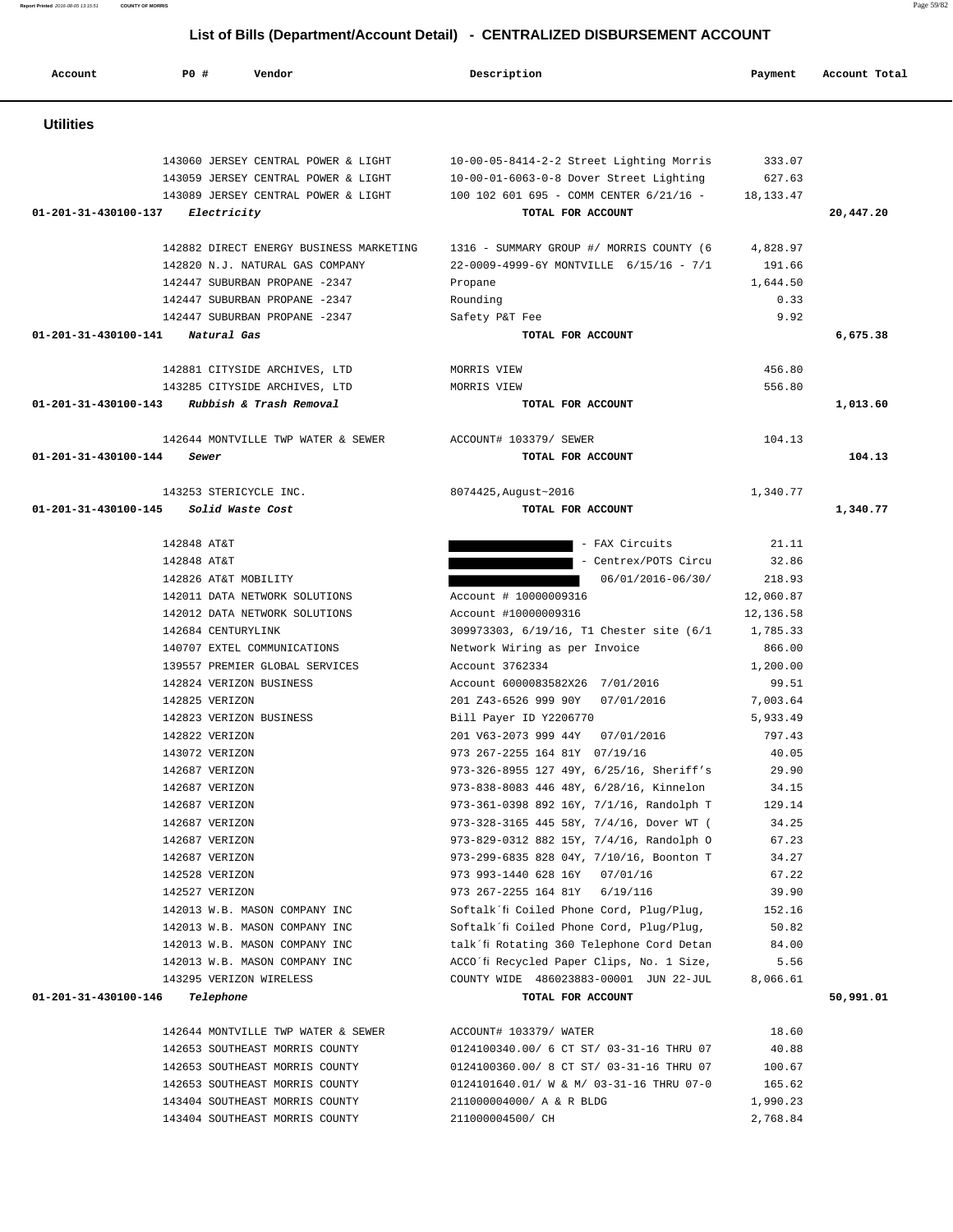# List of Bills (Department/Account Detail) - CENTRALIZED DISBURSEMENT ACCOUNT

| Account | PO # | Vendor | Description | Payment | Account Total |
|---|---|---|---|---|---|
| **Utilities** | | | | | |
| | 143060 | JERSEY CENTRAL POWER & LIGHT | 10-00-05-8414-2-2 Street Lighting Morris | 333.07 | |
| | 143059 | JERSEY CENTRAL POWER & LIGHT | 10-00-01-6063-0-8 Dover Street Lighting | 627.63 | |
| | 143089 | JERSEY CENTRAL POWER & LIGHT | 100 102 601 695 - COMM CENTER 6/21/16 - | 18,133.47 | |
| **01-201-31-430100-137** | | *Electricity* | TOTAL FOR ACCOUNT | | **20,447.20** |
| | 142882 | DIRECT ENERGY BUSINESS MARKETING | 1316 - SUMMARY GROUP #/ MORRIS COUNTY (6 | 4,828.97 | |
| | 142820 | N.J. NATURAL GAS COMPANY | 22-0009-4999-6Y MONTVILLE 6/15/16 - 7/1 | 191.66 | |
| | 142447 | SUBURBAN PROPANE -2347 | Propane | 1,644.50 | |
| | 142447 | SUBURBAN PROPANE -2347 | Rounding | 0.33 | |
| | 142447 | SUBURBAN PROPANE -2347 | Safety P&T Fee | 9.92 | |
| **01-201-31-430100-141** | | *Natural Gas* | TOTAL FOR ACCOUNT | | **6,675.38** |
| | 142881 | CITYSIDE ARCHIVES, LTD | MORRIS VIEW | 456.80 | |
| | 143285 | CITYSIDE ARCHIVES, LTD | MORRIS VIEW | 556.80 | |
| **01-201-31-430100-143** | | *Rubbish & Trash Removal* | TOTAL FOR ACCOUNT | | **1,013.60** |
| | 142644 | MONTVILLE TWP WATER & SEWER | ACCOUNT# 103379/ SEWER | 104.13 | |
| **01-201-31-430100-144** | | *Sewer* | TOTAL FOR ACCOUNT | | **104.13** |
| | 143253 | STERICYCLE INC. | 8074425,August~2016 | 1,340.77 | |
| **01-201-31-430100-145** | | *Solid Waste Cost* | TOTAL FOR ACCOUNT | | **1,340.77** |
| | 142848 | AT&T | [REDACTED] - FAX Circuits | 21.11 | |
| | 142848 | AT&T | [REDACTED] - Centrex/POTS Circu | 32.86 | |
| | 142826 | AT&T MOBILITY | [REDACTED] 06/01/2016-06/30/ | 218.93 | |
| | 142011 | DATA NETWORK SOLUTIONS | Account # 10000009316 | 12,060.87 | |
| | 142012 | DATA NETWORK SOLUTIONS | Account #10000009316 | 12,136.58 | |
| | 142684 | CENTURYLINK | 309973303, 6/19/16, T1 Chester site (6/1 | 1,785.33 | |
| | 140707 | EXTEL COMMUNICATIONS | Network Wiring as per Invoice | 866.00 | |
| | 139557 | PREMIER GLOBAL SERVICES | Account 3762334 | 1,200.00 | |
| | 142824 | VERIZON BUSINESS | Account 6000083582X26 7/01/2016 | 99.51 | |
| | 142825 | VERIZON | 201 Z43-6526 999 90Y 07/01/2016 | 7,003.64 | |
| | 142823 | VERIZON BUSINESS | Bill Payer ID Y2206770 | 5,933.49 | |
| | 142822 | VERIZON | 201 V63-2073 999 44Y 07/01/2016 | 797.43 | |
| | 143072 | VERIZON | 973 267-2255 164 81Y 07/19/16 | 40.05 | |
| | 142687 | VERIZON | 973-326-8955 127 49Y, 6/25/16, Sheriff's | 29.90 | |
| | 142687 | VERIZON | 973-838-8083 446 48Y, 6/28/16, Kinnelon | 34.15 | |
| | 142687 | VERIZON | 973-361-0398 892 16Y, 7/1/16, Randolph T | 129.14 | |
| | 142687 | VERIZON | 973-328-3165 445 58Y, 7/4/16, Dover WT ( | 34.25 | |
| | 142687 | VERIZON | 973-829-0312 882 15Y, 7/4/16, Randolph O | 67.23 | |
| | 142687 | VERIZON | 973-299-6835 828 04Y, 7/10/16, Boonton T | 34.27 | |
| | 142528 | VERIZON | 973 993-1440 628 16Y 07/01/16 | 67.22 | |
| | 142527 | VERIZON | 973 267-2255 164 81Y 6/19/116 | 39.90 | |
| | 142013 | W.B. MASON COMPANY INC | Softalk´fi Coiled Phone Cord, Plug/Plug, | 152.16 | |
| | 142013 | W.B. MASON COMPANY INC | Softalk´fi Coiled Phone Cord, Plug/Plug, | 50.82 | |
| | 142013 | W.B. MASON COMPANY INC | talk´fi Rotating 360 Telephone Cord Detan | 84.00 | |
| | 142013 | W.B. MASON COMPANY INC | ACCO´fi Recycled Paper Clips, No. 1 Size, | 5.56 | |
| | 143295 | VERIZON WIRELESS | COUNTY WIDE 486023883-00001 JUN 22-JUL | 8,066.61 | |
| **01-201-31-430100-146** | | *Telephone* | TOTAL FOR ACCOUNT | | **50,991.01** |
| | 142644 | MONTVILLE TWP WATER & SEWER | ACCOUNT# 103379/ WATER | 18.60 | |
| | 142653 | SOUTHEAST MORRIS COUNTY | 0124100340.00/ 6 CT ST/ 03-31-16 THRU 07 | 40.88 | |
| | 142653 | SOUTHEAST MORRIS COUNTY | 0124100360.00/ 8 CT ST/ 03-31-16 THRU 07 | 100.67 | |
| | 142653 | SOUTHEAST MORRIS COUNTY | 0124101640.01/ W & M/ 03-31-16 THRU 07-0 | 165.62 | |
| | 143404 | SOUTHEAST MORRIS COUNTY | 211000004000/ A & R BLDG | 1,990.23 | |
| | 143404 | SOUTHEAST MORRIS COUNTY | 211000004500/ CH | 2,768.84 | |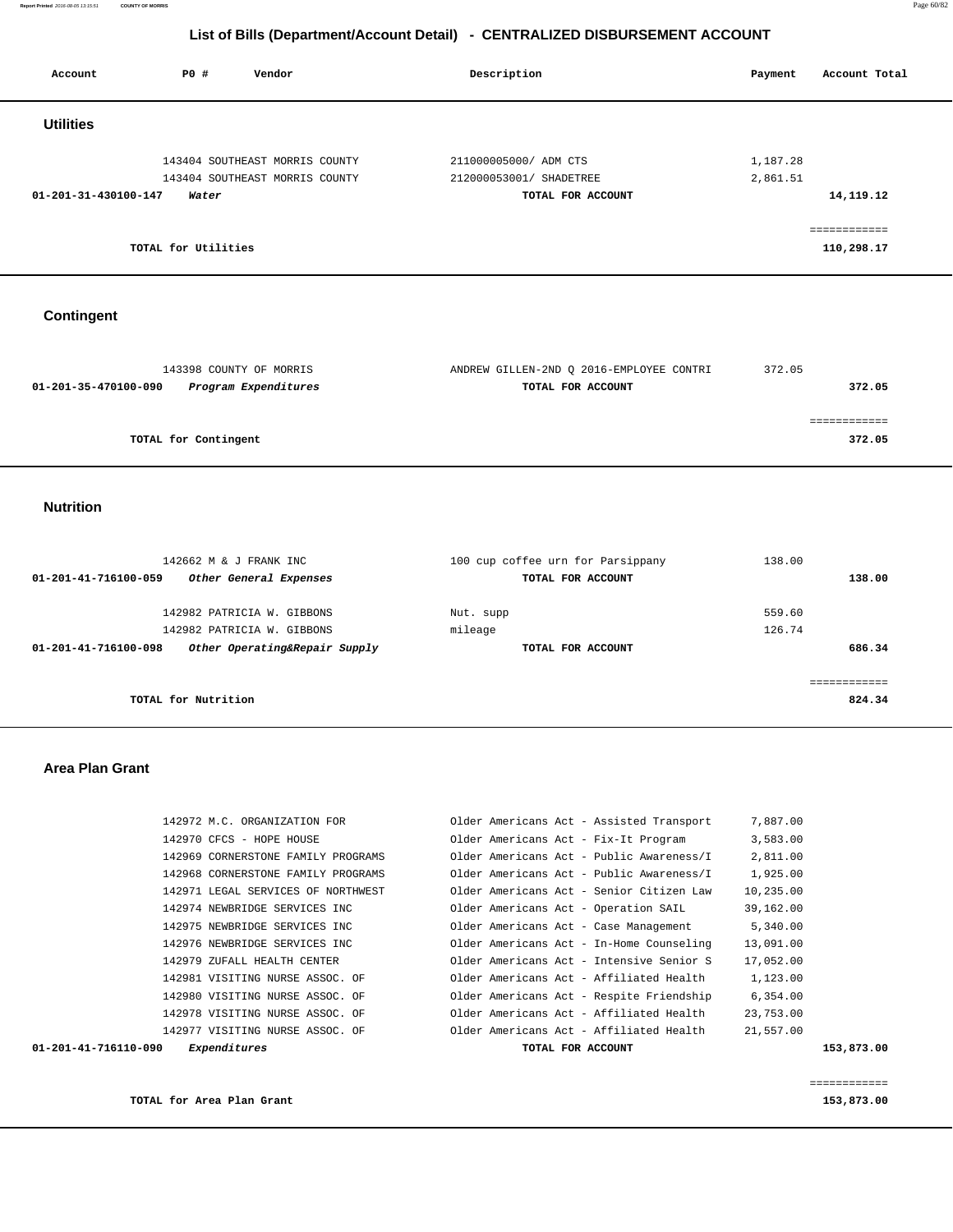# List of Bills (Department/Account Detail) - CENTRALIZED DISBURSEMENT ACCOUNT

| Account | PO # | Vendor | Description | Payment | Account Total |
|---|---|---|---|---|---|

## Utilities

| Account | PO # | Vendor | Description | Payment | Account Total |
|---|---|---|---|---|---|
| | 143404 | SOUTHEAST MORRIS COUNTY | 211000005000/ ADM CTS | 1,187.28 | |
| | 143404 | SOUTHEAST MORRIS COUNTY | 212000053001/ SHADETREE | 2,861.51 | |
| **01-201-31-430100-147** | | ***Water*** | **TOTAL FOR ACCOUNT** | | **14,119.12** |
| | | **TOTAL for Utilities** | | | **110,298.17** |

## Contingent

| Account | PO # | Vendor | Description | Payment | Account Total |
|---|---|---|---|---|---|
| | 143398 | COUNTY OF MORRIS | ANDREW GILLEN-2ND Q 2016-EMPLOYEE CONTRI | 372.05 | |
| **01-201-35-470100-090** | | ***Program Expenditures*** | **TOTAL FOR ACCOUNT** | | **372.05** |
| | | **TOTAL for Contingent** | | | **372.05** |

## Nutrition

| Account | PO # | Vendor | Description | Payment | Account Total |
|---|---|---|---|---|---|
| | 142662 | M & J FRANK INC | 100 cup coffee urn for Parsippany | 138.00 | |
| **01-201-41-716100-059** | | ***Other General Expenses*** | **TOTAL FOR ACCOUNT** | | **138.00** |
| | 142982 | PATRICIA W. GIBBONS | Nut. supp | 559.60 | |
| | 142982 | PATRICIA W. GIBBONS | mileage | 126.74 | |
| **01-201-41-716100-098** | | ***Other Operating&Repair Supply*** | **TOTAL FOR ACCOUNT** | | **686.34** |
| | | **TOTAL for Nutrition** | | | **824.34** |

## Area Plan Grant

| Account | PO # | Vendor | Description | Payment | Account Total |
|---|---|---|---|---|---|
| | 142972 | M.C. ORGANIZATION FOR | Older Americans Act - Assisted Transport | 7,887.00 | |
| | 142970 | CFCS - HOPE HOUSE | Older Americans Act - Fix-It Program | 3,583.00 | |
| | 142969 | CORNERSTONE FAMILY PROGRAMS | Older Americans Act - Public Awareness/I | 2,811.00 | |
| | 142968 | CORNERSTONE FAMILY PROGRAMS | Older Americans Act - Public Awareness/I | 1,925.00 | |
| | 142971 | LEGAL SERVICES OF NORTHWEST | Older Americans Act - Senior Citizen Law | 10,235.00 | |
| | 142974 | NEWBRIDGE SERVICES INC | Older Americans Act - Operation SAIL | 39,162.00 | |
| | 142975 | NEWBRIDGE SERVICES INC | Older Americans Act - Case Management | 5,340.00 | |
| | 142976 | NEWBRIDGE SERVICES INC | Older Americans Act - In-Home Counseling | 13,091.00 | |
| | 142979 | ZUFALL HEALTH CENTER | Older Americans Act - Intensive Senior S | 17,052.00 | |
| | 142981 | VISITING NURSE ASSOC. OF | Older Americans Act - Affiliated Health | 1,123.00 | |
| | 142980 | VISITING NURSE ASSOC. OF | Older Americans Act - Respite Friendship | 6,354.00 | |
| | 142978 | VISITING NURSE ASSOC. OF | Older Americans Act - Affiliated Health | 23,753.00 | |
| | 142977 | VISITING NURSE ASSOC. OF | Older Americans Act - Affiliated Health | 21,557.00 | |
| **01-201-41-716110-090** | | ***Expenditures*** | **TOTAL FOR ACCOUNT** | | **153,873.00** |
| | | **TOTAL for Area Plan Grant** | | | **153,873.00** |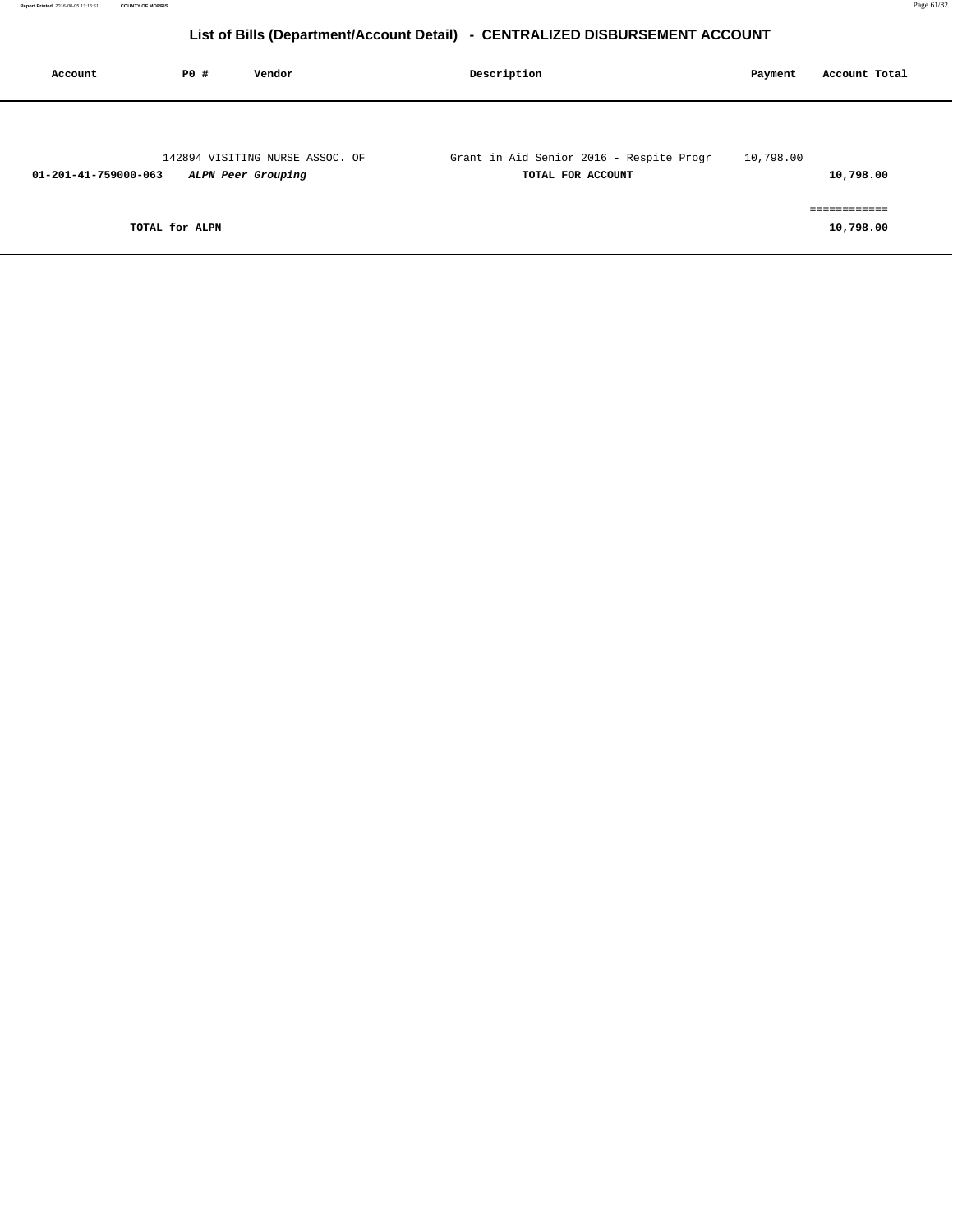## List of Bills (Department/Account Detail) - CENTRALIZED DISBURSEMENT ACCOUNT

| Account | PO # | Vendor | Description | Payment | Account Total |
|---|---|---|---|---|---|
| | 142894 | VISITING NURSE ASSOC. OF | Grant in Aid Senior 2016 - Respite Progr | 10,798.00 | |
| **01-201-41-759000-063** | | ***ALPN Peer Grouping*** | **TOTAL FOR ACCOUNT** | | **10,798.00** |
| | | | | | ============ |
| | **TOTAL for ALPN** | | | | **10,798.00** |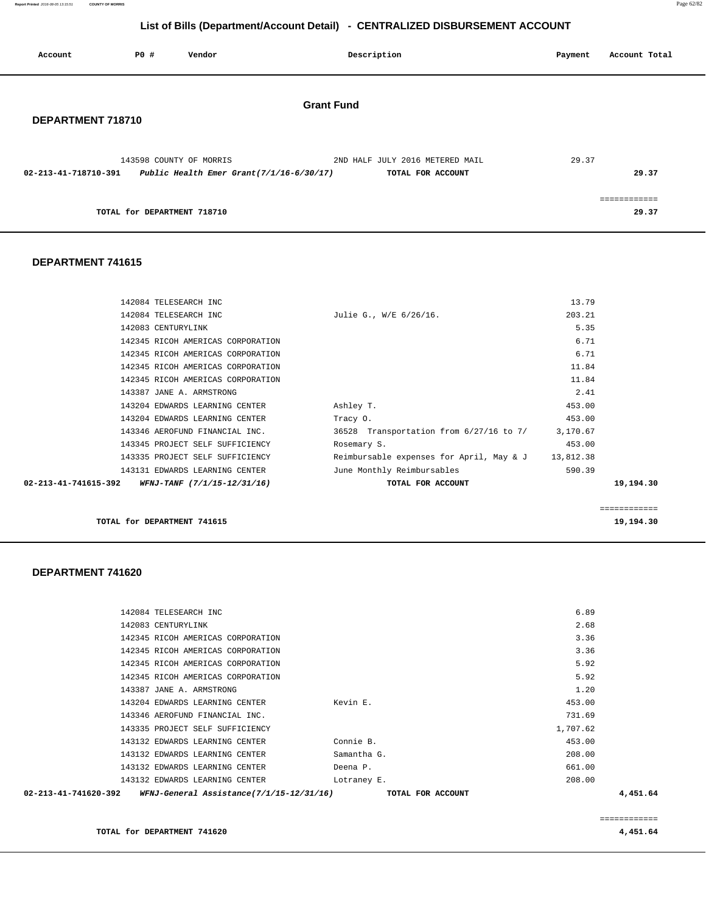# List of Bills (Department/Account Detail) - CENTRALIZED DISBURSEMENT ACCOUNT

| Account | PO # | Vendor | Description | Payment | Account Total |
|---|---|---|---|---|---|

## Grant Fund

### DEPARTMENT 718710

| Account | PO # | Vendor | Description | Payment | Account Total |
|---|---|---|---|---|---|
| | 143598 | COUNTY OF MORRIS | 2ND HALF JULY 2016 METERED MAIL | 29.37 | |
| **02-213-41-718710-391** | | ***Public Health Emer Grant(7/1/16-6/30/17)*** | **TOTAL FOR ACCOUNT** | | **29.37** |

**TOTAL for DEPARTMENT 718710** — ============ **29.37**

### DEPARTMENT 741615

| Account | PO # | Vendor | Description | Payment | Account Total |
|---|---|---|---|---|---|
| | 142084 | TELESEARCH INC | | 13.79 | |
| | 142084 | TELESEARCH INC | Julie G., W/E 6/26/16. | 203.21 | |
| | 142083 | CENTURYLINK | | 5.35 | |
| | 142345 | RICOH AMERICAS CORPORATION | | 6.71 | |
| | 142345 | RICOH AMERICAS CORPORATION | | 6.71 | |
| | 142345 | RICOH AMERICAS CORPORATION | | 11.84 | |
| | 142345 | RICOH AMERICAS CORPORATION | | 11.84 | |
| | 143387 | JANE A. ARMSTRONG | | 2.41 | |
| | 143204 | EDWARDS LEARNING CENTER | Ashley T. | 453.00 | |
| | 143204 | EDWARDS LEARNING CENTER | Tracy O. | 453.00 | |
| | 143346 | AEROFUND FINANCIAL INC. | 36528 Transportation from 6/27/16 to 7/ | 3,170.67 | |
| | 143345 | PROJECT SELF SUFFICIENCY | Rosemary S. | 453.00 | |
| | 143335 | PROJECT SELF SUFFICIENCY | Reimbursable expenses for April, May & J | 13,812.38 | |
| | 143131 | EDWARDS LEARNING CENTER | June Monthly Reimbursables | 590.39 | |
| **02-213-41-741615-392** | | ***WFNJ-TANF (7/1/15-12/31/16)*** | **TOTAL FOR ACCOUNT** | | **19,194.30** |

**TOTAL for DEPARTMENT 741615** — ============ **19,194.30**

### DEPARTMENT 741620

| Account | PO # | Vendor | Description | Payment | Account Total |
|---|---|---|---|---|---|
| | 142084 | TELESEARCH INC | | 6.89 | |
| | 142083 | CENTURYLINK | | 2.68 | |
| | 142345 | RICOH AMERICAS CORPORATION | | 3.36 | |
| | 142345 | RICOH AMERICAS CORPORATION | | 3.36 | |
| | 142345 | RICOH AMERICAS CORPORATION | | 5.92 | |
| | 142345 | RICOH AMERICAS CORPORATION | | 5.92 | |
| | 143387 | JANE A. ARMSTRONG | | 1.20 | |
| | 143204 | EDWARDS LEARNING CENTER | Kevin E. | 453.00 | |
| | 143346 | AEROFUND FINANCIAL INC. | | 731.69 | |
| | 143335 | PROJECT SELF SUFFICIENCY | | 1,707.62 | |
| | 143132 | EDWARDS LEARNING CENTER | Connie B. | 453.00 | |
| | 143132 | EDWARDS LEARNING CENTER | Samantha G. | 208.00 | |
| | 143132 | EDWARDS LEARNING CENTER | Deena P. | 661.00 | |
| | 143132 | EDWARDS LEARNING CENTER | Lotraney E. | 208.00 | |
| **02-213-41-741620-392** | | ***WFNJ-General Assistance(7/1/15-12/31/16)*** | **TOTAL FOR ACCOUNT** | | **4,451.64** |

**TOTAL for DEPARTMENT 741620** — ============ **4,451.64**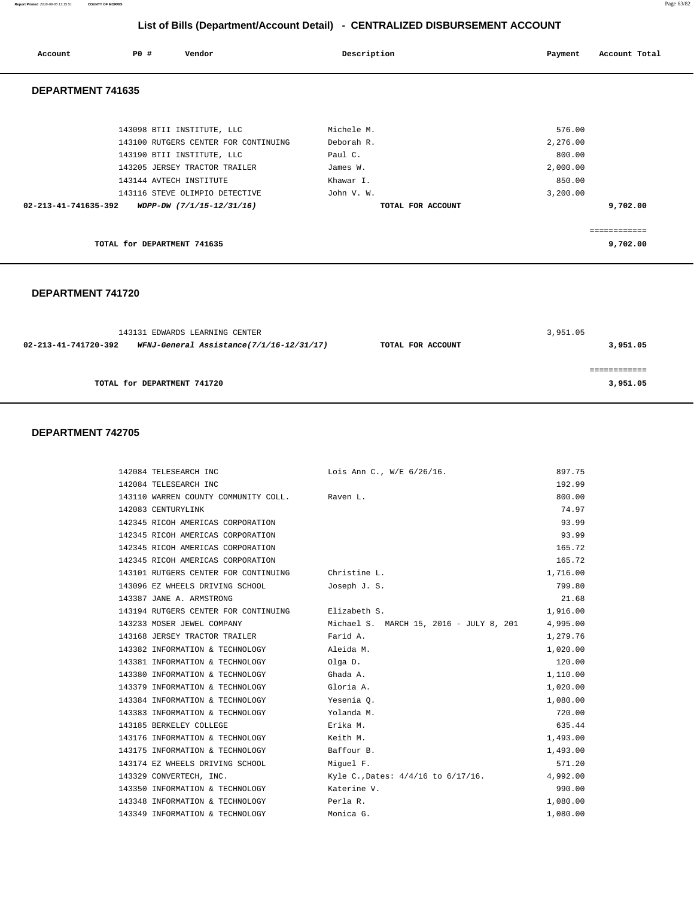# List of Bills (Department/Account Detail) - CENTRALIZED DISBURSEMENT ACCOUNT

| Account | PO # | Vendor | Description | Payment | Account Total |
|---|---|---|---|---|---|

## DEPARTMENT 741635

| Account | PO # | Vendor | Description | Payment | Account Total |
|---|---|---|---|---|---|
| | 143098 | BTII INSTITUTE, LLC | Michele M. | 576.00 | |
| | 143100 | RUTGERS CENTER FOR CONTINUING | Deborah R. | 2,276.00 | |
| | 143190 | BTII INSTITUTE, LLC | Paul C. | 800.00 | |
| | 143205 | JERSEY TRACTOR TRAILER | James W. | 2,000.00 | |
| | 143144 | AVTECH INSTITUTE | Khawar I. | 850.00 | |
| | 143116 | STEVE OLIMPIO DETECTIVE | John V. W. | 3,200.00 | |
| **02-213-41-741635-392** | | ***WDPP-DW (7/1/15-12/31/16)*** | **TOTAL FOR ACCOUNT** | | **9,702.00** |

============

**TOTAL for DEPARTMENT 741635** **9,702.00**

## DEPARTMENT 741720

| Account | PO # | Vendor | Description | Payment | Account Total |
|---|---|---|---|---|---|
| | 143131 | EDWARDS LEARNING CENTER | | 3,951.05 | |
| **02-213-41-741720-392** | | ***WFNJ-General Assistance(7/1/16-12/31/17)*** | **TOTAL FOR ACCOUNT** | | **3,951.05** |

============

**TOTAL for DEPARTMENT 741720** **3,951.05**

## DEPARTMENT 742705

| Account | PO # | Vendor | Description | Payment | Account Total |
|---|---|---|---|---|---|
| | 142084 | TELESEARCH INC | Lois Ann C., W/E 6/26/16. | 897.75 | |
| | 142084 | TELESEARCH INC | | 192.99 | |
| | 143110 | WARREN COUNTY COMMUNITY COLL. | Raven L. | 800.00 | |
| | 142083 | CENTURYLINK | | 74.97 | |
| | 142345 | RICOH AMERICAS CORPORATION | | 93.99 | |
| | 142345 | RICOH AMERICAS CORPORATION | | 93.99 | |
| | 142345 | RICOH AMERICAS CORPORATION | | 165.72 | |
| | 142345 | RICOH AMERICAS CORPORATION | | 165.72 | |
| | 143101 | RUTGERS CENTER FOR CONTINUING | Christine L. | 1,716.00 | |
| | 143096 | EZ WHEELS DRIVING SCHOOL | Joseph J. S. | 799.80 | |
| | 143387 | JANE A. ARMSTRONG | | 21.68 | |
| | 143194 | RUTGERS CENTER FOR CONTINUING | Elizabeth S. | 1,916.00 | |
| | 143233 | MOSER JEWEL COMPANY | Michael S. MARCH 15, 2016 - JULY 8, 201 | 4,995.00 | |
| | 143168 | JERSEY TRACTOR TRAILER | Farid A. | 1,279.76 | |
| | 143382 | INFORMATION & TECHNOLOGY | Aleida M. | 1,020.00 | |
| | 143381 | INFORMATION & TECHNOLOGY | Olga D. | 120.00 | |
| | 143380 | INFORMATION & TECHNOLOGY | Ghada A. | 1,110.00 | |
| | 143379 | INFORMATION & TECHNOLOGY | Gloria A. | 1,020.00 | |
| | 143384 | INFORMATION & TECHNOLOGY | Yesenia Q. | 1,080.00 | |
| | 143383 | INFORMATION & TECHNOLOGY | Yolanda M. | 720.00 | |
| | 143185 | BERKELEY COLLEGE | Erika M. | 635.44 | |
| | 143176 | INFORMATION & TECHNOLOGY | Keith M. | 1,493.00 | |
| | 143175 | INFORMATION & TECHNOLOGY | Baffour B. | 1,493.00 | |
| | 143174 | EZ WHEELS DRIVING SCHOOL | Miguel F. | 571.20 | |
| | 143329 | CONVERTECH, INC. | Kyle C.,Dates: 4/4/16 to 6/17/16. | 4,992.00 | |
| | 143350 | INFORMATION & TECHNOLOGY | Katerine V. | 990.00 | |
| | 143348 | INFORMATION & TECHNOLOGY | Perla R. | 1,080.00 | |
| | 143349 | INFORMATION & TECHNOLOGY | Monica G. | 1,080.00 | |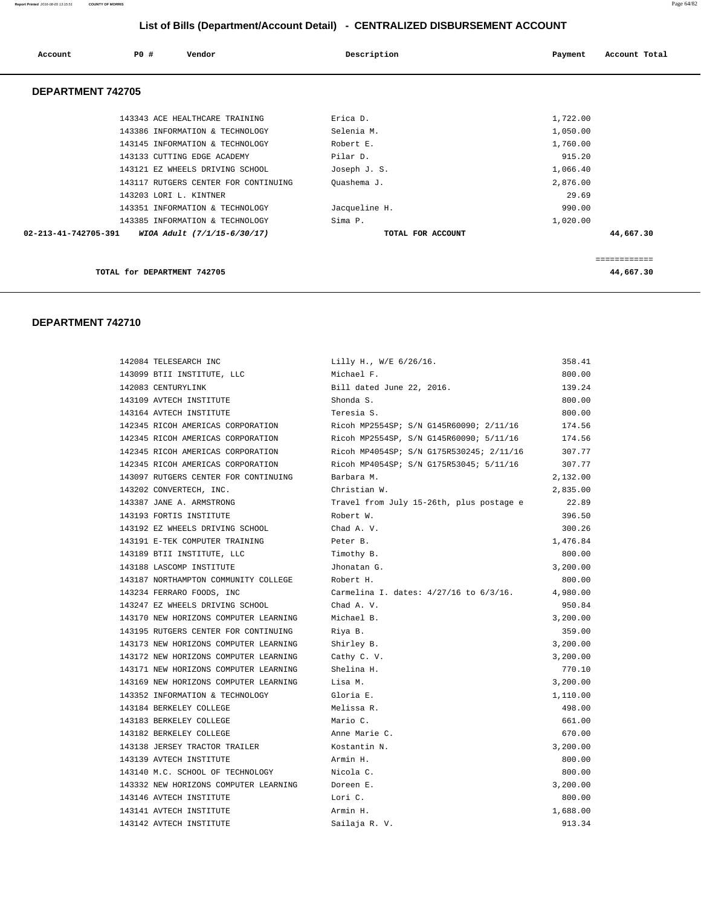## List of Bills (Department/Account Detail) - CENTRALIZED DISBURSEMENT ACCOUNT

| Account | PO # | Vendor | Description | Payment | Account Total |
|---|---|---|---|---|---|

### DEPARTMENT 742705

| Account | PO # | Vendor | Description | Payment | Account Total |
|---|---|---|---|---|---|
| | 143343 | ACE HEALTHCARE TRAINING | Erica D. | 1,722.00 | |
| | 143386 | INFORMATION & TECHNOLOGY | Selenia M. | 1,050.00 | |
| | 143145 | INFORMATION & TECHNOLOGY | Robert E. | 1,760.00 | |
| | 143133 | CUTTING EDGE ACADEMY | Pilar D. | 915.20 | |
| | 143121 | EZ WHEELS DRIVING SCHOOL | Joseph J. S. | 1,066.40 | |
| | 143117 | RUTGERS CENTER FOR CONTINUING | Quashema J. | 2,876.00 | |
| | 143203 | LORI L. KINTNER | | 29.69 | |
| | 143351 | INFORMATION & TECHNOLOGY | Jacqueline H. | 990.00 | |
| | 143385 | INFORMATION & TECHNOLOGY | Sima P. | 1,020.00 | |
| 02-213-41-742705-391 | | *WIOA Adult (7/1/15-6/30/17)* | TOTAL FOR ACCOUNT | | 44,667.30 |

TOTAL for DEPARTMENT 742705 — 44,667.30

### DEPARTMENT 742710

| Account | PO # | Vendor | Description | Payment | Account Total |
|---|---|---|---|---|---|
| | 142084 | TELESEARCH INC | Lilly H., W/E 6/26/16. | 358.41 | |
| | 143099 | BTII INSTITUTE, LLC | Michael F. | 800.00 | |
| | 142083 | CENTURYLINK | Bill dated June 22, 2016. | 139.24 | |
| | 143109 | AVTECH INSTITUTE | Shonda S. | 800.00 | |
| | 143164 | AVTECH INSTITUTE | Teresia S. | 800.00 | |
| | 142345 | RICOH AMERICAS CORPORATION | Ricoh MP2554SP; S/N G145R60090; 2/11/16 | 174.56 | |
| | 142345 | RICOH AMERICAS CORPORATION | Ricoh MP2554SP, S/N G145R60090; 5/11/16 | 174.56 | |
| | 142345 | RICOH AMERICAS CORPORATION | Ricoh MP4054SP; S/N G175R530245; 2/11/16 | 307.77 | |
| | 142345 | RICOH AMERICAS CORPORATION | Ricoh MP4054SP; S/N G175R53045; 5/11/16 | 307.77 | |
| | 143097 | RUTGERS CENTER FOR CONTINUING | Barbara M. | 2,132.00 | |
| | 143202 | CONVERTECH, INC. | Christian W. | 2,835.00 | |
| | 143387 | JANE A. ARMSTRONG | Travel from July 15-26th, plus postage e | 22.89 | |
| | 143193 | FORTIS INSTITUTE | Robert W. | 396.50 | |
| | 143192 | EZ WHEELS DRIVING SCHOOL | Chad A. V. | 300.26 | |
| | 143191 | E-TEK COMPUTER TRAINING | Peter B. | 1,476.84 | |
| | 143189 | BTII INSTITUTE, LLC | Timothy B. | 800.00 | |
| | 143188 | LASCOMP INSTITUTE | Jhonatan G. | 3,200.00 | |
| | 143187 | NORTHAMPTON COMMUNITY COLLEGE | Robert H. | 800.00 | |
| | 143234 | FERRARO FOODS, INC | Carmelina I. dates: 4/27/16 to 6/3/16. | 4,980.00 | |
| | 143247 | EZ WHEELS DRIVING SCHOOL | Chad A. V. | 950.84 | |
| | 143170 | NEW HORIZONS COMPUTER LEARNING | Michael B. | 3,200.00 | |
| | 143195 | RUTGERS CENTER FOR CONTINUING | Riya B. | 359.00 | |
| | 143173 | NEW HORIZONS COMPUTER LEARNING | Shirley B. | 3,200.00 | |
| | 143172 | NEW HORIZONS COMPUTER LEARNING | Cathy C. V. | 3,200.00 | |
| | 143171 | NEW HORIZONS COMPUTER LEARNING | Shelina H. | 770.10 | |
| | 143169 | NEW HORIZONS COMPUTER LEARNING | Lisa M. | 3,200.00 | |
| | 143352 | INFORMATION & TECHNOLOGY | Gloria E. | 1,110.00 | |
| | 143184 | BERKELEY COLLEGE | Melissa R. | 498.00 | |
| | 143183 | BERKELEY COLLEGE | Mario C. | 661.00 | |
| | 143182 | BERKELEY COLLEGE | Anne Marie C. | 670.00 | |
| | 143138 | JERSEY TRACTOR TRAILER | Kostantin N. | 3,200.00 | |
| | 143139 | AVTECH INSTITUTE | Armin H. | 800.00 | |
| | 143140 | M.C. SCHOOL OF TECHNOLOGY | Nicola C. | 800.00 | |
| | 143332 | NEW HORIZONS COMPUTER LEARNING | Doreen E. | 3,200.00 | |
| | 143146 | AVTECH INSTITUTE | Lori C. | 800.00 | |
| | 143141 | AVTECH INSTITUTE | Armin H. | 1,688.00 | |
| | 143142 | AVTECH INSTITUTE | Sailaja R. V. | 913.34 | |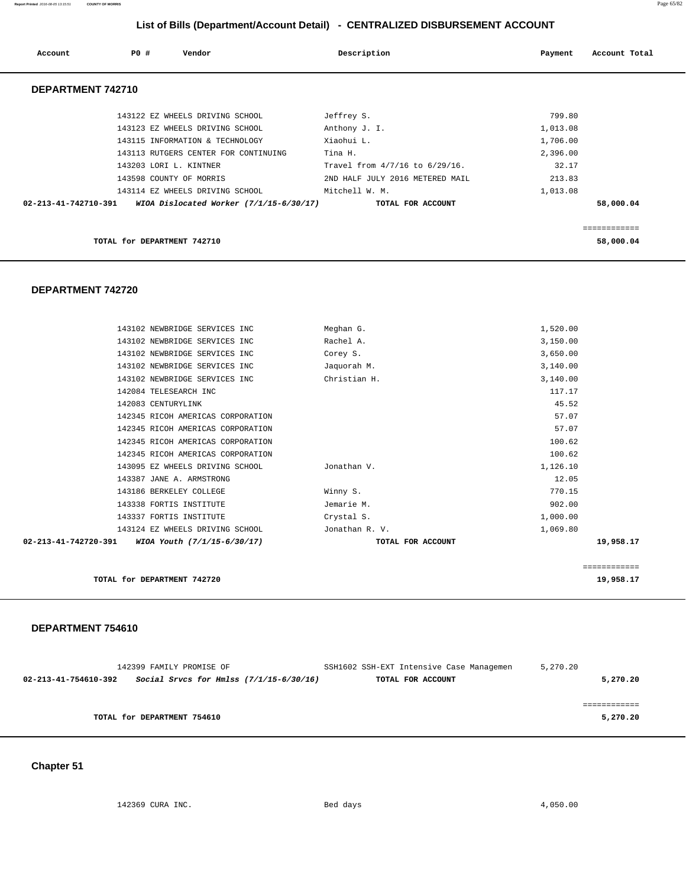# List of Bills (Department/Account Detail) - CENTRALIZED DISBURSEMENT ACCOUNT

| Account | PO # | Vendor | Description | Payment | Account Total |
|---|---|---|---|---|---|

## DEPARTMENT 742710

| Account | PO # | Vendor | Description | Payment | Account Total |
|---|---|---|---|---|---|
| | 143122 | EZ WHEELS DRIVING SCHOOL | Jeffrey S. | 799.80 | |
| | 143123 | EZ WHEELS DRIVING SCHOOL | Anthony J. I. | 1,013.08 | |
| | 143115 | INFORMATION & TECHNOLOGY | Xiaohui L. | 1,706.00 | |
| | 143113 | RUTGERS CENTER FOR CONTINUING | Tina H. | 2,396.00 | |
| | 143203 | LORI L. KINTNER | Travel from 4/7/16 to 6/29/16. | 32.17 | |
| | 143598 | COUNTY OF MORRIS | 2ND HALF JULY 2016 METERED MAIL | 213.83 | |
| | 143114 | EZ WHEELS DRIVING SCHOOL | Mitchell W. M. | 1,013.08 | |
| **02-213-41-742710-391** | | ***WIOA Dislocated Worker (7/1/15-6/30/17)*** | **TOTAL FOR ACCOUNT** | | **58,000.04** |

**TOTAL for DEPARTMENT 742710** **58,000.04**

## DEPARTMENT 742720

| Account | PO # | Vendor | Description | Payment | Account Total |
|---|---|---|---|---|---|
| | 143102 | NEWBRIDGE SERVICES INC | Meghan G. | 1,520.00 | |
| | 143102 | NEWBRIDGE SERVICES INC | Rachel A. | 3,150.00 | |
| | 143102 | NEWBRIDGE SERVICES INC | Corey S. | 3,650.00 | |
| | 143102 | NEWBRIDGE SERVICES INC | Jaquorah M. | 3,140.00 | |
| | 143102 | NEWBRIDGE SERVICES INC | Christian H. | 3,140.00 | |
| | 142084 | TELESEARCH INC | | 117.17 | |
| | 142083 | CENTURYLINK | | 45.52 | |
| | 142345 | RICOH AMERICAS CORPORATION | | 57.07 | |
| | 142345 | RICOH AMERICAS CORPORATION | | 57.07 | |
| | 142345 | RICOH AMERICAS CORPORATION | | 100.62 | |
| | 142345 | RICOH AMERICAS CORPORATION | | 100.62 | |
| | 143095 | EZ WHEELS DRIVING SCHOOL | Jonathan V. | 1,126.10 | |
| | 143387 | JANE A. ARMSTRONG | | 12.05 | |
| | 143186 | BERKELEY COLLEGE | Winny S. | 770.15 | |
| | 143338 | FORTIS INSTITUTE | Jemarie M. | 902.00 | |
| | 143337 | FORTIS INSTITUTE | Crystal S. | 1,000.00 | |
| | 143124 | EZ WHEELS DRIVING SCHOOL | Jonathan R. V. | 1,069.80 | |
| **02-213-41-742720-391** | | ***WIOA Youth (7/1/15-6/30/17)*** | **TOTAL FOR ACCOUNT** | | **19,958.17** |

**TOTAL for DEPARTMENT 742720** **19,958.17**

## DEPARTMENT 754610

| Account | PO # | Vendor | Description | Payment | Account Total |
|---|---|---|---|---|---|
| | 142399 | FAMILY PROMISE OF | SSH1602 SSH-EXT Intensive Case Managemen | 5,270.20 | |
| **02-213-41-754610-392** | | ***Social Srvcs for Hmlss (7/1/15-6/30/16)*** | **TOTAL FOR ACCOUNT** | | **5,270.20** |

**TOTAL for DEPARTMENT 754610** **5,270.20**

## Chapter 51

| Account | PO # | Vendor | Description | Payment | Account Total |
|---|---|---|---|---|---|
| | 142369 | CURA INC. | Bed days | 4,050.00 | |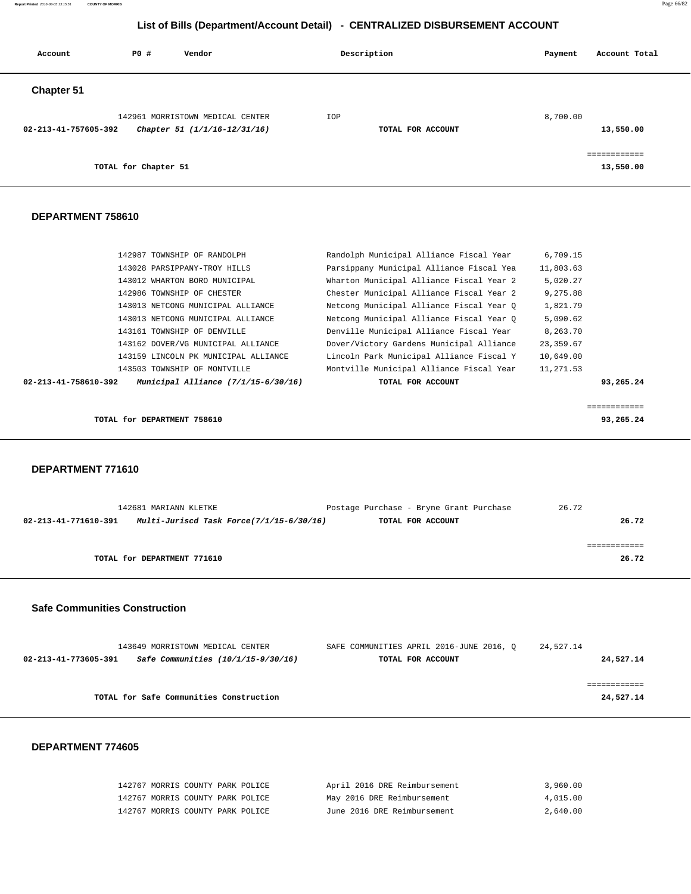# List of Bills (Department/Account Detail) - CENTRALIZED DISBURSEMENT ACCOUNT

| Account | PO # | Vendor | Description | Payment | Account Total |
|---|---|---|---|---|---|

## Chapter 51

| Account | PO # | Vendor | Description | Payment | Account Total |
|---|---|---|---|---|---|
| | 142961 | MORRISTOWN MEDICAL CENTER | IOP | 8,700.00 | |
| 02-213-41-757605-392 | | *Chapter 51 (1/1/16-12/31/16)* | TOTAL FOR ACCOUNT | | 13,550.00 |

TOTAL for Chapter 51 — 13,550.00

## DEPARTMENT 758610

| Account | PO # | Vendor | Description | Payment | Account Total |
|---|---|---|---|---|---|
| | 142987 | TOWNSHIP OF RANDOLPH | Randolph Municipal Alliance Fiscal Year | 6,709.15 | |
| | 143028 | PARSIPPANY-TROY HILLS | Parsippany Municipal Alliance Fiscal Yea | 11,803.63 | |
| | 143012 | WHARTON BORO MUNICIPAL | Wharton Municipal Alliance Fiscal Year 2 | 5,020.27 | |
| | 142986 | TOWNSHIP OF CHESTER | Chester Municipal Alliance Fiscal Year 2 | 9,275.88 | |
| | 143013 | NETCONG MUNICIPAL ALLIANCE | Netcong Municipal Alliance Fiscal Year Q | 1,821.79 | |
| | 143013 | NETCONG MUNICIPAL ALLIANCE | Netcong Municipal Alliance Fiscal Year Q | 5,090.62 | |
| | 143161 | TOWNSHIP OF DENVILLE | Denville Municipal Alliance Fiscal Year | 8,263.70 | |
| | 143162 | DOVER/VG MUNICIPAL ALLIANCE | Dover/Victory Gardens Municipal Alliance | 23,359.67 | |
| | 143159 | LINCOLN PK MUNICIPAL ALLIANCE | Lincoln Park Municipal Alliance Fiscal Y | 10,649.00 | |
| | 143503 | TOWNSHIP OF MONTVILLE | Montville Municipal Alliance Fiscal Year | 11,271.53 | |
| 02-213-41-758610-392 | | *Municipal Alliance (7/1/15-6/30/16)* | TOTAL FOR ACCOUNT | | 93,265.24 |

TOTAL for DEPARTMENT 758610 — 93,265.24

## DEPARTMENT 771610

| Account | PO # | Vendor | Description | Payment | Account Total |
|---|---|---|---|---|---|
| | 142681 | MARIANN KLETKE | Postage Purchase - Bryne Grant Purchase | 26.72 | |
| 02-213-41-771610-391 | | *Multi-Juriscd Task Force(7/1/15-6/30/16)* | TOTAL FOR ACCOUNT | | 26.72 |

TOTAL for DEPARTMENT 771610 — 26.72

## Safe Communities Construction

| Account | PO # | Vendor | Description | Payment | Account Total |
|---|---|---|---|---|---|
| | 143649 | MORRISTOWN MEDICAL CENTER | SAFE COMMUNITIES APRIL 2016-JUNE 2016, Q | 24,527.14 | |
| 02-213-41-773605-391 | | *Safe Communities (10/1/15-9/30/16)* | TOTAL FOR ACCOUNT | | 24,527.14 |

TOTAL for Safe Communities Construction — 24,527.14

## DEPARTMENT 774605

| Account | PO # | Vendor | Description | Payment | Account Total |
|---|---|---|---|---|---|
| | 142767 | MORRIS COUNTY PARK POLICE | April 2016 DRE Reimbursement | 3,960.00 | |
| | 142767 | MORRIS COUNTY PARK POLICE | May 2016 DRE Reimbursement | 4,015.00 | |
| | 142767 | MORRIS COUNTY PARK POLICE | June 2016 DRE Reimbursement | 2,640.00 | |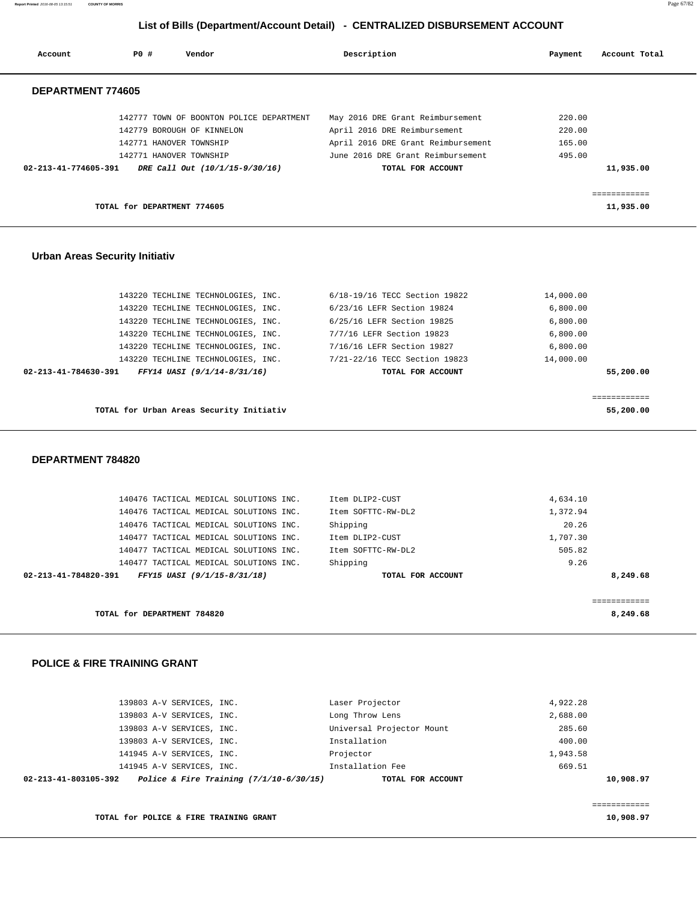## List of Bills (Department/Account Detail) - CENTRALIZED DISBURSEMENT ACCOUNT

| Account | PO # | Vendor | Description | Payment | Account Total |
|---|---|---|---|---|---|

### DEPARTMENT 774605

| Account | PO # | Vendor | Description | Payment | Account Total |
|---|---|---|---|---|---|
| | 142777 | TOWN OF BOONTON POLICE DEPARTMENT | May 2016 DRE Grant Reimbursement | 220.00 | |
| | 142779 | BOROUGH OF KINNELON | April 2016 DRE Reimbursement | 220.00 | |
| | 142771 | HANOVER TOWNSHIP | April 2016 DRE Grant Reimbursement | 165.00 | |
| | 142771 | HANOVER TOWNSHIP | June 2016 DRE Grant Reimbursement | 495.00 | |
| **02-213-41-774605-391** | | ***DRE Call Out (10/1/15-9/30/16)*** | **TOTAL FOR ACCOUNT** | | **11,935.00** |

**TOTAL for DEPARTMENT 774605** ============ **11,935.00**

### Urban Areas Security Initiativ

| Account | PO # | Vendor | Description | Payment | Account Total |
|---|---|---|---|---|---|
| | 143220 | TECHLINE TECHNOLOGIES, INC. | 6/18-19/16 TECC Section 19822 | 14,000.00 | |
| | 143220 | TECHLINE TECHNOLOGIES, INC. | 6/23/16 LEFR Section 19824 | 6,800.00 | |
| | 143220 | TECHLINE TECHNOLOGIES, INC. | 6/25/16 LEFR Section 19825 | 6,800.00 | |
| | 143220 | TECHLINE TECHNOLOGIES, INC. | 7/7/16 LEFR Section 19823 | 6,800.00 | |
| | 143220 | TECHLINE TECHNOLOGIES, INC. | 7/16/16 LEFR Section 19827 | 6,800.00 | |
| | 143220 | TECHLINE TECHNOLOGIES, INC. | 7/21-22/16 TECC Section 19823 | 14,000.00 | |
| **02-213-41-784630-391** | | ***FFY14 UASI (9/1/14-8/31/16)*** | **TOTAL FOR ACCOUNT** | | **55,200.00** |

**TOTAL for Urban Areas Security Initiativ** ============ **55,200.00**

### DEPARTMENT 784820

| Account | PO # | Vendor | Description | Payment | Account Total |
|---|---|---|---|---|---|
| | 140476 | TACTICAL MEDICAL SOLUTIONS INC. | Item DLIP2-CUST | 4,634.10 | |
| | 140476 | TACTICAL MEDICAL SOLUTIONS INC. | Item SOFTTC-RW-DL2 | 1,372.94 | |
| | 140476 | TACTICAL MEDICAL SOLUTIONS INC. | Shipping | 20.26 | |
| | 140477 | TACTICAL MEDICAL SOLUTIONS INC. | Item DLIP2-CUST | 1,707.30 | |
| | 140477 | TACTICAL MEDICAL SOLUTIONS INC. | Item SOFTTC-RW-DL2 | 505.82 | |
| | 140477 | TACTICAL MEDICAL SOLUTIONS INC. | Shipping | 9.26 | |
| **02-213-41-784820-391** | | ***FFY15 UASI (9/1/15-8/31/18)*** | **TOTAL FOR ACCOUNT** | | **8,249.68** |

**TOTAL for DEPARTMENT 784820** ============ **8,249.68**

### POLICE & FIRE TRAINING GRANT

| Account | PO # | Vendor | Description | Payment | Account Total |
|---|---|---|---|---|---|
| | 139803 | A-V SERVICES, INC. | Laser Projector | 4,922.28 | |
| | 139803 | A-V SERVICES, INC. | Long Throw Lens | 2,688.00 | |
| | 139803 | A-V SERVICES, INC. | Universal Projector Mount | 285.60 | |
| | 139803 | A-V SERVICES, INC. | Installation | 400.00 | |
| | 141945 | A-V SERVICES, INC. | Projector | 1,943.58 | |
| | 141945 | A-V SERVICES, INC. | Installation Fee | 669.51 | |
| **02-213-41-803105-392** | | ***Police & Fire Training (7/1/10-6/30/15)*** | **TOTAL FOR ACCOUNT** | | **10,908.97** |

**TOTAL for POLICE & FIRE TRAINING GRANT** ============ **10,908.97**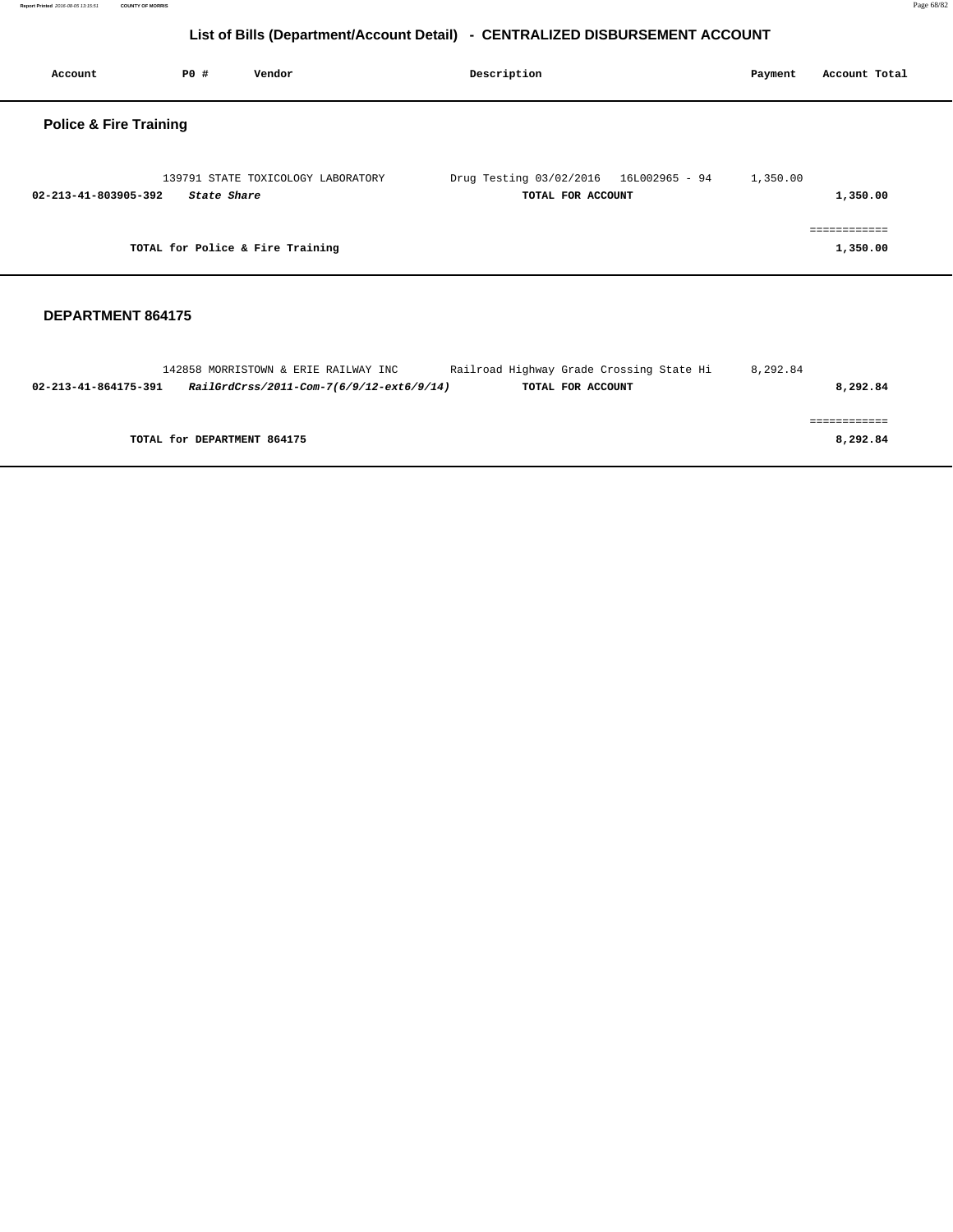# List of Bills (Department/Account Detail) - CENTRALIZED DISBURSEMENT ACCOUNT

| Account | PO # | Vendor | Description | Payment | Account Total |
|---|---|---|---|---|---|

## Police & Fire Training

| Account | PO # | Vendor | Description | Payment | Account Total |
|---|---|---|---|---|---|
| | 139791 | STATE TOXICOLOGY LABORATORY | Drug Testing 03/02/2016 16L002965 - 94 | 1,350.00 | |
| **02-213-41-803905-392** | ***State Share*** | | **TOTAL FOR ACCOUNT** | | **1,350.00** |
| | | | | | ============ |
| | **TOTAL for Police & Fire Training** | | | | **1,350.00** |

## DEPARTMENT 864175

| Account | PO # | Vendor | Description | Payment | Account Total |
|---|---|---|---|---|---|
| | 142858 | MORRISTOWN & ERIE RAILWAY INC | Railroad Highway Grade Crossing State Hi | 8,292.84 | |
| **02-213-41-864175-391** | ***RailGrdCrss/2011-Com-7(6/9/12-ext6/9/14)*** | | **TOTAL FOR ACCOUNT** | | **8,292.84** |
| | | | | | ============ |
| | **TOTAL for DEPARTMENT 864175** | | | | **8,292.84** |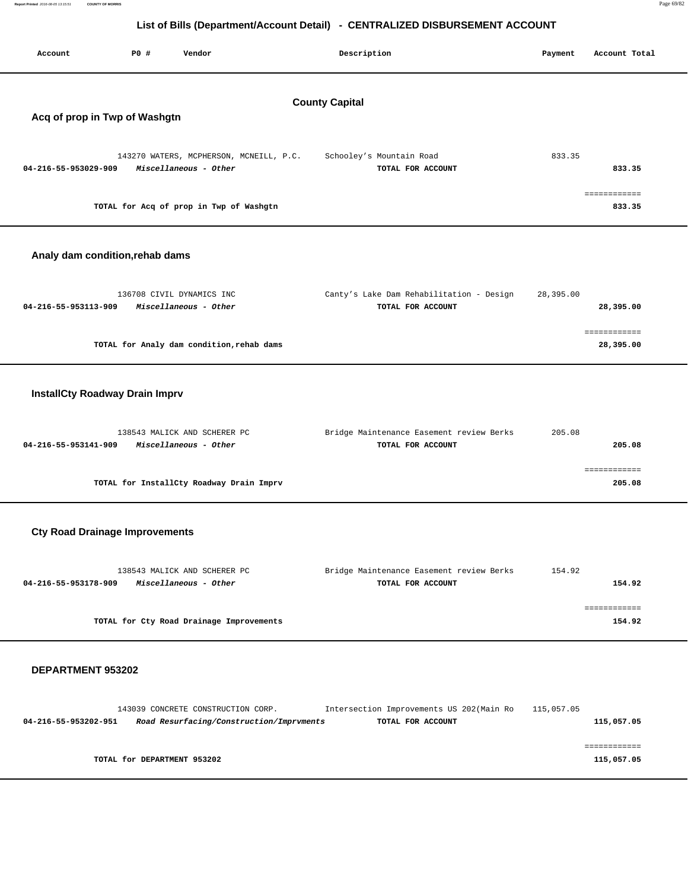# List of Bills (Department/Account Detail) - CENTRALIZED DISBURSEMENT ACCOUNT

| Account | PO # | Vendor | Description | Payment | Account Total |
|---|---|---|---|---|---|

## County Capital

### Acq of prop in Twp of Washgtn

| Account | PO # | Vendor | Description | Payment | Account Total |
|---|---|---|---|---|---|
| | 143270 | WATERS, MCPHERSON, MCNEILL, P.C. | Schooley's Mountain Road | 833.35 | |
| 04-216-55-953029-909 | | *Miscellaneous - Other* | TOTAL FOR ACCOUNT | | 833.35 |
| | | TOTAL for Acq of prop in Twp of Washgtn | | | 833.35 |

### Analy dam condition,rehab dams

| Account | PO # | Vendor | Description | Payment | Account Total |
|---|---|---|---|---|---|
| | 136708 | CIVIL DYNAMICS INC | Canty's Lake Dam Rehabilitation - Design | 28,395.00 | |
| 04-216-55-953113-909 | | *Miscellaneous - Other* | TOTAL FOR ACCOUNT | | 28,395.00 |
| | | TOTAL for Analy dam condition,rehab dams | | | 28,395.00 |

### InstallCty Roadway Drain Imprv

| Account | PO # | Vendor | Description | Payment | Account Total |
|---|---|---|---|---|---|
| | 138543 | MALICK AND SCHERER PC | Bridge Maintenance Easement review Berks | 205.08 | |
| 04-216-55-953141-909 | | *Miscellaneous - Other* | TOTAL FOR ACCOUNT | | 205.08 |
| | | TOTAL for InstallCty Roadway Drain Imprv | | | 205.08 |

### Cty Road Drainage Improvements

| Account | PO # | Vendor | Description | Payment | Account Total |
|---|---|---|---|---|---|
| | 138543 | MALICK AND SCHERER PC | Bridge Maintenance Easement review Berks | 154.92 | |
| 04-216-55-953178-909 | | *Miscellaneous - Other* | TOTAL FOR ACCOUNT | | 154.92 |
| | | TOTAL for Cty Road Drainage Improvements | | | 154.92 |

### DEPARTMENT 953202

| Account | PO # | Vendor | Description | Payment | Account Total |
|---|---|---|---|---|---|
| | 143039 | CONCRETE CONSTRUCTION CORP. | Intersection Improvements US 202(Main Ro | 115,057.05 | |
| 04-216-55-953202-951 | | *Road Resurfacing/Construction/Imprvments* | TOTAL FOR ACCOUNT | | 115,057.05 |
| | | TOTAL for DEPARTMENT 953202 | | | 115,057.05 |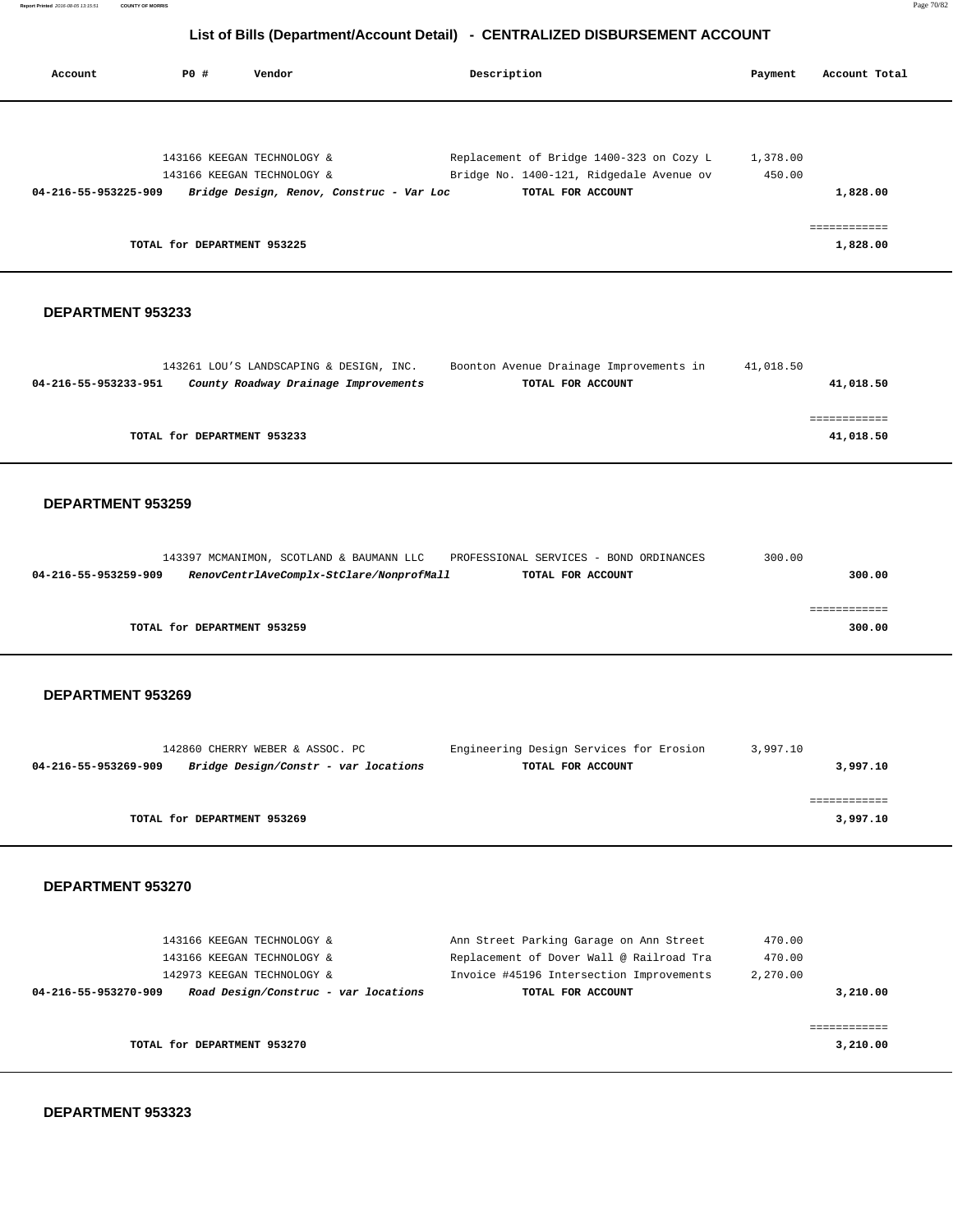## List of Bills (Department/Account Detail) - CENTRALIZED DISBURSEMENT ACCOUNT

| Account | PO # | Vendor | Description | Payment | Account Total |
|---|---|---|---|---|---|
| | 143166 | KEEGAN TECHNOLOGY & | Replacement of Bridge 1400-323 on Cozy L | 1,378.00 | |
| | 143166 | KEEGAN TECHNOLOGY & | Bridge No. 1400-121, Ridgedale Avenue ov | 450.00 | |
| **04-216-55-953225-909** | | ***Bridge Design, Renov, Construc - Var Loc*** | **TOTAL FOR ACCOUNT** | | **1,828.00** |
| | | | | | ============ |
| | **TOTAL for DEPARTMENT 953225** | | | | **1,828.00** |

### DEPARTMENT 953233

| Account | PO # | Vendor | Description | Payment | Account Total |
|---|---|---|---|---|---|
| | 143261 | LOU'S LANDSCAPING & DESIGN, INC. | Boonton Avenue Drainage Improvements in | 41,018.50 | |
| **04-216-55-953233-951** | | ***County Roadway Drainage Improvements*** | **TOTAL FOR ACCOUNT** | | **41,018.50** |
| | | | | | ============ |
| | **TOTAL for DEPARTMENT 953233** | | | | **41,018.50** |

### DEPARTMENT 953259

| Account | PO # | Vendor | Description | Payment | Account Total |
|---|---|---|---|---|---|
| | 143397 | MCMANIMON, SCOTLAND & BAUMANN LLC | PROFESSIONAL SERVICES - BOND ORDINANCES | 300.00 | |
| **04-216-55-953259-909** | | ***RenovCentrlAveComplx-StClare/NonprofMall*** | **TOTAL FOR ACCOUNT** | | **300.00** |
| | | | | | ============ |
| | **TOTAL for DEPARTMENT 953259** | | | | **300.00** |

### DEPARTMENT 953269

| Account | PO # | Vendor | Description | Payment | Account Total |
|---|---|---|---|---|---|
| | 142860 | CHERRY WEBER & ASSOC. PC | Engineering Design Services for Erosion | 3,997.10 | |
| **04-216-55-953269-909** | | ***Bridge Design/Constr - var locations*** | **TOTAL FOR ACCOUNT** | | **3,997.10** |
| | | | | | ============ |
| | **TOTAL for DEPARTMENT 953269** | | | | **3,997.10** |

### DEPARTMENT 953270

| Account | PO # | Vendor | Description | Payment | Account Total |
|---|---|---|---|---|---|
| | 143166 | KEEGAN TECHNOLOGY & | Ann Street Parking Garage on Ann Street | 470.00 | |
| | 143166 | KEEGAN TECHNOLOGY & | Replacement of Dover Wall @ Railroad Tra | 470.00 | |
| | 142973 | KEEGAN TECHNOLOGY & | Invoice #45196 Intersection Improvements | 2,270.00 | |
| **04-216-55-953270-909** | | ***Road Design/Construc - var locations*** | **TOTAL FOR ACCOUNT** | | **3,210.00** |
| | | | | | ============ |
| | **TOTAL for DEPARTMENT 953270** | | | | **3,210.00** |

### DEPARTMENT 953323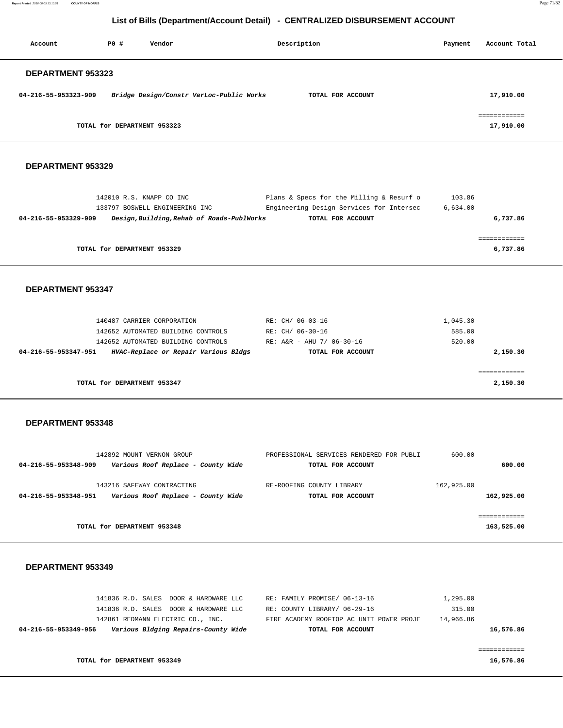## List of Bills (Department/Account Detail) - CENTRALIZED DISBURSEMENT ACCOUNT

| Account | PO # | Vendor | Description | Payment | Account Total |
|---|---|---|---|---|---|

### DEPARTMENT 953323

| Account | PO # | Vendor | Description | Payment | Account Total |
|---|---|---|---|---|---|
| 04-216-55-953323-909 | | *Bridge Design/Constr VarLoc-Public Works* | **TOTAL FOR ACCOUNT** | | 17,910.00 |
| | | | | | ============ |
| | | **TOTAL for DEPARTMENT 953323** | | | **17,910.00** |

### DEPARTMENT 953329

| Account | PO # | Vendor | Description | Payment | Account Total |
|---|---|---|---|---|---|
| | 142010 | R.S. KNAPP CO INC | Plans & Specs for the Milling & Resurf o | 103.86 | |
| | 133797 | BOSWELL ENGINEERING INC | Engineering Design Services for Intersec | 6,634.00 | |
| 04-216-55-953329-909 | | *Design,Building,Rehab of Roads-PublWorks* | **TOTAL FOR ACCOUNT** | | 6,737.86 |
| | | | | | ============ |
| | | **TOTAL for DEPARTMENT 953329** | | | **6,737.86** |

### DEPARTMENT 953347

| Account | PO # | Vendor | Description | Payment | Account Total |
|---|---|---|---|---|---|
| | 140487 | CARRIER CORPORATION | RE: CH/ 06-03-16 | 1,045.30 | |
| | 142652 | AUTOMATED BUILDING CONTROLS | RE: CH/ 06-30-16 | 585.00 | |
| | 142652 | AUTOMATED BUILDING CONTROLS | RE: A&R - AHU 7/ 06-30-16 | 520.00 | |
| 04-216-55-953347-951 | | *HVAC-Replace or Repair Various Bldgs* | **TOTAL FOR ACCOUNT** | | 2,150.30 |
| | | | | | ============ |
| | | **TOTAL for DEPARTMENT 953347** | | | **2,150.30** |

### DEPARTMENT 953348

| Account | PO # | Vendor | Description | Payment | Account Total |
|---|---|---|---|---|---|
| | 142892 | MOUNT VERNON GROUP | PROFESSIONAL SERVICES RENDERED FOR PUBLI | 600.00 | |
| 04-216-55-953348-909 | | *Various Roof Replace - County Wide* | **TOTAL FOR ACCOUNT** | | 600.00 |
| | 143216 | SAFEWAY CONTRACTING | RE-ROOFING COUNTY LIBRARY | 162,925.00 | |
| 04-216-55-953348-951 | | *Various Roof Replace - County Wide* | **TOTAL FOR ACCOUNT** | | 162,925.00 |
| | | | | | ============ |
| | | **TOTAL for DEPARTMENT 953348** | | | **163,525.00** |

### DEPARTMENT 953349

| Account | PO # | Vendor | Description | Payment | Account Total |
|---|---|---|---|---|---|
| | 141836 | R.D. SALES DOOR & HARDWARE LLC | RE: FAMILY PROMISE/ 06-13-16 | 1,295.00 | |
| | 141836 | R.D. SALES DOOR & HARDWARE LLC | RE: COUNTY LIBRARY/ 06-29-16 | 315.00 | |
| | 142861 | REDMANN ELECTRIC CO., INC. | FIRE ACADEMY ROOFTOP AC UNIT POWER PROJE | 14,966.86 | |
| 04-216-55-953349-956 | | *Various Bldging Repairs-County Wide* | **TOTAL FOR ACCOUNT** | | 16,576.86 |
| | | | | | ============ |
| | | **TOTAL for DEPARTMENT 953349** | | | **16,576.86** |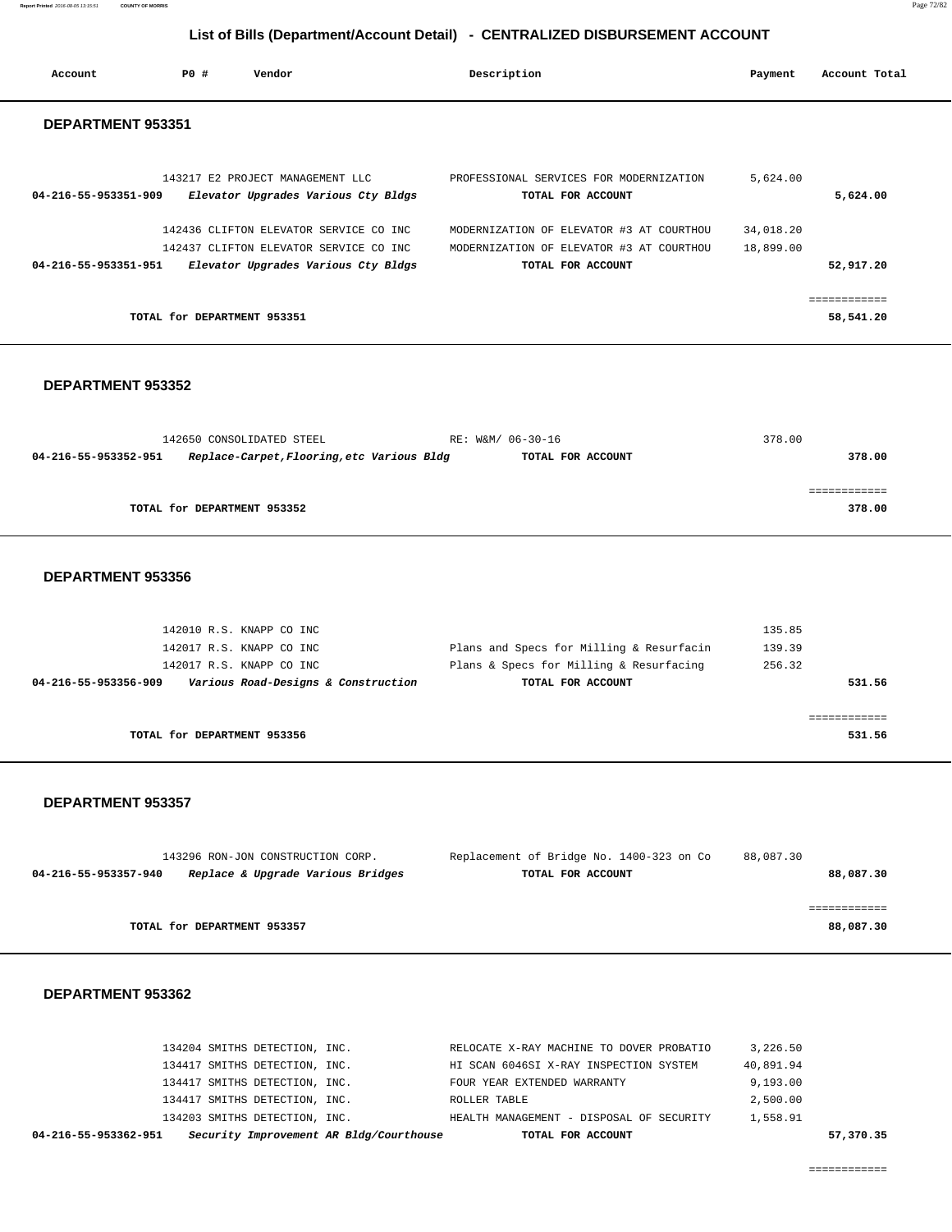## List of Bills (Department/Account Detail) - CENTRALIZED DISBURSEMENT ACCOUNT

| Account | PO # | Vendor | Description | Payment | Account Total |
|---|---|---|---|---|---|

### DEPARTMENT 953351

| Account | PO # | Vendor | Description | Payment | Account Total |
|---|---|---|---|---|---|
| | 143217 | E2 PROJECT MANAGEMENT LLC | PROFESSIONAL SERVICES FOR MODERNIZATION | 5,624.00 | |
| **04-216-55-953351-909** | | *Elevator Upgrades Various Cty Bldgs* | **TOTAL FOR ACCOUNT** | | **5,624.00** |
| | 142436 | CLIFTON ELEVATOR SERVICE CO INC | MODERNIZATION OF ELEVATOR #3 AT COURTHOU | 34,018.20 | |
| | 142437 | CLIFTON ELEVATOR SERVICE CO INC | MODERNIZATION OF ELEVATOR #3 AT COURTHOU | 18,899.00 | |
| **04-216-55-953351-951** | | *Elevator Upgrades Various Cty Bldgs* | **TOTAL FOR ACCOUNT** | | **52,917.20** |
| | | **TOTAL for DEPARTMENT 953351** | | | **58,541.20** |

### DEPARTMENT 953352

| Account | PO # | Vendor | Description | Payment | Account Total |
|---|---|---|---|---|---|
| | 142650 | CONSOLIDATED STEEL | RE: W&M/ 06-30-16 | 378.00 | |
| **04-216-55-953352-951** | | *Replace-Carpet,Flooring,etc Various Bldg* | **TOTAL FOR ACCOUNT** | | **378.00** |
| | | **TOTAL for DEPARTMENT 953352** | | | **378.00** |

### DEPARTMENT 953356

| Account | PO # | Vendor | Description | Payment | Account Total |
|---|---|---|---|---|---|
| | 142010 | R.S. KNAPP CO INC | | 135.85 | |
| | 142017 | R.S. KNAPP CO INC | Plans and Specs for Milling & Resurfacin | 139.39 | |
| | 142017 | R.S. KNAPP CO INC | Plans & Specs for Milling & Resurfacing | 256.32 | |
| **04-216-55-953356-909** | | *Various Road-Designs & Construction* | **TOTAL FOR ACCOUNT** | | **531.56** |
| | | **TOTAL for DEPARTMENT 953356** | | | **531.56** |

### DEPARTMENT 953357

| Account | PO # | Vendor | Description | Payment | Account Total |
|---|---|---|---|---|---|
| | 143296 | RON-JON CONSTRUCTION CORP. | Replacement of Bridge No. 1400-323 on Co | 88,087.30 | |
| **04-216-55-953357-940** | | *Replace & Upgrade Various Bridges* | **TOTAL FOR ACCOUNT** | | **88,087.30** |
| | | **TOTAL for DEPARTMENT 953357** | | | **88,087.30** |

### DEPARTMENT 953362

| Account | PO # | Vendor | Description | Payment | Account Total |
|---|---|---|---|---|---|
| | 134204 | SMITHS DETECTION, INC. | RELOCATE X-RAY MACHINE TO DOVER PROBATIO | 3,226.50 | |
| | 134417 | SMITHS DETECTION, INC. | HI SCAN 6046SI X-RAY INSPECTION SYSTEM | 40,891.94 | |
| | 134417 | SMITHS DETECTION, INC. | FOUR YEAR EXTENDED WARRANTY | 9,193.00 | |
| | 134417 | SMITHS DETECTION, INC. | ROLLER TABLE | 2,500.00 | |
| | 134203 | SMITHS DETECTION, INC. | HEALTH MANAGEMENT - DISPOSAL OF SECURITY | 1,558.91 | |
| **04-216-55-953362-951** | | *Security Improvement AR Bldg/Courthouse* | **TOTAL FOR ACCOUNT** | | **57,370.35** |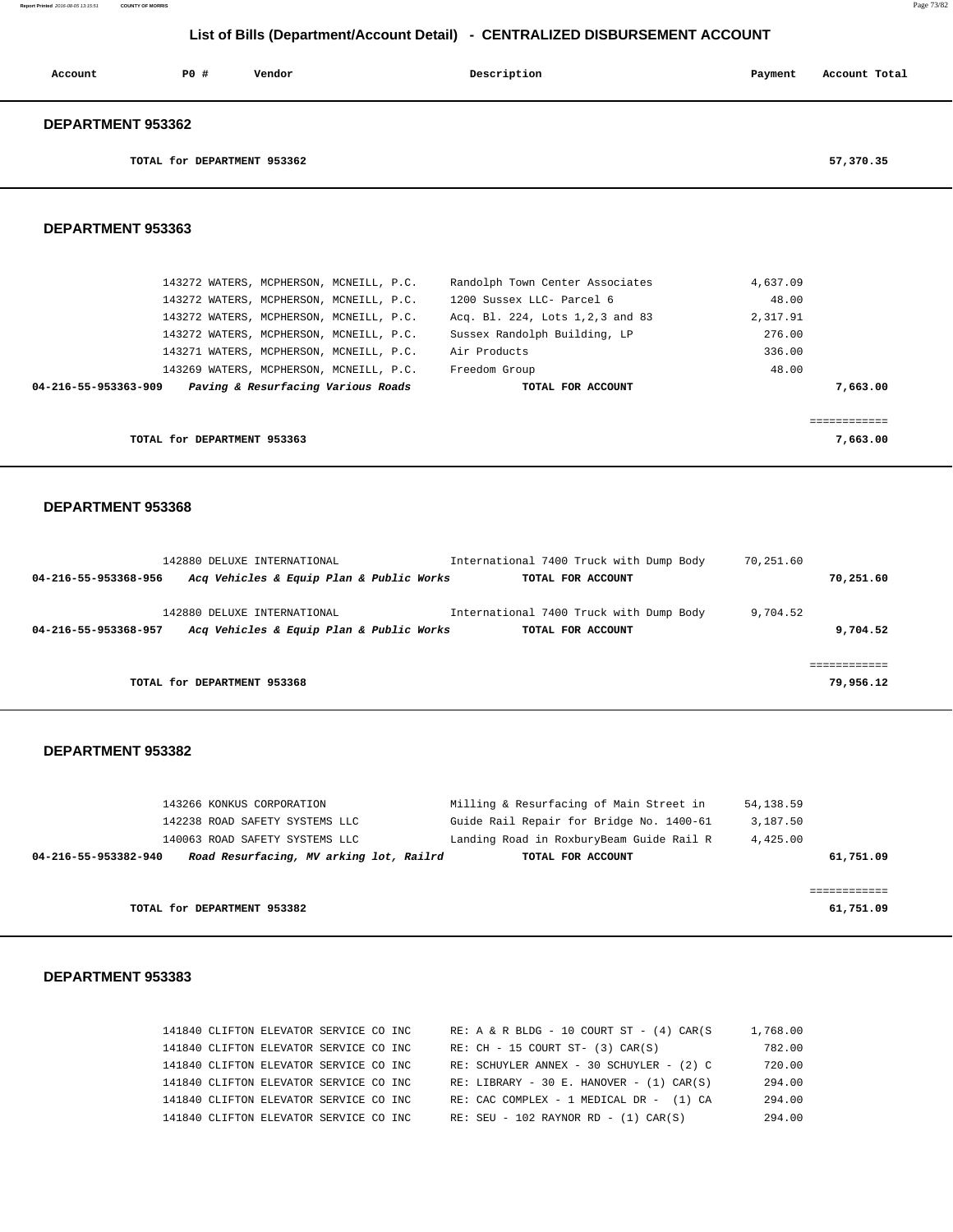# List of Bills (Department/Account Detail) - CENTRALIZED DISBURSEMENT ACCOUNT

| Account | PO # | Vendor | Description | Payment | Account Total |
|---|---|---|---|---|---|

## DEPARTMENT 953362

| | | | | | |
|---|---|---|---|---|---|
| TOTAL for DEPARTMENT 953362 | | | | | 57,370.35 |

## DEPARTMENT 953363

| Account | PO # | Vendor | Description | Payment | Account Total |
|---|---|---|---|---|---|
| | 143272 | WATERS, MCPHERSON, MCNEILL, P.C. | Randolph Town Center Associates | 4,637.09 | |
| | 143272 | WATERS, MCPHERSON, MCNEILL, P.C. | 1200 Sussex LLC- Parcel 6 | 48.00 | |
| | 143272 | WATERS, MCPHERSON, MCNEILL, P.C. | Acq. Bl. 224, Lots 1,2,3 and 83 | 2,317.91 | |
| | 143272 | WATERS, MCPHERSON, MCNEILL, P.C. | Sussex Randolph Building, LP | 276.00 | |
| | 143271 | WATERS, MCPHERSON, MCNEILL, P.C. | Air Products | 336.00 | |
| | 143269 | WATERS, MCPHERSON, MCNEILL, P.C. | Freedom Group | 48.00 | |
| 04-216-55-953363-909 | | *Paving & Resurfacing Various Roads* | TOTAL FOR ACCOUNT | | 7,663.00 |
| | | | | | ============ |
| TOTAL for DEPARTMENT 953363 | | | | | 7,663.00 |

## DEPARTMENT 953368

| Account | PO # | Vendor | Description | Payment | Account Total |
|---|---|---|---|---|---|
| | 142880 | DELUXE INTERNATIONAL | International 7400 Truck with Dump Body | 70,251.60 | |
| 04-216-55-953368-956 | | *Acq Vehicles & Equip Plan & Public Works* | TOTAL FOR ACCOUNT | | 70,251.60 |
| | 142880 | DELUXE INTERNATIONAL | International 7400 Truck with Dump Body | 9,704.52 | |
| 04-216-55-953368-957 | | *Acq Vehicles & Equip Plan & Public Works* | TOTAL FOR ACCOUNT | | 9,704.52 |
| | | | | | ============ |
| TOTAL for DEPARTMENT 953368 | | | | | 79,956.12 |

## DEPARTMENT 953382

| Account | PO # | Vendor | Description | Payment | Account Total |
|---|---|---|---|---|---|
| | 143266 | KONKUS CORPORATION | Milling & Resurfacing of Main Street in | 54,138.59 | |
| | 142238 | ROAD SAFETY SYSTEMS LLC | Guide Rail Repair for Bridge No. 1400-61 | 3,187.50 | |
| | 140063 | ROAD SAFETY SYSTEMS LLC | Landing Road in RoxburyBeam Guide Rail R | 4,425.00 | |
| 04-216-55-953382-940 | | *Road Resurfacing, MV arking lot, Railrd* | TOTAL FOR ACCOUNT | | 61,751.09 |
| | | | | | ============ |
| TOTAL for DEPARTMENT 953382 | | | | | 61,751.09 |

## DEPARTMENT 953383

| Account | PO # | Vendor | Description | Payment | Account Total |
|---|---|---|---|---|---|
| | 141840 | CLIFTON ELEVATOR SERVICE CO INC | RE: A & R BLDG - 10 COURT ST - (4) CAR(S | 1,768.00 | |
| | 141840 | CLIFTON ELEVATOR SERVICE CO INC | RE: CH - 15 COURT ST- (3) CAR(S) | 782.00 | |
| | 141840 | CLIFTON ELEVATOR SERVICE CO INC | RE: SCHUYLER ANNEX - 30 SCHUYLER - (2) C | 720.00 | |
| | 141840 | CLIFTON ELEVATOR SERVICE CO INC | RE: LIBRARY - 30 E. HANOVER - (1) CAR(S) | 294.00 | |
| | 141840 | CLIFTON ELEVATOR SERVICE CO INC | RE: CAC COMPLEX - 1 MEDICAL DR - (1) CA | 294.00 | |
| | 141840 | CLIFTON ELEVATOR SERVICE CO INC | RE: SEU - 102 RAYNOR RD - (1) CAR(S) | 294.00 | |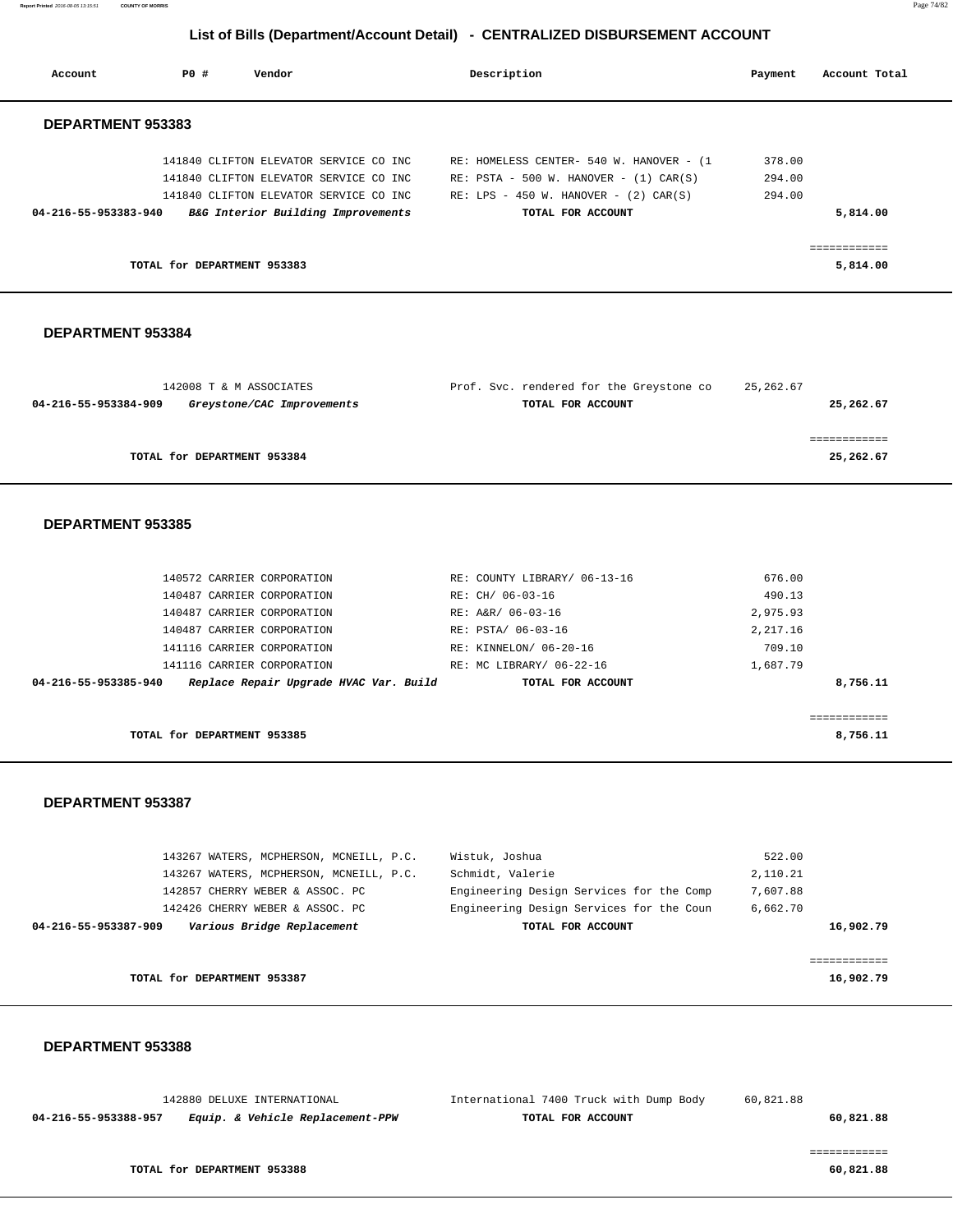## List of Bills (Department/Account Detail) - CENTRALIZED DISBURSEMENT ACCOUNT

| Account | PO # | Vendor | Description | Payment | Account Total |
|---|---|---|---|---|---|

### DEPARTMENT 953383

| Account | PO # | Vendor | Description | Payment | Account Total |
|---|---|---|---|---|---|
| | 141840 | CLIFTON ELEVATOR SERVICE CO INC | RE: HOMELESS CENTER- 540 W. HANOVER - (1 | 378.00 | |
| | 141840 | CLIFTON ELEVATOR SERVICE CO INC | RE: PSTA - 500 W. HANOVER - (1) CAR(S) | 294.00 | |
| | 141840 | CLIFTON ELEVATOR SERVICE CO INC | RE: LPS - 450 W. HANOVER - (2) CAR(S) | 294.00 | |
| **04-216-55-953383-940** | | ***B&G Interior Building Improvements*** | **TOTAL FOR ACCOUNT** | | **5,814.00** |

**TOTAL for DEPARTMENT 953383** — **5,814.00**

### DEPARTMENT 953384

| Account | PO # | Vendor | Description | Payment | Account Total |
|---|---|---|---|---|---|
| | 142008 | T & M ASSOCIATES | Prof. Svc. rendered for the Greystone co | 25,262.67 | |
| **04-216-55-953384-909** | | ***Greystone/CAC Improvements*** | **TOTAL FOR ACCOUNT** | | **25,262.67** |

**TOTAL for DEPARTMENT 953384** — **25,262.67**

### DEPARTMENT 953385

| Account | PO # | Vendor | Description | Payment | Account Total |
|---|---|---|---|---|---|
| | 140572 | CARRIER CORPORATION | RE: COUNTY LIBRARY/ 06-13-16 | 676.00 | |
| | 140487 | CARRIER CORPORATION | RE: CH/ 06-03-16 | 490.13 | |
| | 140487 | CARRIER CORPORATION | RE: A&R/ 06-03-16 | 2,975.93 | |
| | 140487 | CARRIER CORPORATION | RE: PSTA/ 06-03-16 | 2,217.16 | |
| | 141116 | CARRIER CORPORATION | RE: KINNELON/ 06-20-16 | 709.10 | |
| | 141116 | CARRIER CORPORATION | RE: MC LIBRARY/ 06-22-16 | 1,687.79 | |
| **04-216-55-953385-940** | | ***Replace Repair Upgrade HVAC Var. Build*** | **TOTAL FOR ACCOUNT** | | **8,756.11** |

**TOTAL for DEPARTMENT 953385** — **8,756.11**

### DEPARTMENT 953387

| Account | PO # | Vendor | Description | Payment | Account Total |
|---|---|---|---|---|---|
| | 143267 | WATERS, MCPHERSON, MCNEILL, P.C. | Wistuk, Joshua | 522.00 | |
| | 143267 | WATERS, MCPHERSON, MCNEILL, P.C. | Schmidt, Valerie | 2,110.21 | |
| | 142857 | CHERRY WEBER & ASSOC. PC | Engineering Design Services for the Comp | 7,607.88 | |
| | 142426 | CHERRY WEBER & ASSOC. PC | Engineering Design Services for the Coun | 6,662.70 | |
| **04-216-55-953387-909** | | ***Various Bridge Replacement*** | **TOTAL FOR ACCOUNT** | | **16,902.79** |

**TOTAL for DEPARTMENT 953387** — **16,902.79**

### DEPARTMENT 953388

| Account | PO # | Vendor | Description | Payment | Account Total |
|---|---|---|---|---|---|
| | 142880 | DELUXE INTERNATIONAL | International 7400 Truck with Dump Body | 60,821.88 | |
| **04-216-55-953388-957** | | ***Equip. & Vehicle Replacement-PPW*** | **TOTAL FOR ACCOUNT** | | **60,821.88** |

**TOTAL for DEPARTMENT 953388** — **60,821.88**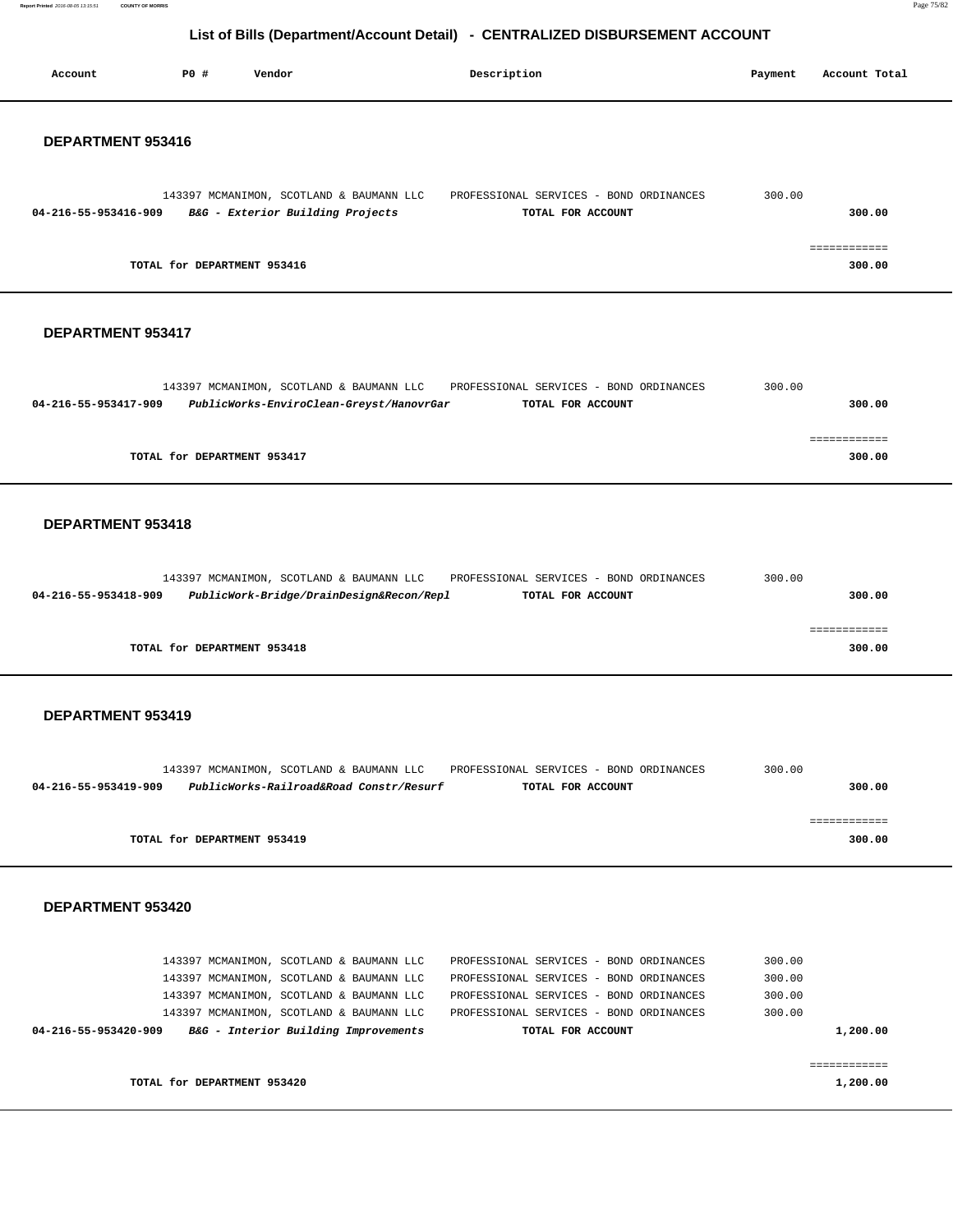# List of Bills (Department/Account Detail) - CENTRALIZED DISBURSEMENT ACCOUNT

| Account | PO # | Vendor | Description | Payment | Account Total |
|---|---|---|---|---|---|

## DEPARTMENT 953416

| Account | PO # | Vendor | Description | Payment | Account Total |
|---|---|---|---|---|---|
| | 143397 | MCMANIMON, SCOTLAND & BAUMANN LLC | PROFESSIONAL SERVICES - BOND ORDINANCES | 300.00 | |
| **04-216-55-953416-909** | | ***B&G - Exterior Building Projects*** | **TOTAL FOR ACCOUNT** | | **300.00** |
| | | | | | ============ |
| | | **TOTAL for DEPARTMENT 953416** | | | **300.00** |

## DEPARTMENT 953417

| Account | PO # | Vendor | Description | Payment | Account Total |
|---|---|---|---|---|---|
| | 143397 | MCMANIMON, SCOTLAND & BAUMANN LLC | PROFESSIONAL SERVICES - BOND ORDINANCES | 300.00 | |
| **04-216-55-953417-909** | | ***PublicWorks-EnviroClean-Greyst/HanovrGar*** | **TOTAL FOR ACCOUNT** | | **300.00** |
| | | | | | ============ |
| | | **TOTAL for DEPARTMENT 953417** | | | **300.00** |

## DEPARTMENT 953418

| Account | PO # | Vendor | Description | Payment | Account Total |
|---|---|---|---|---|---|
| | 143397 | MCMANIMON, SCOTLAND & BAUMANN LLC | PROFESSIONAL SERVICES - BOND ORDINANCES | 300.00 | |
| **04-216-55-953418-909** | | ***PublicWork-Bridge/DrainDesign&Recon/Repl*** | **TOTAL FOR ACCOUNT** | | **300.00** |
| | | | | | ============ |
| | | **TOTAL for DEPARTMENT 953418** | | | **300.00** |

## DEPARTMENT 953419

| Account | PO # | Vendor | Description | Payment | Account Total |
|---|---|---|---|---|---|
| | 143397 | MCMANIMON, SCOTLAND & BAUMANN LLC | PROFESSIONAL SERVICES - BOND ORDINANCES | 300.00 | |
| **04-216-55-953419-909** | | ***PublicWorks-Railroad&Road Constr/Resurf*** | **TOTAL FOR ACCOUNT** | | **300.00** |
| | | | | | ============ |
| | | **TOTAL for DEPARTMENT 953419** | | | **300.00** |

## DEPARTMENT 953420

| Account | PO # | Vendor | Description | Payment | Account Total |
|---|---|---|---|---|---|
| | 143397 | MCMANIMON, SCOTLAND & BAUMANN LLC | PROFESSIONAL SERVICES - BOND ORDINANCES | 300.00 | |
| | 143397 | MCMANIMON, SCOTLAND & BAUMANN LLC | PROFESSIONAL SERVICES - BOND ORDINANCES | 300.00 | |
| | 143397 | MCMANIMON, SCOTLAND & BAUMANN LLC | PROFESSIONAL SERVICES - BOND ORDINANCES | 300.00 | |
| | 143397 | MCMANIMON, SCOTLAND & BAUMANN LLC | PROFESSIONAL SERVICES - BOND ORDINANCES | 300.00 | |
| **04-216-55-953420-909** | | ***B&G - Interior Building Improvements*** | **TOTAL FOR ACCOUNT** | | **1,200.00** |
| | | | | | ============ |
| | | **TOTAL for DEPARTMENT 953420** | | | **1,200.00** |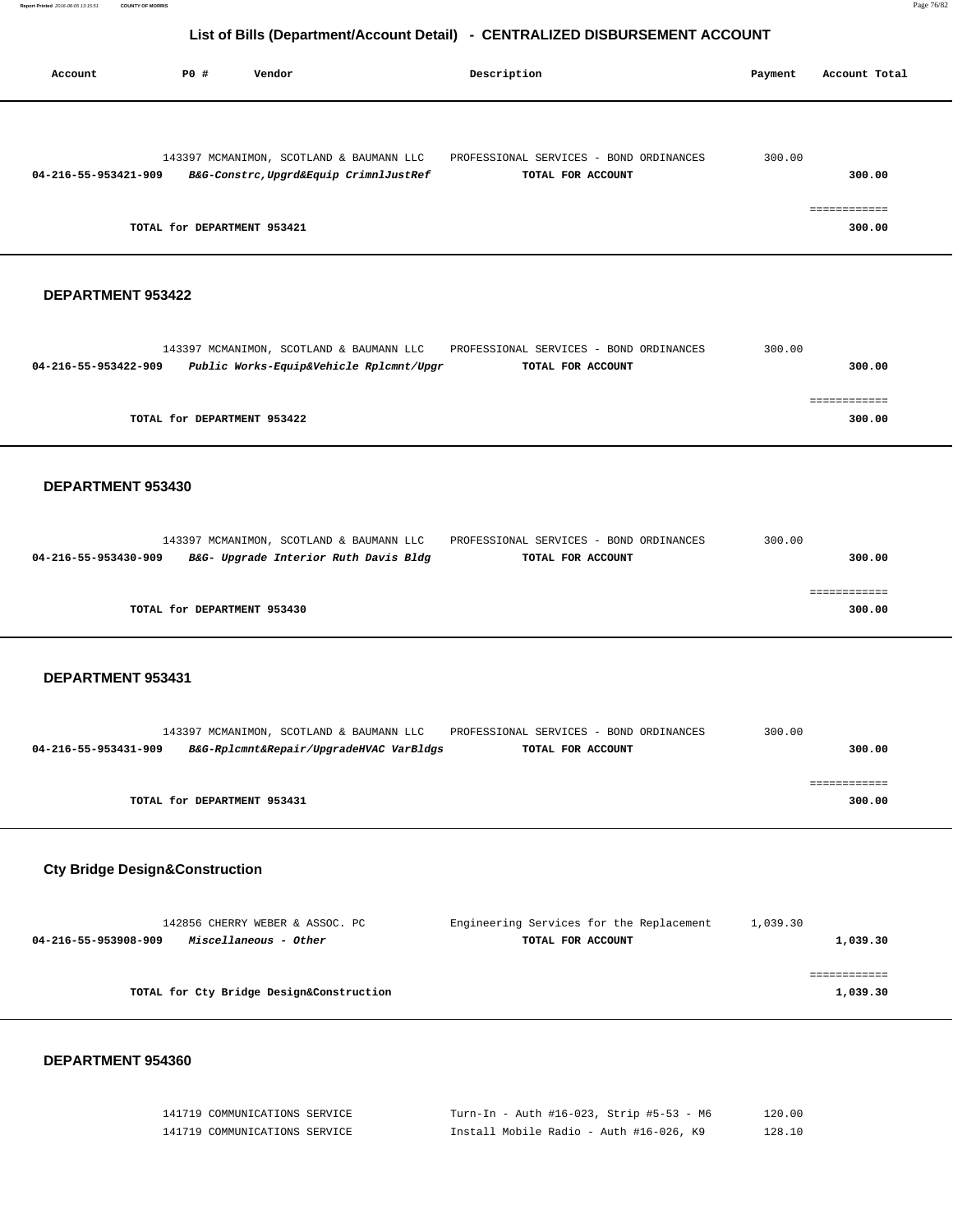## List of Bills (Department/Account Detail) - CENTRALIZED DISBURSEMENT ACCOUNT

| Account | PO # | Vendor | Description | Payment | Account Total |
|---|---|---|---|---|---|
| | 143397 | MCMANIMON, SCOTLAND & BAUMANN LLC | PROFESSIONAL SERVICES - BOND ORDINANCES | 300.00 | |
| **04-216-55-953421-909** | | ***B&G-Constrc,Upgrd&Equip CrimnlJustRef*** | **TOTAL FOR ACCOUNT** | | **300.00** |
| | | | | | ============ |
| | **TOTAL for DEPARTMENT 953421** | | | | **300.00** |

### DEPARTMENT 953422

| Account | PO # | Vendor | Description | Payment | Account Total |
|---|---|---|---|---|---|
| | 143397 | MCMANIMON, SCOTLAND & BAUMANN LLC | PROFESSIONAL SERVICES - BOND ORDINANCES | 300.00 | |
| **04-216-55-953422-909** | | ***Public Works-Equip&Vehicle Rplcmnt/Upgr*** | **TOTAL FOR ACCOUNT** | | **300.00** |
| | | | | | ============ |
| | **TOTAL for DEPARTMENT 953422** | | | | **300.00** |

### DEPARTMENT 953430

| Account | PO # | Vendor | Description | Payment | Account Total |
|---|---|---|---|---|---|
| | 143397 | MCMANIMON, SCOTLAND & BAUMANN LLC | PROFESSIONAL SERVICES - BOND ORDINANCES | 300.00 | |
| **04-216-55-953430-909** | | ***B&G- Upgrade Interior Ruth Davis Bldg*** | **TOTAL FOR ACCOUNT** | | **300.00** |
| | | | | | ============ |
| | **TOTAL for DEPARTMENT 953430** | | | | **300.00** |

### DEPARTMENT 953431

| Account | PO # | Vendor | Description | Payment | Account Total |
|---|---|---|---|---|---|
| | 143397 | MCMANIMON, SCOTLAND & BAUMANN LLC | PROFESSIONAL SERVICES - BOND ORDINANCES | 300.00 | |
| **04-216-55-953431-909** | | ***B&G-Rplcmnt&Repair/UpgradeHVAC VarBldgs*** | **TOTAL FOR ACCOUNT** | | **300.00** |
| | | | | | ============ |
| | **TOTAL for DEPARTMENT 953431** | | | | **300.00** |

### Cty Bridge Design&Construction

| Account | PO # | Vendor | Description | Payment | Account Total |
|---|---|---|---|---|---|
| | 142856 | CHERRY WEBER & ASSOC. PC | Engineering Services for the Replacement | 1,039.30 | |
| **04-216-55-953908-909** | | ***Miscellaneous - Other*** | **TOTAL FOR ACCOUNT** | | **1,039.30** |
| | | | | | ============ |
| | **TOTAL for Cty Bridge Design&Construction** | | | | **1,039.30** |

### DEPARTMENT 954360

| Account | PO # | Vendor | Description | Payment | Account Total |
|---|---|---|---|---|---|
| | 141719 | COMMUNICATIONS SERVICE | Turn-In - Auth #16-023, Strip #5-53 - M6 | 120.00 | |
| | 141719 | COMMUNICATIONS SERVICE | Install Mobile Radio - Auth #16-026, K9 | 128.10 | |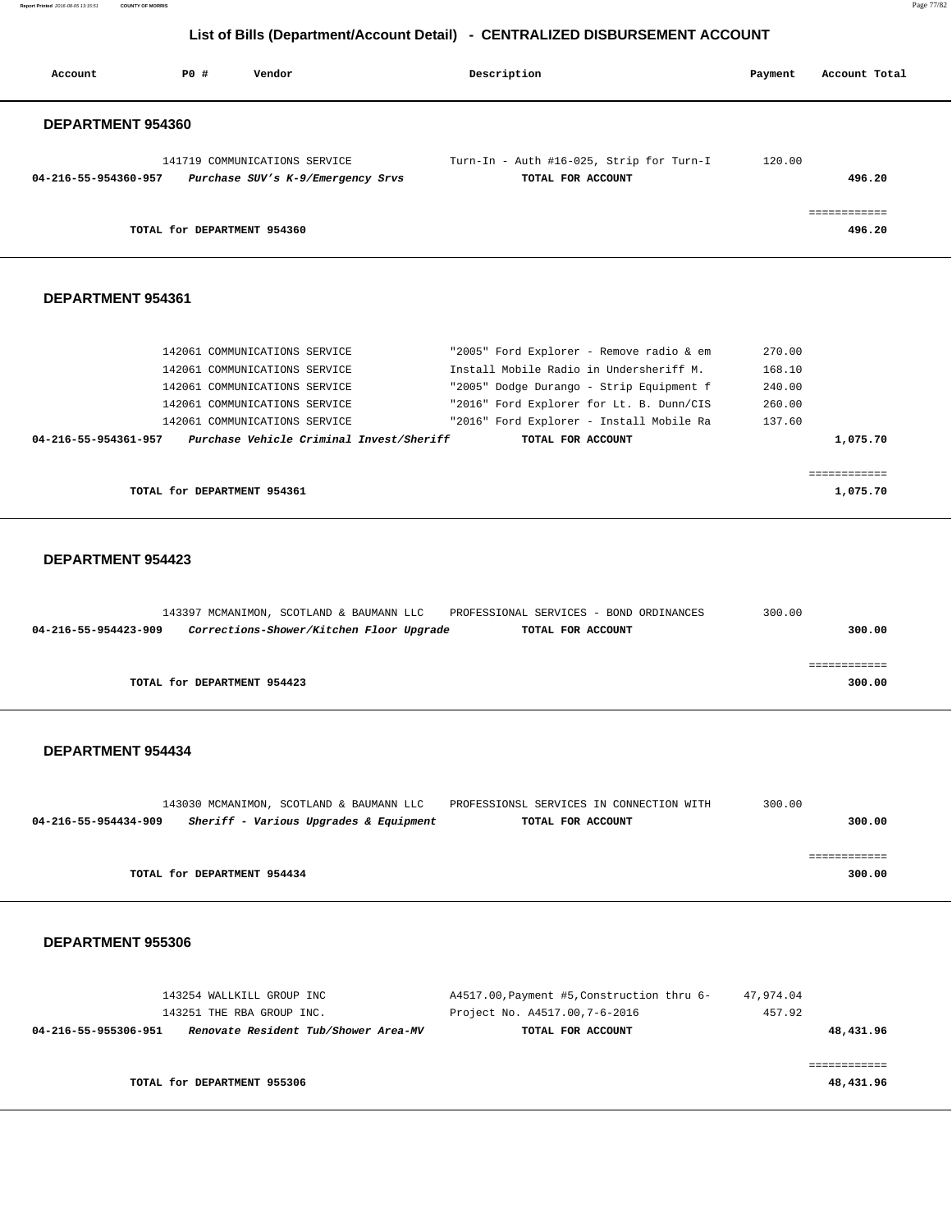## List of Bills (Department/Account Detail) - CENTRALIZED DISBURSEMENT ACCOUNT

| Account | PO # | Vendor | Description | Payment | Account Total |
|---|---|---|---|---|---|

### DEPARTMENT 954360

| Account | PO # | Vendor | Description | Payment | Account Total |
|---|---|---|---|---|---|
| | 141719 | COMMUNICATIONS SERVICE | Turn-In - Auth #16-025, Strip for Turn-I | 120.00 | |
| 04-216-55-954360-957 | | *Purchase SUV's K-9/Emergency Srvs* | TOTAL FOR ACCOUNT | | 496.20 |
| | | | | | ============ |
| | | TOTAL for DEPARTMENT 954360 | | | 496.20 |

### DEPARTMENT 954361

| Account | PO # | Vendor | Description | Payment | Account Total |
|---|---|---|---|---|---|
| | 142061 | COMMUNICATIONS SERVICE | "2005" Ford Explorer - Remove radio & em | 270.00 | |
| | 142061 | COMMUNICATIONS SERVICE | Install Mobile Radio in Undersheriff M. | 168.10 | |
| | 142061 | COMMUNICATIONS SERVICE | "2005" Dodge Durango - Strip Equipment f | 240.00 | |
| | 142061 | COMMUNICATIONS SERVICE | "2016" Ford Explorer for Lt. B. Dunn/CIS | 260.00 | |
| | 142061 | COMMUNICATIONS SERVICE | "2016" Ford Explorer - Install Mobile Ra | 137.60 | |
| 04-216-55-954361-957 | | *Purchase Vehicle Criminal Invest/Sheriff* | TOTAL FOR ACCOUNT | | 1,075.70 |
| | | | | | ============ |
| | | TOTAL for DEPARTMENT 954361 | | | 1,075.70 |

### DEPARTMENT 954423

| Account | PO # | Vendor | Description | Payment | Account Total |
|---|---|---|---|---|---|
| | 143397 | MCMANIMON, SCOTLAND & BAUMANN LLC | PROFESSIONAL SERVICES - BOND ORDINANCES | 300.00 | |
| 04-216-55-954423-909 | | *Corrections-Shower/Kitchen Floor Upgrade* | TOTAL FOR ACCOUNT | | 300.00 |
| | | | | | ============ |
| | | TOTAL for DEPARTMENT 954423 | | | 300.00 |

### DEPARTMENT 954434

| Account | PO # | Vendor | Description | Payment | Account Total |
|---|---|---|---|---|---|
| | 143030 | MCMANIMON, SCOTLAND & BAUMANN LLC | PROFESSIONSL SERVICES IN CONNECTION WITH | 300.00 | |
| 04-216-55-954434-909 | | *Sheriff - Various Upgrades & Equipment* | TOTAL FOR ACCOUNT | | 300.00 |
| | | | | | ============ |
| | | TOTAL for DEPARTMENT 954434 | | | 300.00 |

### DEPARTMENT 955306

| Account | PO # | Vendor | Description | Payment | Account Total |
|---|---|---|---|---|---|
| | 143254 | WALLKILL GROUP INC | A4517.00,Payment #5,Construction thru 6- | 47,974.04 | |
| | 143251 | THE RBA GROUP INC. | Project No. A4517.00,7-6-2016 | 457.92 | |
| 04-216-55-955306-951 | | *Renovate Resident Tub/Shower Area-MV* | TOTAL FOR ACCOUNT | | 48,431.96 |
| | | | | | ============ |
| | | TOTAL for DEPARTMENT 955306 | | | 48,431.96 |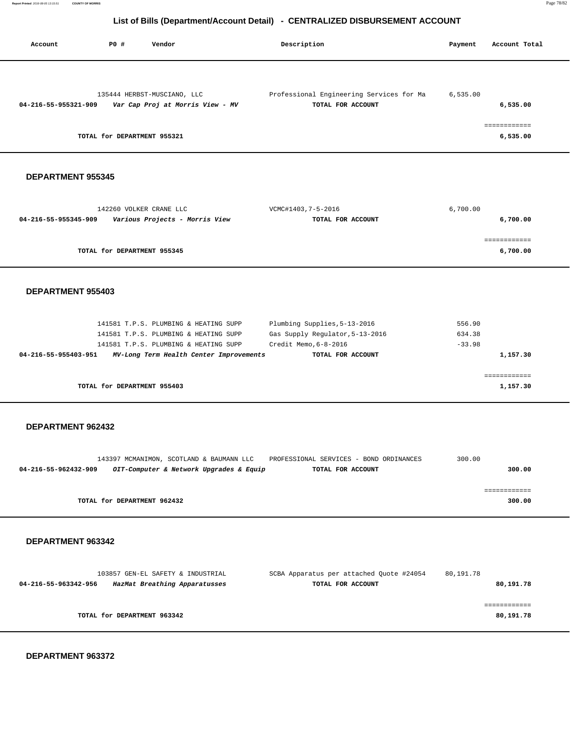# List of Bills (Department/Account Detail) - CENTRALIZED DISBURSEMENT ACCOUNT

| Account | PO # | Vendor | Description | Payment | Account Total |
|---|---|---|---|---|---|
| | 135444 | HERBST-MUSCIANO, LLC | Professional Engineering Services for Ma | 6,535.00 | |
| 04-216-55-955321-909 | | *Var Cap Proj at Morris View - MV* | **TOTAL FOR ACCOUNT** | | **6,535.00** |

**TOTAL for DEPARTMENT 955321** — ============ **6,535.00**

## DEPARTMENT 955345

| Account | PO # | Vendor | Description | Payment | Account Total |
|---|---|---|---|---|---|
| | 142260 | VOLKER CRANE LLC | VCMC#1403,7-5-2016 | 6,700.00 | |
| 04-216-55-955345-909 | | *Various Projects - Morris View* | **TOTAL FOR ACCOUNT** | | **6,700.00** |

**TOTAL for DEPARTMENT 955345** — ============ **6,700.00**

## DEPARTMENT 955403

| Account | PO # | Vendor | Description | Payment | Account Total |
|---|---|---|---|---|---|
| | 141581 | T.P.S. PLUMBING & HEATING SUPP | Plumbing Supplies,5-13-2016 | 556.90 | |
| | 141581 | T.P.S. PLUMBING & HEATING SUPP | Gas Supply Regulator,5-13-2016 | 634.38 | |
| | 141581 | T.P.S. PLUMBING & HEATING SUPP | Credit Memo,6-8-2016 | -33.98 | |
| 04-216-55-955403-951 | | *MV-Long Term Health Center Improvements* | **TOTAL FOR ACCOUNT** | | **1,157.30** |

**TOTAL for DEPARTMENT 955403** — ============ **1,157.30**

## DEPARTMENT 962432

| Account | PO # | Vendor | Description | Payment | Account Total |
|---|---|---|---|---|---|
| | 143397 | MCMANIMON, SCOTLAND & BAUMANN LLC | PROFESSIONAL SERVICES - BOND ORDINANCES | 300.00 | |
| 04-216-55-962432-909 | | *OIT-Computer & Network Upgrades & Equip* | **TOTAL FOR ACCOUNT** | | **300.00** |

**TOTAL for DEPARTMENT 962432** — ============ **300.00**

## DEPARTMENT 963342

| Account | PO # | Vendor | Description | Payment | Account Total |
|---|---|---|---|---|---|
| | 103857 | GEN-EL SAFETY & INDUSTRIAL | SCBA Apparatus per attached Quote #24054 | 80,191.78 | |
| 04-216-55-963342-956 | | *HazMat Breathing Apparatusses* | **TOTAL FOR ACCOUNT** | | **80,191.78** |

**TOTAL for DEPARTMENT 963342** — ============ **80,191.78**

## DEPARTMENT 963372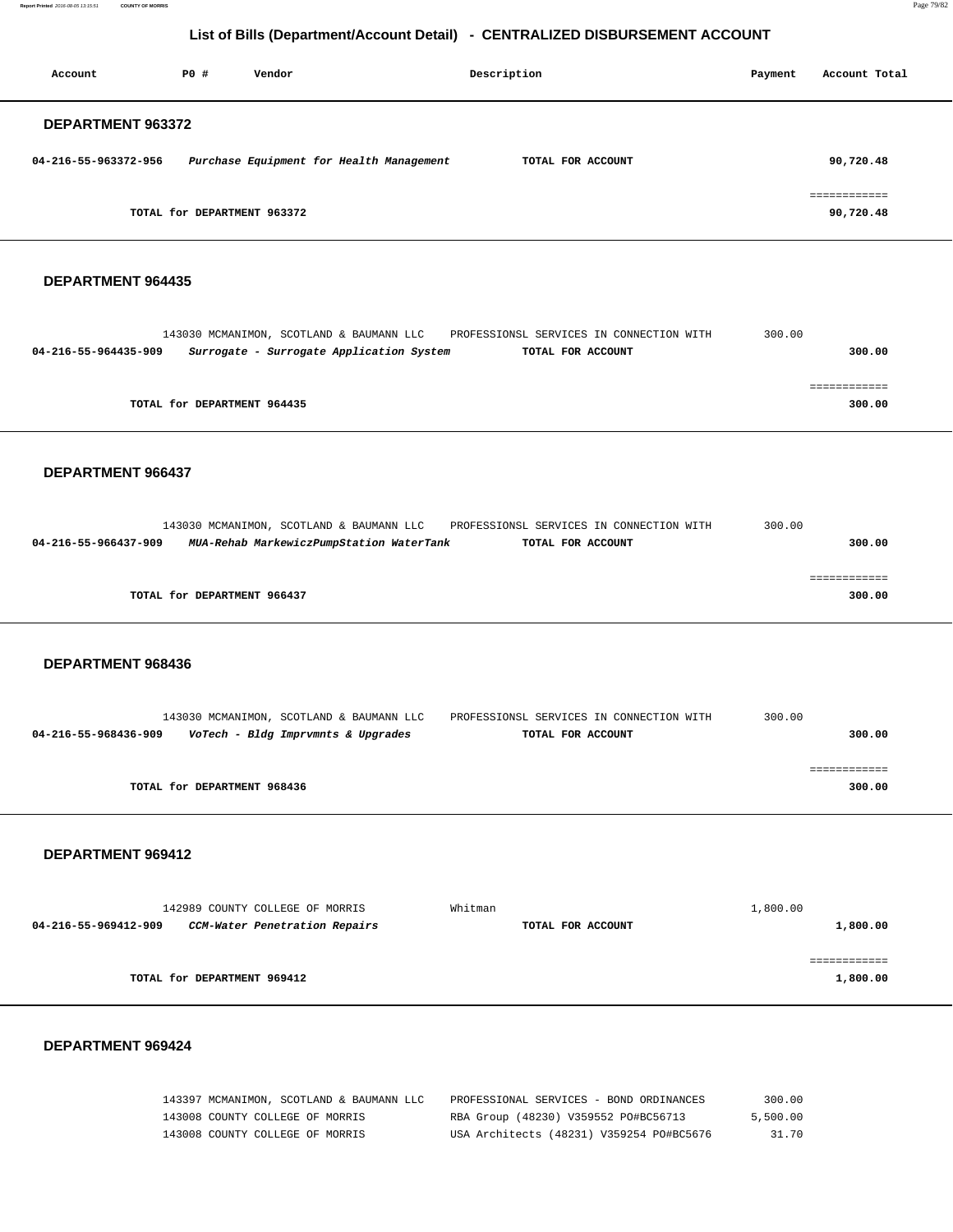# List of Bills (Department/Account Detail) - CENTRALIZED DISBURSEMENT ACCOUNT

| Account | PO # | Vendor | Description | Payment | Account Total |
|---|---|---|---|---|---|

## DEPARTMENT 963372

| Account | PO # | Vendor | Description | Payment | Account Total |
|---|---|---|---|---|---|
| **04-216-55-963372-956** | | ***Purchase Equipment for Health Management*** | **TOTAL FOR ACCOUNT** | | **90,720.48** |
| | | | | | ============ |
| | **TOTAL for DEPARTMENT 963372** | | | | **90,720.48** |

## DEPARTMENT 964435

| Account | PO # | Vendor | Description | Payment | Account Total |
|---|---|---|---|---|---|
| | 143030 | MCMANIMON, SCOTLAND & BAUMANN LLC | PROFESSIONSL SERVICES IN CONNECTION WITH | 300.00 | |
| **04-216-55-964435-909** | | ***Surrogate - Surrogate Application System*** | **TOTAL FOR ACCOUNT** | | **300.00** |
| | | | | | ============ |
| | **TOTAL for DEPARTMENT 964435** | | | | **300.00** |

## DEPARTMENT 966437

| Account | PO # | Vendor | Description | Payment | Account Total |
|---|---|---|---|---|---|
| | 143030 | MCMANIMON, SCOTLAND & BAUMANN LLC | PROFESSIONSL SERVICES IN CONNECTION WITH | 300.00 | |
| **04-216-55-966437-909** | | ***MUA-Rehab MarkewiczPumpStation WaterTank*** | **TOTAL FOR ACCOUNT** | | **300.00** |
| | | | | | ============ |
| | **TOTAL for DEPARTMENT 966437** | | | | **300.00** |

## DEPARTMENT 968436

| Account | PO # | Vendor | Description | Payment | Account Total |
|---|---|---|---|---|---|
| | 143030 | MCMANIMON, SCOTLAND & BAUMANN LLC | PROFESSIONSL SERVICES IN CONNECTION WITH | 300.00 | |
| **04-216-55-968436-909** | | ***VoTech - Bldg Imprvmnts & Upgrades*** | **TOTAL FOR ACCOUNT** | | **300.00** |
| | | | | | ============ |
| | **TOTAL for DEPARTMENT 968436** | | | | **300.00** |

## DEPARTMENT 969412

| Account | PO # | Vendor | Description | Payment | Account Total |
|---|---|---|---|---|---|
| | 142989 | COUNTY COLLEGE OF MORRIS | Whitman | 1,800.00 | |
| **04-216-55-969412-909** | | ***CCM-Water Penetration Repairs*** | **TOTAL FOR ACCOUNT** | | **1,800.00** |
| | | | | | ============ |
| | **TOTAL for DEPARTMENT 969412** | | | | **1,800.00** |

## DEPARTMENT 969424

| Account | PO # | Vendor | Description | Payment | Account Total |
|---|---|---|---|---|---|
| | 143397 | MCMANIMON, SCOTLAND & BAUMANN LLC | PROFESSIONAL SERVICES - BOND ORDINANCES | 300.00 | |
| | 143008 | COUNTY COLLEGE OF MORRIS | RBA Group (48230) V359552 PO#BC56713 | 5,500.00 | |
| | 143008 | COUNTY COLLEGE OF MORRIS | USA Architects (48231) V359254 PO#BC5676 | 31.70 | |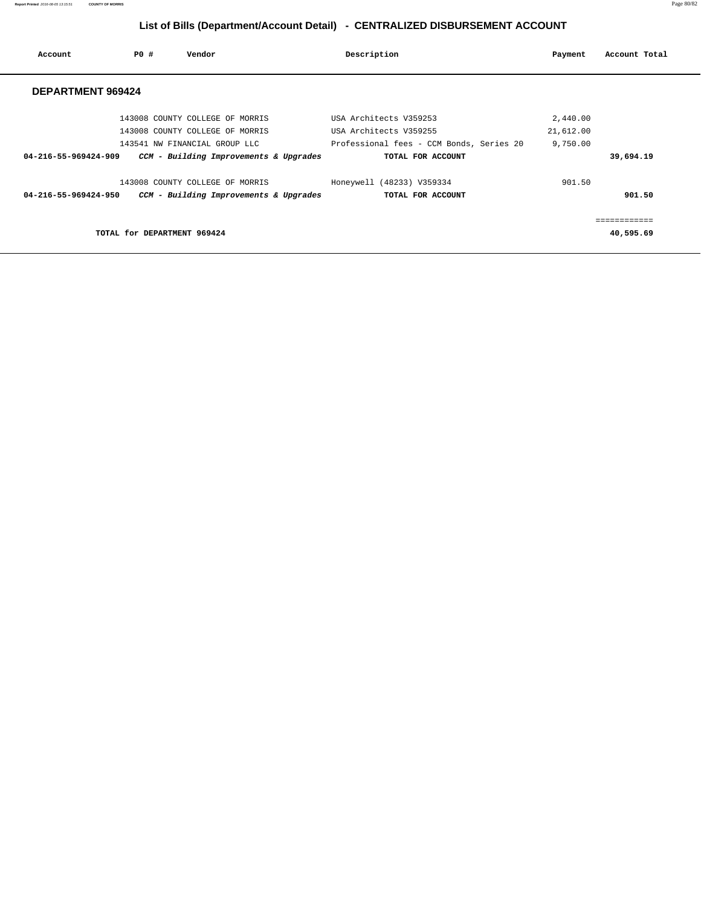# List of Bills (Department/Account Detail) - CENTRALIZED DISBURSEMENT ACCOUNT

| Account | PO # | Vendor | Description | Payment | Account Total |
|---|---|---|---|---|---|

## DEPARTMENT 969424

| Account | PO # | Vendor | Description | Payment | Account Total |
|---|---|---|---|---|---|
| | 143008 | COUNTY COLLEGE OF MORRIS | USA Architects V359253 | 2,440.00 | |
| | 143008 | COUNTY COLLEGE OF MORRIS | USA Architects V359255 | 21,612.00 | |
| | 143541 | NW FINANCIAL GROUP LLC | Professional fees - CCM Bonds, Series 20 | 9,750.00 | |
| **04-216-55-969424-909** | | ***CCM - Building Improvements & Upgrades*** | **TOTAL FOR ACCOUNT** | | **39,694.19** |
| | 143008 | COUNTY COLLEGE OF MORRIS | Honeywell (48233) V359334 | 901.50 | |
| **04-216-55-969424-950** | | ***CCM - Building Improvements & Upgrades*** | **TOTAL FOR ACCOUNT** | | **901.50** |
| | | | | | ============ |
| | | **TOTAL for DEPARTMENT 969424** | | | **40,595.69** |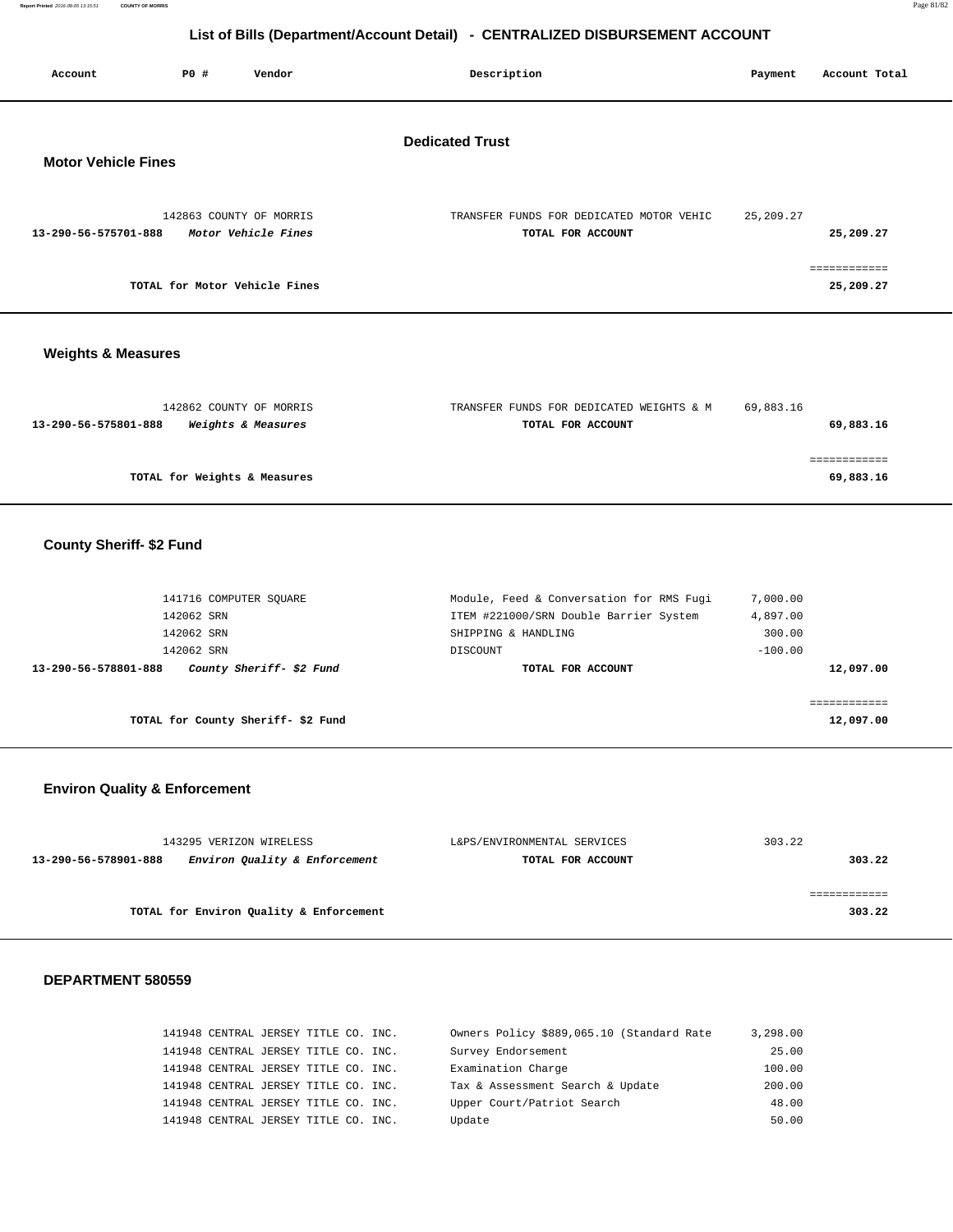## List of Bills (Department/Account Detail) - CENTRALIZED DISBURSEMENT ACCOUNT

| Account | PO # | Vendor | Description | Payment | Account Total |
|---|---|---|---|---|---|

# Dedicated Trust

### Motor Vehicle Fines

| Account | PO # | Vendor | Description | Payment | Account Total |
|---|---|---|---|---|---|
| | 142863 | COUNTY OF MORRIS | TRANSFER FUNDS FOR DEDICATED MOTOR VEHIC | 25,209.27 | |
| **13-290-56-575701-888** | | ***Motor Vehicle Fines*** | **TOTAL FOR ACCOUNT** | | **25,209.27** |

**TOTAL for Motor Vehicle Fines** ============ **25,209.27**

### Weights & Measures

| Account | PO # | Vendor | Description | Payment | Account Total |
|---|---|---|---|---|---|
| | 142862 | COUNTY OF MORRIS | TRANSFER FUNDS FOR DEDICATED WEIGHTS & M | 69,883.16 | |
| **13-290-56-575801-888** | | ***Weights & Measures*** | **TOTAL FOR ACCOUNT** | | **69,883.16** |

**TOTAL for Weights & Measures** ============ **69,883.16**

### County Sheriff- $2 Fund

| Account | PO # | Vendor | Description | Payment | Account Total |
|---|---|---|---|---|---|
| | 141716 | COMPUTER SQUARE | Module, Feed & Conversation for RMS Fugi | 7,000.00 | |
| | 142062 | SRN | ITEM #221000/SRN Double Barrier System | 4,897.00 | |
| | 142062 | SRN | SHIPPING & HANDLING | 300.00 | |
| | 142062 | SRN | DISCOUNT | -100.00 | |
| **13-290-56-578801-888** | | ***County Sheriff- $2 Fund*** | **TOTAL FOR ACCOUNT** | | **12,097.00** |

**TOTAL for County Sheriff- $2 Fund** ============ **12,097.00**

### Environ Quality & Enforcement

| Account | PO # | Vendor | Description | Payment | Account Total |
|---|---|---|---|---|---|
| | 143295 | VERIZON WIRELESS | L&PS/ENVIRONMENTAL SERVICES | 303.22 | |
| **13-290-56-578901-888** | | ***Environ Quality & Enforcement*** | **TOTAL FOR ACCOUNT** | | **303.22** |

**TOTAL for Environ Quality & Enforcement** ============ **303.22**

### DEPARTMENT 580559

| Account | PO # | Vendor | Description | Payment | Account Total |
|---|---|---|---|---|---|
| | 141948 | CENTRAL JERSEY TITLE CO. INC. | Owners Policy $889,065.10 (Standard Rate | 3,298.00 | |
| | 141948 | CENTRAL JERSEY TITLE CO. INC. | Survey Endorsement | 25.00 | |
| | 141948 | CENTRAL JERSEY TITLE CO. INC. | Examination Charge | 100.00 | |
| | 141948 | CENTRAL JERSEY TITLE CO. INC. | Tax & Assessment Search & Update | 200.00 | |
| | 141948 | CENTRAL JERSEY TITLE CO. INC. | Upper Court/Patriot Search | 48.00 | |
| | 141948 | CENTRAL JERSEY TITLE CO. INC. | Update | 50.00 | |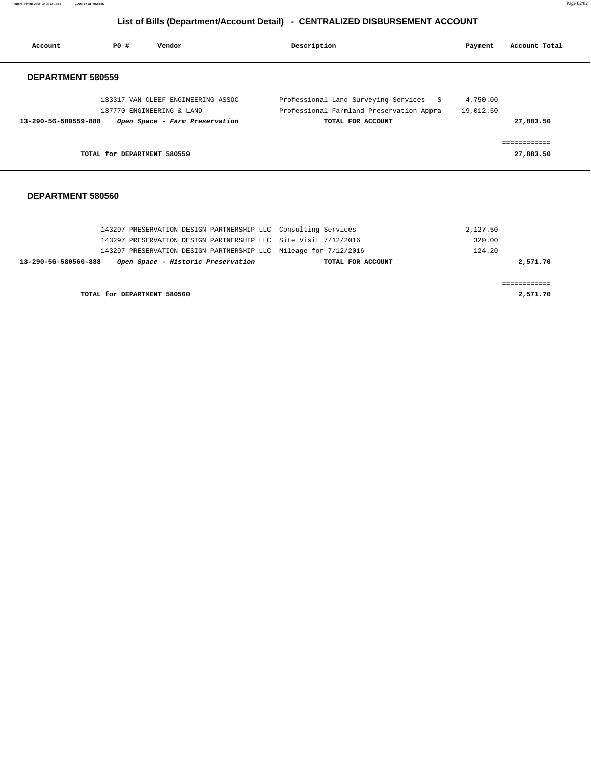# List of Bills (Department/Account Detail) - CENTRALIZED DISBURSEMENT ACCOUNT

| Account | PO # | Vendor | Description | Payment | Account Total |
|---|---|---|---|---|---|

## DEPARTMENT 580559

| Account | PO # | Vendor | Description | Payment | Account Total |
|---|---|---|---|---|---|
| | 133317 | VAN CLEEF ENGINEERING ASSOC | Professional Land Surveying Services - S | 4,750.00 | |
| | 137770 | ENGINEERING & LAND | Professional Farmland Preservation Appra | 19,012.50 | |
| **13-290-56-580559-888** | | ***Open Space - Farm Preservation*** | **TOTAL FOR ACCOUNT** | | **27,883.50** |

============

**TOTAL for DEPARTMENT 580559** **27,883.50**

## DEPARTMENT 580560

| Account | PO # | Vendor | Description | Payment | Account Total |
|---|---|---|---|---|---|
| | 143297 | PRESERVATION DESIGN PARTNERSHIP LLC | Consulting Services | 2,127.50 | |
| | 143297 | PRESERVATION DESIGN PARTNERSHIP LLC | Site Visit 7/12/2016 | 320.00 | |
| | 143297 | PRESERVATION DESIGN PARTNERSHIP LLC | Mileage for 7/12/2016 | 124.20 | |
| **13-290-56-580560-888** | | ***Open Space - Historic Preservation*** | **TOTAL FOR ACCOUNT** | | **2,571.70** |

============

**TOTAL for DEPARTMENT 580560** **2,571.70**